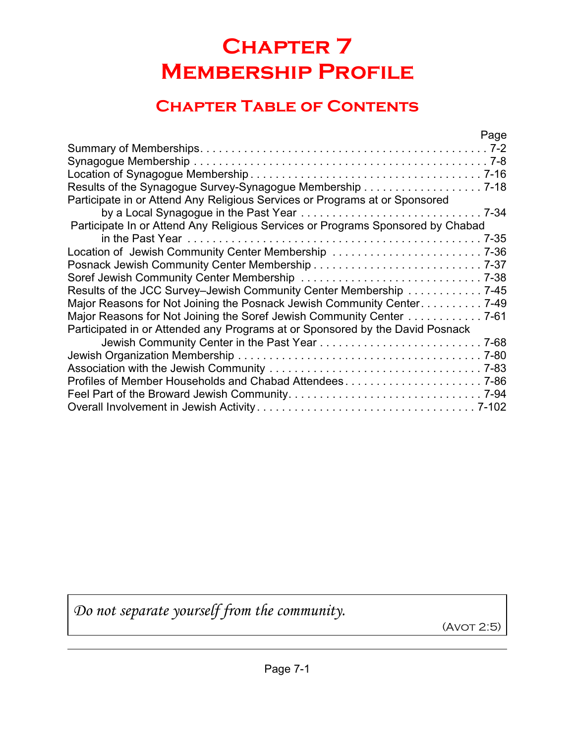# Chapter 7
# Membership Profile

## Chapter Table of Contents

| | Page |
|---|---|
| Summary of Memberships | 7-2 |
| Synagogue Membership | 7-8 |
| Location of Synagogue Membership | 7-16 |
| Results of the Synagogue Survey-Synagogue Membership | 7-18 |
| Participate in or Attend Any Religious Services or Programs at or Sponsored by a Local Synagogue in the Past Year | 7-34 |
| Participate In or Attend Any Religious Services or Programs Sponsored by Chabad in the Past Year | 7-35 |
| Location of Jewish Community Center Membership | 7-36 |
| Posnack Jewish Community Center Membership | 7-37 |
| Soref Jewish Community Center Membership | 7-38 |
| Results of the JCC Survey–Jewish Community Center Membership | 7-45 |
| Major Reasons for Not Joining the Posnack Jewish Community Center | 7-49 |
| Major Reasons for Not Joining the Soref Jewish Community Center | 7-61 |
| Participated in or Attended any Programs at or Sponsored by the David Posnack Jewish Community Center in the Past Year | 7-68 |
| Jewish Organization Membership | 7-80 |
| Association with the Jewish Community | 7-83 |
| Profiles of Member Households and Chabad Attendees | 7-86 |
| Feel Part of the Broward Jewish Community | 7-94 |
| Overall Involvement in Jewish Activity | 7-102 |

> *Do not separate yourself from the community.*
>
> (Avot 2:5)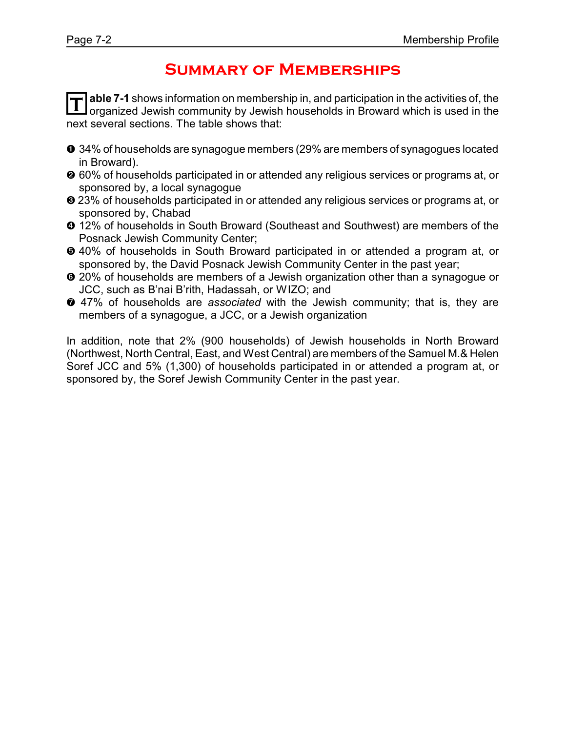# Summary of Memberships

**Table 7-1** shows information on membership in, and participation in the activities of, the organized Jewish community by Jewish households in Broward which is used in the next several sections. The table shows that:

❶ 34% of households are synagogue members (29% are members of synagogues located in Broward).
❷ 60% of households participated in or attended any religious services or programs at, or sponsored by, a local synagogue
❸ 23% of households participated in or attended any religious services or programs at, or sponsored by, Chabad
❹ 12% of households in South Broward (Southeast and Southwest) are members of the Posnack Jewish Community Center;
❺ 40% of households in South Broward participated in or attended a program at, or sponsored by, the David Posnack Jewish Community Center in the past year;
❻ 20% of households are members of a Jewish organization other than a synagogue or JCC, such as B'nai B'rith, Hadassah, or WIZO; and
❼ 47% of households are *associated* with the Jewish community; that is, they are members of a synagogue, a JCC, or a Jewish organization

In addition, note that 2% (900 households) of Jewish households in North Broward (Northwest, North Central, East, and West Central) are members of the Samuel M.& Helen Soref JCC and 5% (1,300) of households participated in or attended a program at, or sponsored by, the Soref Jewish Community Center in the past year.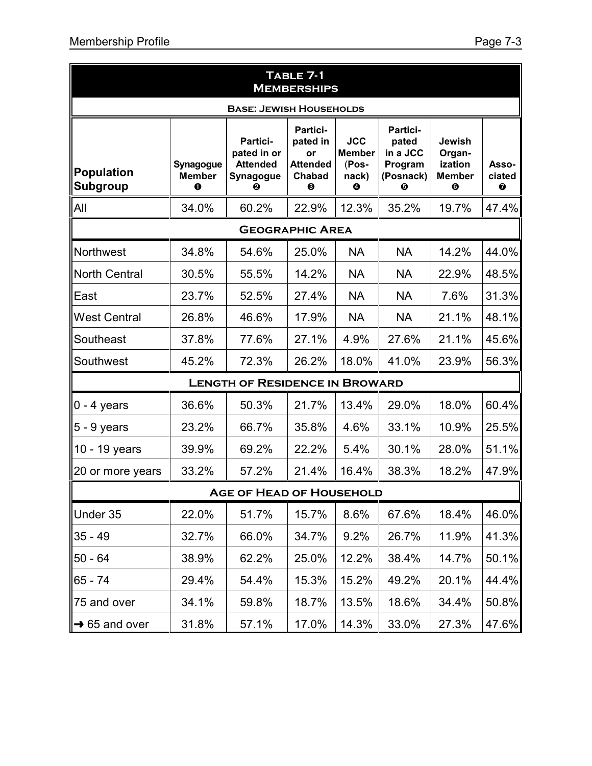## Table 7-1
## Memberships

**Base: Jewish Households**

| Population Subgroup | Synagogue Member ❶ | Partici-pated in or Attended Synagogue ❷ | Partici-pated in or Attended Chabad ❸ | JCC Member (Pos-nack) ❹ | Partici-pated in a JCC Program (Posnack) ❺ | Jewish Organ-ization Member ❻ | Asso-ciated ❼ |
|---|---|---|---|---|---|---|---|
| All | 34.0% | 60.2% | 22.9% | 12.3% | 35.2% | 19.7% | 47.4% |
| **Geographic Area** | | | | | | | |
| Northwest | 34.8% | 54.6% | 25.0% | NA | NA | 14.2% | 44.0% |
| North Central | 30.5% | 55.5% | 14.2% | NA | NA | 22.9% | 48.5% |
| East | 23.7% | 52.5% | 27.4% | NA | NA | 7.6% | 31.3% |
| West Central | 26.8% | 46.6% | 17.9% | NA | NA | 21.1% | 48.1% |
| Southeast | 37.8% | 77.6% | 27.1% | 4.9% | 27.6% | 21.1% | 45.6% |
| Southwest | 45.2% | 72.3% | 26.2% | 18.0% | 41.0% | 23.9% | 56.3% |
| **Length of Residence in Broward** | | | | | | | |
| 0 - 4 years | 36.6% | 50.3% | 21.7% | 13.4% | 29.0% | 18.0% | 60.4% |
| 5 - 9 years | 23.2% | 66.7% | 35.8% | 4.6% | 33.1% | 10.9% | 25.5% |
| 10 - 19 years | 39.9% | 69.2% | 22.2% | 5.4% | 30.1% | 28.0% | 51.1% |
| 20 or more years | 33.2% | 57.2% | 21.4% | 16.4% | 38.3% | 18.2% | 47.9% |
| **Age of Head of Household** | | | | | | | |
| Under 35 | 22.0% | 51.7% | 15.7% | 8.6% | 67.6% | 18.4% | 46.0% |
| 35 - 49 | 32.7% | 66.0% | 34.7% | 9.2% | 26.7% | 11.9% | 41.3% |
| 50 - 64 | 38.9% | 62.2% | 25.0% | 12.2% | 38.4% | 14.7% | 50.1% |
| 65 - 74 | 29.4% | 54.4% | 15.3% | 15.2% | 49.2% | 20.1% | 44.4% |
| 75 and over | 34.1% | 59.8% | 18.7% | 13.5% | 18.6% | 34.4% | 50.8% |
| → 65 and over | 31.8% | 57.1% | 17.0% | 14.3% | 33.0% | 27.3% | 47.6% |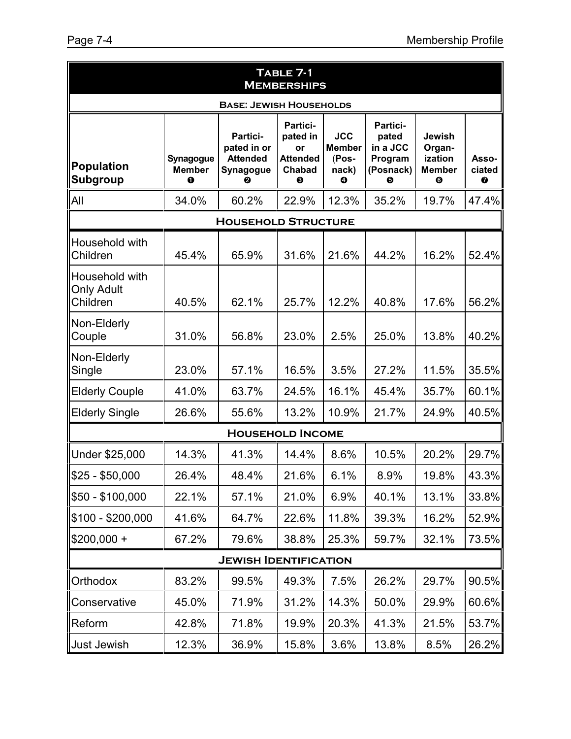| **Table 7-1 Memberships** | | | | | | | |
|---|---|---|---|---|---|---|---|
| **Base: Jewish Households** | | | | | | | |
| **Population Subgroup** | **Synagogue Member ❶** | **Participated in or Attended Synagogue ❷** | **Participated in or Attended Chabad ❸** | **JCC Member (Posnack) ❹** | **Participated in a JCC Program (Posnack) ❺** | **Jewish Organization Member ❻** | **Associated ❼** |
| All | 34.0% | 60.2% | 22.9% | 12.3% | 35.2% | 19.7% | 47.4% |
| **Household Structure** | | | | | | | |
| Household with Children | 45.4% | 65.9% | 31.6% | 21.6% | 44.2% | 16.2% | 52.4% |
| Household with Only Adult Children | 40.5% | 62.1% | 25.7% | 12.2% | 40.8% | 17.6% | 56.2% |
| Non-Elderly Couple | 31.0% | 56.8% | 23.0% | 2.5% | 25.0% | 13.8% | 40.2% |
| Non-Elderly Single | 23.0% | 57.1% | 16.5% | 3.5% | 27.2% | 11.5% | 35.5% |
| Elderly Couple | 41.0% | 63.7% | 24.5% | 16.1% | 45.4% | 35.7% | 60.1% |
| Elderly Single | 26.6% | 55.6% | 13.2% | 10.9% | 21.7% | 24.9% | 40.5% |
| **Household Income** | | | | | | | |
| Under $25,000 | 14.3% | 41.3% | 14.4% | 8.6% | 10.5% | 20.2% | 29.7% |
| $25 - $50,000 | 26.4% | 48.4% | 21.6% | 6.1% | 8.9% | 19.8% | 43.3% |
| $50 - $100,000 | 22.1% | 57.1% | 21.0% | 6.9% | 40.1% | 13.1% | 33.8% |
| $100 - $200,000 | 41.6% | 64.7% | 22.6% | 11.8% | 39.3% | 16.2% | 52.9% |
| $200,000 + | 67.2% | 79.6% | 38.8% | 25.3% | 59.7% | 32.1% | 73.5% |
| **Jewish Identification** | | | | | | | |
| Orthodox | 83.2% | 99.5% | 49.3% | 7.5% | 26.2% | 29.7% | 90.5% |
| Conservative | 45.0% | 71.9% | 31.2% | 14.3% | 50.0% | 29.9% | 60.6% |
| Reform | 42.8% | 71.8% | 19.9% | 20.3% | 41.3% | 21.5% | 53.7% |
| Just Jewish | 12.3% | 36.9% | 15.8% | 3.6% | 13.8% | 8.5% | 26.2% |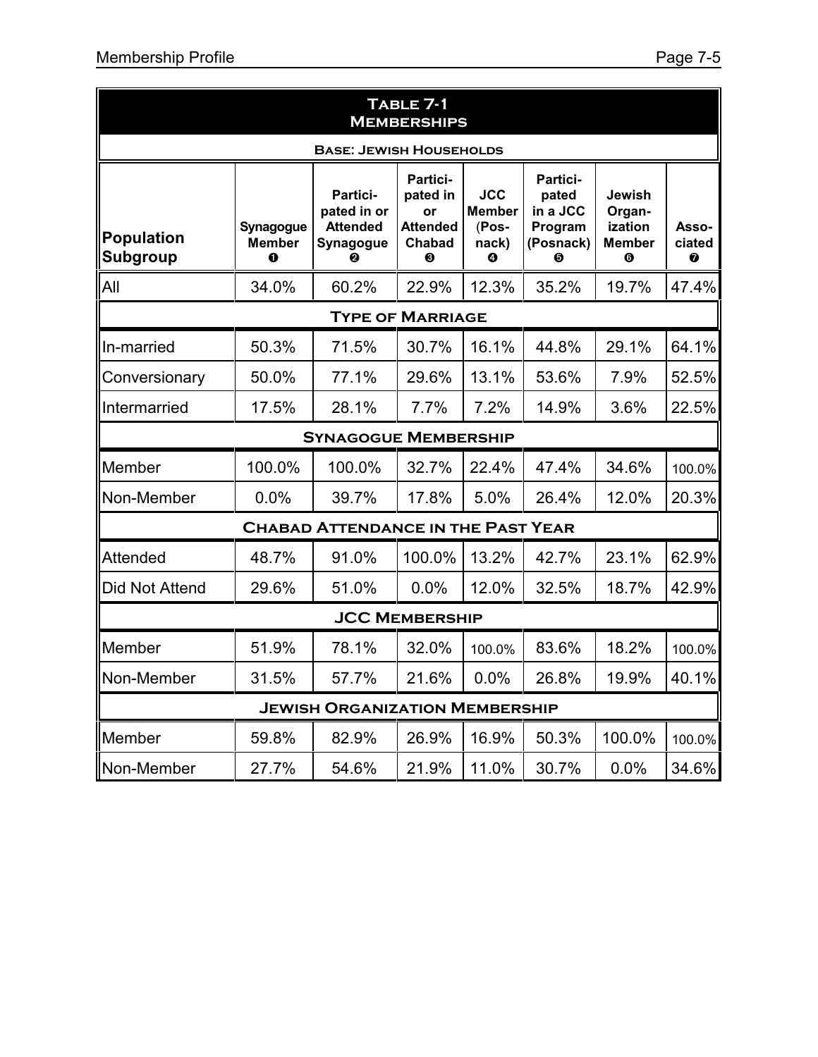**Table 7-1**
**Memberships**

**Base: Jewish Households**

| Population Subgroup | Synagogue Member ❶ | Partici-pated in or Attended Synagogue ❷ | Partici-pated in or Attended Chabad ❸ | JCC Member (Pos-nack) ❹ | Partici-pated in a JCC Program (Posnack) ❺ | Jewish Organ-ization Member ❻ | Asso-ciated ❼ |
|---|---|---|---|---|---|---|---|
| All | 34.0% | 60.2% | 22.9% | 12.3% | 35.2% | 19.7% | 47.4% |
| **Type of Marriage** | | | | | | | |
| In-married | 50.3% | 71.5% | 30.7% | 16.1% | 44.8% | 29.1% | 64.1% |
| Conversionary | 50.0% | 77.1% | 29.6% | 13.1% | 53.6% | 7.9% | 52.5% |
| Intermarried | 17.5% | 28.1% | 7.7% | 7.2% | 14.9% | 3.6% | 22.5% |
| **Synagogue Membership** | | | | | | | |
| Member | 100.0% | 100.0% | 32.7% | 22.4% | 47.4% | 34.6% | 100.0% |
| Non-Member | 0.0% | 39.7% | 17.8% | 5.0% | 26.4% | 12.0% | 20.3% |
| **Chabad Attendance in the Past Year** | | | | | | | |
| Attended | 48.7% | 91.0% | 100.0% | 13.2% | 42.7% | 23.1% | 62.9% |
| Did Not Attend | 29.6% | 51.0% | 0.0% | 12.0% | 32.5% | 18.7% | 42.9% |
| **JCC Membership** | | | | | | | |
| Member | 51.9% | 78.1% | 32.0% | 100.0% | 83.6% | 18.2% | 100.0% |
| Non-Member | 31.5% | 57.7% | 21.6% | 0.0% | 26.8% | 19.9% | 40.1% |
| **Jewish Organization Membership** | | | | | | | |
| Member | 59.8% | 82.9% | 26.9% | 16.9% | 50.3% | 100.0% | 100.0% |
| Non-Member | 27.7% | 54.6% | 21.9% | 11.0% | 30.7% | 0.0% | 34.6% |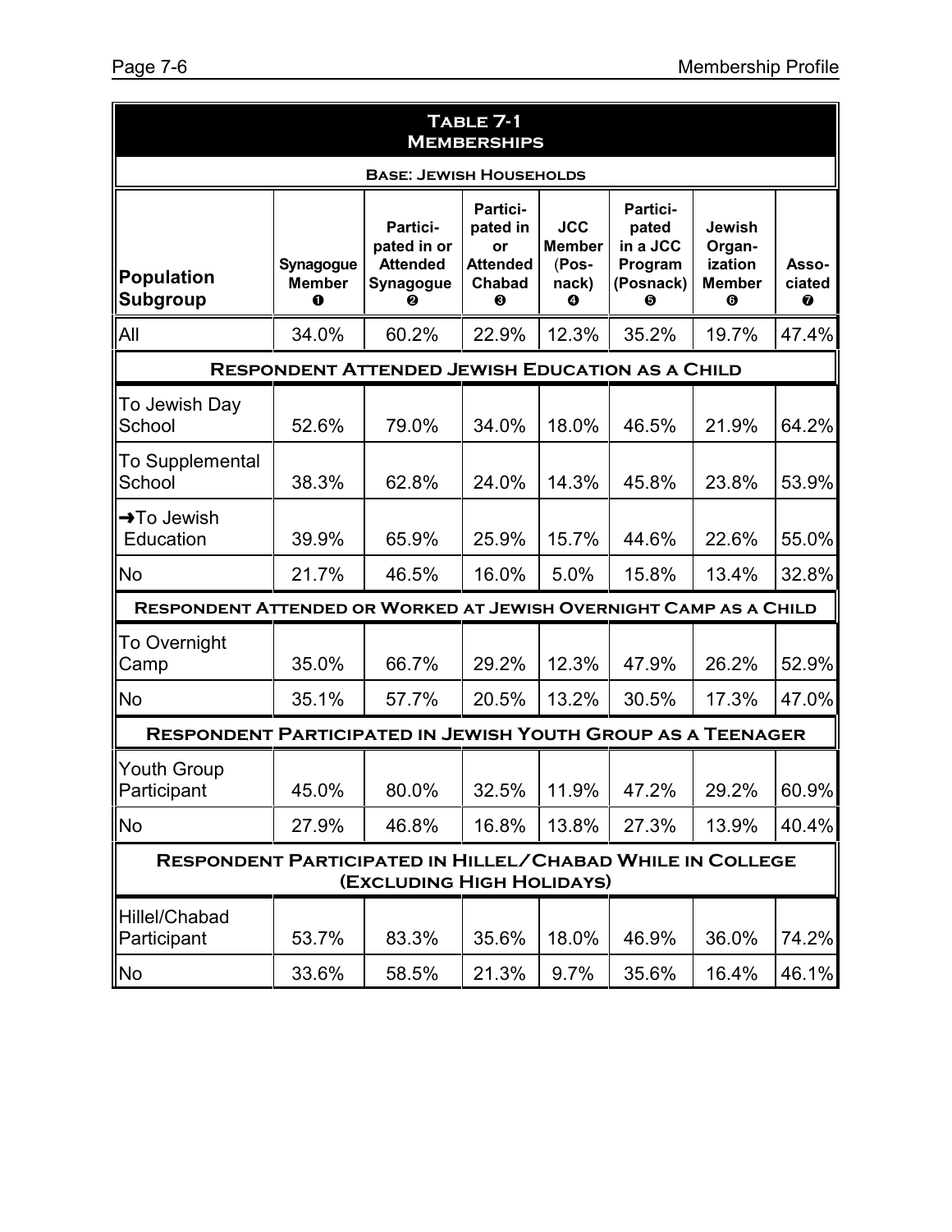**Table 7-1**
**Memberships**

**Base: Jewish Households**

| Population Subgroup | Synagogue Member ❶ | Partici-pated in or Attended Synagogue ❷ | Partici-pated in or Attended Chabad ❸ | JCC Member (Pos-nack) ❹ | Partici-pated in a JCC Program (Posnack) ❺ | Jewish Organ-ization Member ❻ | Asso-ciated ❼ |
|---|---|---|---|---|---|---|---|
| All | 34.0% | 60.2% | 22.9% | 12.3% | 35.2% | 19.7% | 47.4% |
| **Respondent Attended Jewish Education as a Child** | | | | | | | |
| To Jewish Day School | 52.6% | 79.0% | 34.0% | 18.0% | 46.5% | 21.9% | 64.2% |
| To Supplemental School | 38.3% | 62.8% | 24.0% | 14.3% | 45.8% | 23.8% | 53.9% |
| ➜To Jewish Education | 39.9% | 65.9% | 25.9% | 15.7% | 44.6% | 22.6% | 55.0% |
| No | 21.7% | 46.5% | 16.0% | 5.0% | 15.8% | 13.4% | 32.8% |
| **Respondent Attended or Worked at Jewish Overnight Camp as a Child** | | | | | | | |
| To Overnight Camp | 35.0% | 66.7% | 29.2% | 12.3% | 47.9% | 26.2% | 52.9% |
| No | 35.1% | 57.7% | 20.5% | 13.2% | 30.5% | 17.3% | 47.0% |
| **Respondent Participated in Jewish Youth Group as a Teenager** | | | | | | | |
| Youth Group Participant | 45.0% | 80.0% | 32.5% | 11.9% | 47.2% | 29.2% | 60.9% |
| No | 27.9% | 46.8% | 16.8% | 13.8% | 27.3% | 13.9% | 40.4% |
| **Respondent Participated in Hillel/Chabad While in College (Excluding High Holidays)** | | | | | | | |
| Hillel/Chabad Participant | 53.7% | 83.3% | 35.6% | 18.0% | 46.9% | 36.0% | 74.2% |
| No | 33.6% | 58.5% | 21.3% | 9.7% | 35.6% | 16.4% | 46.1% |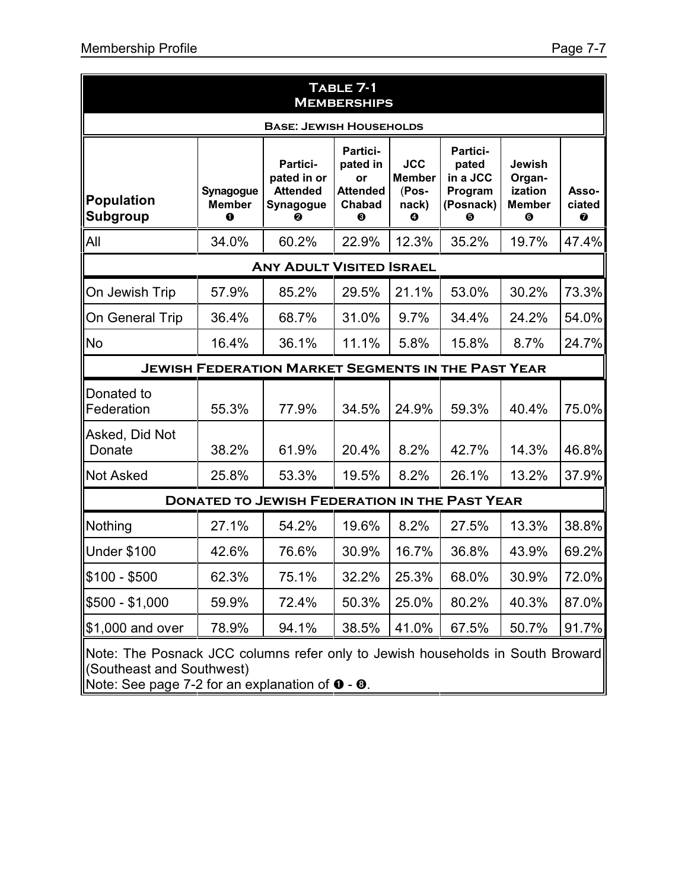## Table 7-1
## Memberships

**Base: Jewish Households**

| Population Subgroup | Synagogue Member ❶ | Participated in or Attended Synagogue ❷ | Participated in or Attended Chabad ❸ | JCC Member (Posnack) ❹ | Participated in a JCC Program (Posnack) ❺ | Jewish Organization Member ❻ | Associated ❼ |
|---|---|---|---|---|---|---|---|
| All | 34.0% | 60.2% | 22.9% | 12.3% | 35.2% | 19.7% | 47.4% |
| **Any Adult Visited Israel** | | | | | | | |
| On Jewish Trip | 57.9% | 85.2% | 29.5% | 21.1% | 53.0% | 30.2% | 73.3% |
| On General Trip | 36.4% | 68.7% | 31.0% | 9.7% | 34.4% | 24.2% | 54.0% |
| No | 16.4% | 36.1% | 11.1% | 5.8% | 15.8% | 8.7% | 24.7% |
| **Jewish Federation Market Segments in the Past Year** | | | | | | | |
| Donated to Federation | 55.3% | 77.9% | 34.5% | 24.9% | 59.3% | 40.4% | 75.0% |
| Asked, Did Not Donate | 38.2% | 61.9% | 20.4% | 8.2% | 42.7% | 14.3% | 46.8% |
| Not Asked | 25.8% | 53.3% | 19.5% | 8.2% | 26.1% | 13.2% | 37.9% |
| **Donated to Jewish Federation in the Past Year** | | | | | | | |
| Nothing | 27.1% | 54.2% | 19.6% | 8.2% | 27.5% | 13.3% | 38.8% |
| Under $100 | 42.6% | 76.6% | 30.9% | 16.7% | 36.8% | 43.9% | 69.2% |
| $100 - $500 | 62.3% | 75.1% | 32.2% | 25.3% | 68.0% | 30.9% | 72.0% |
| $500 - $1,000 | 59.9% | 72.4% | 50.3% | 25.0% | 80.2% | 40.3% | 87.0% |
| $1,000 and over | 78.9% | 94.1% | 38.5% | 41.0% | 67.5% | 50.7% | 91.7% |

Note: The Posnack JCC columns refer only to Jewish households in South Broward (Southeast and Southwest)

Note: See page 7-2 for an explanation of ❶ - ❽.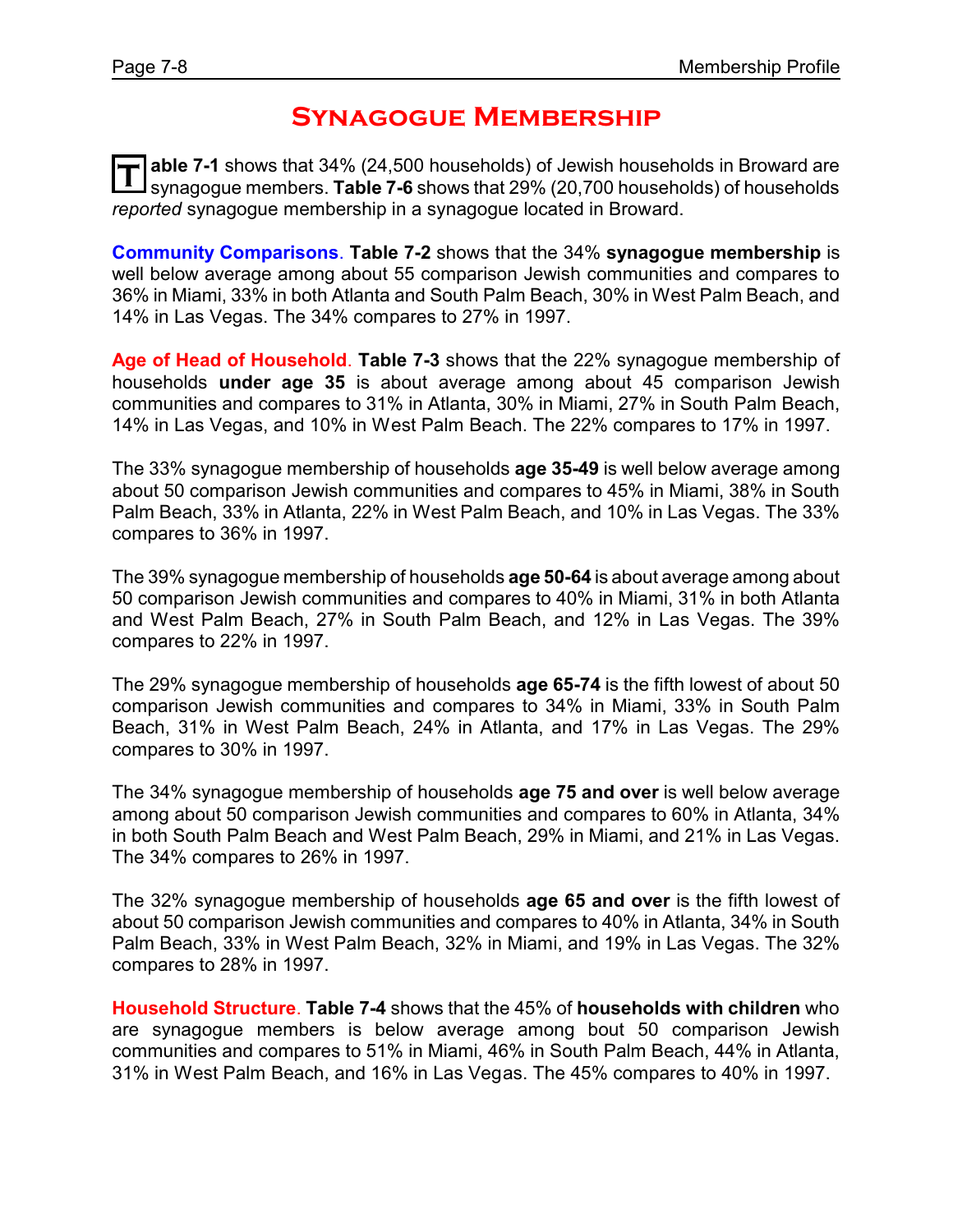# Synagogue Membership

**Table 7-1** shows that 34% (24,500 households) of Jewish households in Broward are synagogue members. **Table 7-6** shows that 29% (20,700 households) of households *reported* synagogue membership in a synagogue located in Broward.

**Community Comparisons**. **Table 7-2** shows that the 34% **synagogue membership** is well below average among about 55 comparison Jewish communities and compares to 36% in Miami, 33% in both Atlanta and South Palm Beach, 30% in West Palm Beach, and 14% in Las Vegas. The 34% compares to 27% in 1997.

**Age of Head of Household**. **Table 7-3** shows that the 22% synagogue membership of households **under age 35** is about average among about 45 comparison Jewish communities and compares to 31% in Atlanta, 30% in Miami, 27% in South Palm Beach, 14% in Las Vegas, and 10% in West Palm Beach. The 22% compares to 17% in 1997.

The 33% synagogue membership of households **age 35-49** is well below average among about 50 comparison Jewish communities and compares to 45% in Miami, 38% in South Palm Beach, 33% in Atlanta, 22% in West Palm Beach, and 10% in Las Vegas. The 33% compares to 36% in 1997.

The 39% synagogue membership of households **age 50-64** is about average among about 50 comparison Jewish communities and compares to 40% in Miami, 31% in both Atlanta and West Palm Beach, 27% in South Palm Beach, and 12% in Las Vegas. The 39% compares to 22% in 1997.

The 29% synagogue membership of households **age 65-74** is the fifth lowest of about 50 comparison Jewish communities and compares to 34% in Miami, 33% in South Palm Beach, 31% in West Palm Beach, 24% in Atlanta, and 17% in Las Vegas. The 29% compares to 30% in 1997.

The 34% synagogue membership of households **age 75 and over** is well below average among about 50 comparison Jewish communities and compares to 60% in Atlanta, 34% in both South Palm Beach and West Palm Beach, 29% in Miami, and 21% in Las Vegas. The 34% compares to 26% in 1997.

The 32% synagogue membership of households **age 65 and over** is the fifth lowest of about 50 comparison Jewish communities and compares to 40% in Atlanta, 34% in South Palm Beach, 33% in West Palm Beach, 32% in Miami, and 19% in Las Vegas. The 32% compares to 28% in 1997.

**Household Structure**. **Table 7-4** shows that the 45% of **households with children** who are synagogue members is below average among bout 50 comparison Jewish communities and compares to 51% in Miami, 46% in South Palm Beach, 44% in Atlanta, 31% in West Palm Beach, and 16% in Las Vegas. The 45% compares to 40% in 1997.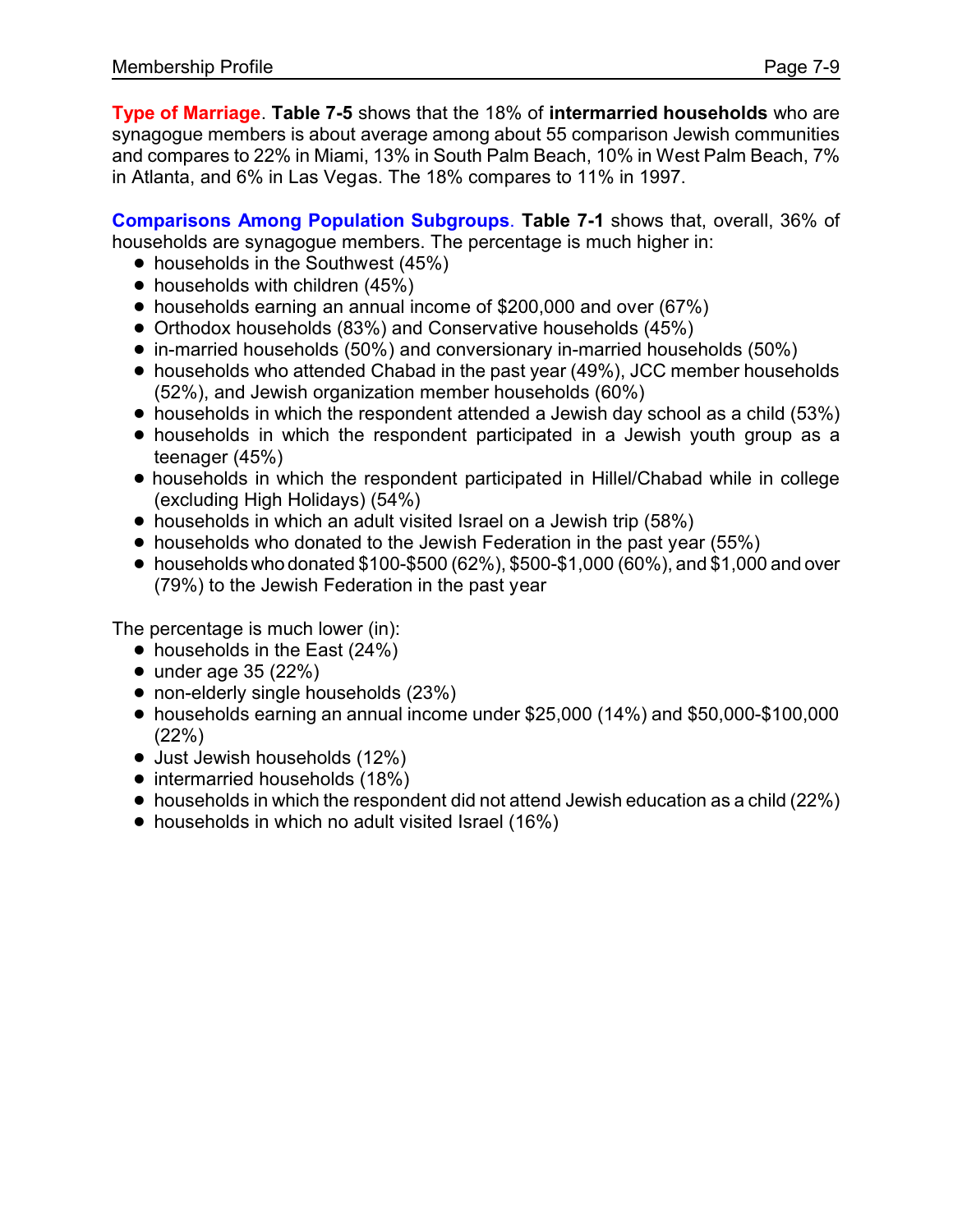**Type of Marriage**. **Table 7-5** shows that the 18% of **intermarried households** who are synagogue members is about average among about 55 comparison Jewish communities and compares to 22% in Miami, 13% in South Palm Beach, 10% in West Palm Beach, 7% in Atlanta, and 6% in Las Vegas. The 18% compares to 11% in 1997.

**Comparisons Among Population Subgroups**. **Table 7-1** shows that, overall, 36% of households are synagogue members. The percentage is much higher in:

- households in the Southwest (45%)
- households with children (45%)
- households earning an annual income of $200,000 and over (67%)
- Orthodox households (83%) and Conservative households (45%)
- in-married households (50%) and conversionary in-married households (50%)
- households who attended Chabad in the past year (49%), JCC member households (52%), and Jewish organization member households (60%)
- households in which the respondent attended a Jewish day school as a child (53%)
- households in which the respondent participated in a Jewish youth group as a teenager (45%)
- households in which the respondent participated in Hillel/Chabad while in college (excluding High Holidays) (54%)
- households in which an adult visited Israel on a Jewish trip (58%)
- households who donated to the Jewish Federation in the past year (55%)
- households who donated $100-$500 (62%), $500-$1,000 (60%), and $1,000 and over (79%) to the Jewish Federation in the past year

The percentage is much lower (in):

- households in the East (24%)
- under age 35 (22%)
- non-elderly single households (23%)
- households earning an annual income under $25,000 (14%) and $50,000-$100,000 (22%)
- Just Jewish households (12%)
- intermarried households (18%)
- households in which the respondent did not attend Jewish education as a child (22%)
- households in which no adult visited Israel (16%)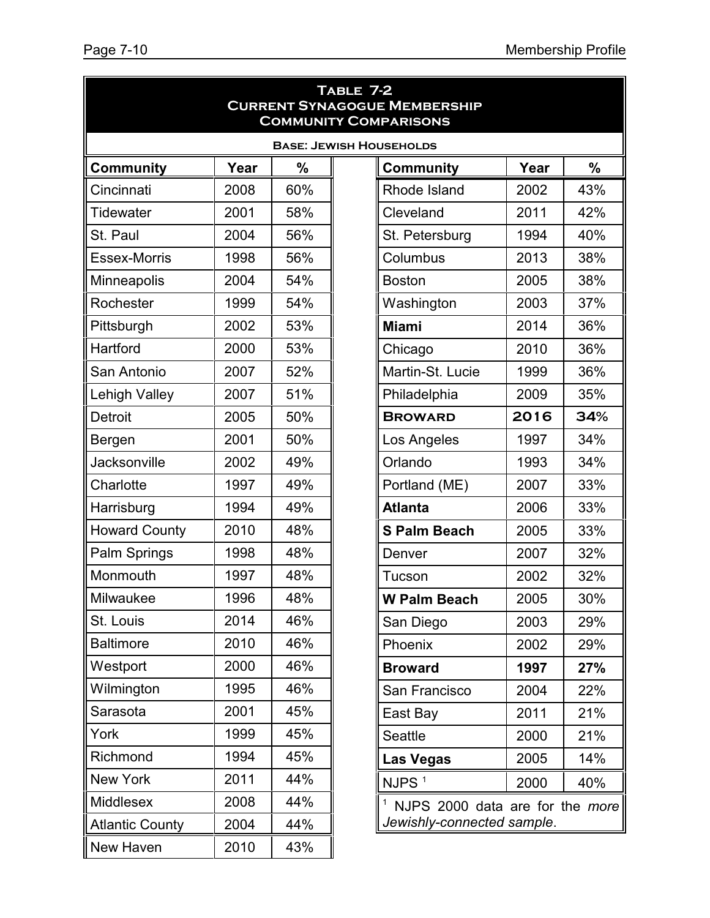**Table 7-2**
**Current Synagogue Membership**
**Community Comparisons**

**Base: Jewish Households**

| Community | Year | % | Community | Year | % |
|---|---|---|---|---|---|
| Cincinnati | 2008 | 60% | Rhode Island | 2002 | 43% |
| Tidewater | 2001 | 58% | Cleveland | 2011 | 42% |
| St. Paul | 2004 | 56% | St. Petersburg | 1994 | 40% |
| Essex-Morris | 1998 | 56% | Columbus | 2013 | 38% |
| Minneapolis | 2004 | 54% | Boston | 2005 | 38% |
| Rochester | 1999 | 54% | Washington | 2003 | 37% |
| Pittsburgh | 2002 | 53% | **Miami** | 2014 | 36% |
| Hartford | 2000 | 53% | Chicago | 2010 | 36% |
| San Antonio | 2007 | 52% | Martin-St. Lucie | 1999 | 36% |
| Lehigh Valley | 2007 | 51% | Philadelphia | 2009 | 35% |
| Detroit | 2005 | 50% | **Broward** | **2016** | **34%** |
| Bergen | 2001 | 50% | Los Angeles | 1997 | 34% |
| Jacksonville | 2002 | 49% | Orlando | 1993 | 34% |
| Charlotte | 1997 | 49% | Portland (ME) | 2007 | 33% |
| Harrisburg | 1994 | 49% | **Atlanta** | 2006 | 33% |
| Howard County | 2010 | 48% | **S Palm Beach** | 2005 | 33% |
| Palm Springs | 1998 | 48% | Denver | 2007 | 32% |
| Monmouth | 1997 | 48% | Tucson | 2002 | 32% |
| Milwaukee | 1996 | 48% | **W Palm Beach** | 2005 | 30% |
| St. Louis | 2014 | 46% | San Diego | 2003 | 29% |
| Baltimore | 2010 | 46% | Phoenix | 2002 | 29% |
| Westport | 2000 | 46% | **Broward** | **1997** | **27%** |
| Wilmington | 1995 | 46% | San Francisco | 2004 | 22% |
| Sarasota | 2001 | 45% | East Bay | 2011 | 21% |
| York | 1999 | 45% | Seattle | 2000 | 21% |
| Richmond | 1994 | 45% | **Las Vegas** | 2005 | 14% |
| New York | 2011 | 44% | NJPS [1] | 2000 | 40% |
| Middlesex | 2008 | 44% | | | |
| Atlantic County | 2004 | 44% | | | |
| New Haven | 2010 | 43% | | | |

[1] NJPS 2000 data are for the *more Jewishly-connected sample*.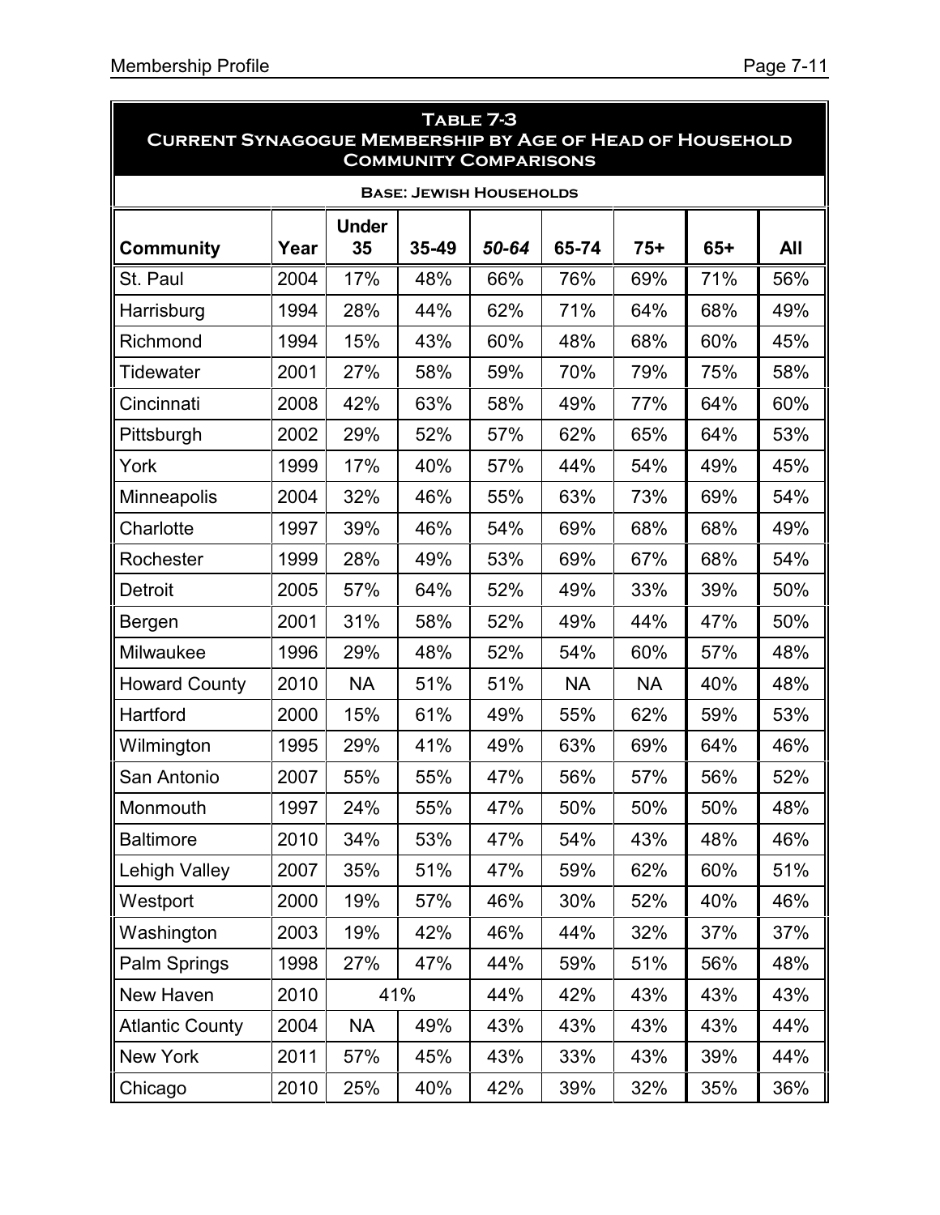## Table 7-3
## Current Synagogue Membership by Age of Head of Household
## Community Comparisons

**Base: Jewish Households**

| Community | Year | Under 35 | 35-49 | *50-64* | 65-74 | 75+ | 65+ | All |
|---|---|---|---|---|---|---|---|---|
| St. Paul | 2004 | 17% | 48% | 66% | 76% | 69% | 71% | 56% |
| Harrisburg | 1994 | 28% | 44% | 62% | 71% | 64% | 68% | 49% |
| Richmond | 1994 | 15% | 43% | 60% | 48% | 68% | 60% | 45% |
| Tidewater | 2001 | 27% | 58% | 59% | 70% | 79% | 75% | 58% |
| Cincinnati | 2008 | 42% | 63% | 58% | 49% | 77% | 64% | 60% |
| Pittsburgh | 2002 | 29% | 52% | 57% | 62% | 65% | 64% | 53% |
| York | 1999 | 17% | 40% | 57% | 44% | 54% | 49% | 45% |
| Minneapolis | 2004 | 32% | 46% | 55% | 63% | 73% | 69% | 54% |
| Charlotte | 1997 | 39% | 46% | 54% | 69% | 68% | 68% | 49% |
| Rochester | 1999 | 28% | 49% | 53% | 69% | 67% | 68% | 54% |
| Detroit | 2005 | 57% | 64% | 52% | 49% | 33% | 39% | 50% |
| Bergen | 2001 | 31% | 58% | 52% | 49% | 44% | 47% | 50% |
| Milwaukee | 1996 | 29% | 48% | 52% | 54% | 60% | 57% | 48% |
| Howard County | 2010 | NA | 51% | 51% | NA | NA | 40% | 48% |
| Hartford | 2000 | 15% | 61% | 49% | 55% | 62% | 59% | 53% |
| Wilmington | 1995 | 29% | 41% | 49% | 63% | 69% | 64% | 46% |
| San Antonio | 2007 | 55% | 55% | 47% | 56% | 57% | 56% | 52% |
| Monmouth | 1997 | 24% | 55% | 47% | 50% | 50% | 50% | 48% |
| Baltimore | 2010 | 34% | 53% | 47% | 54% | 43% | 48% | 46% |
| Lehigh Valley | 2007 | 35% | 51% | 47% | 59% | 62% | 60% | 51% |
| Westport | 2000 | 19% | 57% | 46% | 30% | 52% | 40% | 46% |
| Washington | 2003 | 19% | 42% | 46% | 44% | 32% | 37% | 37% |
| Palm Springs | 1998 | 27% | 47% | 44% | 59% | 51% | 56% | 48% |
| New Haven | 2010 | 41% | | 44% | 42% | 43% | 43% | 43% |
| Atlantic County | 2004 | NA | 49% | 43% | 43% | 43% | 43% | 44% |
| New York | 2011 | 57% | 45% | 43% | 33% | 43% | 39% | 44% |
| Chicago | 2010 | 25% | 40% | 42% | 39% | 32% | 35% | 36% |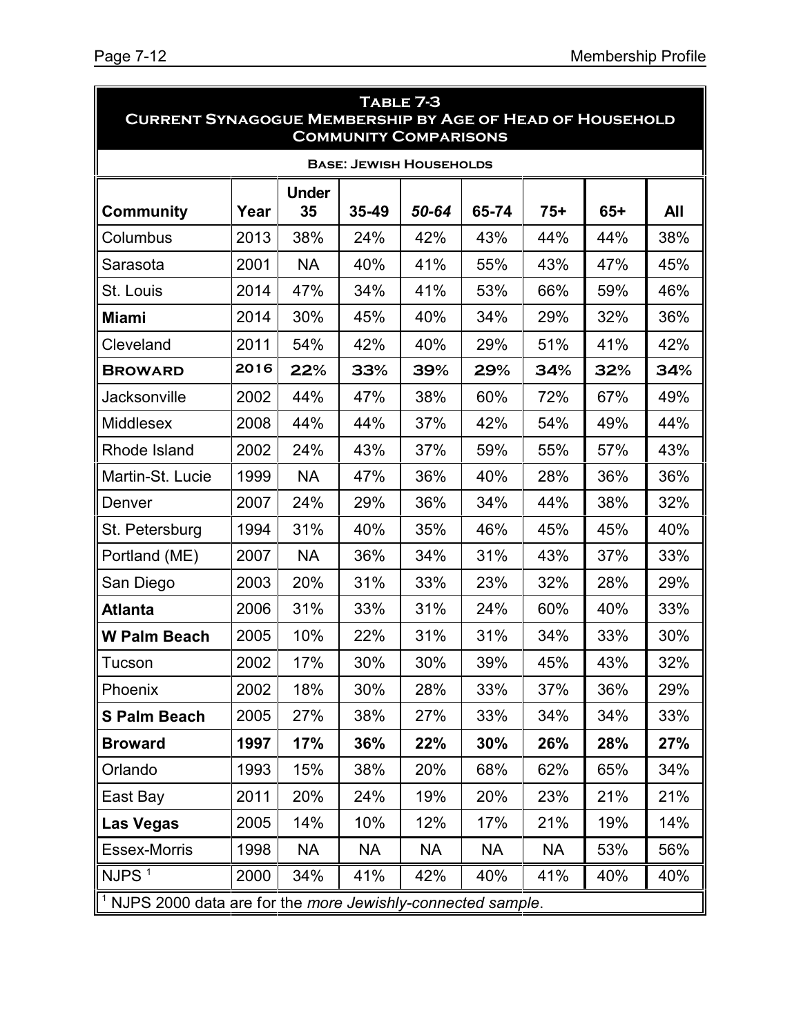## Table 7-3
## Current Synagogue Membership by Age of Head of Household
## Community Comparisons

**Base: Jewish Households**

| Community | Year | Under 35 | 35-49 | *50-64* | 65-74 | 75+ | 65+ | All |
|---|---|---|---|---|---|---|---|---|
| Columbus | 2013 | 38% | 24% | 42% | 43% | 44% | 44% | 38% |
| Sarasota | 2001 | NA | 40% | 41% | 55% | 43% | 47% | 45% |
| St. Louis | 2014 | 47% | 34% | 41% | 53% | 66% | 59% | 46% |
| **Miami** | 2014 | 30% | 45% | 40% | 34% | 29% | 32% | 36% |
| Cleveland | 2011 | 54% | 42% | 40% | 29% | 51% | 41% | 42% |
| **Broward** | **2016** | **22%** | **33%** | **39%** | **29%** | **34%** | **32%** | **34%** |
| Jacksonville | 2002 | 44% | 47% | 38% | 60% | 72% | 67% | 49% |
| Middlesex | 2008 | 44% | 44% | 37% | 42% | 54% | 49% | 44% |
| Rhode Island | 2002 | 24% | 43% | 37% | 59% | 55% | 57% | 43% |
| Martin-St. Lucie | 1999 | NA | 47% | 36% | 40% | 28% | 36% | 36% |
| Denver | 2007 | 24% | 29% | 36% | 34% | 44% | 38% | 32% |
| St. Petersburg | 1994 | 31% | 40% | 35% | 46% | 45% | 45% | 40% |
| Portland (ME) | 2007 | NA | 36% | 34% | 31% | 43% | 37% | 33% |
| San Diego | 2003 | 20% | 31% | 33% | 23% | 32% | 28% | 29% |
| **Atlanta** | 2006 | 31% | 33% | 31% | 24% | 60% | 40% | 33% |
| **W Palm Beach** | 2005 | 10% | 22% | 31% | 31% | 34% | 33% | 30% |
| Tucson | 2002 | 17% | 30% | 30% | 39% | 45% | 43% | 32% |
| Phoenix | 2002 | 18% | 30% | 28% | 33% | 37% | 36% | 29% |
| **S Palm Beach** | 2005 | 27% | 38% | 27% | 33% | 34% | 34% | 33% |
| **Broward** | **1997** | **17%** | **36%** | **22%** | **30%** | **26%** | **28%** | **27%** |
| Orlando | 1993 | 15% | 38% | 20% | 68% | 62% | 65% | 34% |
| East Bay | 2011 | 20% | 24% | 19% | 20% | 23% | 21% | 21% |
| **Las Vegas** | 2005 | 14% | 10% | 12% | 17% | 21% | 19% | 14% |
| Essex-Morris | 1998 | NA | NA | NA | NA | NA | 53% | 56% |
| NJPS [1] | 2000 | 34% | 41% | 42% | 40% | 41% | 40% | 40% |

[1] NJPS 2000 data are for the *more Jewishly-connected sample*.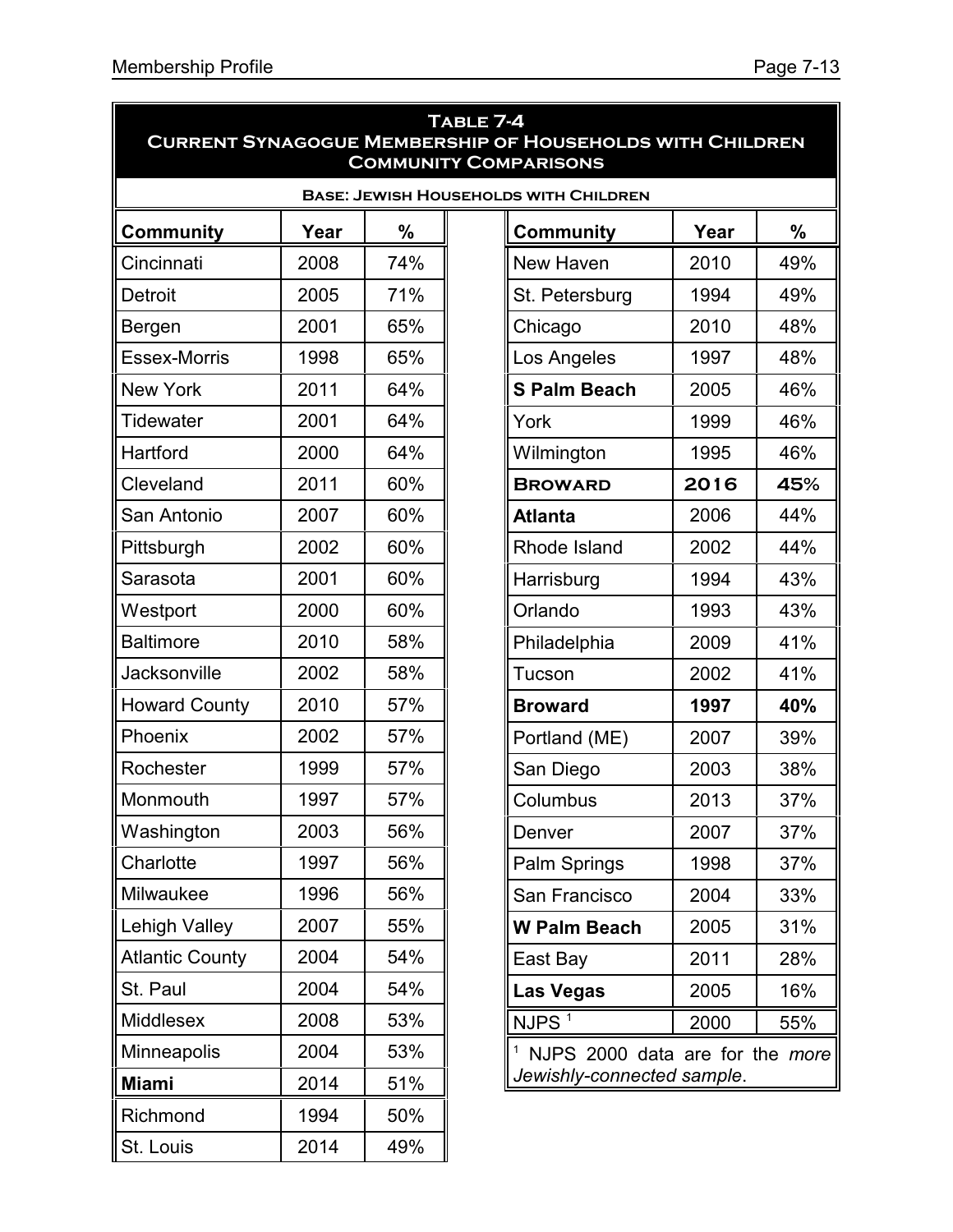## Table 7-4
## Current Synagogue Membership of Households with Children
## Community Comparisons

**Base: Jewish Households with Children**

| Community | Year | % | Community | Year | % |
|---|---|---|---|---|---|
| Cincinnati | 2008 | 74% | New Haven | 2010 | 49% |
| Detroit | 2005 | 71% | St. Petersburg | 1994 | 49% |
| Bergen | 2001 | 65% | Chicago | 2010 | 48% |
| Essex-Morris | 1998 | 65% | Los Angeles | 1997 | 48% |
| New York | 2011 | 64% | **S Palm Beach** | 2005 | 46% |
| Tidewater | 2001 | 64% | York | 1999 | 46% |
| Hartford | 2000 | 64% | Wilmington | 1995 | 46% |
| Cleveland | 2011 | 60% | **BROWARD** | **2016** | **45%** |
| San Antonio | 2007 | 60% | **Atlanta** | 2006 | 44% |
| Pittsburgh | 2002 | 60% | Rhode Island | 2002 | 44% |
| Sarasota | 2001 | 60% | Harrisburg | 1994 | 43% |
| Westport | 2000 | 60% | Orlando | 1993 | 43% |
| Baltimore | 2010 | 58% | Philadelphia | 2009 | 41% |
| Jacksonville | 2002 | 58% | Tucson | 2002 | 41% |
| Howard County | 2010 | 57% | **Broward** | **1997** | **40%** |
| Phoenix | 2002 | 57% | Portland (ME) | 2007 | 39% |
| Rochester | 1999 | 57% | San Diego | 2003 | 38% |
| Monmouth | 1997 | 57% | Columbus | 2013 | 37% |
| Washington | 2003 | 56% | Denver | 2007 | 37% |
| Charlotte | 1997 | 56% | Palm Springs | 1998 | 37% |
| Milwaukee | 1996 | 56% | San Francisco | 2004 | 33% |
| Lehigh Valley | 2007 | 55% | **W Palm Beach** | 2005 | 31% |
| Atlantic County | 2004 | 54% | East Bay | 2011 | 28% |
| St. Paul | 2004 | 54% | **Las Vegas** | 2005 | 16% |
| Middlesex | 2008 | 53% | NJPS [1] | 2000 | 55% |
| Minneapolis | 2004 | 53% | | | |
| **Miami** | 2014 | 51% | | | |
| Richmond | 1994 | 50% | | | |
| St. Louis | 2014 | 49% | | | |

[1] NJPS 2000 data are for the *more Jewishly-connected sample*.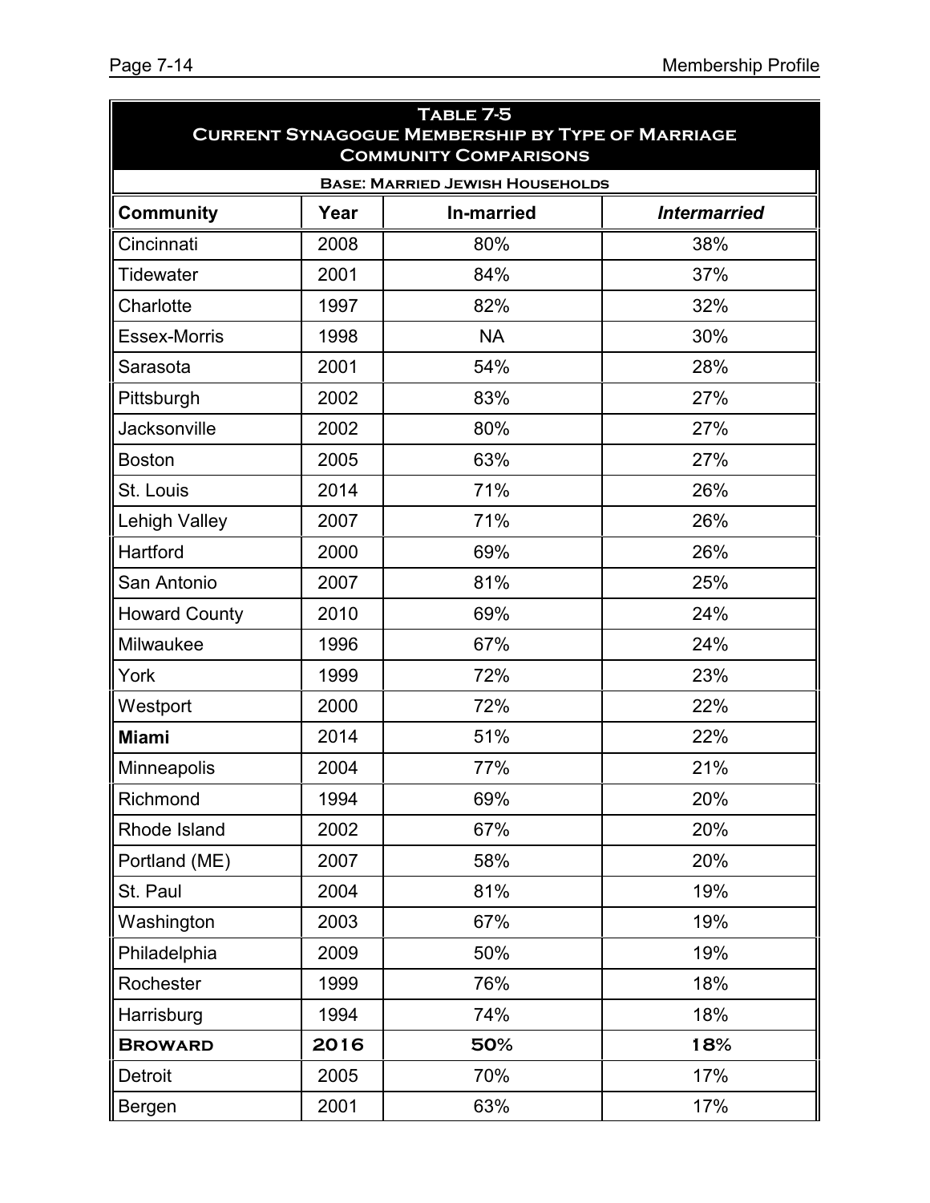**Table 7-5**
**Current Synagogue Membership by Type of Marriage**
**Community Comparisons**

**Base: Married Jewish Households**

| Community | Year | In-married | *Intermarried* |
|---|---|---|---|
| Cincinnati | 2008 | 80% | 38% |
| Tidewater | 2001 | 84% | 37% |
| Charlotte | 1997 | 82% | 32% |
| Essex-Morris | 1998 | NA | 30% |
| Sarasota | 2001 | 54% | 28% |
| Pittsburgh | 2002 | 83% | 27% |
| Jacksonville | 2002 | 80% | 27% |
| Boston | 2005 | 63% | 27% |
| St. Louis | 2014 | 71% | 26% |
| Lehigh Valley | 2007 | 71% | 26% |
| Hartford | 2000 | 69% | 26% |
| San Antonio | 2007 | 81% | 25% |
| Howard County | 2010 | 69% | 24% |
| Milwaukee | 1996 | 67% | 24% |
| York | 1999 | 72% | 23% |
| Westport | 2000 | 72% | 22% |
| **Miami** | 2014 | 51% | 22% |
| Minneapolis | 2004 | 77% | 21% |
| Richmond | 1994 | 69% | 20% |
| Rhode Island | 2002 | 67% | 20% |
| Portland (ME) | 2007 | 58% | 20% |
| St. Paul | 2004 | 81% | 19% |
| Washington | 2003 | 67% | 19% |
| Philadelphia | 2009 | 50% | 19% |
| Rochester | 1999 | 76% | 18% |
| Harrisburg | 1994 | 74% | 18% |
| **Broward** | **2016** | **50%** | **18%** |
| Detroit | 2005 | 70% | 17% |
| Bergen | 2001 | 63% | 17% |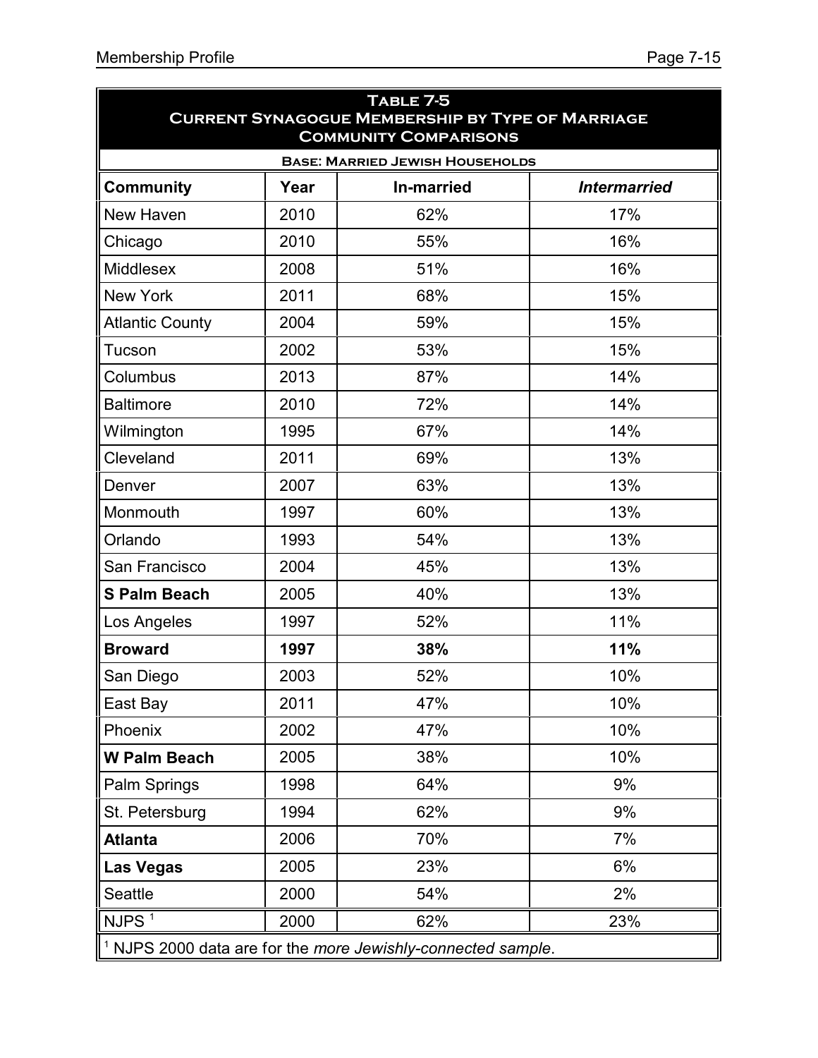**Table 7-5**
**Current Synagogue Membership by Type of Marriage**
**Community Comparisons**

**Base: Married Jewish Households**

| Community | Year | In-married | *Intermarried* |
|---|---|---|---|
| New Haven | 2010 | 62% | 17% |
| Chicago | 2010 | 55% | 16% |
| Middlesex | 2008 | 51% | 16% |
| New York | 2011 | 68% | 15% |
| Atlantic County | 2004 | 59% | 15% |
| Tucson | 2002 | 53% | 15% |
| Columbus | 2013 | 87% | 14% |
| Baltimore | 2010 | 72% | 14% |
| Wilmington | 1995 | 67% | 14% |
| Cleveland | 2011 | 69% | 13% |
| Denver | 2007 | 63% | 13% |
| Monmouth | 1997 | 60% | 13% |
| Orlando | 1993 | 54% | 13% |
| San Francisco | 2004 | 45% | 13% |
| **S Palm Beach** | 2005 | 40% | 13% |
| Los Angeles | 1997 | 52% | 11% |
| **Broward** | **1997** | **38%** | **11%** |
| San Diego | 2003 | 52% | 10% |
| East Bay | 2011 | 47% | 10% |
| Phoenix | 2002 | 47% | 10% |
| **W Palm Beach** | 2005 | 38% | 10% |
| Palm Springs | 1998 | 64% | 9% |
| St. Petersburg | 1994 | 62% | 9% |
| **Atlanta** | 2006 | 70% | 7% |
| **Las Vegas** | 2005 | 23% | 6% |
| Seattle | 2000 | 54% | 2% |
| NJPS [1] | 2000 | 62% | 23% |

[1] NJPS 2000 data are for the *more Jewishly-connected sample*.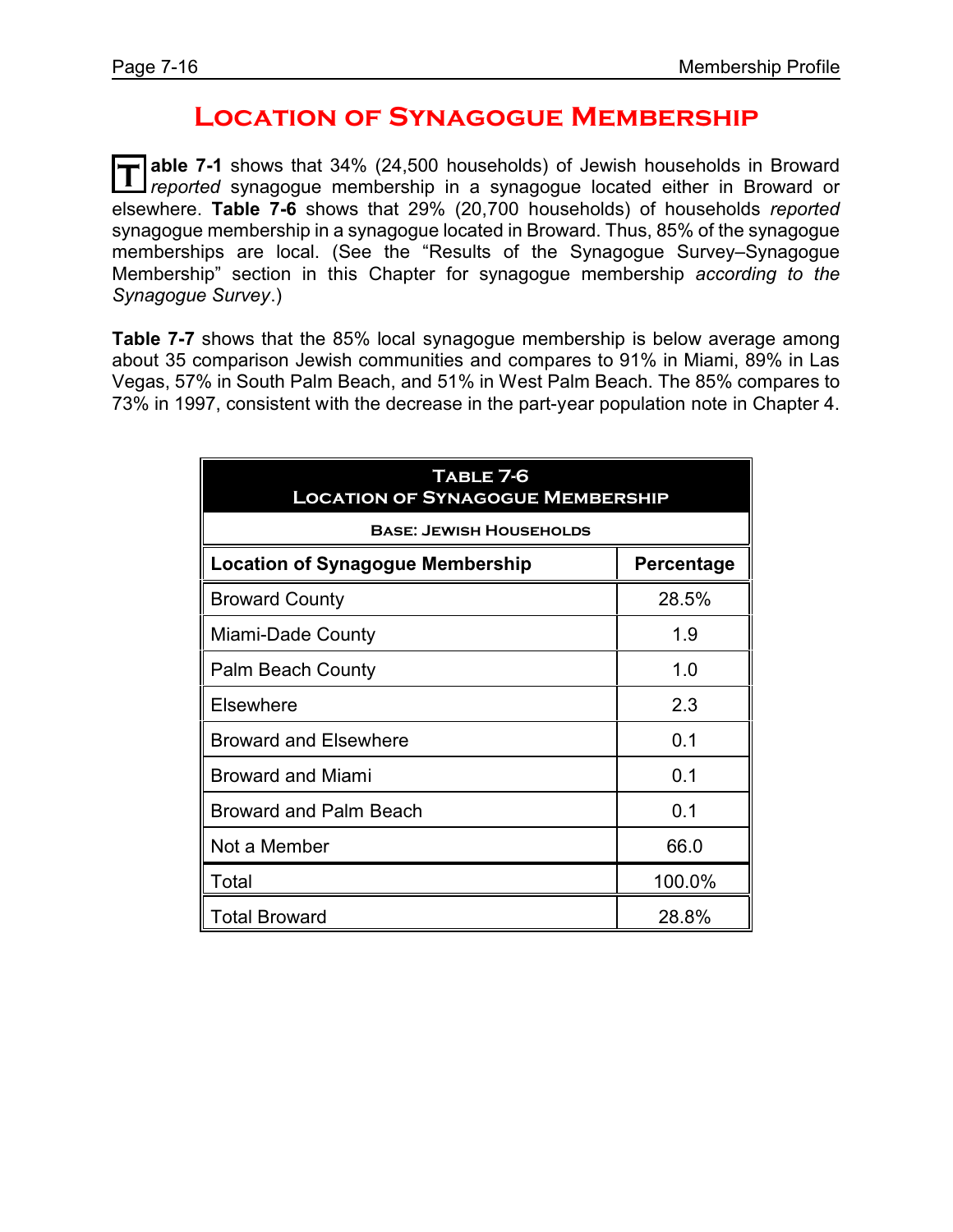# Location of Synagogue Membership

**Table 7-1** shows that 34% (24,500 households) of Jewish households in Broward *reported* synagogue membership in a synagogue located either in Broward or elsewhere. **Table 7-6** shows that 29% (20,700 households) of households *reported* synagogue membership in a synagogue located in Broward. Thus, 85% of the synagogue memberships are local. (See the "Results of the Synagogue Survey–Synagogue Membership" section in this Chapter for synagogue membership *according to the Synagogue Survey*.)

**Table 7-7** shows that the 85% local synagogue membership is below average among about 35 comparison Jewish communities and compares to 91% in Miami, 89% in Las Vegas, 57% in South Palm Beach, and 51% in West Palm Beach. The 85% compares to 73% in 1997, consistent with the decrease in the part-year population note in Chapter 4.

**Table 7-6**
**Location of Synagogue Membership**
**Base: Jewish Households**

| Location of Synagogue Membership | Percentage |
|---|---|
| Broward County | 28.5% |
| Miami-Dade County | 1.9 |
| Palm Beach County | 1.0 |
| Elsewhere | 2.3 |
| Broward and Elsewhere | 0.1 |
| Broward and Miami | 0.1 |
| Broward and Palm Beach | 0.1 |
| Not a Member | 66.0 |
| Total | 100.0% |
| Total Broward | 28.8% |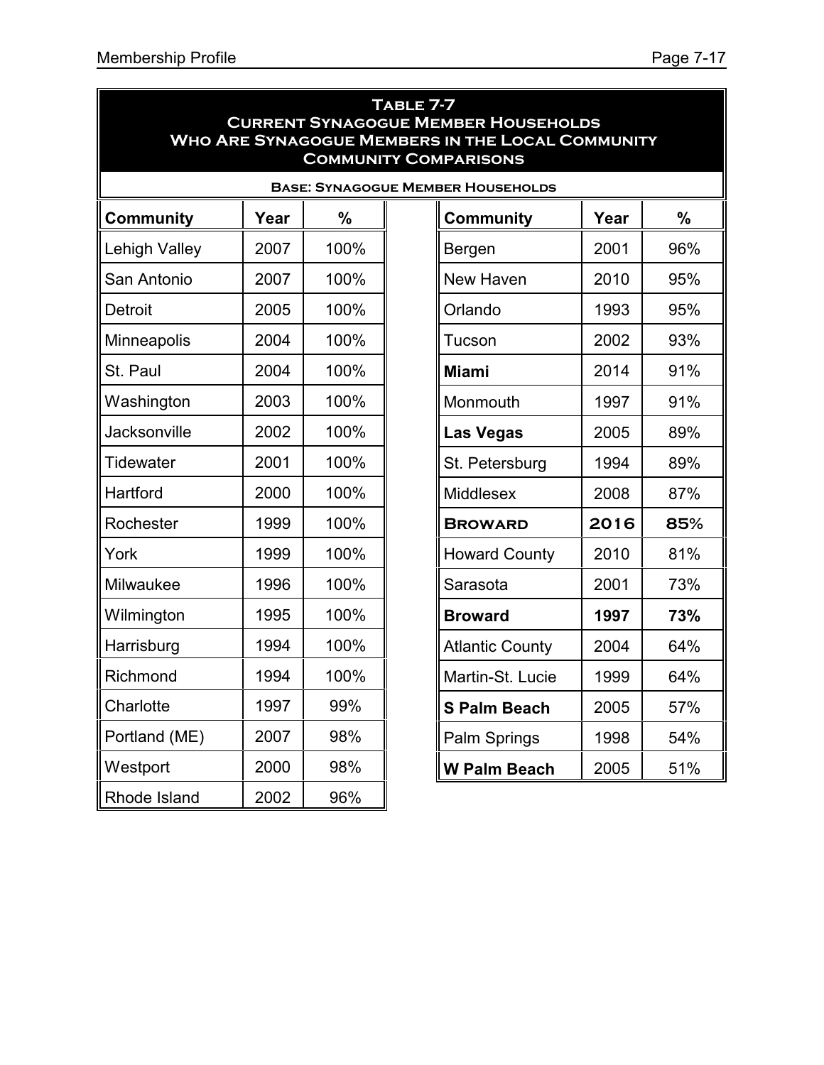**Table 7-7**
**Current Synagogue Member Households**
**Who Are Synagogue Members in the Local Community**
**Community Comparisons**

**Base: Synagogue Member Households**

| Community | Year | % |
|---|---|---|
| Lehigh Valley | 2007 | 100% |
| San Antonio | 2007 | 100% |
| Detroit | 2005 | 100% |
| Minneapolis | 2004 | 100% |
| St. Paul | 2004 | 100% |
| Washington | 2003 | 100% |
| Jacksonville | 2002 | 100% |
| Tidewater | 2001 | 100% |
| Hartford | 2000 | 100% |
| Rochester | 1999 | 100% |
| York | 1999 | 100% |
| Milwaukee | 1996 | 100% |
| Wilmington | 1995 | 100% |
| Harrisburg | 1994 | 100% |
| Richmond | 1994 | 100% |
| Charlotte | 1997 | 99% |
| Portland (ME) | 2007 | 98% |
| Westport | 2000 | 98% |
| Rhode Island | 2002 | 96% |
| Bergen | 2001 | 96% |
| New Haven | 2010 | 95% |
| Orlando | 1993 | 95% |
| Tucson | 2002 | 93% |
| **Miami** | 2014 | 91% |
| Monmouth | 1997 | 91% |
| **Las Vegas** | 2005 | 89% |
| St. Petersburg | 1994 | 89% |
| Middlesex | 2008 | 87% |
| **BROWARD** | **2016** | **85%** |
| Howard County | 2010 | 81% |
| Sarasota | 2001 | 73% |
| **Broward** | **1997** | **73%** |
| Atlantic County | 2004 | 64% |
| Martin-St. Lucie | 1999 | 64% |
| **S Palm Beach** | 2005 | 57% |
| Palm Springs | 1998 | 54% |
| **W Palm Beach** | 2005 | 51% |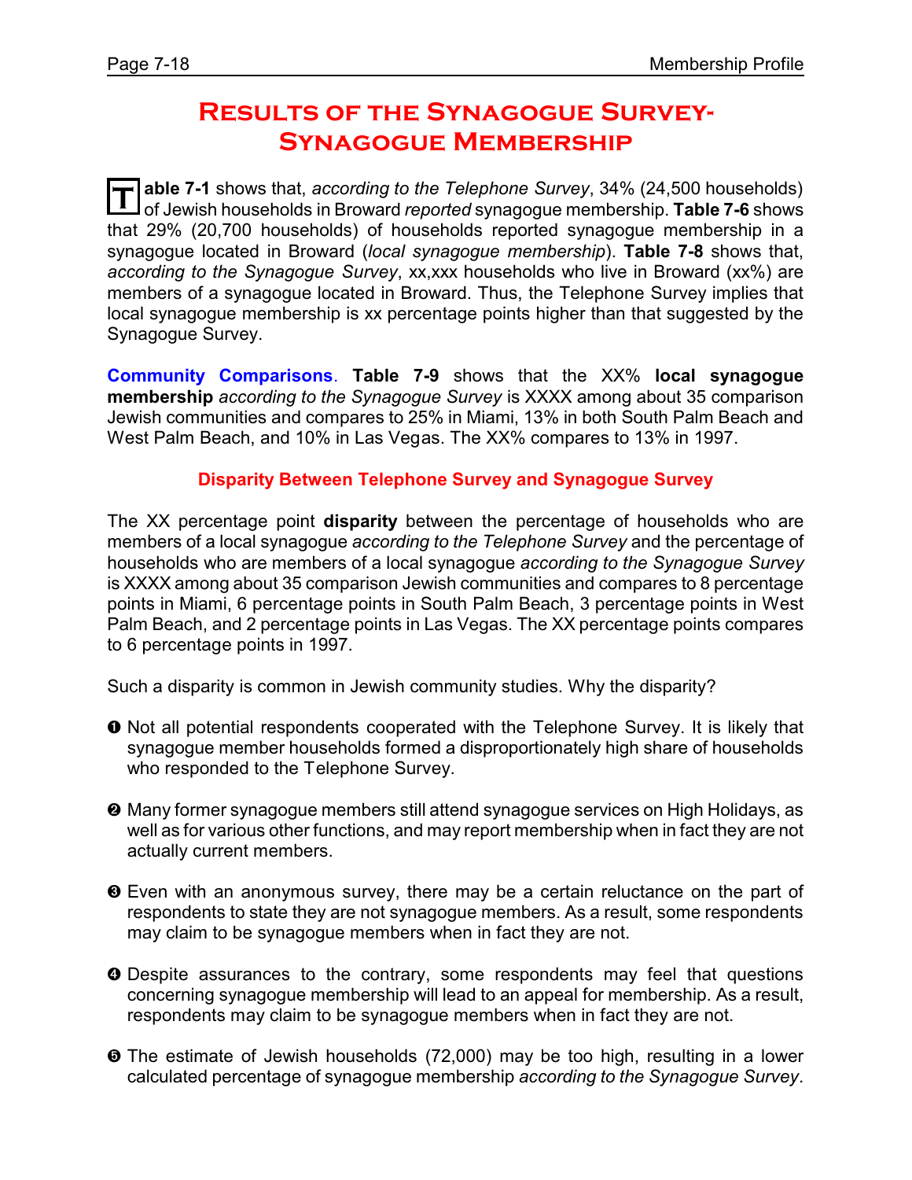# Results of the Synagogue Survey-Synagogue Membership

**Table 7-1** shows that, *according to the Telephone Survey*, 34% (24,500 households) of Jewish households in Broward *reported* synagogue membership. **Table 7-6** shows that 29% (20,700 households) of households reported synagogue membership in a synagogue located in Broward (*local synagogue membership*). **Table 7-8** shows that, *according to the Synagogue Survey*, xx,xxx households who live in Broward (xx%) are members of a synagogue located in Broward. Thus, the Telephone Survey implies that local synagogue membership is xx percentage points higher than that suggested by the Synagogue Survey.

**Community Comparisons**. **Table 7-9** shows that the XX% **local synagogue membership** *according to the Synagogue Survey* is XXXX among about 35 comparison Jewish communities and compares to 25% in Miami, 13% in both South Palm Beach and West Palm Beach, and 10% in Las Vegas. The XX% compares to 13% in 1997.

### Disparity Between Telephone Survey and Synagogue Survey

The XX percentage point **disparity** between the percentage of households who are members of a local synagogue *according to the Telephone Survey* and the percentage of households who are members of a local synagogue *according to the Synagogue Survey* is XXXX among about 35 comparison Jewish communities and compares to 8 percentage points in Miami, 6 percentage points in South Palm Beach, 3 percentage points in West Palm Beach, and 2 percentage points in Las Vegas. The XX percentage points compares to 6 percentage points in 1997.

Such a disparity is common in Jewish community studies. Why the disparity?

❶ Not all potential respondents cooperated with the Telephone Survey. It is likely that synagogue member households formed a disproportionately high share of households who responded to the Telephone Survey.

❷ Many former synagogue members still attend synagogue services on High Holidays, as well as for various other functions, and may report membership when in fact they are not actually current members.

❸ Even with an anonymous survey, there may be a certain reluctance on the part of respondents to state they are not synagogue members. As a result, some respondents may claim to be synagogue members when in fact they are not.

❹ Despite assurances to the contrary, some respondents may feel that questions concerning synagogue membership will lead to an appeal for membership. As a result, respondents may claim to be synagogue members when in fact they are not.

❺ The estimate of Jewish households (72,000) may be too high, resulting in a lower calculated percentage of synagogue membership *according to the Synagogue Survey*.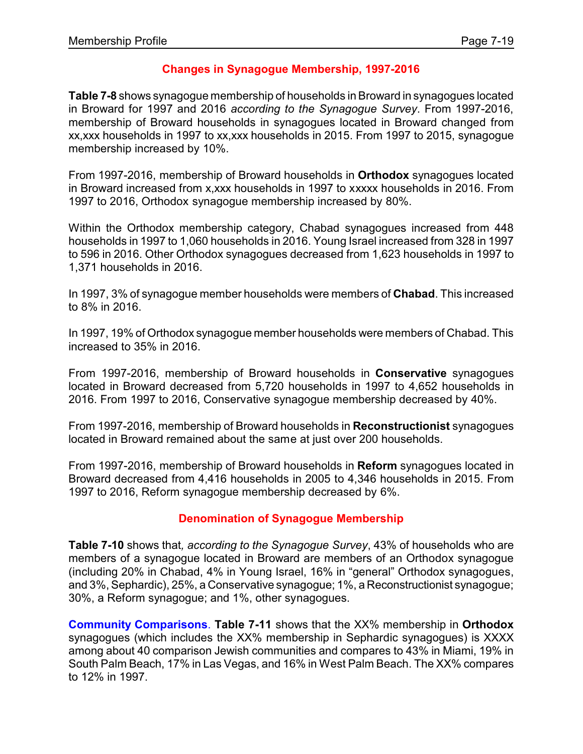## Changes in Synagogue Membership, 1997-2016

**Table 7-8** shows synagogue membership of households in Broward in synagogues located in Broward for 1997 and 2016 *according to the Synagogue Survey*. From 1997-2016, membership of Broward households in synagogues located in Broward changed from xx,xxx households in 1997 to xx,xxx households in 2015. From 1997 to 2015, synagogue membership increased by 10%.

From 1997-2016, membership of Broward households in **Orthodox** synagogues located in Broward increased from x,xxx households in 1997 to xxxxx households in 2016. From 1997 to 2016, Orthodox synagogue membership increased by 80%.

Within the Orthodox membership category, Chabad synagogues increased from 448 households in 1997 to 1,060 households in 2016. Young Israel increased from 328 in 1997 to 596 in 2016. Other Orthodox synagogues decreased from 1,623 households in 1997 to 1,371 households in 2016.

In 1997, 3% of synagogue member households were members of **Chabad**. This increased to 8% in 2016.

In 1997, 19% of Orthodox synagogue member households were members of Chabad. This increased to 35% in 2016.

From 1997-2016, membership of Broward households in **Conservative** synagogues located in Broward decreased from 5,720 households in 1997 to 4,652 households in 2016. From 1997 to 2016, Conservative synagogue membership decreased by 40%.

From 1997-2016, membership of Broward households in **Reconstructionist** synagogues located in Broward remained about the same at just over 200 households.

From 1997-2016, membership of Broward households in **Reform** synagogues located in Broward decreased from 4,416 households in 2005 to 4,346 households in 2015. From 1997 to 2016, Reform synagogue membership decreased by 6%.

## Denomination of Synagogue Membership

**Table 7-10** shows that*, according to the Synagogue Survey*, 43% of households who are members of a synagogue located in Broward are members of an Orthodox synagogue (including 20% in Chabad, 4% in Young Israel, 16% in "general" Orthodox synagogues, and 3%, Sephardic), 25%, a Conservative synagogue; 1%, a Reconstructionist synagogue; 30%, a Reform synagogue; and 1%, other synagogues.

**Community Comparisons**. **Table 7-11** shows that the XX% membership in **Orthodox** synagogues (which includes the XX% membership in Sephardic synagogues) is XXXX among about 40 comparison Jewish communities and compares to 43% in Miami, 19% in South Palm Beach, 17% in Las Vegas, and 16% in West Palm Beach. The XX% compares to 12% in 1997.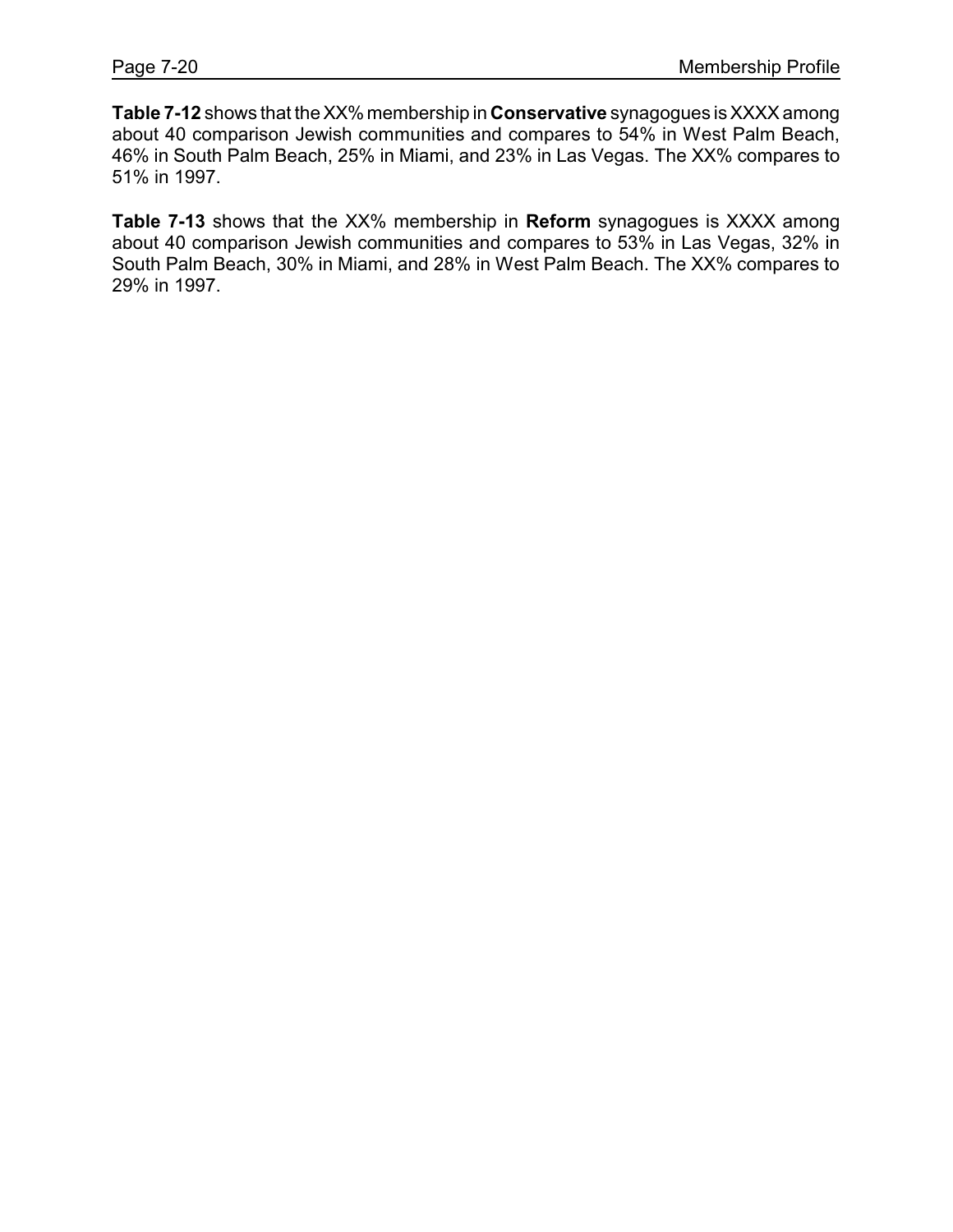**Table 7-12** shows that the XX% membership in **Conservative** synagogues is XXXX among about 40 comparison Jewish communities and compares to 54% in West Palm Beach, 46% in South Palm Beach, 25% in Miami, and 23% in Las Vegas. The XX% compares to 51% in 1997.

**Table 7-13** shows that the XX% membership in **Reform** synagogues is XXXX among about 40 comparison Jewish communities and compares to 53% in Las Vegas, 32% in South Palm Beach, 30% in Miami, and 28% in West Palm Beach. The XX% compares to 29% in 1997.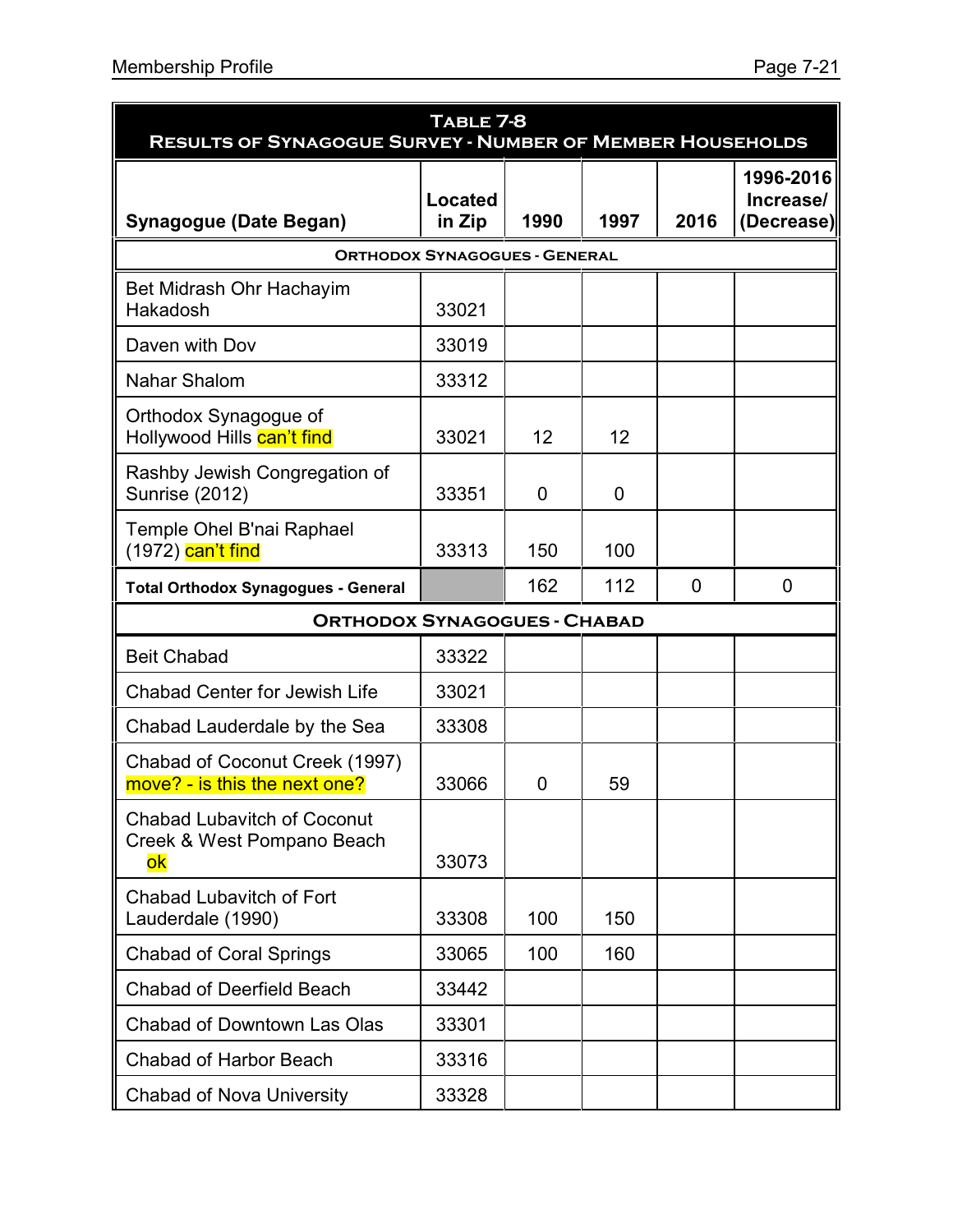| Table 7-8<br>Results of Synagogue Survey - Number of Member Households | | | | | |
|---|---|---|---|---|---|
| **Synagogue (Date Began)** | **Located in Zip** | **1990** | **1997** | **2016** | **1996-2016 Increase/ (Decrease)** |
| **Orthodox Synagogues - General** | | | | | |
| Bet Midrash Ohr Hachayim Hakadosh | 33021 | | | | |
| Daven with Dov | 33019 | | | | |
| Nahar Shalom | 33312 | | | | |
| Orthodox Synagogue of Hollywood Hills can't find | 33021 | 12 | 12 | | |
| Rashby Jewish Congregation of Sunrise (2012) | 33351 | 0 | 0 | | |
| Temple Ohel B'nai Raphael (1972) can't find | 33313 | 150 | 100 | | |
| **Total Orthodox Synagogues - General** | | 162 | 112 | 0 | 0 |
| **Orthodox Synagogues - Chabad** | | | | | |
| Beit Chabad | 33322 | | | | |
| Chabad Center for Jewish Life | 33021 | | | | |
| Chabad Lauderdale by the Sea | 33308 | | | | |
| Chabad of Coconut Creek (1997) move? - is this the next one? | 33066 | 0 | 59 | | |
| Chabad Lubavitch of Coconut Creek & West Pompano Beach ok | 33073 | | | | |
| Chabad Lubavitch of Fort Lauderdale (1990) | 33308 | 100 | 150 | | |
| Chabad of Coral Springs | 33065 | 100 | 160 | | |
| Chabad of Deerfield Beach | 33442 | | | | |
| Chabad of Downtown Las Olas | 33301 | | | | |
| Chabad of Harbor Beach | 33316 | | | | |
| Chabad of Nova University | 33328 | | | | |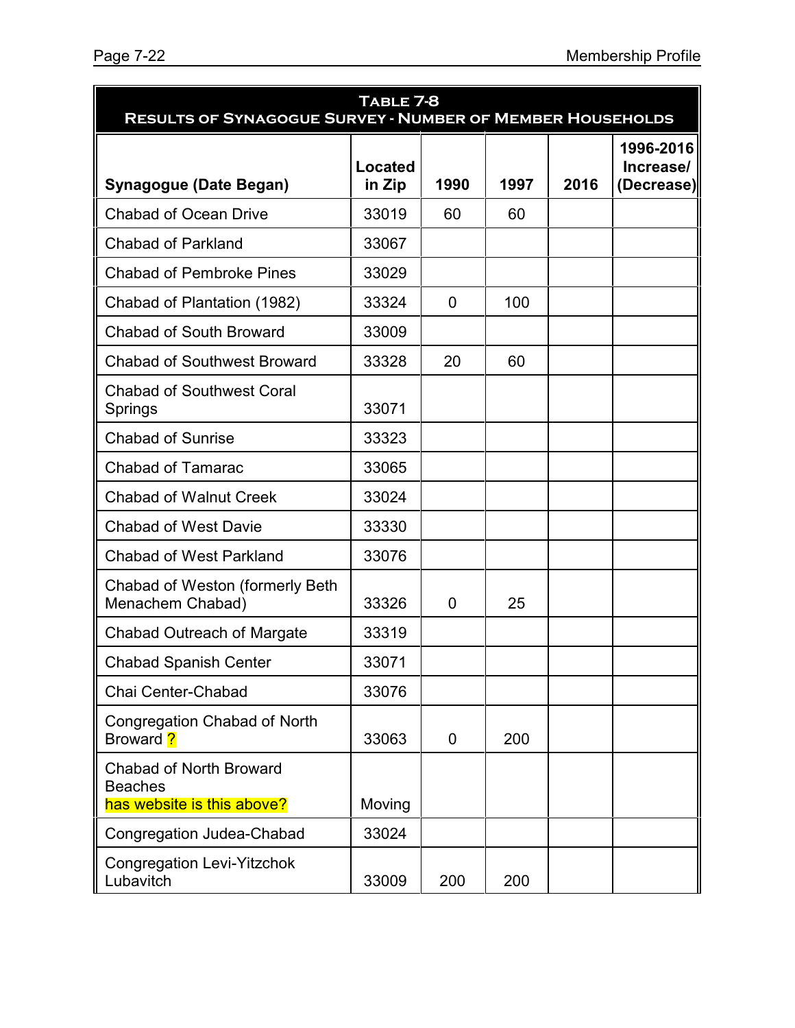| **Table 7-8** **Results of Synagogue Survey - Number of Member Households** | | | | | |
|---|---|---|---|---|---|
| **Synagogue (Date Began)** | **Located in Zip** | **1990** | **1997** | **2016** | **1996-2016 Increase/ (Decrease)** |
| Chabad of Ocean Drive | 33019 | 60 | 60 | | |
| Chabad of Parkland | 33067 | | | | |
| Chabad of Pembroke Pines | 33029 | | | | |
| Chabad of Plantation (1982) | 33324 | 0 | 100 | | |
| Chabad of South Broward | 33009 | | | | |
| Chabad of Southwest Broward | 33328 | 20 | 60 | | |
| Chabad of Southwest Coral Springs | 33071 | | | | |
| Chabad of Sunrise | 33323 | | | | |
| Chabad of Tamarac | 33065 | | | | |
| Chabad of Walnut Creek | 33024 | | | | |
| Chabad of West Davie | 33330 | | | | |
| Chabad of West Parkland | 33076 | | | | |
| Chabad of Weston (formerly Beth Menachem Chabad) | 33326 | 0 | 25 | | |
| Chabad Outreach of Margate | 33319 | | | | |
| Chabad Spanish Center | 33071 | | | | |
| Chai Center-Chabad | 33076 | | | | |
| Congregation Chabad of North Broward ? | 33063 | 0 | 200 | | |
| Chabad of North Broward Beaches has website is this above? | Moving | | | | |
| Congregation Judea-Chabad | 33024 | | | | |
| Congregation Levi-Yitzchok Lubavitch | 33009 | 200 | 200 | | |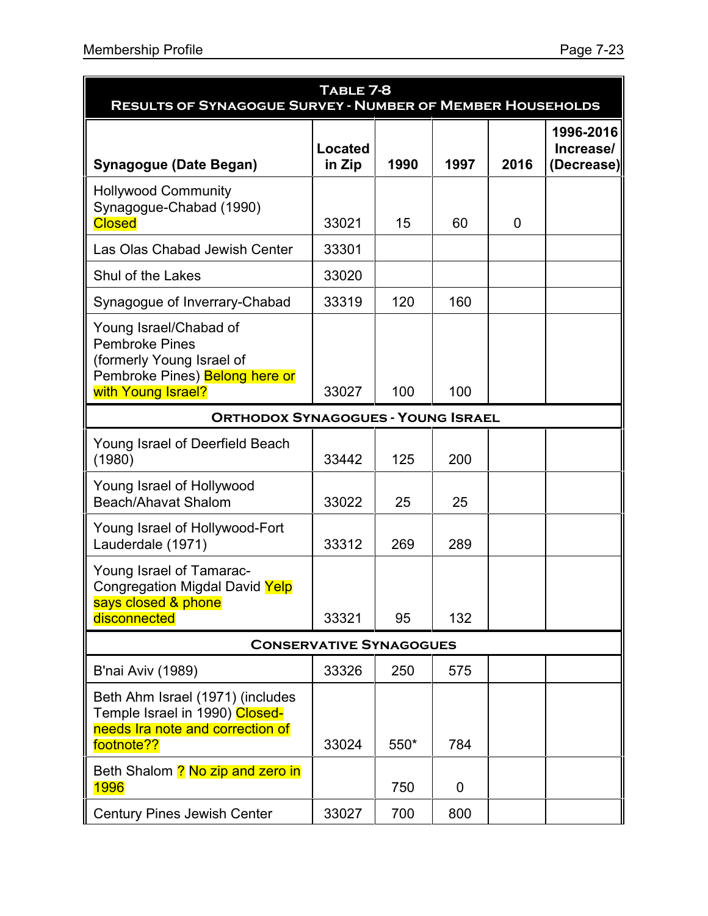| **Table 7-8**<br>**Results of Synagogue Survey - Number of Member Households** | | | | | |
|---|---|---|---|---|---|
| **Synagogue (Date Began)** | **Located in Zip** | **1990** | **1997** | **2016** | **1996-2016 Increase/ (Decrease)** |
| Hollywood Community Synagogue-Chabad (1990) Closed | 33021 | 15 | 60 | 0 | |
| Las Olas Chabad Jewish Center | 33301 | | | | |
| Shul of the Lakes | 33020 | | | | |
| Synagogue of Inverrary-Chabad | 33319 | 120 | 160 | | |
| Young Israel/Chabad of Pembroke Pines (formerly Young Israel of Pembroke Pines) Belong here or with Young Israel? | 33027 | 100 | 100 | | |
| **Orthodox Synagogues - Young Israel** | | | | | |
| Young Israel of Deerfield Beach (1980) | 33442 | 125 | 200 | | |
| Young Israel of Hollywood Beach/Ahavat Shalom | 33022 | 25 | 25 | | |
| Young Israel of Hollywood-Fort Lauderdale (1971) | 33312 | 269 | 289 | | |
| Young Israel of Tamarac-Congregation Migdal David Yelp says closed & phone disconnected | 33321 | 95 | 132 | | |
| **Conservative Synagogues** | | | | | |
| B'nai Aviv (1989) | 33326 | 250 | 575 | | |
| Beth Ahm Israel (1971) (includes Temple Israel in 1990) Closed-needs Ira note and correction of footnote?? | 33024 | 550* | 784 | | |
| Beth Shalom ? No zip and zero in 1996 | | 750 | 0 | | |
| Century Pines Jewish Center | 33027 | 700 | 800 | | |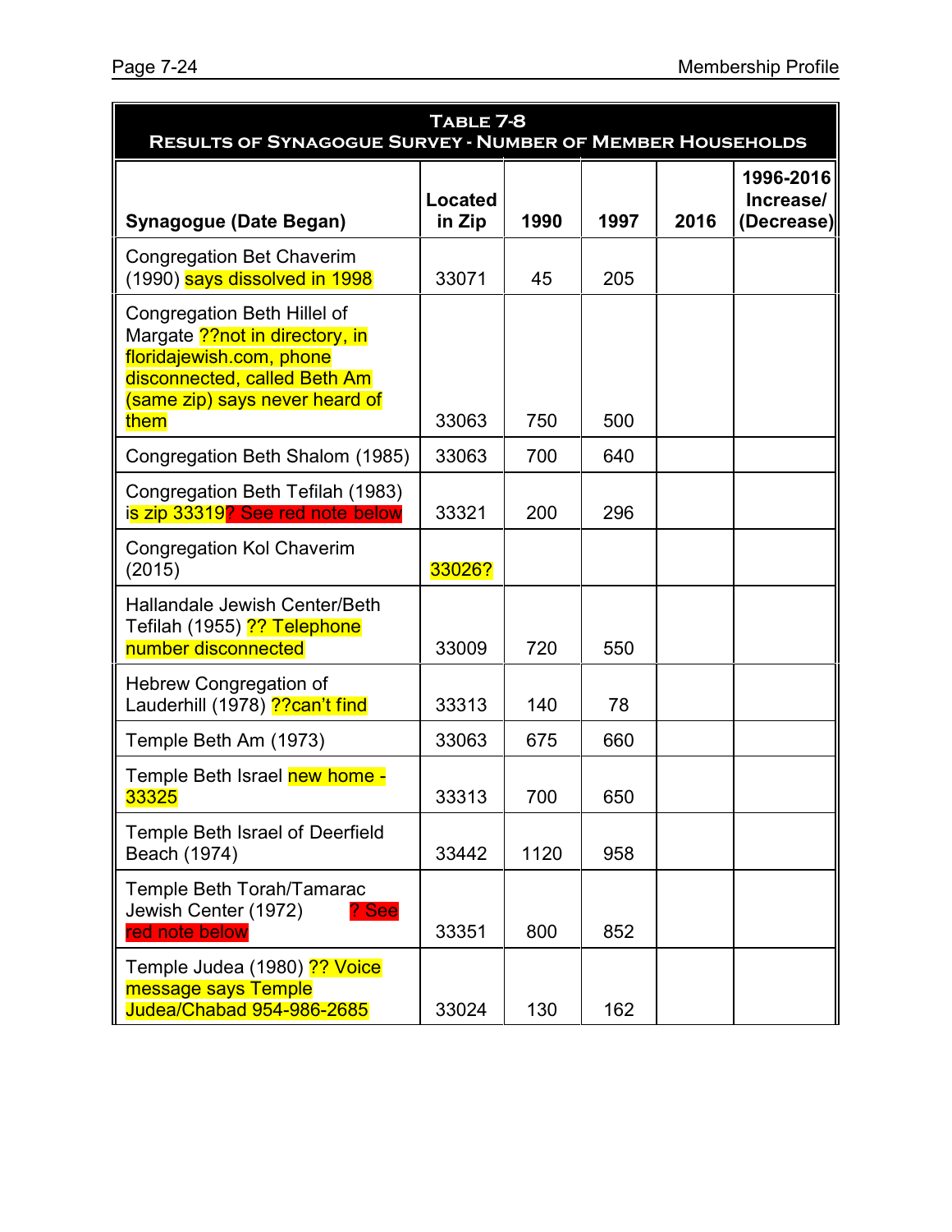**Table 7-8**
**Results of Synagogue Survey - Number of Member Households**

| Synagogue (Date Began) | Located in Zip | 1990 | 1997 | 2016 | 1996-2016 Increase/ (Decrease) |
|---|---|---|---|---|---|
| Congregation Bet Chaverim (1990) says dissolved in 1998 | 33071 | 45 | 205 | | |
| Congregation Beth Hillel of Margate ??not in directory, in floridajewish.com, phone disconnected, called Beth Am (same zip) says never heard of them | 33063 | 750 | 500 | | |
| Congregation Beth Shalom (1985) | 33063 | 700 | 640 | | |
| Congregation Beth Tefilah (1983) is zip 33319? See red note below | 33321 | 200 | 296 | | |
| Congregation Kol Chaverim (2015) | 33026? | | | | |
| Hallandale Jewish Center/Beth Tefilah (1955) ?? Telephone number disconnected | 33009 | 720 | 550 | | |
| Hebrew Congregation of Lauderhill (1978) ??can't find | 33313 | 140 | 78 | | |
| Temple Beth Am (1973) | 33063 | 675 | 660 | | |
| Temple Beth Israel new home - 33325 | 33313 | 700 | 650 | | |
| Temple Beth Israel of Deerfield Beach (1974) | 33442 | 1120 | 958 | | |
| Temple Beth Torah/Tamarac Jewish Center (1972) ? See red note below | 33351 | 800 | 852 | | |
| Temple Judea (1980) ?? Voice message says Temple Judea/Chabad 954-986-2685 | 33024 | 130 | 162 | | |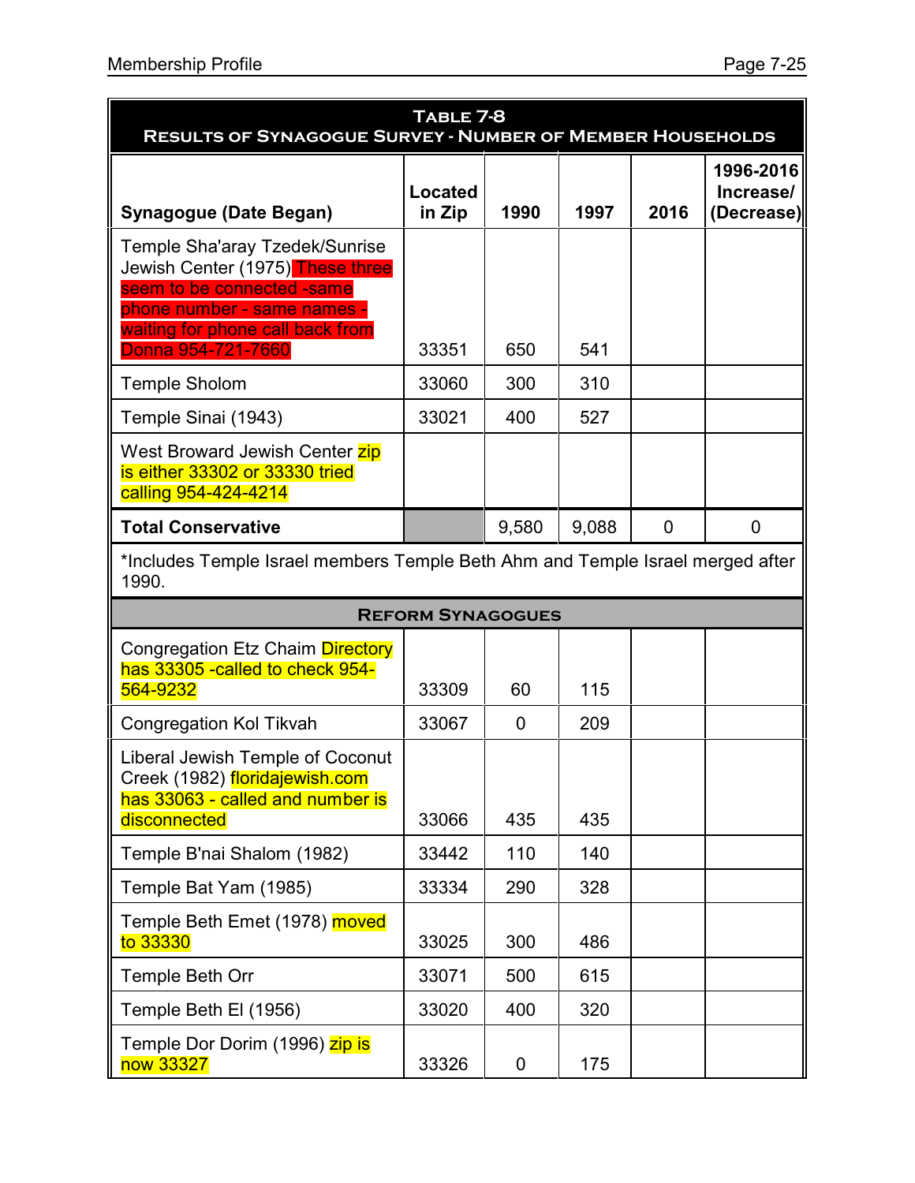| **Table 7-8**<br>**Results of Synagogue Survey - Number of Member Households** | | | | | |
|---|---|---|---|---|---|
| **Synagogue (Date Began)** | **Located in Zip** | **1990** | **1997** | **2016** | **1996-2016 Increase/ (Decrease)** |
| Temple Sha'aray Tzedek/Sunrise Jewish Center (1975) These three seem to be connected -same phone number - same names - waiting for phone call back from Donna 954-721-7660 | 33351 | 650 | 541 | | |
| Temple Sholom | 33060 | 300 | 310 | | |
| Temple Sinai (1943) | 33021 | 400 | 527 | | |
| West Broward Jewish Center zip is either 33302 or 33330 tried calling 954-424-4214 | | | | | |
| **Total Conservative** | | 9,580 | 9,088 | 0 | 0 |
| *Includes Temple Israel members Temple Beth Ahm and Temple Israel merged after 1990. | | | | | |
| **Reform Synagogues** | | | | | |
| Congregation Etz Chaim Directory has 33305 -called to check 954-564-9232 | 33309 | 60 | 115 | | |
| Congregation Kol Tikvah | 33067 | 0 | 209 | | |
| Liberal Jewish Temple of Coconut Creek (1982) floridajewish.com has 33063 - called and number is disconnected | 33066 | 435 | 435 | | |
| Temple B'nai Shalom (1982) | 33442 | 110 | 140 | | |
| Temple Bat Yam (1985) | 33334 | 290 | 328 | | |
| Temple Beth Emet (1978) moved to 33330 | 33025 | 300 | 486 | | |
| Temple Beth Orr | 33071 | 500 | 615 | | |
| Temple Beth El (1956) | 33020 | 400 | 320 | | |
| Temple Dor Dorim (1996) zip is now 33327 | 33326 | 0 | 175 | | |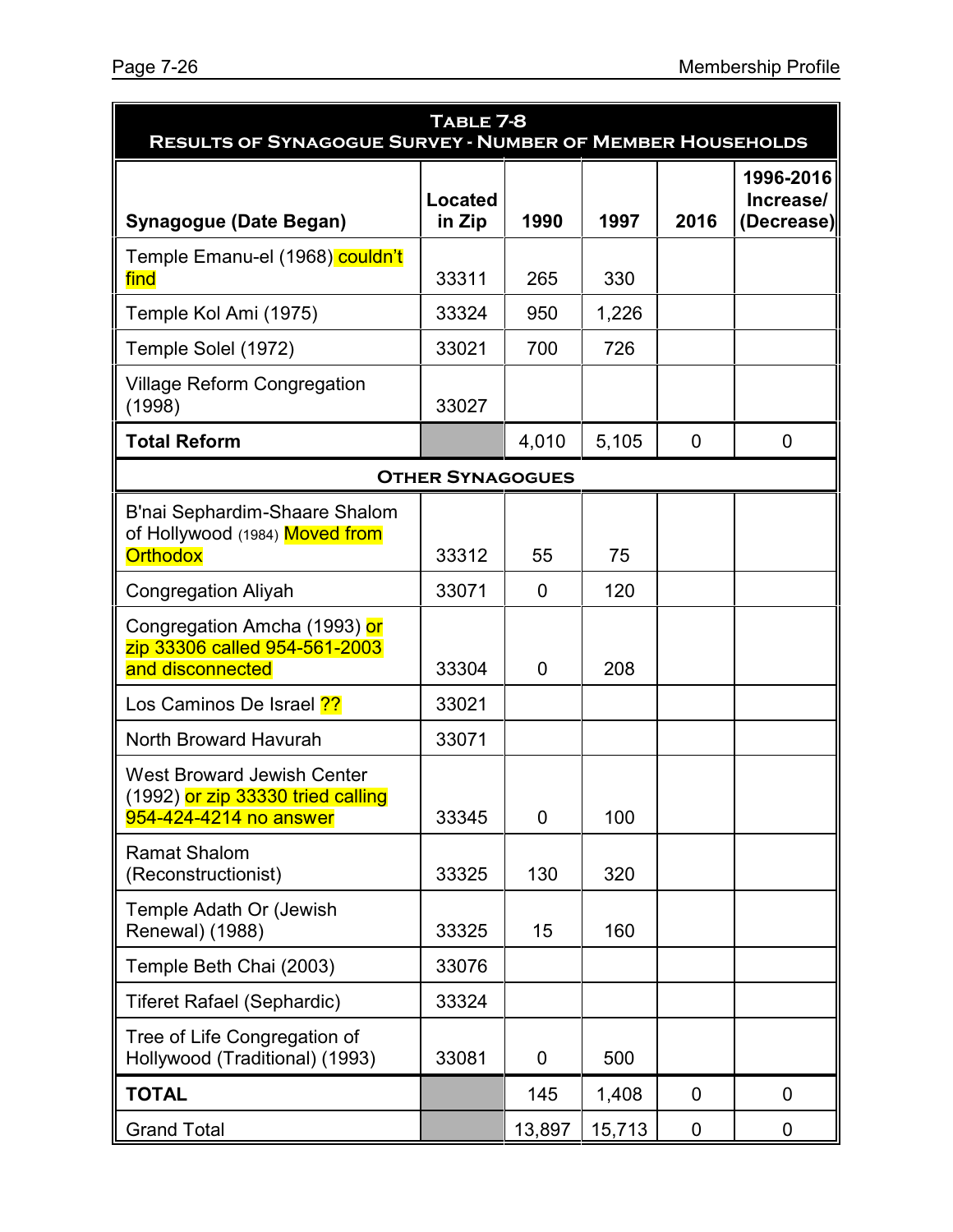| **Table 7-8**<br>**Results of Synagogue Survey - Number of Member Households** | | | | | |
|---|---|---|---|---|---|
| **Synagogue (Date Began)** | **Located in Zip** | **1990** | **1997** | **2016** | **1996-2016 Increase/ (Decrease)** |
| Temple Emanu-el (1968) couldn't find | 33311 | 265 | 330 | | |
| Temple Kol Ami (1975) | 33324 | 950 | 1,226 | | |
| Temple Solel (1972) | 33021 | 700 | 726 | | |
| Village Reform Congregation (1998) | 33027 | | | | |
| **Total Reform** | | 4,010 | 5,105 | 0 | 0 |
| **Other Synagogues** | | | | | |
| B'nai Sephardim-Shaare Shalom of Hollywood (1984) Moved from Orthodox | 33312 | 55 | 75 | | |
| Congregation Aliyah | 33071 | 0 | 120 | | |
| Congregation Amcha (1993) or zip 33306 called 954-561-2003 and disconnected | 33304 | 0 | 208 | | |
| Los Caminos De Israel ?? | 33021 | | | | |
| North Broward Havurah | 33071 | | | | |
| West Broward Jewish Center (1992) or zip 33330 tried calling 954-424-4214 no answer | 33345 | 0 | 100 | | |
| Ramat Shalom (Reconstructionist) | 33325 | 130 | 320 | | |
| Temple Adath Or (Jewish Renewal) (1988) | 33325 | 15 | 160 | | |
| Temple Beth Chai (2003) | 33076 | | | | |
| Tiferet Rafael (Sephardic) | 33324 | | | | |
| Tree of Life Congregation of Hollywood (Traditional) (1993) | 33081 | 0 | 500 | | |
| **TOTAL** | | 145 | 1,408 | 0 | 0 |
| Grand Total | | 13,897 | 15,713 | 0 | 0 |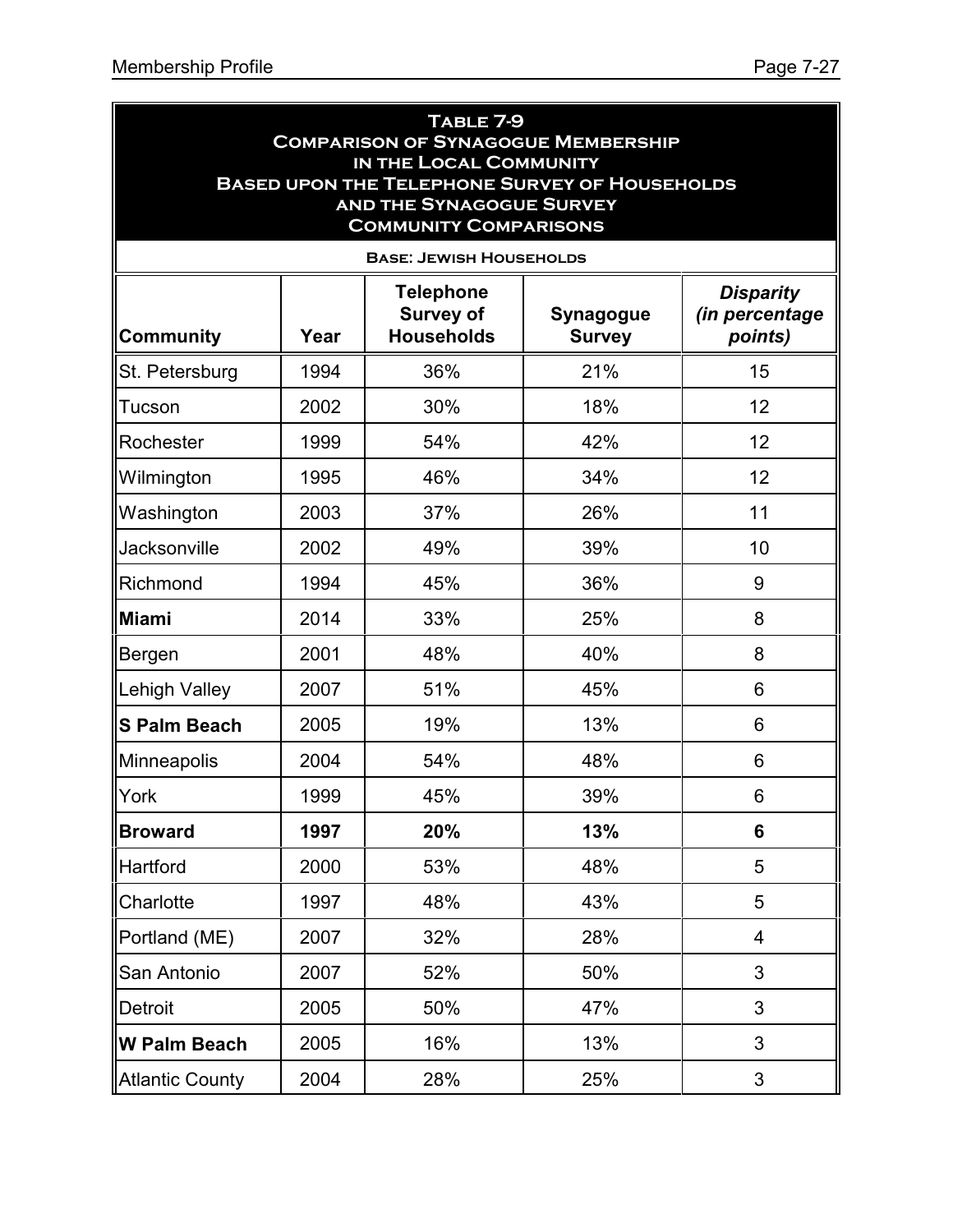## Table 7-9
## Comparison of Synagogue Membership in the Local Community Based upon the Telephone Survey of Households and the Synagogue Survey
## Community Comparisons

**Base: Jewish Households**

| Community | Year | Telephone Survey of Households | Synagogue Survey | *Disparity (in percentage points)* |
|---|---|---|---|---|
| St. Petersburg | 1994 | 36% | 21% | 15 |
| Tucson | 2002 | 30% | 18% | 12 |
| Rochester | 1999 | 54% | 42% | 12 |
| Wilmington | 1995 | 46% | 34% | 12 |
| Washington | 2003 | 37% | 26% | 11 |
| Jacksonville | 2002 | 49% | 39% | 10 |
| Richmond | 1994 | 45% | 36% | 9 |
| **Miami** | 2014 | 33% | 25% | 8 |
| Bergen | 2001 | 48% | 40% | 8 |
| Lehigh Valley | 2007 | 51% | 45% | 6 |
| **S Palm Beach** | 2005 | 19% | 13% | 6 |
| Minneapolis | 2004 | 54% | 48% | 6 |
| York | 1999 | 45% | 39% | 6 |
| **Broward** | **1997** | **20%** | **13%** | **6** |
| Hartford | 2000 | 53% | 48% | 5 |
| Charlotte | 1997 | 48% | 43% | 5 |
| Portland (ME) | 2007 | 32% | 28% | 4 |
| San Antonio | 2007 | 52% | 50% | 3 |
| Detroit | 2005 | 50% | 47% | 3 |
| **W Palm Beach** | 2005 | 16% | 13% | 3 |
| Atlantic County | 2004 | 28% | 25% | 3 |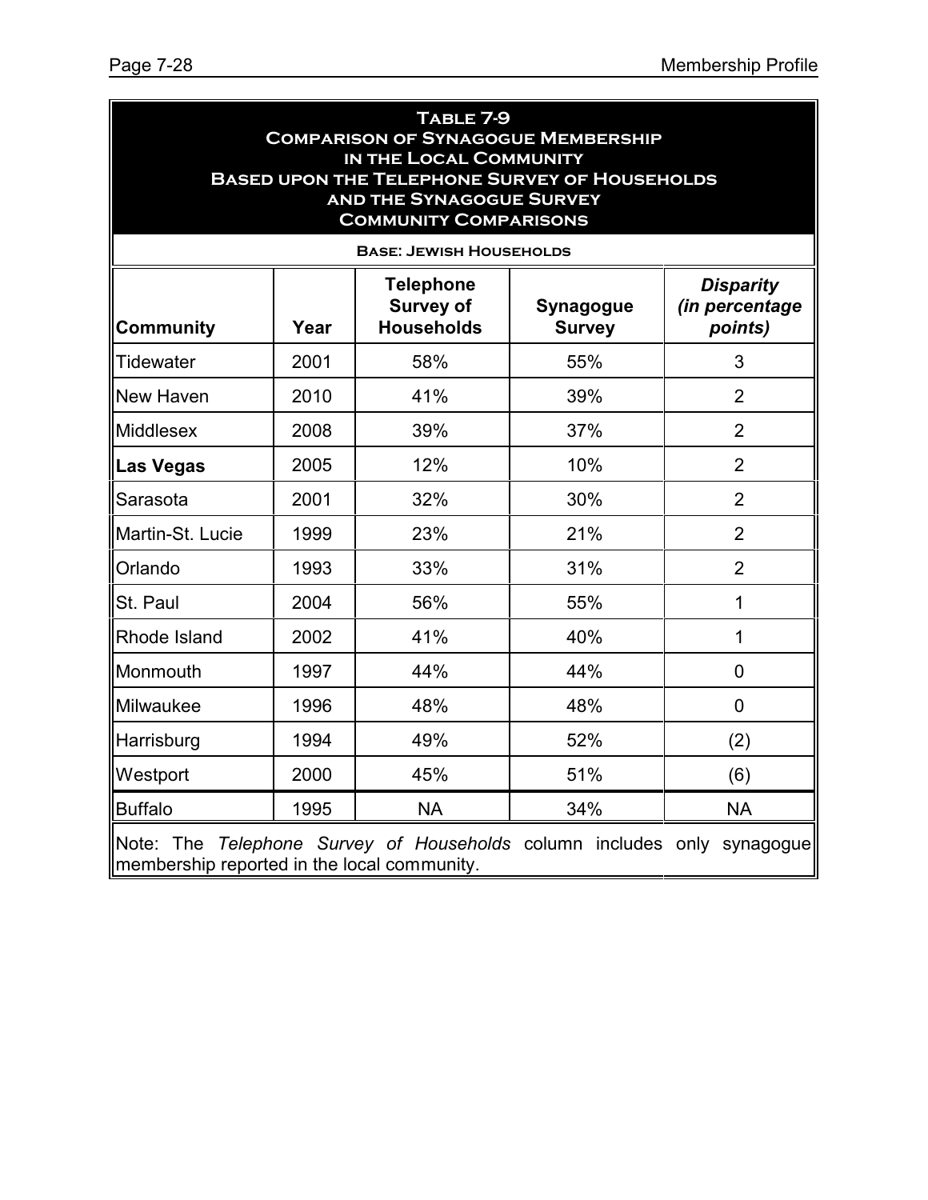## Table 7-9
## Comparison of Synagogue Membership in the Local Community Based upon the Telephone Survey of Households and the Synagogue Survey
## Community Comparisons

**Base: Jewish Households**

| Community | Year | Telephone Survey of Households | Synagogue Survey | *Disparity (in percentage points)* |
|---|---|---|---|---|
| Tidewater | 2001 | 58% | 55% | 3 |
| New Haven | 2010 | 41% | 39% | 2 |
| Middlesex | 2008 | 39% | 37% | 2 |
| **Las Vegas** | 2005 | 12% | 10% | 2 |
| Sarasota | 2001 | 32% | 30% | 2 |
| Martin-St. Lucie | 1999 | 23% | 21% | 2 |
| Orlando | 1993 | 33% | 31% | 2 |
| St. Paul | 2004 | 56% | 55% | 1 |
| Rhode Island | 2002 | 41% | 40% | 1 |
| Monmouth | 1997 | 44% | 44% | 0 |
| Milwaukee | 1996 | 48% | 48% | 0 |
| Harrisburg | 1994 | 49% | 52% | (2) |
| Westport | 2000 | 45% | 51% | (6) |
| Buffalo | 1995 | NA | 34% | NA |

Note: The *Telephone Survey of Households* column includes only synagogue membership reported in the local community.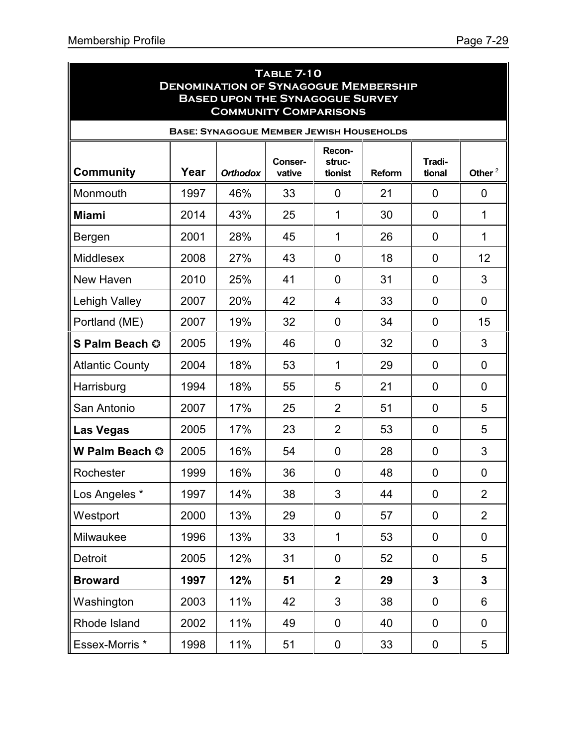## Table 7-10
## Denomination of Synagogue Membership Based upon the Synagogue Survey Community Comparisons

**Base: Synagogue Member Jewish Households**

| Community | Year | *Orthodox* | Conser-vative | Recon-struc-tionist | Reform | Tradi-tional | Other [2] |
|---|---|---|---|---|---|---|---|
| Monmouth | 1997 | 46% | 33 | 0 | 21 | 0 | 0 |
| **Miami** | 2014 | 43% | 25 | 1 | 30 | 0 | 1 |
| Bergen | 2001 | 28% | 45 | 1 | 26 | 0 | 1 |
| Middlesex | 2008 | 27% | 43 | 0 | 18 | 0 | 12 |
| New Haven | 2010 | 25% | 41 | 0 | 31 | 0 | 3 |
| Lehigh Valley | 2007 | 20% | 42 | 4 | 33 | 0 | 0 |
| Portland (ME) | 2007 | 19% | 32 | 0 | 34 | 0 | 15 |
| **S Palm Beach** ✪ | 2005 | 19% | 46 | 0 | 32 | 0 | 3 |
| Atlantic County | 2004 | 18% | 53 | 1 | 29 | 0 | 0 |
| Harrisburg | 1994 | 18% | 55 | 5 | 21 | 0 | 0 |
| San Antonio | 2007 | 17% | 25 | 2 | 51 | 0 | 5 |
| **Las Vegas** | 2005 | 17% | 23 | 2 | 53 | 0 | 5 |
| **W Palm Beach** ✪ | 2005 | 16% | 54 | 0 | 28 | 0 | 3 |
| Rochester | 1999 | 16% | 36 | 0 | 48 | 0 | 0 |
| Los Angeles * | 1997 | 14% | 38 | 3 | 44 | 0 | 2 |
| Westport | 2000 | 13% | 29 | 0 | 57 | 0 | 2 |
| Milwaukee | 1996 | 13% | 33 | 1 | 53 | 0 | 0 |
| Detroit | 2005 | 12% | 31 | 0 | 52 | 0 | 5 |
| **Broward** | **1997** | **12%** | **51** | **2** | **29** | **3** | **3** |
| Washington | 2003 | 11% | 42 | 3 | 38 | 0 | 6 |
| Rhode Island | 2002 | 11% | 49 | 0 | 40 | 0 | 0 |
| Essex-Morris * | 1998 | 11% | 51 | 0 | 33 | 0 | 5 |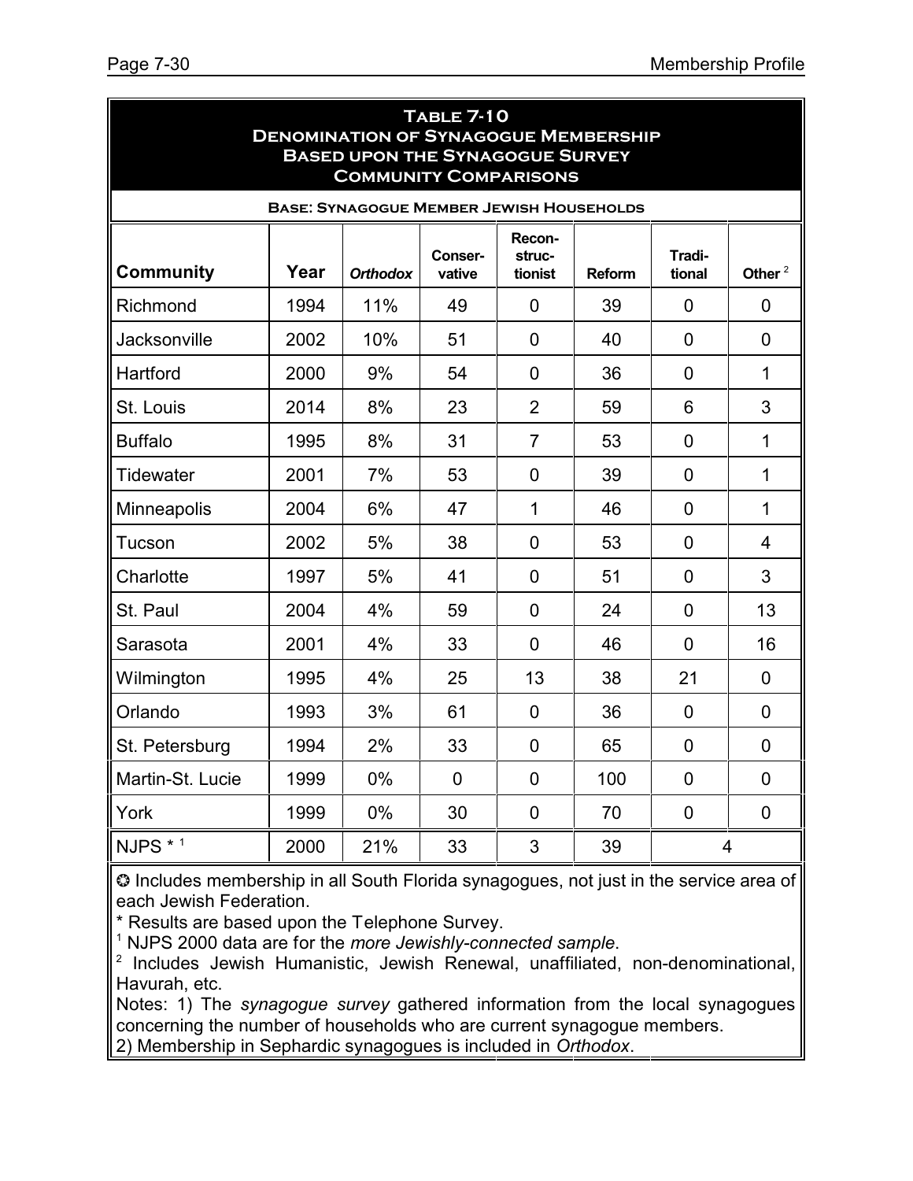## Table 7-10
## Denomination of Synagogue Membership Based upon the Synagogue Survey Community Comparisons

**Base: Synagogue Member Jewish Households**

| Community | Year | *Orthodox* | Conser-vative | Recon-struc-tionist | Reform | Tradi-tional | Other [2] |
|---|---|---|---|---|---|---|---|
| Richmond | 1994 | 11% | 49 | 0 | 39 | 0 | 0 |
| Jacksonville | 2002 | 10% | 51 | 0 | 40 | 0 | 0 |
| Hartford | 2000 | 9% | 54 | 0 | 36 | 0 | 1 |
| St. Louis | 2014 | 8% | 23 | 2 | 59 | 6 | 3 |
| Buffalo | 1995 | 8% | 31 | 7 | 53 | 0 | 1 |
| Tidewater | 2001 | 7% | 53 | 0 | 39 | 0 | 1 |
| Minneapolis | 2004 | 6% | 47 | 1 | 46 | 0 | 1 |
| Tucson | 2002 | 5% | 38 | 0 | 53 | 0 | 4 |
| Charlotte | 1997 | 5% | 41 | 0 | 51 | 0 | 3 |
| St. Paul | 2004 | 4% | 59 | 0 | 24 | 0 | 13 |
| Sarasota | 2001 | 4% | 33 | 0 | 46 | 0 | 16 |
| Wilmington | 1995 | 4% | 25 | 13 | 38 | 21 | 0 |
| Orlando | 1993 | 3% | 61 | 0 | 36 | 0 | 0 |
| St. Petersburg | 1994 | 2% | 33 | 0 | 65 | 0 | 0 |
| Martin-St. Lucie | 1999 | 0% | 0 | 0 | 100 | 0 | 0 |
| York | 1999 | 0% | 30 | 0 | 70 | 0 | 0 |
| NJPS * [1] | 2000 | 21% | 33 | 3 | 39 | 4 | |

✪ Includes membership in all South Florida synagogues, not just in the service area of each Jewish Federation.

\* Results are based upon the Telephone Survey.

[1] NJPS 2000 data are for the *more Jewishly-connected sample*.

[2] Includes Jewish Humanistic, Jewish Renewal, unaffiliated, non-denominational, Havurah, etc.

Notes: 1) The *synagogue survey* gathered information from the local synagogues concerning the number of households who are current synagogue members.
2) Membership in Sephardic synagogues is included in *Orthodox*.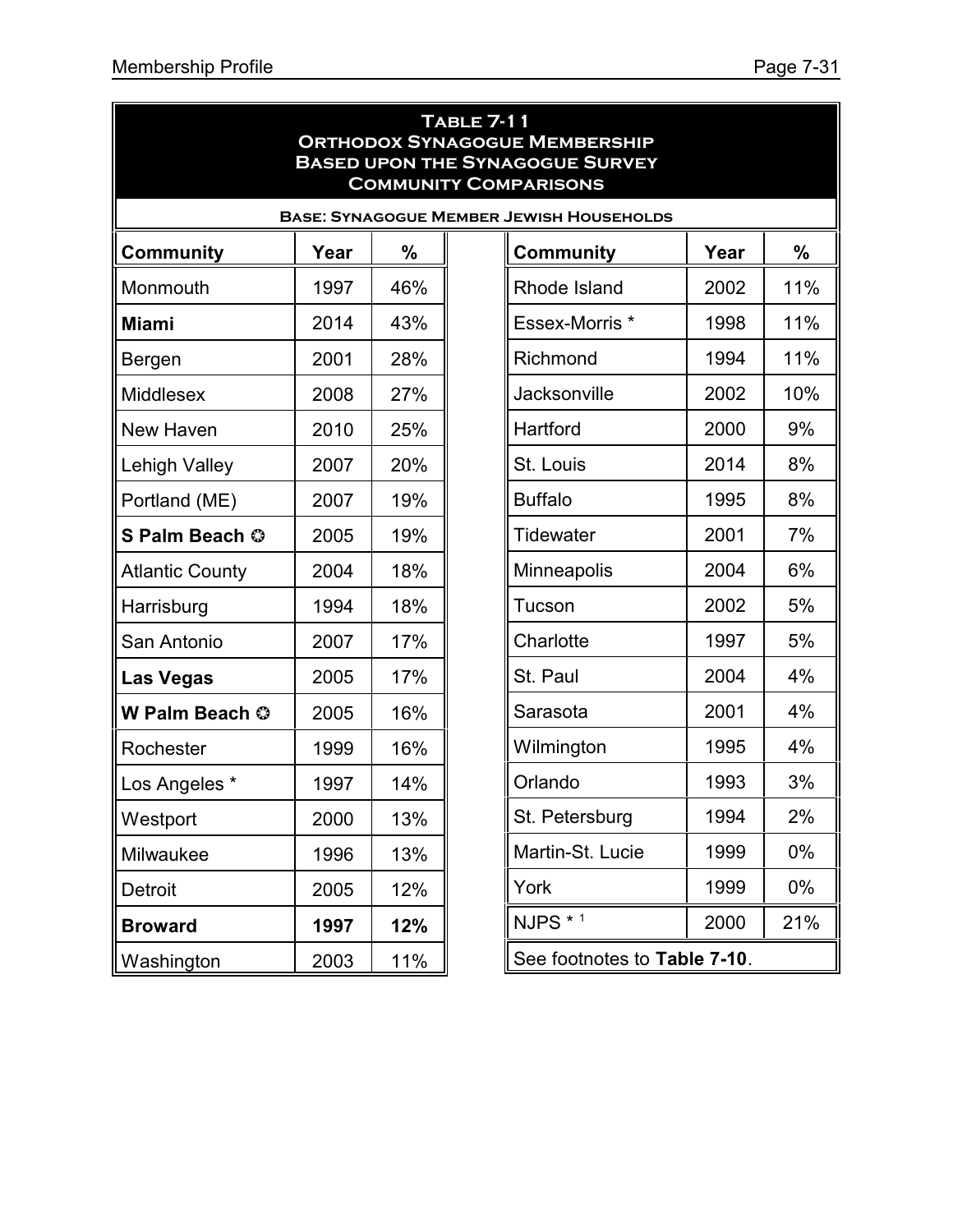## Table 7-11
## Orthodox Synagogue Membership Based upon the Synagogue Survey Community Comparisons

**Base: Synagogue Member Jewish Households**

| Community | Year | % |
|---|---|---|
| Monmouth | 1997 | 46% |
| **Miami** | 2014 | 43% |
| Bergen | 2001 | 28% |
| Middlesex | 2008 | 27% |
| New Haven | 2010 | 25% |
| Lehigh Valley | 2007 | 20% |
| Portland (ME) | 2007 | 19% |
| **S Palm Beach** ❂ | 2005 | 19% |
| Atlantic County | 2004 | 18% |
| Harrisburg | 1994 | 18% |
| San Antonio | 2007 | 17% |
| **Las Vegas** | 2005 | 17% |
| **W Palm Beach** ❂ | 2005 | 16% |
| Rochester | 1999 | 16% |
| Los Angeles * | 1997 | 14% |
| Westport | 2000 | 13% |
| Milwaukee | 1996 | 13% |
| Detroit | 2005 | 12% |
| **Broward** | **1997** | **12%** |
| Washington | 2003 | 11% |

| Community | Year | % |
|---|---|---|
| Rhode Island | 2002 | 11% |
| Essex-Morris * | 1998 | 11% |
| Richmond | 1994 | 11% |
| Jacksonville | 2002 | 10% |
| Hartford | 2000 | 9% |
| St. Louis | 2014 | 8% |
| Buffalo | 1995 | 8% |
| Tidewater | 2001 | 7% |
| Minneapolis | 2004 | 6% |
| Tucson | 2002 | 5% |
| Charlotte | 1997 | 5% |
| St. Paul | 2004 | 4% |
| Sarasota | 2001 | 4% |
| Wilmington | 1995 | 4% |
| Orlando | 1993 | 3% |
| St. Petersburg | 1994 | 2% |
| Martin-St. Lucie | 1999 | 0% |
| York | 1999 | 0% |
| NJPS * [1] | 2000 | 21% |

See footnotes to **Table 7-10**.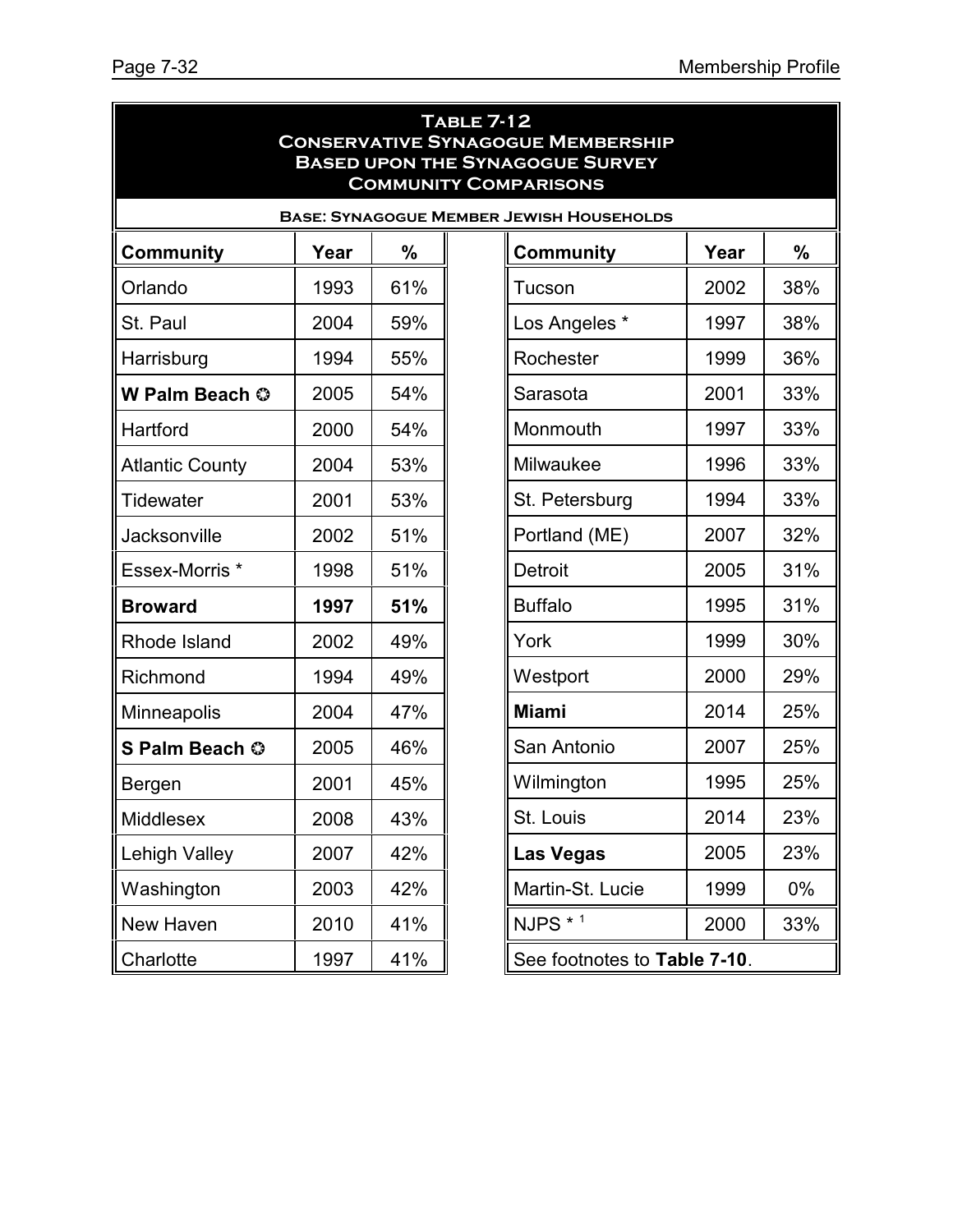## Table 7-12
## Conservative Synagogue Membership Based upon the Synagogue Survey Community Comparisons

**Base: Synagogue Member Jewish Households**

| Community | Year | % | Community | Year | % |
|---|---|---|---|---|---|
| Orlando | 1993 | 61% | Tucson | 2002 | 38% |
| St. Paul | 2004 | 59% | Los Angeles * | 1997 | 38% |
| Harrisburg | 1994 | 55% | Rochester | 1999 | 36% |
| **W Palm Beach** ❂ | 2005 | 54% | Sarasota | 2001 | 33% |
| Hartford | 2000 | 54% | Monmouth | 1997 | 33% |
| Atlantic County | 2004 | 53% | Milwaukee | 1996 | 33% |
| Tidewater | 2001 | 53% | St. Petersburg | 1994 | 33% |
| Jacksonville | 2002 | 51% | Portland (ME) | 2007 | 32% |
| Essex-Morris * | 1998 | 51% | Detroit | 2005 | 31% |
| **Broward** | **1997** | **51%** | Buffalo | 1995 | 31% |
| Rhode Island | 2002 | 49% | York | 1999 | 30% |
| Richmond | 1994 | 49% | Westport | 2000 | 29% |
| Minneapolis | 2004 | 47% | **Miami** | 2014 | 25% |
| **S Palm Beach** ❂ | 2005 | 46% | San Antonio | 2007 | 25% |
| Bergen | 2001 | 45% | Wilmington | 1995 | 25% |
| Middlesex | 2008 | 43% | St. Louis | 2014 | 23% |
| Lehigh Valley | 2007 | 42% | **Las Vegas** | 2005 | 23% |
| Washington | 2003 | 42% | Martin-St. Lucie | 1999 | 0% |
| New Haven | 2010 | 41% | NJPS * [1] | 2000 | 33% |
| Charlotte | 1997 | 41% | See footnotes to **Table 7-10**. | | |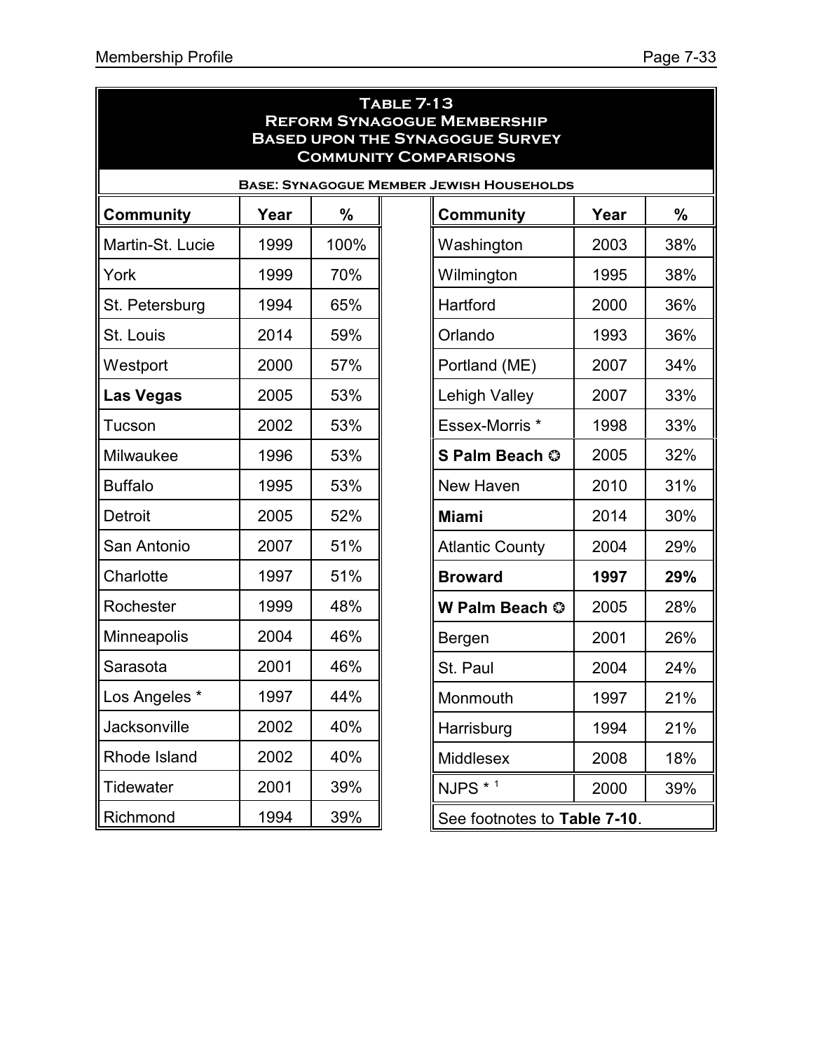**Table 7-13**
**Reform Synagogue Membership**
**Based upon the Synagogue Survey**
**Community Comparisons**

**Base: Synagogue Member Jewish Households**

| Community | Year | % | Community | Year | % |
|---|---|---|---|---|---|
| Martin-St. Lucie | 1999 | 100% | Washington | 2003 | 38% |
| York | 1999 | 70% | Wilmington | 1995 | 38% |
| St. Petersburg | 1994 | 65% | Hartford | 2000 | 36% |
| St. Louis | 2014 | 59% | Orlando | 1993 | 36% |
| Westport | 2000 | 57% | Portland (ME) | 2007 | 34% |
| **Las Vegas** | 2005 | 53% | Lehigh Valley | 2007 | 33% |
| Tucson | 2002 | 53% | Essex-Morris * | 1998 | 33% |
| Milwaukee | 1996 | 53% | **S Palm Beach ✪** | 2005 | 32% |
| Buffalo | 1995 | 53% | New Haven | 2010 | 31% |
| Detroit | 2005 | 52% | **Miami** | 2014 | 30% |
| San Antonio | 2007 | 51% | Atlantic County | 2004 | 29% |
| Charlotte | 1997 | 51% | **Broward** | **1997** | **29%** |
| Rochester | 1999 | 48% | **W Palm Beach ✪** | 2005 | 28% |
| Minneapolis | 2004 | 46% | Bergen | 2001 | 26% |
| Sarasota | 2001 | 46% | St. Paul | 2004 | 24% |
| Los Angeles * | 1997 | 44% | Monmouth | 1997 | 21% |
| Jacksonville | 2002 | 40% | Harrisburg | 1994 | 21% |
| Rhode Island | 2002 | 40% | Middlesex | 2008 | 18% |
| Tidewater | 2001 | 39% | NJPS * [1] | 2000 | 39% |
| Richmond | 1994 | 39% | See footnotes to **Table 7-10**. | | |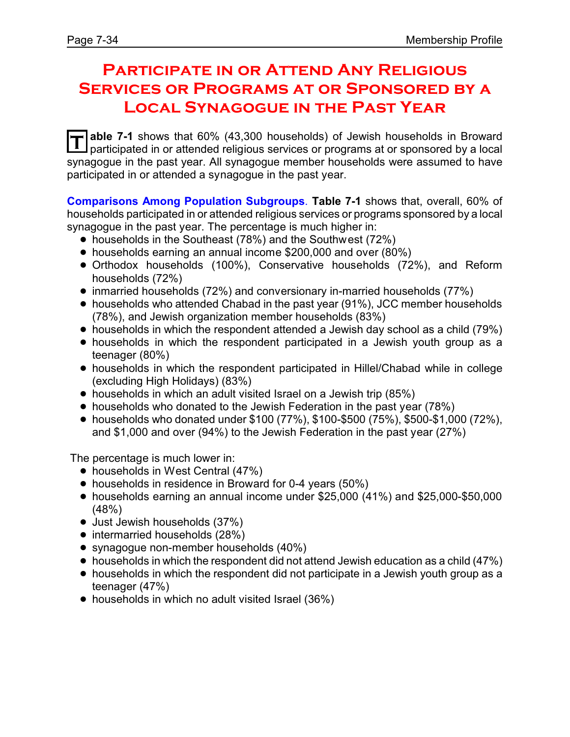# Participate in or Attend Any Religious Services or Programs at or Sponsored by a Local Synagogue in the Past Year

**Table 7-1** shows that 60% (43,300 households) of Jewish households in Broward participated in or attended religious services or programs at or sponsored by a local synagogue in the past year. All synagogue member households were assumed to have participated in or attended a synagogue in the past year.

**Comparisons Among Population Subgroups**. **Table 7-1** shows that, overall, 60% of households participated in or attended religious services or programs sponsored by a local synagogue in the past year. The percentage is much higher in:

- households in the Southeast (78%) and the Southwest (72%)
- households earning an annual income $200,000 and over (80%)
- Orthodox households (100%), Conservative households (72%), and Reform households (72%)
- inmarried households (72%) and conversionary in-married households (77%)
- households who attended Chabad in the past year (91%), JCC member households (78%), and Jewish organization member households (83%)
- households in which the respondent attended a Jewish day school as a child (79%)
- households in which the respondent participated in a Jewish youth group as a teenager (80%)
- households in which the respondent participated in Hillel/Chabad while in college (excluding High Holidays) (83%)
- households in which an adult visited Israel on a Jewish trip (85%)
- households who donated to the Jewish Federation in the past year (78%)
- households who donated under $100 (77%), $100-$500 (75%), $500-$1,000 (72%), and $1,000 and over (94%) to the Jewish Federation in the past year (27%)

The percentage is much lower in:

- households in West Central (47%)
- households in residence in Broward for 0-4 years (50%)
- households earning an annual income under $25,000 (41%) and $25,000-$50,000 (48%)
- Just Jewish households (37%)
- intermarried households (28%)
- synagogue non-member households (40%)
- households in which the respondent did not attend Jewish education as a child (47%)
- households in which the respondent did not participate in a Jewish youth group as a teenager (47%)
- households in which no adult visited Israel (36%)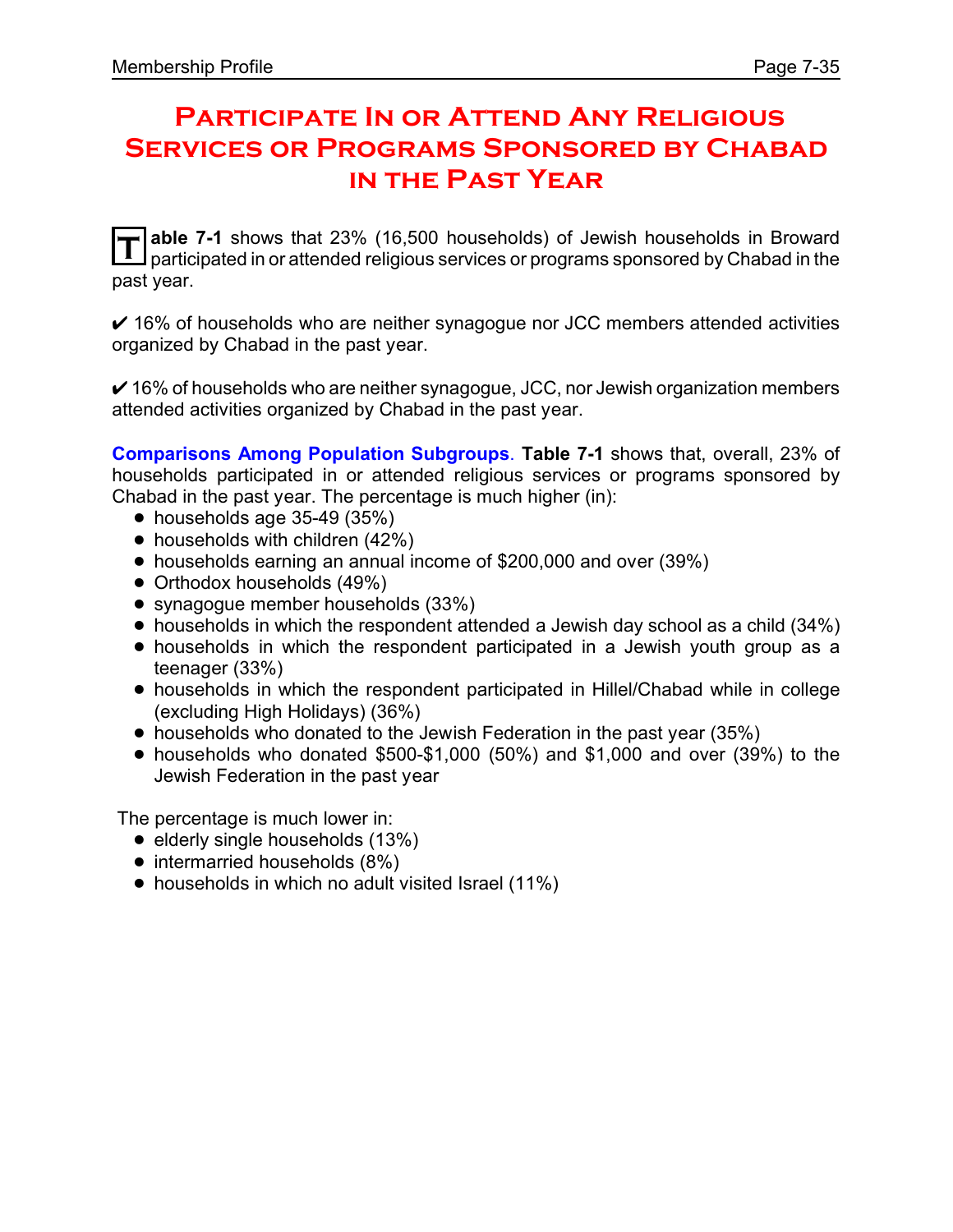# Participate In or Attend Any Religious Services or Programs Sponsored by Chabad in the Past Year

**Table 7-1** shows that 23% (16,500 households) of Jewish households in Broward participated in or attended religious services or programs sponsored by Chabad in the past year.

✔ 16% of households who are neither synagogue nor JCC members attended activities organized by Chabad in the past year.

✔ 16% of households who are neither synagogue, JCC, nor Jewish organization members attended activities organized by Chabad in the past year.

**Comparisons Among Population Subgroups**. **Table 7-1** shows that, overall, 23% of households participated in or attended religious services or programs sponsored by Chabad in the past year. The percentage is much higher (in):

- households age 35-49 (35%)
- households with children (42%)
- households earning an annual income of $200,000 and over (39%)
- Orthodox households (49%)
- synagogue member households (33%)
- households in which the respondent attended a Jewish day school as a child (34%)
- households in which the respondent participated in a Jewish youth group as a teenager (33%)
- households in which the respondent participated in Hillel/Chabad while in college (excluding High Holidays) (36%)
- households who donated to the Jewish Federation in the past year (35%)
- households who donated $500-$1,000 (50%) and $1,000 and over (39%) to the Jewish Federation in the past year

The percentage is much lower in:

- elderly single households (13%)
- intermarried households (8%)
- households in which no adult visited Israel (11%)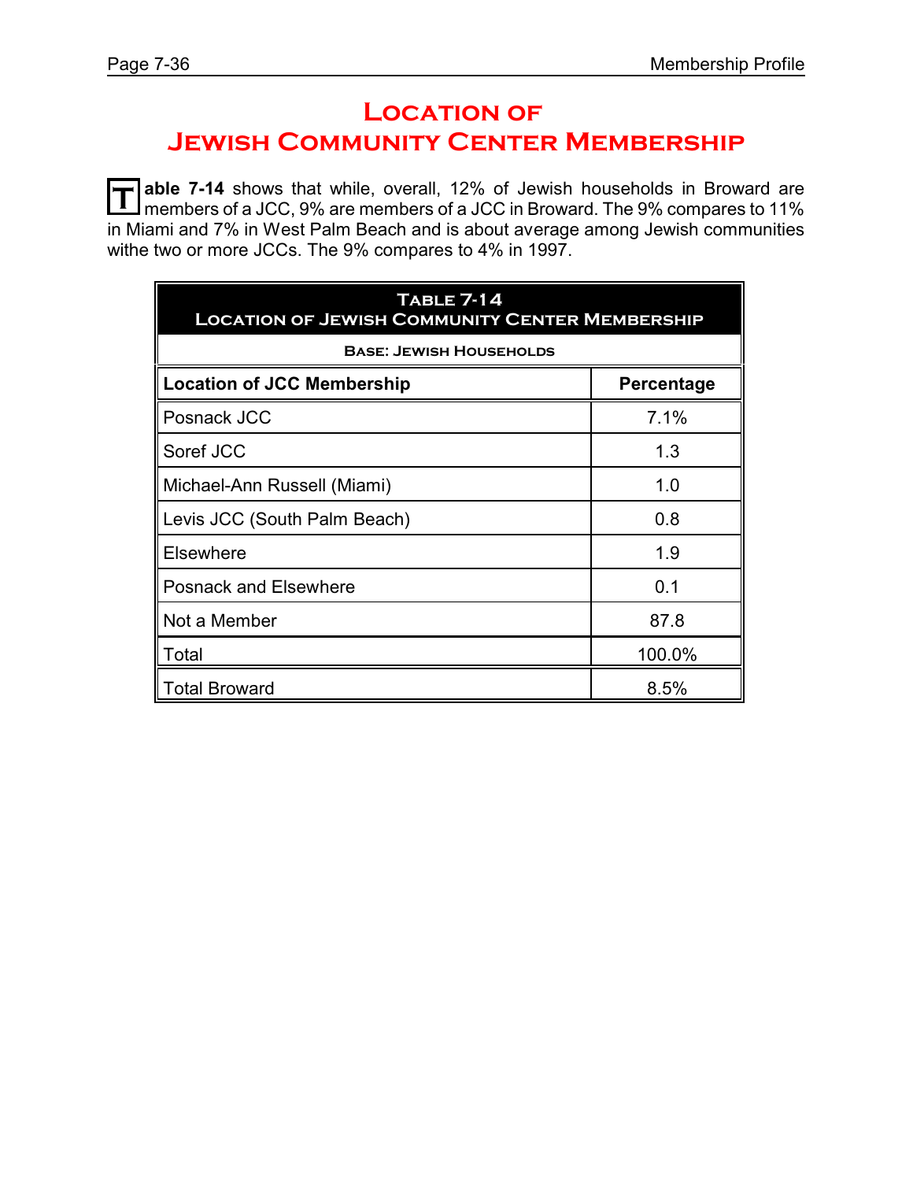# Location of Jewish Community Center Membership

**Table 7-14** shows that while, overall, 12% of Jewish households in Broward are members of a JCC, 9% are members of a JCC in Broward. The 9% compares to 11% in Miami and 7% in West Palm Beach and is about average among Jewish communities withe two or more JCCs. The 9% compares to 4% in 1997.

| Table 7-14<br>Location of Jewish Community Center Membership | |
|---|---|
| Base: Jewish Households | |
| **Location of JCC Membership** | **Percentage** |
| Posnack JCC | 7.1% |
| Soref JCC | 1.3 |
| Michael-Ann Russell (Miami) | 1.0 |
| Levis JCC (South Palm Beach) | 0.8 |
| Elsewhere | 1.9 |
| Posnack and Elsewhere | 0.1 |
| Not a Member | 87.8 |
| Total | 100.0% |
| Total Broward | 8.5% |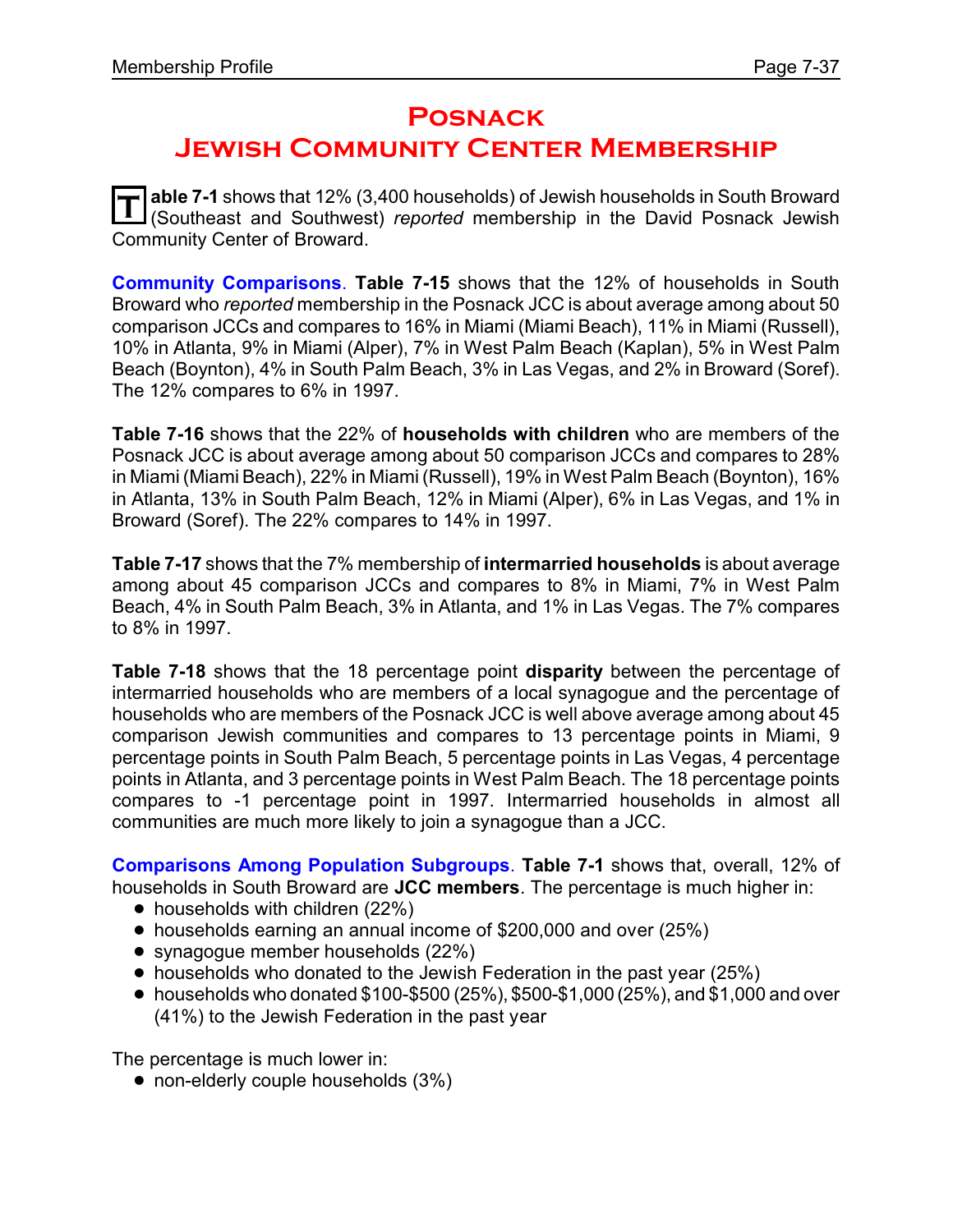# Posnack Jewish Community Center Membership

**Table 7-1** shows that 12% (3,400 households) of Jewish households in South Broward (Southeast and Southwest) *reported* membership in the David Posnack Jewish Community Center of Broward.

**Community Comparisons**. **Table 7-15** shows that the 12% of households in South Broward who *reported* membership in the Posnack JCC is about average among about 50 comparison JCCs and compares to 16% in Miami (Miami Beach), 11% in Miami (Russell), 10% in Atlanta, 9% in Miami (Alper), 7% in West Palm Beach (Kaplan), 5% in West Palm Beach (Boynton), 4% in South Palm Beach, 3% in Las Vegas, and 2% in Broward (Soref). The 12% compares to 6% in 1997.

**Table 7-16** shows that the 22% of **households with children** who are members of the Posnack JCC is about average among about 50 comparison JCCs and compares to 28% in Miami (Miami Beach), 22% in Miami (Russell), 19% in West Palm Beach (Boynton), 16% in Atlanta, 13% in South Palm Beach, 12% in Miami (Alper), 6% in Las Vegas, and 1% in Broward (Soref). The 22% compares to 14% in 1997.

**Table 7-17** shows that the 7% membership of **intermarried households** is about average among about 45 comparison JCCs and compares to 8% in Miami, 7% in West Palm Beach, 4% in South Palm Beach, 3% in Atlanta, and 1% in Las Vegas. The 7% compares to 8% in 1997.

**Table 7-18** shows that the 18 percentage point **disparity** between the percentage of intermarried households who are members of a local synagogue and the percentage of households who are members of the Posnack JCC is well above average among about 45 comparison Jewish communities and compares to 13 percentage points in Miami, 9 percentage points in South Palm Beach, 5 percentage points in Las Vegas, 4 percentage points in Atlanta, and 3 percentage points in West Palm Beach. The 18 percentage points compares to -1 percentage point in 1997. Intermarried households in almost all communities are much more likely to join a synagogue than a JCC.

**Comparisons Among Population Subgroups**. **Table 7-1** shows that, overall, 12% of households in South Broward are **JCC members**. The percentage is much higher in:

- households with children (22%)
- households earning an annual income of $200,000 and over (25%)
- synagogue member households (22%)
- households who donated to the Jewish Federation in the past year (25%)
- households who donated $100-$500 (25%), $500-$1,000 (25%), and $1,000 and over (41%) to the Jewish Federation in the past year

The percentage is much lower in:

- non-elderly couple households (3%)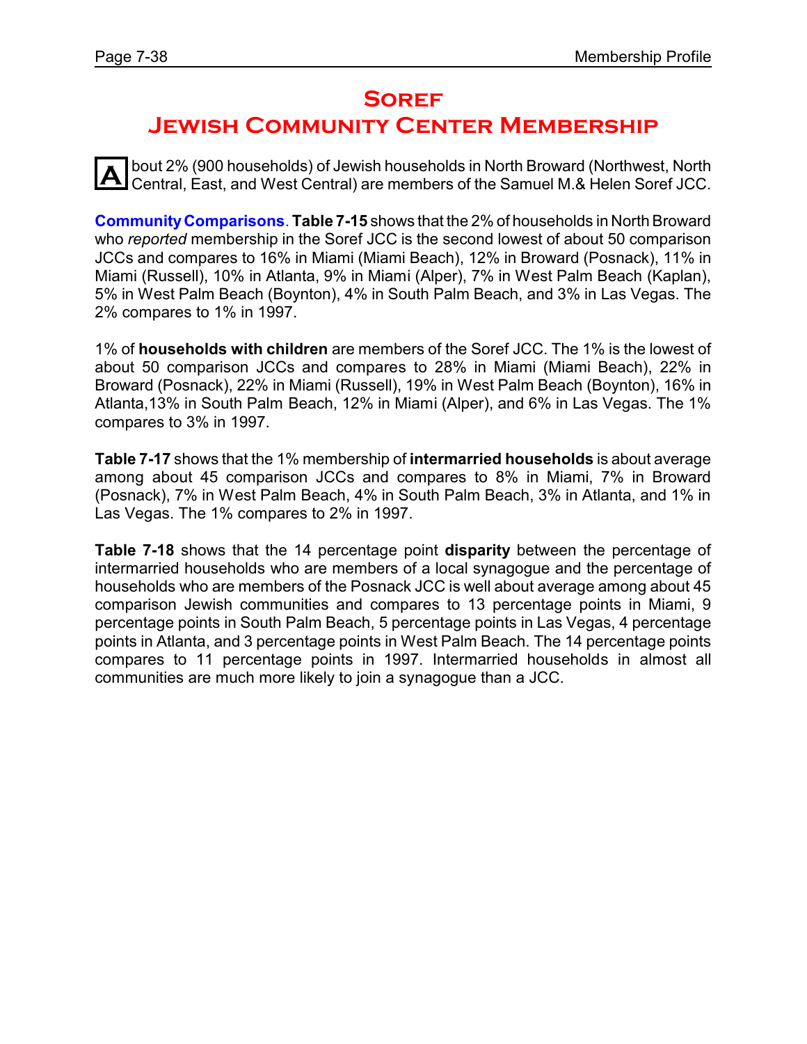# Soref
# Jewish Community Center Membership

About 2% (900 households) of Jewish households in North Broward (Northwest, North Central, East, and West Central) are members of the Samuel M.& Helen Soref JCC.

**Community Comparisons**. **Table 7-15** shows that the 2% of households in North Broward who *reported* membership in the Soref JCC is the second lowest of about 50 comparison JCCs and compares to 16% in Miami (Miami Beach), 12% in Broward (Posnack), 11% in Miami (Russell), 10% in Atlanta, 9% in Miami (Alper), 7% in West Palm Beach (Kaplan), 5% in West Palm Beach (Boynton), 4% in South Palm Beach, and 3% in Las Vegas. The 2% compares to 1% in 1997.

1% of **households with children** are members of the Soref JCC. The 1% is the lowest of about 50 comparison JCCs and compares to 28% in Miami (Miami Beach), 22% in Broward (Posnack), 22% in Miami (Russell), 19% in West Palm Beach (Boynton), 16% in Atlanta,13% in South Palm Beach, 12% in Miami (Alper), and 6% in Las Vegas. The 1% compares to 3% in 1997.

**Table 7-17** shows that the 1% membership of **intermarried households** is about average among about 45 comparison JCCs and compares to 8% in Miami, 7% in Broward (Posnack), 7% in West Palm Beach, 4% in South Palm Beach, 3% in Atlanta, and 1% in Las Vegas. The 1% compares to 2% in 1997.

**Table 7-18** shows that the 14 percentage point **disparity** between the percentage of intermarried households who are members of a local synagogue and the percentage of households who are members of the Posnack JCC is well about average among about 45 comparison Jewish communities and compares to 13 percentage points in Miami, 9 percentage points in South Palm Beach, 5 percentage points in Las Vegas, 4 percentage points in Atlanta, and 3 percentage points in West Palm Beach. The 14 percentage points compares to 11 percentage points in 1997. Intermarried households in almost all communities are much more likely to join a synagogue than a JCC.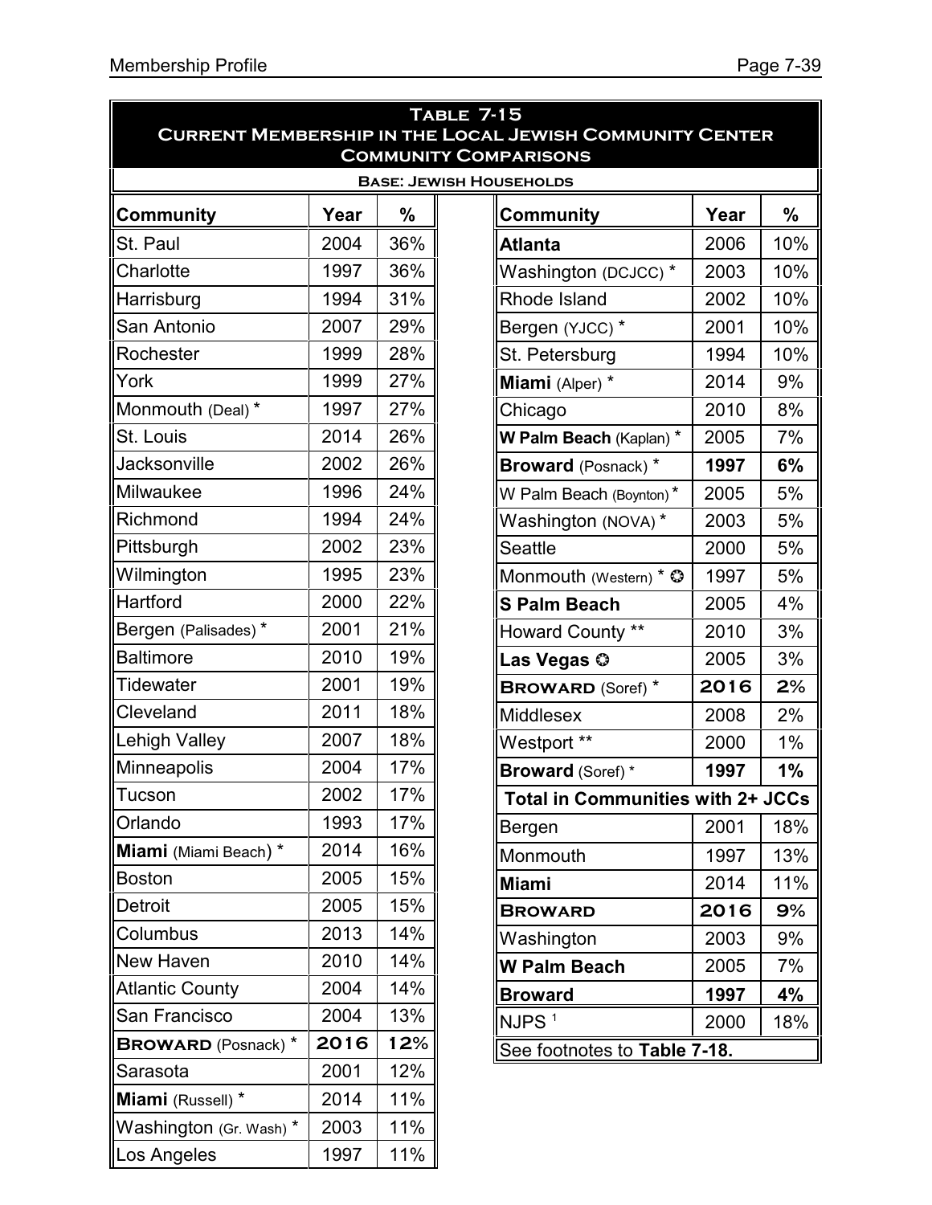## Table 7-15
### Current Membership in the Local Jewish Community Center
### Community Comparisons

**Base: Jewish Households**

| Community | Year | % |
|---|---|---|
| St. Paul | 2004 | 36% |
| Charlotte | 1997 | 36% |
| Harrisburg | 1994 | 31% |
| San Antonio | 2007 | 29% |
| Rochester | 1999 | 28% |
| York | 1999 | 27% |
| Monmouth (Deal) * | 1997 | 27% |
| St. Louis | 2014 | 26% |
| Jacksonville | 2002 | 26% |
| Milwaukee | 1996 | 24% |
| Richmond | 1994 | 24% |
| Pittsburgh | 2002 | 23% |
| Wilmington | 1995 | 23% |
| Hartford | 2000 | 22% |
| Bergen (Palisades) * | 2001 | 21% |
| Baltimore | 2010 | 19% |
| Tidewater | 2001 | 19% |
| Cleveland | 2011 | 18% |
| Lehigh Valley | 2007 | 18% |
| Minneapolis | 2004 | 17% |
| Tucson | 2002 | 17% |
| Orlando | 1993 | 17% |
| **Miami** (Miami Beach) * | 2014 | 16% |
| Boston | 2005 | 15% |
| Detroit | 2005 | 15% |
| Columbus | 2013 | 14% |
| New Haven | 2010 | 14% |
| Atlantic County | 2004 | 14% |
| San Francisco | 2004 | 13% |
| **BROWARD** (Posnack) * | **2016** | **12%** |
| Sarasota | 2001 | 12% |
| **Miami** (Russell) * | 2014 | 11% |
| Washington (Gr. Wash) * | 2003 | 11% |
| Los Angeles | 1997 | 11% |
| **Atlanta** | 2006 | 10% |
| Washington (DCJCC) * | 2003 | 10% |
| Rhode Island | 2002 | 10% |
| Bergen (YJCC) * | 2001 | 10% |
| St. Petersburg | 1994 | 10% |
| **Miami** (Alper) * | 2014 | 9% |
| Chicago | 2010 | 8% |
| **W Palm Beach** (Kaplan) * | 2005 | 7% |
| **Broward** (Posnack) * | **1997** | **6%** |
| W Palm Beach (Boynton) * | 2005 | 5% |
| Washington (NOVA) * | 2003 | 5% |
| Seattle | 2000 | 5% |
| Monmouth (Western) * ✪ | 1997 | 5% |
| **S Palm Beach** | 2005 | 4% |
| Howard County ** | 2010 | 3% |
| **Las Vegas** ✪ | 2005 | 3% |
| **BROWARD** (Soref) * | **2016** | **2%** |
| Middlesex | 2008 | 2% |
| Westport ** | 2000 | 1% |
| **Broward** (Soref) * | **1997** | **1%** |
| **Total in Communities with 2+ JCCs** | | |
| Bergen | 2001 | 18% |
| Monmouth | 1997 | 13% |
| **Miami** | 2014 | 11% |
| **BROWARD** | **2016** | **9%** |
| Washington | 2003 | 9% |
| **W Palm Beach** | 2005 | 7% |
| **Broward** | **1997** | **4%** |
| NJPS [1] | 2000 | 18% |

See footnotes to **Table 7-18.**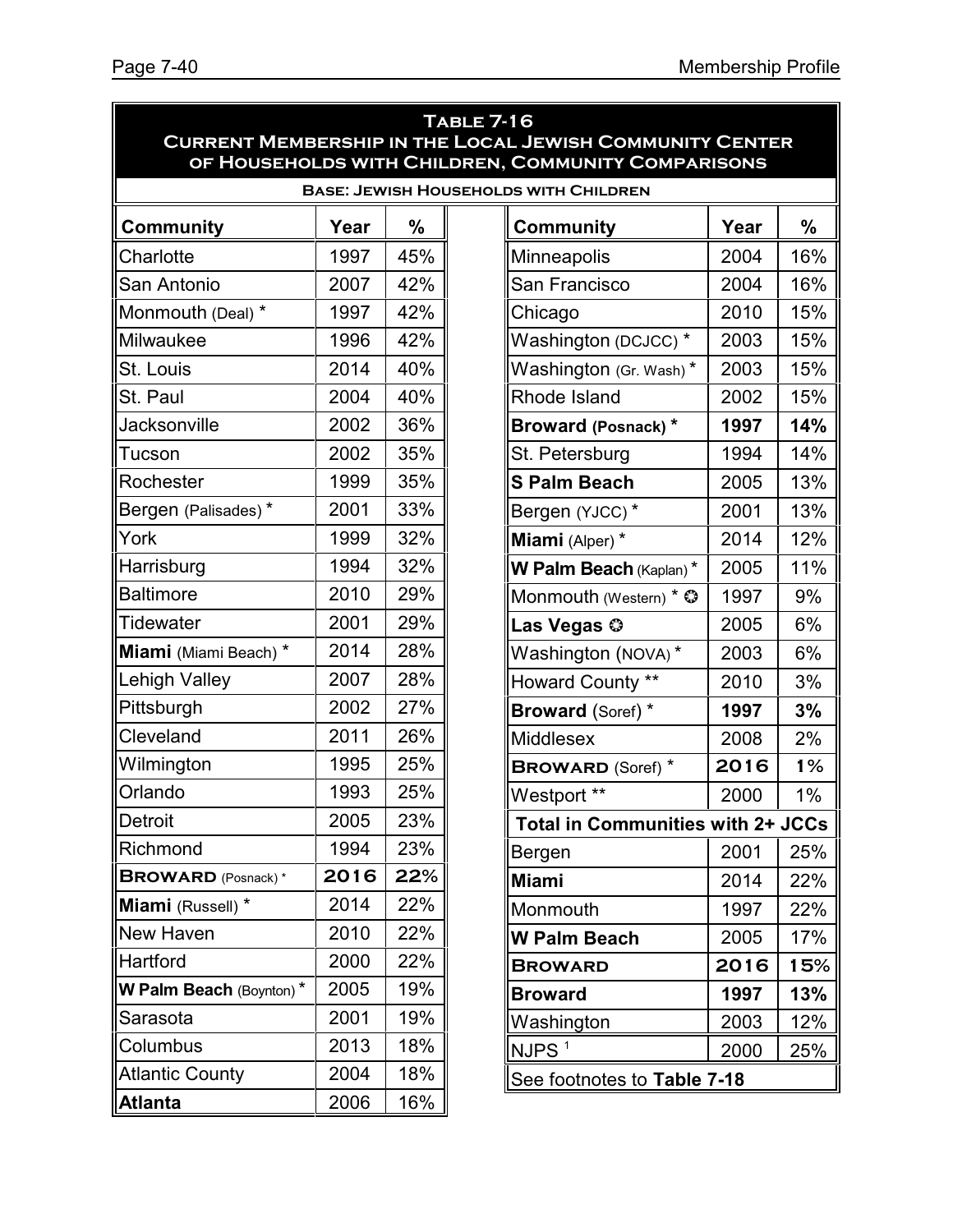## Table 7-16
## Current Membership in the Local Jewish Community Center of Households with Children, Community Comparisons

**Base: Jewish Households with Children**

| Community | Year | % | Community | Year | % |
|---|---|---|---|---|---|
| Charlotte | 1997 | 45% | Minneapolis | 2004 | 16% |
| San Antonio | 2007 | 42% | San Francisco | 2004 | 16% |
| Monmouth (Deal) * | 1997 | 42% | Chicago | 2010 | 15% |
| Milwaukee | 1996 | 42% | Washington (DCJCC) * | 2003 | 15% |
| St. Louis | 2014 | 40% | Washington (Gr. Wash) * | 2003 | 15% |
| St. Paul | 2004 | 40% | Rhode Island | 2002 | 15% |
| Jacksonville | 2002 | 36% | **Broward (Posnack) *** | **1997** | **14%** |
| Tucson | 2002 | 35% | St. Petersburg | 1994 | 14% |
| Rochester | 1999 | 35% | **S Palm Beach** | 2005 | 13% |
| Bergen (Palisades) * | 2001 | 33% | Bergen (YJCC) * | 2001 | 13% |
| York | 1999 | 32% | **Miami** (Alper) * | 2014 | 12% |
| Harrisburg | 1994 | 32% | **W Palm Beach** (Kaplan) * | 2005 | 11% |
| Baltimore | 2010 | 29% | Monmouth (Western) * ✪ | 1997 | 9% |
| Tidewater | 2001 | 29% | **Las Vegas** ✪ | 2005 | 6% |
| **Miami** (Miami Beach) * | 2014 | 28% | Washington (NOVA) * | 2003 | 6% |
| Lehigh Valley | 2007 | 28% | Howard County ** | 2010 | 3% |
| Pittsburgh | 2002 | 27% | **Broward** (Soref) * | **1997** | **3%** |
| Cleveland | 2011 | 26% | Middlesex | 2008 | 2% |
| Wilmington | 1995 | 25% | **BROWARD** (Soref) * | **2016** | **1%** |
| Orlando | 1993 | 25% | Westport ** | 2000 | 1% |
| Detroit | 2005 | 23% | **Total in Communities with 2+ JCCs** | | |
| Richmond | 1994 | 23% | Bergen | 2001 | 25% |
| **BROWARD** (Posnack) * | **2016** | **22%** | **Miami** | 2014 | 22% |
| **Miami** (Russell) * | 2014 | 22% | Monmouth | 1997 | 22% |
| New Haven | 2010 | 22% | **W Palm Beach** | 2005 | 17% |
| Hartford | 2000 | 22% | **BROWARD** | **2016** | **15%** |
| **W Palm Beach** (Boynton) * | 2005 | 19% | **Broward** | **1997** | **13%** |
| Sarasota | 2001 | 19% | Washington | 2003 | 12% |
| Columbus | 2013 | 18% | NJPS [1] | 2000 | 25% |
| Atlantic County | 2004 | 18% | See footnotes to **Table 7-18** | | |
| **Atlanta** | 2006 | 16% | | | |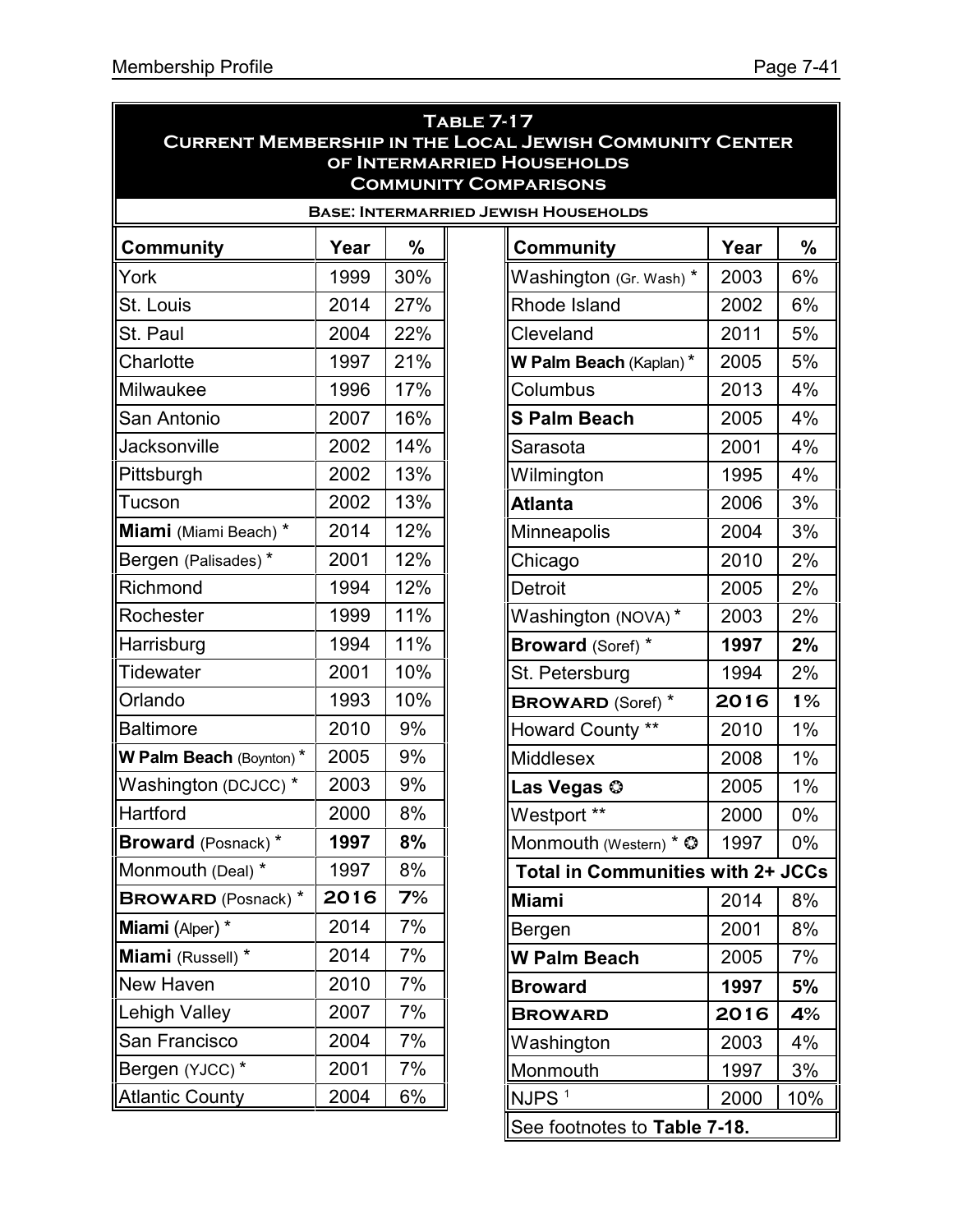## Table 7-17
## Current Membership in the Local Jewish Community Center of Intermarried Households
## Community Comparisons

**Base: Intermarried Jewish Households**

| Community | Year | % | Community | Year | % |
|---|---|---|---|---|---|
| York | 1999 | 30% | Washington (Gr. Wash) * | 2003 | 6% |
| St. Louis | 2014 | 27% | Rhode Island | 2002 | 6% |
| St. Paul | 2004 | 22% | Cleveland | 2011 | 5% |
| Charlotte | 1997 | 21% | **W Palm Beach** (Kaplan) * | 2005 | 5% |
| Milwaukee | 1996 | 17% | Columbus | 2013 | 4% |
| San Antonio | 2007 | 16% | **S Palm Beach** | 2005 | 4% |
| Jacksonville | 2002 | 14% | Sarasota | 2001 | 4% |
| Pittsburgh | 2002 | 13% | Wilmington | 1995 | 4% |
| Tucson | 2002 | 13% | **Atlanta** | 2006 | 3% |
| **Miami** (Miami Beach) * | 2014 | 12% | Minneapolis | 2004 | 3% |
| Bergen (Palisades) * | 2001 | 12% | Chicago | 2010 | 2% |
| Richmond | 1994 | 12% | Detroit | 2005 | 2% |
| Rochester | 1999 | 11% | Washington (NOVA) * | 2003 | 2% |
| Harrisburg | 1994 | 11% | **Broward** (Soref) * | **1997** | **2%** |
| Tidewater | 2001 | 10% | St. Petersburg | 1994 | 2% |
| Orlando | 1993 | 10% | **BROWARD** (Soref) * | **2016** | **1%** |
| Baltimore | 2010 | 9% | Howard County ** | 2010 | 1% |
| **W Palm Beach** (Boynton) * | 2005 | 9% | Middlesex | 2008 | 1% |
| Washington (DCJCC) * | 2003 | 9% | **Las Vegas** ✪ | 2005 | 1% |
| Hartford | 2000 | 8% | Westport ** | 2000 | 0% |
| **Broward** (Posnack) * | **1997** | **8%** | Monmouth (Western) * ✪ | 1997 | 0% |
| Monmouth (Deal) * | 1997 | 8% | **Total in Communities with 2+ JCCs** | | |
| **BROWARD** (Posnack) * | **2016** | **7%** | **Miami** | 2014 | 8% |
| **Miami** (Alper) * | 2014 | 7% | Bergen | 2001 | 8% |
| **Miami** (Russell) * | 2014 | 7% | **W Palm Beach** | 2005 | 7% |
| New Haven | 2010 | 7% | **Broward** | **1997** | **5%** |
| Lehigh Valley | 2007 | 7% | **BROWARD** | **2016** | **4%** |
| San Francisco | 2004 | 7% | Washington | 2003 | 4% |
| Bergen (YJCC) * | 2001 | 7% | Monmouth | 1997 | 3% |
| Atlantic County | 2004 | 6% | NJPS [1] | 2000 | 10% |

See footnotes to **Table 7-18.**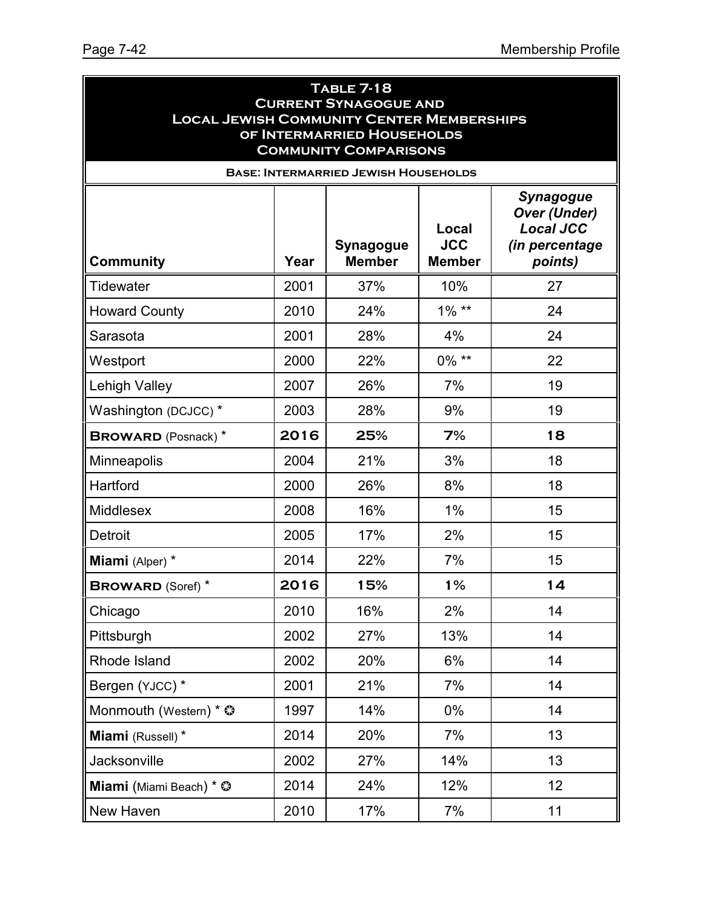## Table 7-18
## Current Synagogue and Local Jewish Community Center Memberships of Intermarried Households
## Community Comparisons

**Base: Intermarried Jewish Households**

| Community | Year | Synagogue Member | Local JCC Member | *Synagogue Over (Under) Local JCC (in percentage points)* |
|---|---|---|---|---|
| Tidewater | 2001 | 37% | 10% | 27 |
| Howard County | 2010 | 24% | 1% ** | 24 |
| Sarasota | 2001 | 28% | 4% | 24 |
| Westport | 2000 | 22% | 0% ** | 22 |
| Lehigh Valley | 2007 | 26% | 7% | 19 |
| Washington (DCJCC) * | 2003 | 28% | 9% | 19 |
| **BROWARD** (Posnack) * | **2016** | **25%** | **7%** | **18** |
| Minneapolis | 2004 | 21% | 3% | 18 |
| Hartford | 2000 | 26% | 8% | 18 |
| Middlesex | 2008 | 16% | 1% | 15 |
| Detroit | 2005 | 17% | 2% | 15 |
| **Miami** (Alper) * | 2014 | 22% | 7% | 15 |
| **BROWARD** (Soref) * | **2016** | **15%** | **1%** | **14** |
| Chicago | 2010 | 16% | 2% | 14 |
| Pittsburgh | 2002 | 27% | 13% | 14 |
| Rhode Island | 2002 | 20% | 6% | 14 |
| Bergen (YJCC) * | 2001 | 21% | 7% | 14 |
| Monmouth (Western) * ✪ | 1997 | 14% | 0% | 14 |
| **Miami** (Russell) * | 2014 | 20% | 7% | 13 |
| Jacksonville | 2002 | 27% | 14% | 13 |
| **Miami** (Miami Beach) * ✪ | 2014 | 24% | 12% | 12 |
| New Haven | 2010 | 17% | 7% | 11 |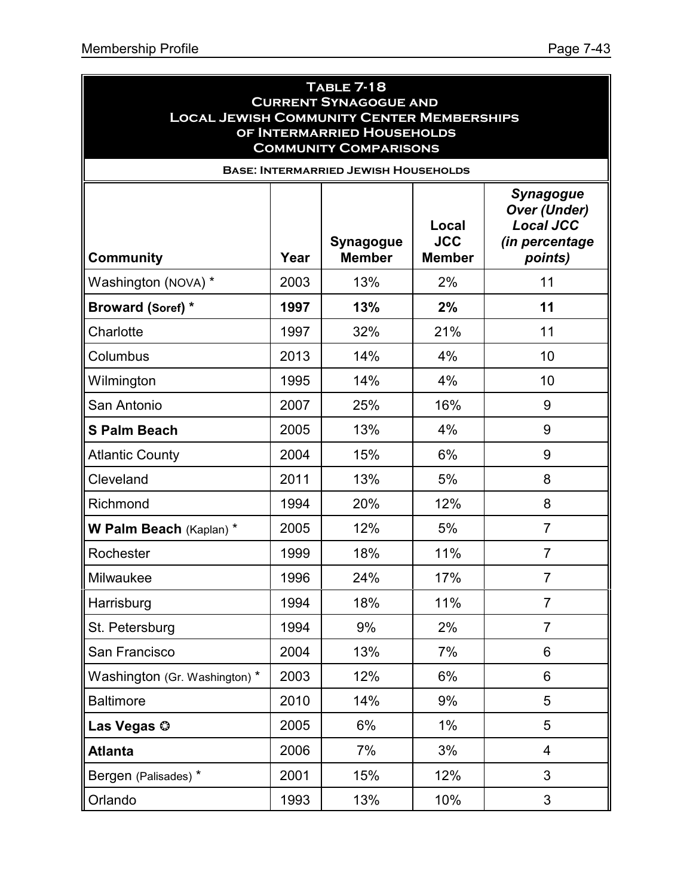**Table 7-18**
**Current Synagogue and Local Jewish Community Center Memberships of Intermarried Households**
**Community Comparisons**

**Base: Intermarried Jewish Households**

| Community | Year | Synagogue Member | Local JCC Member | *Synagogue Over (Under) Local JCC (in percentage points)* |
|---|---|---|---|---|
| Washington (NOVA) * | 2003 | 13% | 2% | 11 |
| **Broward (Soref) *** | **1997** | **13%** | **2%** | **11** |
| Charlotte | 1997 | 32% | 21% | 11 |
| Columbus | 2013 | 14% | 4% | 10 |
| Wilmington | 1995 | 14% | 4% | 10 |
| San Antonio | 2007 | 25% | 16% | 9 |
| **S Palm Beach** | 2005 | 13% | 4% | 9 |
| Atlantic County | 2004 | 15% | 6% | 9 |
| Cleveland | 2011 | 13% | 5% | 8 |
| Richmond | 1994 | 20% | 12% | 8 |
| **W Palm Beach** (Kaplan) * | 2005 | 12% | 5% | 7 |
| Rochester | 1999 | 18% | 11% | 7 |
| Milwaukee | 1996 | 24% | 17% | 7 |
| Harrisburg | 1994 | 18% | 11% | 7 |
| St. Petersburg | 1994 | 9% | 2% | 7 |
| San Francisco | 2004 | 13% | 7% | 6 |
| Washington (Gr. Washington) * | 2003 | 12% | 6% | 6 |
| Baltimore | 2010 | 14% | 9% | 5 |
| **Las Vegas** ❂ | 2005 | 6% | 1% | 5 |
| **Atlanta** | 2006 | 7% | 3% | 4 |
| Bergen (Palisades) * | 2001 | 15% | 12% | 3 |
| Orlando | 1993 | 13% | 10% | 3 |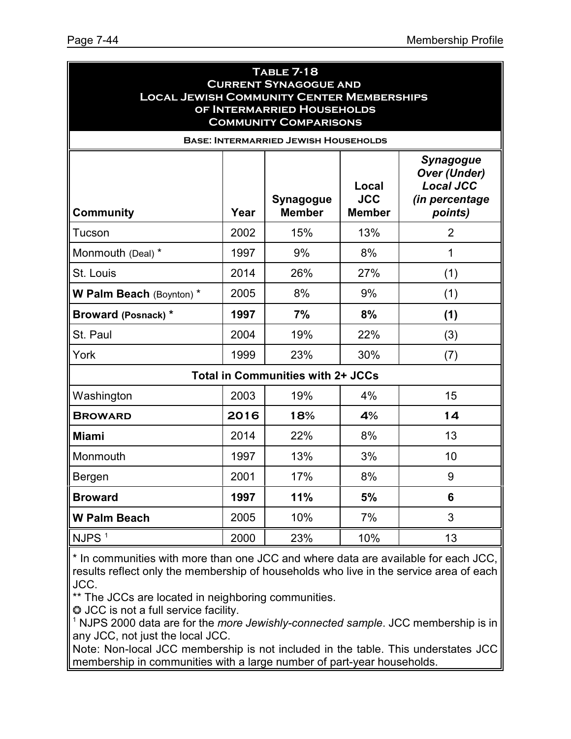## Table 7-18
## Current Synagogue and Local Jewish Community Center Memberships of Intermarried Households
## Community Comparisons

**Base: Intermarried Jewish Households**

| Community | Year | Synagogue Member | Local JCC Member | *Synagogue Over (Under) Local JCC (in percentage points)* |
|---|---|---|---|---|
| Tucson | 2002 | 15% | 13% | 2 |
| Monmouth (Deal) * | 1997 | 9% | 8% | 1 |
| St. Louis | 2014 | 26% | 27% | (1) |
| **W Palm Beach** (Boynton) * | 2005 | 8% | 9% | (1) |
| **Broward (Posnack) *** | **1997** | **7%** | **8%** | **(1)** |
| St. Paul | 2004 | 19% | 22% | (3) |
| York | 1999 | 23% | 30% | (7) |
| **Total in Communities with 2+ JCCs** | | | | |
| Washington | 2003 | 19% | 4% | 15 |
| **Broward** | **2016** | **18%** | **4%** | **14** |
| **Miami** | 2014 | 22% | 8% | 13 |
| Monmouth | 1997 | 13% | 3% | 10 |
| Bergen | 2001 | 17% | 8% | 9 |
| **Broward** | **1997** | **11%** | **5%** | **6** |
| **W Palm Beach** | 2005 | 10% | 7% | 3 |
| NJPS [1] | 2000 | 23% | 10% | 13 |

\* In communities with more than one JCC and where data are available for each JCC, results reflect only the membership of households who live in the service area of each JCC.

\*\* The JCCs are located in neighboring communities.

✪ JCC is not a full service facility.

[1] NJPS 2000 data are for the *more Jewishly-connected sample*. JCC membership is in any JCC, not just the local JCC.

Note: Non-local JCC membership is not included in the table. This understates JCC membership in communities with a large number of part-year households.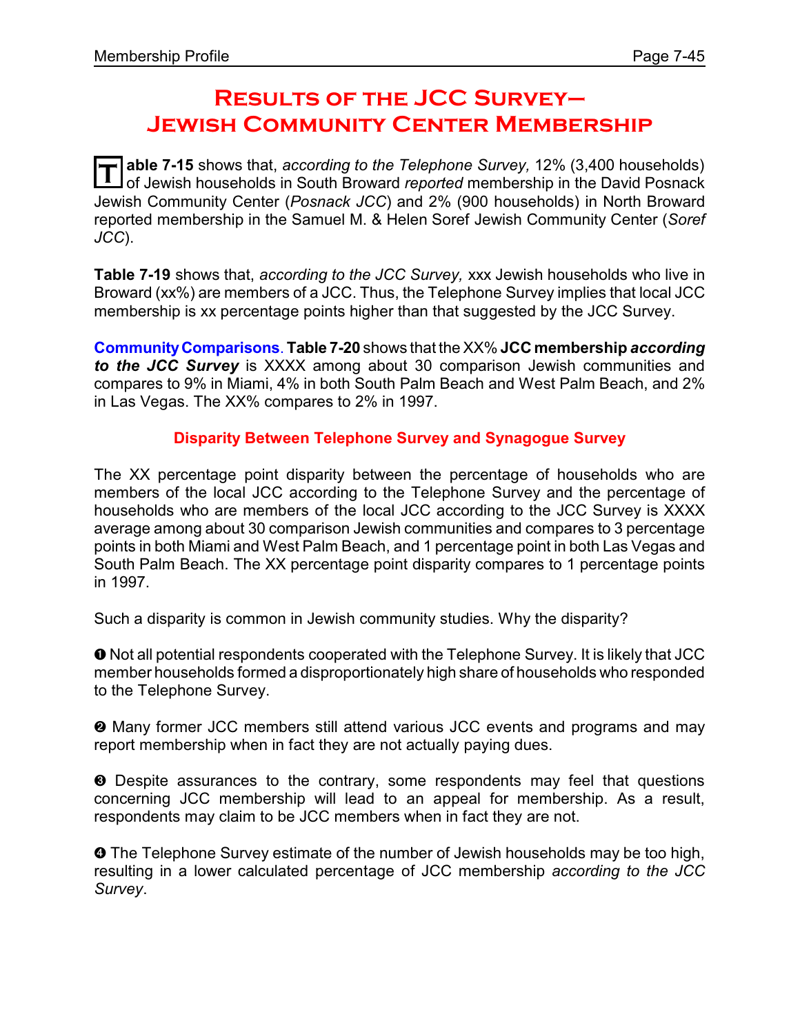# Results of the JCC Survey— Jewish Community Center Membership

**Table 7-15** shows that, *according to the Telephone Survey,* 12% (3,400 households) of Jewish households in South Broward *reported* membership in the David Posnack Jewish Community Center (*Posnack JCC*) and 2% (900 households) in North Broward reported membership in the Samuel M. & Helen Soref Jewish Community Center (*Soref JCC*).

**Table 7-19** shows that, *according to the JCC Survey,* xxx Jewish households who live in Broward (xx%) are members of a JCC. Thus, the Telephone Survey implies that local JCC membership is xx percentage points higher than that suggested by the JCC Survey.

**Community Comparisons**. **Table 7-20** shows that the XX% **JCC membership *according to the JCC Survey*** is XXXX among about 30 comparison Jewish communities and compares to 9% in Miami, 4% in both South Palm Beach and West Palm Beach, and 2% in Las Vegas. The XX% compares to 2% in 1997.

### Disparity Between Telephone Survey and Synagogue Survey

The XX percentage point disparity between the percentage of households who are members of the local JCC according to the Telephone Survey and the percentage of households who are members of the local JCC according to the JCC Survey is XXXX average among about 30 comparison Jewish communities and compares to 3 percentage points in both Miami and West Palm Beach, and 1 percentage point in both Las Vegas and South Palm Beach. The XX percentage point disparity compares to 1 percentage points in 1997.

Such a disparity is common in Jewish community studies. Why the disparity?

❶ Not all potential respondents cooperated with the Telephone Survey. It is likely that JCC member households formed a disproportionately high share of households who responded to the Telephone Survey.

❷ Many former JCC members still attend various JCC events and programs and may report membership when in fact they are not actually paying dues.

❸ Despite assurances to the contrary, some respondents may feel that questions concerning JCC membership will lead to an appeal for membership. As a result, respondents may claim to be JCC members when in fact they are not.

❹ The Telephone Survey estimate of the number of Jewish households may be too high, resulting in a lower calculated percentage of JCC membership *according to the JCC Survey*.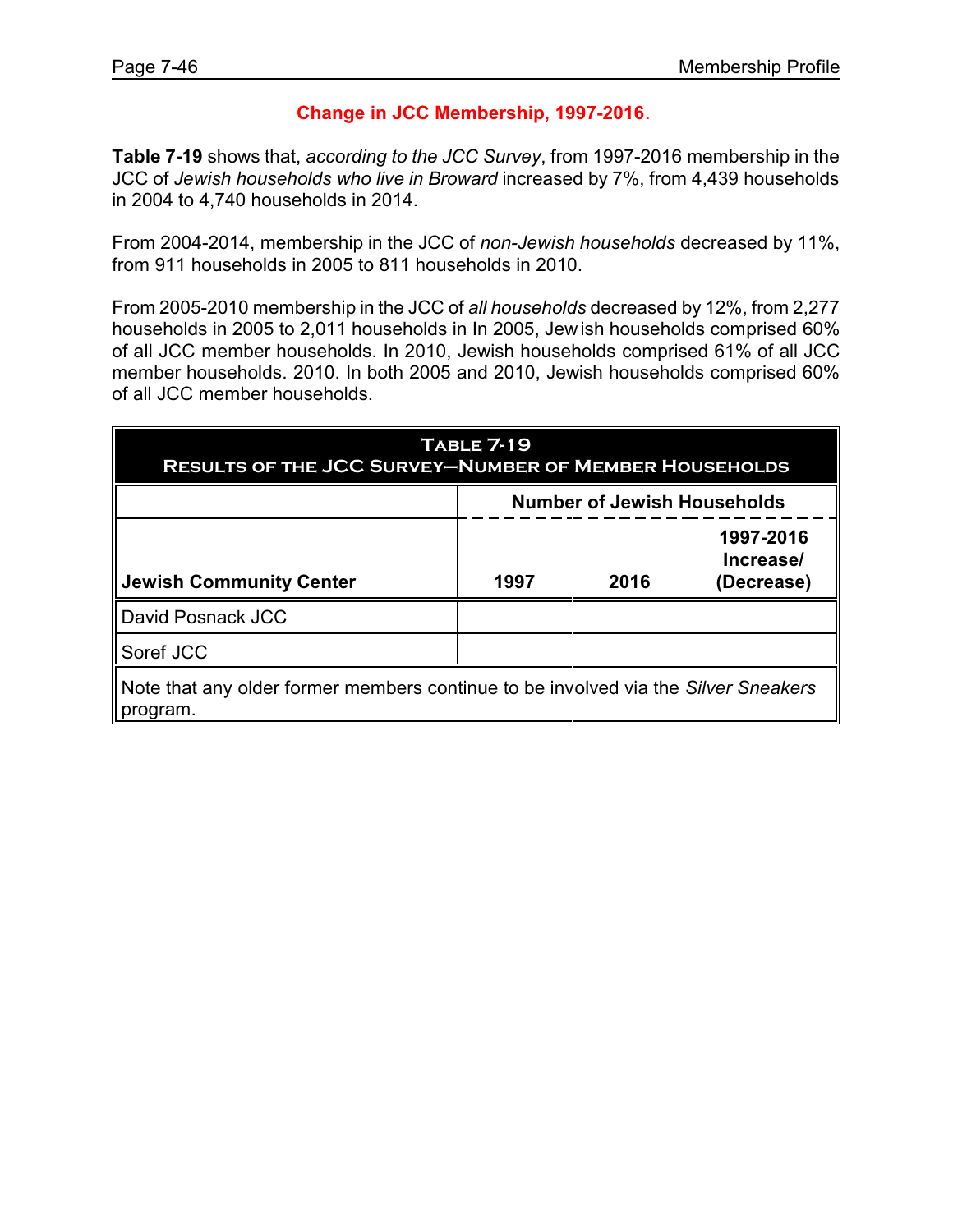## Change in JCC Membership, 1997-2016.

**Table 7-19** shows that, *according to the JCC Survey*, from 1997-2016 membership in the JCC of *Jewish households who live in Broward* increased by 7%, from 4,439 households in 2004 to 4,740 households in 2014.

From 2004-2014, membership in the JCC of *non-Jewish households* decreased by 11%, from 911 households in 2005 to 811 households in 2010.

From 2005-2010 membership in the JCC of *all households* decreased by 12%, from 2,277 households in 2005 to 2,011 households in In 2005, Jewish households comprised 60% of all JCC member households. In 2010, Jewish households comprised 61% of all JCC member households. 2010. In both 2005 and 2010, Jewish households comprised 60% of all JCC member households.

| **Table 7-19**<br>**Results of the JCC Survey—Number of Member Households** | | | |
|---|---|---|---|
| | **Number of Jewish Households** | | |
| **Jewish Community Center** | **1997** | **2016** | **1997-2016 Increase/ (Decrease)** |
| David Posnack JCC | | | |
| Soref JCC | | | |
| Note that any older former members continue to be involved via the *Silver Sneakers* program. | | | |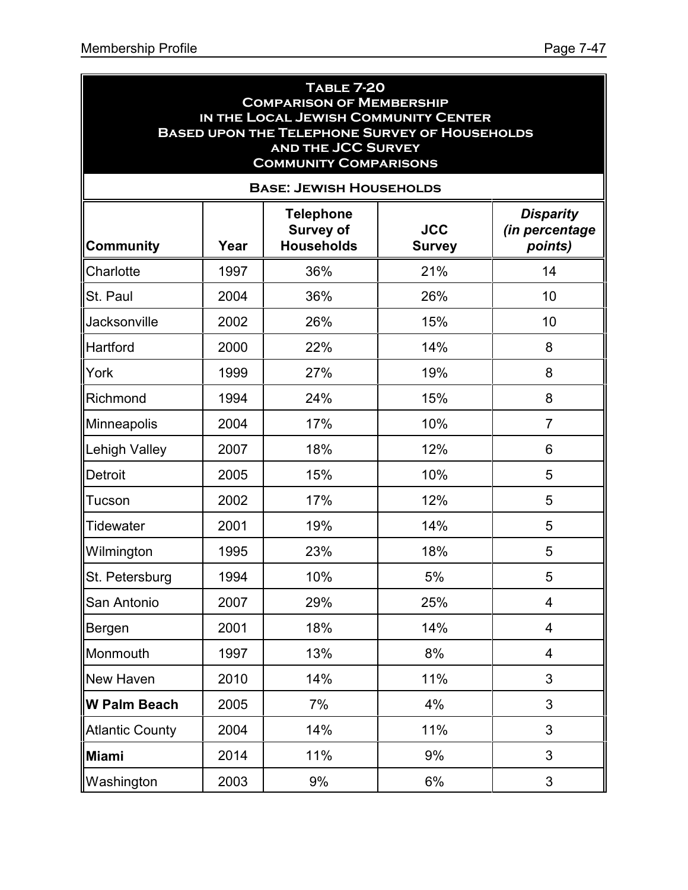**Table 7-20**
**Comparison of Membership in the Local Jewish Community Center Based upon the Telephone Survey of Households and the JCC Survey**
**Community Comparisons**

**Base: Jewish Households**

| Community | Year | Telephone Survey of Households | JCC Survey | *Disparity (in percentage points)* |
|---|---|---|---|---|
| Charlotte | 1997 | 36% | 21% | 14 |
| St. Paul | 2004 | 36% | 26% | 10 |
| Jacksonville | 2002 | 26% | 15% | 10 |
| Hartford | 2000 | 22% | 14% | 8 |
| York | 1999 | 27% | 19% | 8 |
| Richmond | 1994 | 24% | 15% | 8 |
| Minneapolis | 2004 | 17% | 10% | 7 |
| Lehigh Valley | 2007 | 18% | 12% | 6 |
| Detroit | 2005 | 15% | 10% | 5 |
| Tucson | 2002 | 17% | 12% | 5 |
| Tidewater | 2001 | 19% | 14% | 5 |
| Wilmington | 1995 | 23% | 18% | 5 |
| St. Petersburg | 1994 | 10% | 5% | 5 |
| San Antonio | 2007 | 29% | 25% | 4 |
| Bergen | 2001 | 18% | 14% | 4 |
| Monmouth | 1997 | 13% | 8% | 4 |
| New Haven | 2010 | 14% | 11% | 3 |
| **W Palm Beach** | 2005 | 7% | 4% | 3 |
| Atlantic County | 2004 | 14% | 11% | 3 |
| **Miami** | 2014 | 11% | 9% | 3 |
| Washington | 2003 | 9% | 6% | 3 |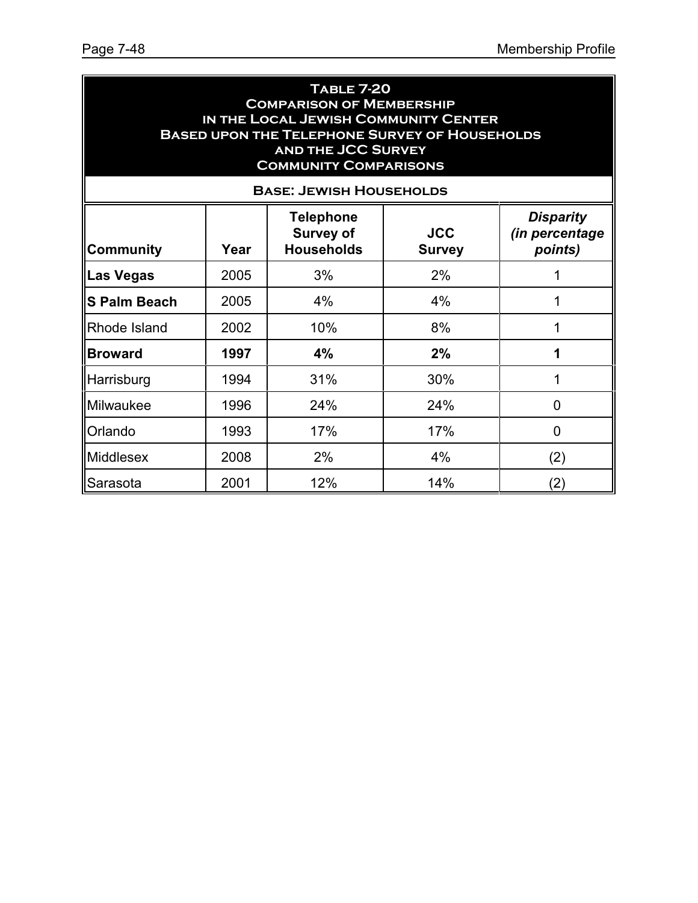## Table 7-20
## Comparison of Membership in the Local Jewish Community Center Based upon the Telephone Survey of Households and the JCC Survey
## Community Comparisons

**Base: Jewish Households**

| Community | Year | Telephone Survey of Households | JCC Survey | *Disparity (in percentage points)* |
|---|---|---|---|---|
| **Las Vegas** | 2005 | 3% | 2% | 1 |
| **S Palm Beach** | 2005 | 4% | 4% | 1 |
| Rhode Island | 2002 | 10% | 8% | 1 |
| **Broward** | **1997** | **4%** | **2%** | **1** |
| Harrisburg | 1994 | 31% | 30% | 1 |
| Milwaukee | 1996 | 24% | 24% | 0 |
| Orlando | 1993 | 17% | 17% | 0 |
| Middlesex | 2008 | 2% | 4% | (2) |
| Sarasota | 2001 | 12% | 14% | (2) |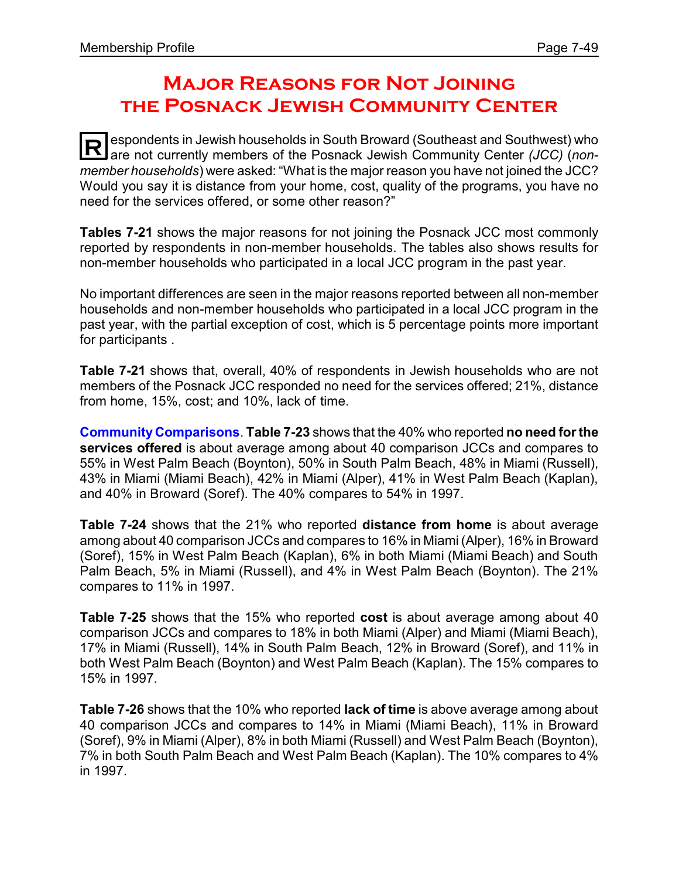# Major Reasons for Not Joining the Posnack Jewish Community Center

Respondents in Jewish households in South Broward (Southeast and Southwest) who are not currently members of the Posnack Jewish Community Center *(JCC)* (*non-member households*) were asked: "What is the major reason you have not joined the JCC? Would you say it is distance from your home, cost, quality of the programs, you have no need for the services offered, or some other reason?"

**Tables 7-21** shows the major reasons for not joining the Posnack JCC most commonly reported by respondents in non-member households. The tables also shows results for non-member households who participated in a local JCC program in the past year.

No important differences are seen in the major reasons reported between all non-member households and non-member households who participated in a local JCC program in the past year, with the partial exception of cost, which is 5 percentage points more important for participants .

**Table 7-21** shows that, overall, 40% of respondents in Jewish households who are not members of the Posnack JCC responded no need for the services offered; 21%, distance from home, 15%, cost; and 10%, lack of time.

**Community Comparisons**. **Table 7-23** shows that the 40% who reported **no need for the services offered** is about average among about 40 comparison JCCs and compares to 55% in West Palm Beach (Boynton), 50% in South Palm Beach, 48% in Miami (Russell), 43% in Miami (Miami Beach), 42% in Miami (Alper), 41% in West Palm Beach (Kaplan), and 40% in Broward (Soref). The 40% compares to 54% in 1997.

**Table 7-24** shows that the 21% who reported **distance from home** is about average among about 40 comparison JCCs and compares to 16% in Miami (Alper), 16% in Broward (Soref), 15% in West Palm Beach (Kaplan), 6% in both Miami (Miami Beach) and South Palm Beach, 5% in Miami (Russell), and 4% in West Palm Beach (Boynton). The 21% compares to 11% in 1997.

**Table 7-25** shows that the 15% who reported **cost** is about average among about 40 comparison JCCs and compares to 18% in both Miami (Alper) and Miami (Miami Beach), 17% in Miami (Russell), 14% in South Palm Beach, 12% in Broward (Soref), and 11% in both West Palm Beach (Boynton) and West Palm Beach (Kaplan). The 15% compares to 15% in 1997.

**Table 7-26** shows that the 10% who reported **lack of time** is above average among about 40 comparison JCCs and compares to 14% in Miami (Miami Beach), 11% in Broward (Soref), 9% in Miami (Alper), 8% in both Miami (Russell) and West Palm Beach (Boynton), 7% in both South Palm Beach and West Palm Beach (Kaplan). The 10% compares to 4% in 1997.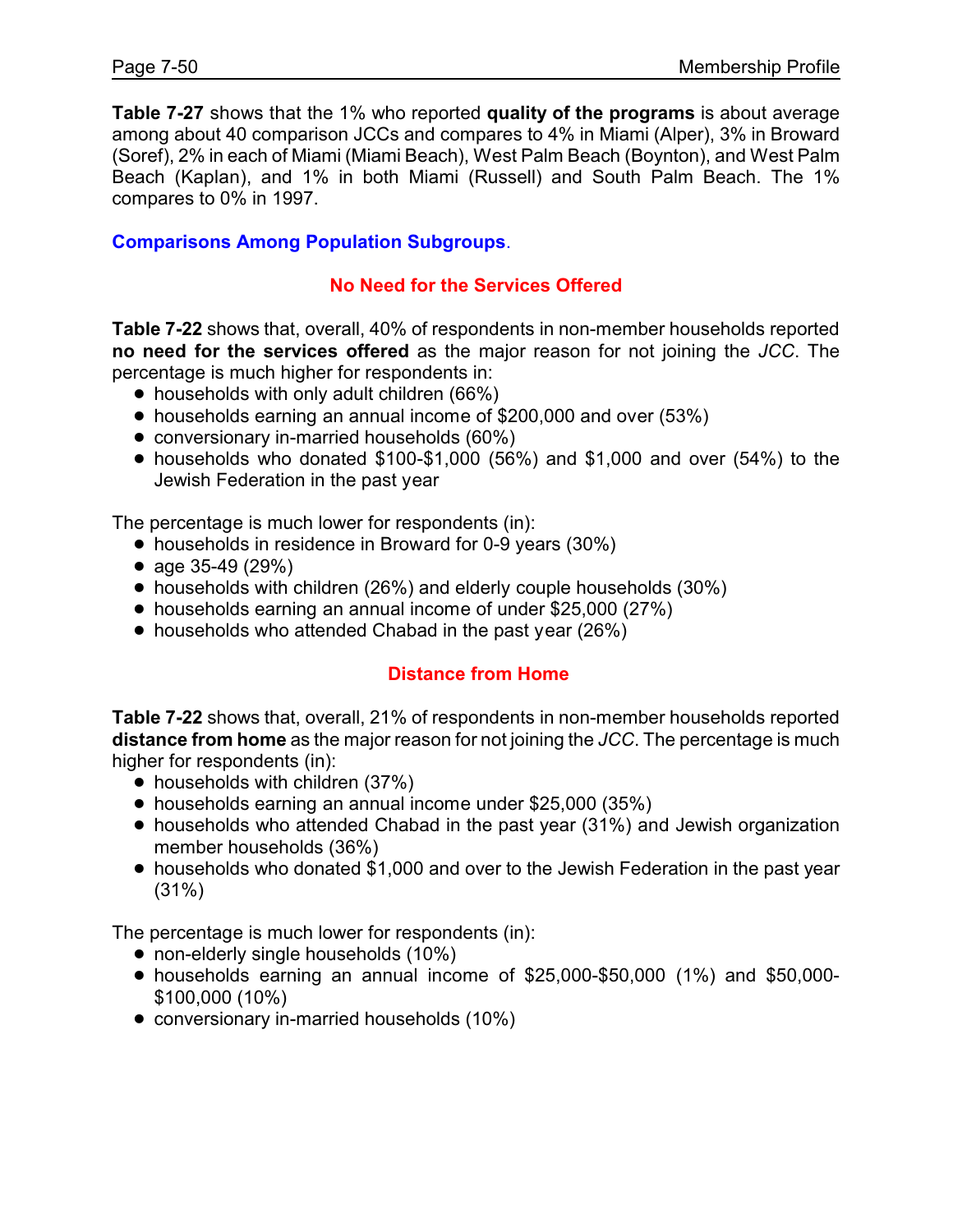**Table 7-27** shows that the 1% who reported **quality of the programs** is about average among about 40 comparison JCCs and compares to 4% in Miami (Alper), 3% in Broward (Soref), 2% in each of Miami (Miami Beach), West Palm Beach (Boynton), and West Palm Beach (Kaplan), and 1% in both Miami (Russell) and South Palm Beach. The 1% compares to 0% in 1997.

## Comparisons Among Population Subgroups.

### No Need for the Services Offered

**Table 7-22** shows that, overall, 40% of respondents in non-member households reported **no need for the services offered** as the major reason for not joining the *JCC*. The percentage is much higher for respondents in:

- households with only adult children (66%)
- households earning an annual income of $200,000 and over (53%)
- conversionary in-married households (60%)
- households who donated $100-$1,000 (56%) and $1,000 and over (54%) to the Jewish Federation in the past year

The percentage is much lower for respondents (in):

- households in residence in Broward for 0-9 years (30%)
- age 35-49 (29%)
- households with children (26%) and elderly couple households (30%)
- households earning an annual income of under $25,000 (27%)
- households who attended Chabad in the past year (26%)

### Distance from Home

**Table 7-22** shows that, overall, 21% of respondents in non-member households reported **distance from home** as the major reason for not joining the *JCC*. The percentage is much higher for respondents (in):

- households with children (37%)
- households earning an annual income under $25,000 (35%)
- households who attended Chabad in the past year (31%) and Jewish organization member households (36%)
- households who donated $1,000 and over to the Jewish Federation in the past year (31%)

The percentage is much lower for respondents (in):

- non-elderly single households (10%)
- households earning an annual income of $25,000-$50,000 (1%) and $50,000-$100,000 (10%)
- conversionary in-married households (10%)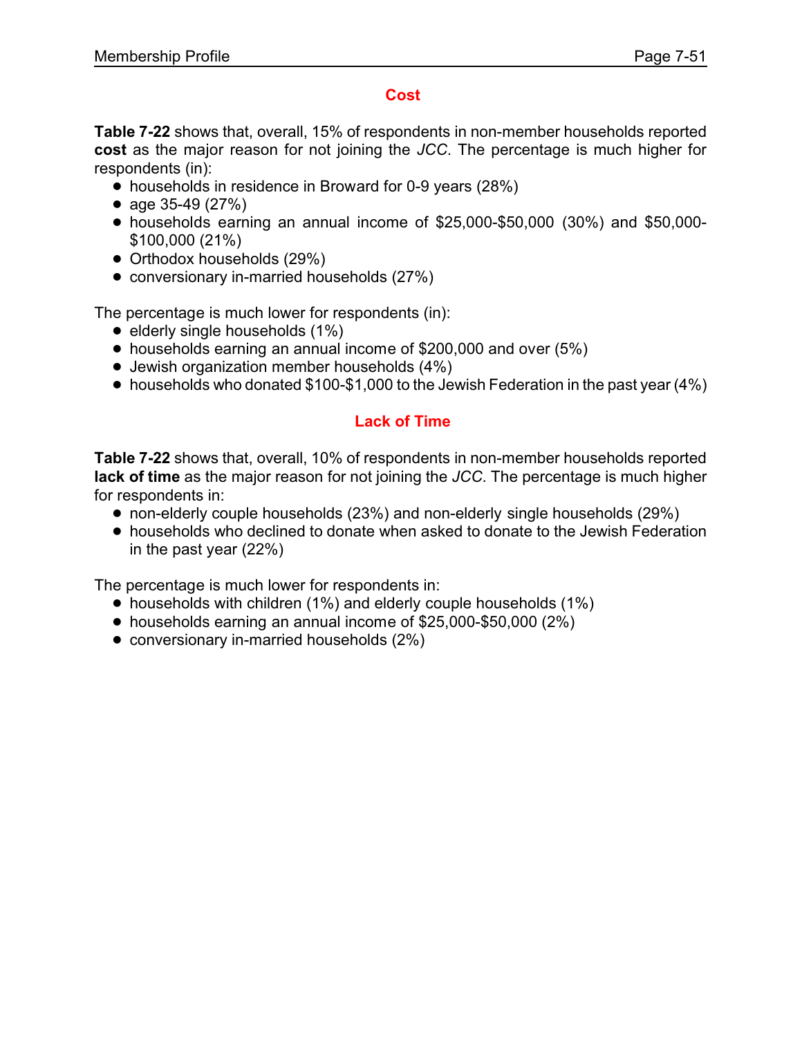## Cost

**Table 7-22** shows that, overall, 15% of respondents in non-member households reported **cost** as the major reason for not joining the *JCC*. The percentage is much higher for respondents (in):

- households in residence in Broward for 0-9 years (28%)
- age 35-49 (27%)
- households earning an annual income of $25,000-$50,000 (30%) and $50,000-$100,000 (21%)
- Orthodox households (29%)
- conversionary in-married households (27%)

The percentage is much lower for respondents (in):

- elderly single households (1%)
- households earning an annual income of $200,000 and over (5%)
- Jewish organization member households (4%)
- households who donated $100-$1,000 to the Jewish Federation in the past year (4%)

## Lack of Time

**Table 7-22** shows that, overall, 10% of respondents in non-member households reported **lack of time** as the major reason for not joining the *JCC*. The percentage is much higher for respondents in:

- non-elderly couple households (23%) and non-elderly single households (29%)
- households who declined to donate when asked to donate to the Jewish Federation in the past year (22%)

The percentage is much lower for respondents in:

- households with children (1%) and elderly couple households (1%)
- households earning an annual income of $25,000-$50,000 (2%)
- conversionary in-married households (2%)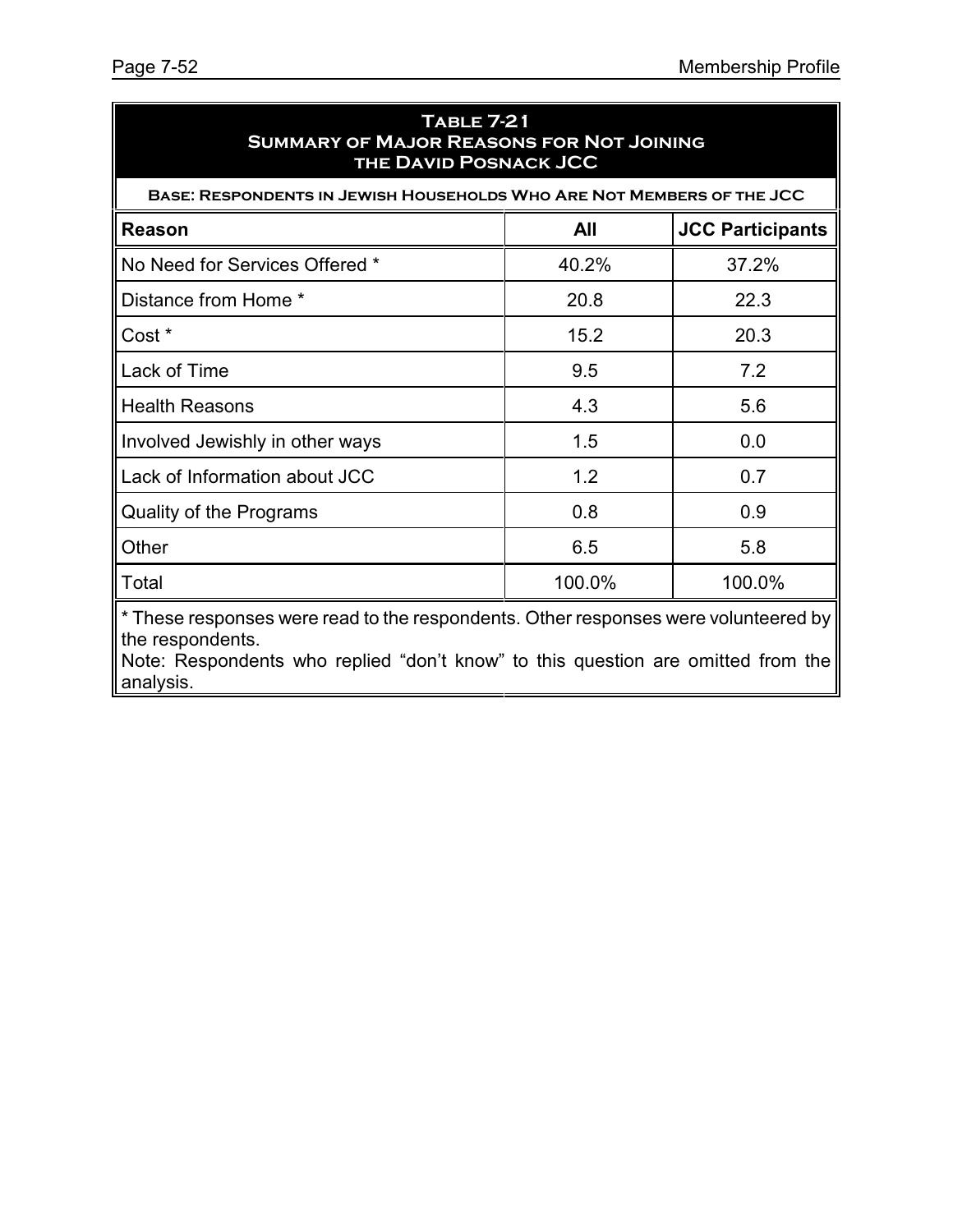## Table 7-21
## Summary of Major Reasons for Not Joining the David Posnack JCC

**Base: Respondents in Jewish Households Who Are Not Members of the JCC**

| Reason | All | JCC Participants |
|---|---|---|
| No Need for Services Offered * | 40.2% | 37.2% |
| Distance from Home * | 20.8 | 22.3 |
| Cost * | 15.2 | 20.3 |
| Lack of Time | 9.5 | 7.2 |
| Health Reasons | 4.3 | 5.6 |
| Involved Jewishly in other ways | 1.5 | 0.0 |
| Lack of Information about JCC | 1.2 | 0.7 |
| Quality of the Programs | 0.8 | 0.9 |
| Other | 6.5 | 5.8 |
| Total | 100.0% | 100.0% |

* These responses were read to the respondents. Other responses were volunteered by the respondents.

Note: Respondents who replied "don't know" to this question are omitted from the analysis.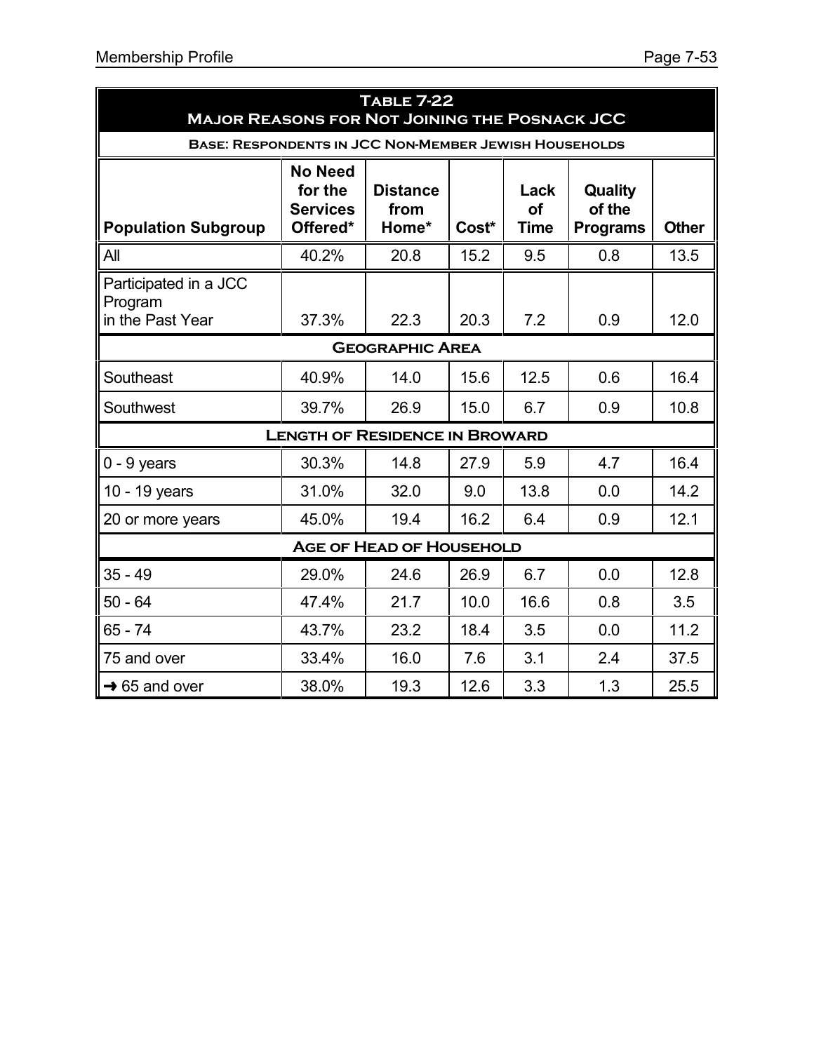## Table 7-22
## Major Reasons for Not Joining the Posnack JCC

**Base: Respondents in JCC Non-Member Jewish Households**

| Population Subgroup | No Need for the Services Offered* | Distance from Home* | Cost* | Lack of Time | Quality of the Programs | Other |
|---|---|---|---|---|---|---|
| All | 40.2% | 20.8 | 15.2 | 9.5 | 0.8 | 13.5 |
| Participated in a JCC Program in the Past Year | 37.3% | 22.3 | 20.3 | 7.2 | 0.9 | 12.0 |
| **Geographic Area** | | | | | | |
| Southeast | 40.9% | 14.0 | 15.6 | 12.5 | 0.6 | 16.4 |
| Southwest | 39.7% | 26.9 | 15.0 | 6.7 | 0.9 | 10.8 |
| **Length of Residence in Broward** | | | | | | |
| 0 - 9 years | 30.3% | 14.8 | 27.9 | 5.9 | 4.7 | 16.4 |
| 10 - 19 years | 31.0% | 32.0 | 9.0 | 13.8 | 0.0 | 14.2 |
| 20 or more years | 45.0% | 19.4 | 16.2 | 6.4 | 0.9 | 12.1 |
| **Age of Head of Household** | | | | | | |
| 35 - 49 | 29.0% | 24.6 | 26.9 | 6.7 | 0.0 | 12.8 |
| 50 - 64 | 47.4% | 21.7 | 10.0 | 16.6 | 0.8 | 3.5 |
| 65 - 74 | 43.7% | 23.2 | 18.4 | 3.5 | 0.0 | 11.2 |
| 75 and over | 33.4% | 16.0 | 7.6 | 3.1 | 2.4 | 37.5 |
| → 65 and over | 38.0% | 19.3 | 12.6 | 3.3 | 1.3 | 25.5 |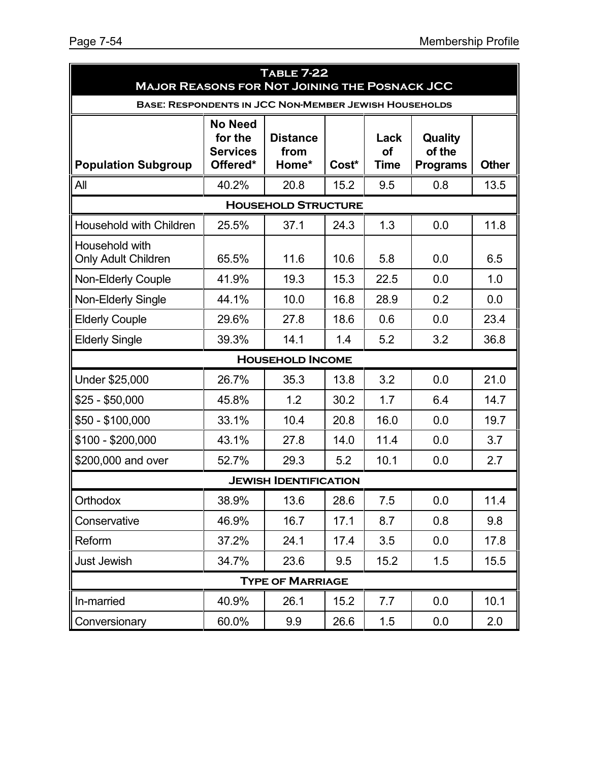**Table 7-22**
**Major Reasons for Not Joining the Posnack JCC**

**Base: Respondents in JCC Non-Member Jewish Households**

| Population Subgroup | No Need for the Services Offered* | Distance from Home* | Cost* | Lack of Time | Quality of the Programs | Other |
|---|---|---|---|---|---|---|
| All | 40.2% | 20.8 | 15.2 | 9.5 | 0.8 | 13.5 |
| **Household Structure** | | | | | | |
| Household with Children | 25.5% | 37.1 | 24.3 | 1.3 | 0.0 | 11.8 |
| Household with Only Adult Children | 65.5% | 11.6 | 10.6 | 5.8 | 0.0 | 6.5 |
| Non-Elderly Couple | 41.9% | 19.3 | 15.3 | 22.5 | 0.0 | 1.0 |
| Non-Elderly Single | 44.1% | 10.0 | 16.8 | 28.9 | 0.2 | 0.0 |
| Elderly Couple | 29.6% | 27.8 | 18.6 | 0.6 | 0.0 | 23.4 |
| Elderly Single | 39.3% | 14.1 | 1.4 | 5.2 | 3.2 | 36.8 |
| **Household Income** | | | | | | |
| Under $25,000 | 26.7% | 35.3 | 13.8 | 3.2 | 0.0 | 21.0 |
| $25 - $50,000 | 45.8% | 1.2 | 30.2 | 1.7 | 6.4 | 14.7 |
| $50 - $100,000 | 33.1% | 10.4 | 20.8 | 16.0 | 0.0 | 19.7 |
| $100 - $200,000 | 43.1% | 27.8 | 14.0 | 11.4 | 0.0 | 3.7 |
| $200,000 and over | 52.7% | 29.3 | 5.2 | 10.1 | 0.0 | 2.7 |
| **Jewish Identification** | | | | | | |
| Orthodox | 38.9% | 13.6 | 28.6 | 7.5 | 0.0 | 11.4 |
| Conservative | 46.9% | 16.7 | 17.1 | 8.7 | 0.8 | 9.8 |
| Reform | 37.2% | 24.1 | 17.4 | 3.5 | 0.0 | 17.8 |
| Just Jewish | 34.7% | 23.6 | 9.5 | 15.2 | 1.5 | 15.5 |
| **Type of Marriage** | | | | | | |
| In-married | 40.9% | 26.1 | 15.2 | 7.7 | 0.0 | 10.1 |
| Conversionary | 60.0% | 9.9 | 26.6 | 1.5 | 0.0 | 2.0 |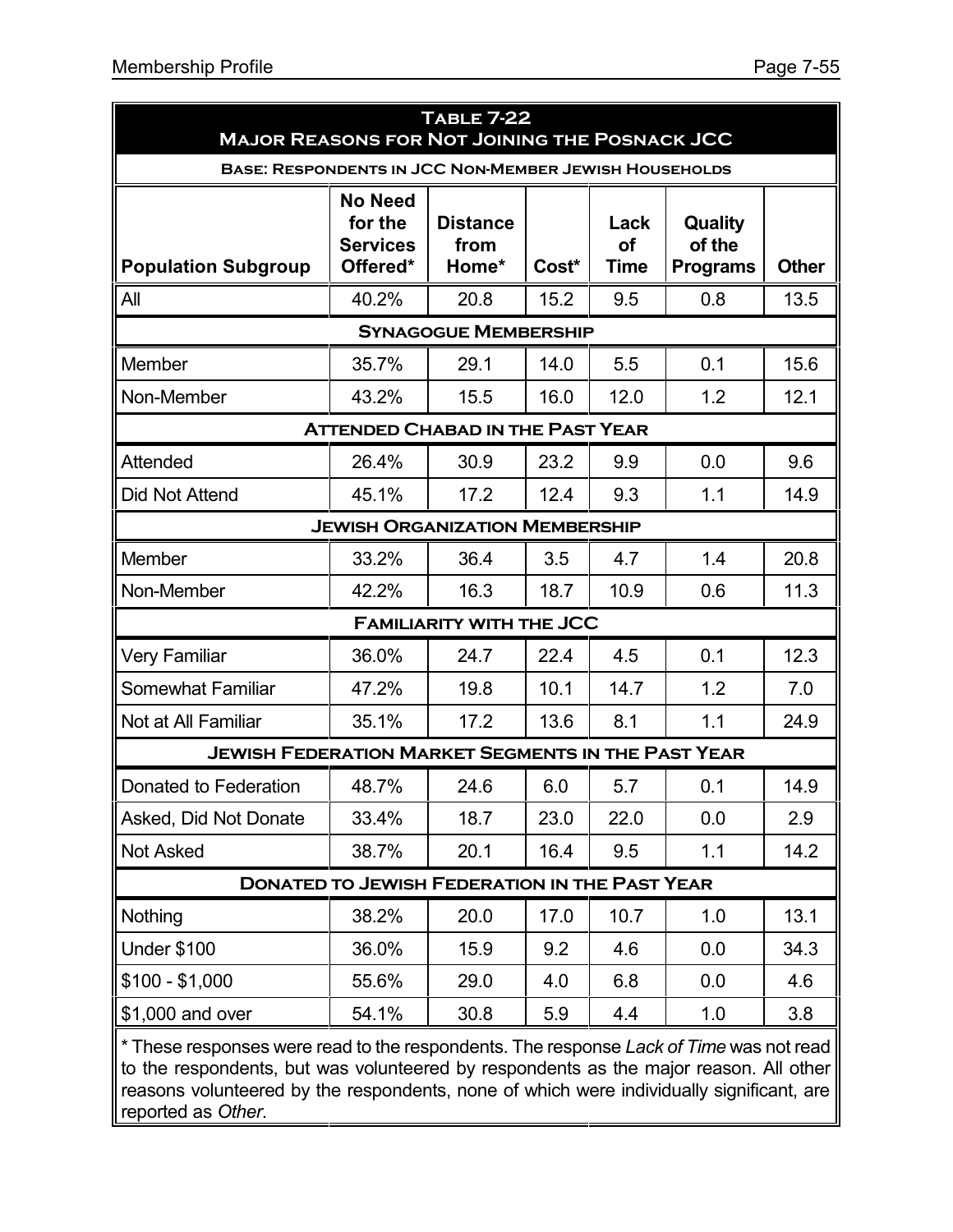**Table 7-22**
**Major Reasons for Not Joining the Posnack JCC**

**Base: Respondents in JCC Non-Member Jewish Households**

| Population Subgroup | No Need for the Services Offered* | Distance from Home* | Cost* | Lack of Time | Quality of the Programs | Other |
|---|---|---|---|---|---|---|
| All | 40.2% | 20.8 | 15.2 | 9.5 | 0.8 | 13.5 |
| **Synagogue Membership** | | | | | | |
| Member | 35.7% | 29.1 | 14.0 | 5.5 | 0.1 | 15.6 |
| Non-Member | 43.2% | 15.5 | 16.0 | 12.0 | 1.2 | 12.1 |
| **Attended Chabad in the Past Year** | | | | | | |
| Attended | 26.4% | 30.9 | 23.2 | 9.9 | 0.0 | 9.6 |
| Did Not Attend | 45.1% | 17.2 | 12.4 | 9.3 | 1.1 | 14.9 |
| **Jewish Organization Membership** | | | | | | |
| Member | 33.2% | 36.4 | 3.5 | 4.7 | 1.4 | 20.8 |
| Non-Member | 42.2% | 16.3 | 18.7 | 10.9 | 0.6 | 11.3 |
| **Familiarity with the JCC** | | | | | | |
| Very Familiar | 36.0% | 24.7 | 22.4 | 4.5 | 0.1 | 12.3 |
| Somewhat Familiar | 47.2% | 19.8 | 10.1 | 14.7 | 1.2 | 7.0 |
| Not at All Familiar | 35.1% | 17.2 | 13.6 | 8.1 | 1.1 | 24.9 |
| **Jewish Federation Market Segments in the Past Year** | | | | | | |
| Donated to Federation | 48.7% | 24.6 | 6.0 | 5.7 | 0.1 | 14.9 |
| Asked, Did Not Donate | 33.4% | 18.7 | 23.0 | 22.0 | 0.0 | 2.9 |
| Not Asked | 38.7% | 20.1 | 16.4 | 9.5 | 1.1 | 14.2 |
| **Donated to Jewish Federation in the Past Year** | | | | | | |
| Nothing | 38.2% | 20.0 | 17.0 | 10.7 | 1.0 | 13.1 |
| Under $100 | 36.0% | 15.9 | 9.2 | 4.6 | 0.0 | 34.3 |
| $100 - $1,000 | 55.6% | 29.0 | 4.0 | 6.8 | 0.0 | 4.6 |
| $1,000 and over | 54.1% | 30.8 | 5.9 | 4.4 | 1.0 | 3.8 |

* These responses were read to the respondents. The response *Lack of Time* was not read to the respondents, but was volunteered by respondents as the major reason. All other reasons volunteered by the respondents, none of which were individually significant, are reported as *Other*.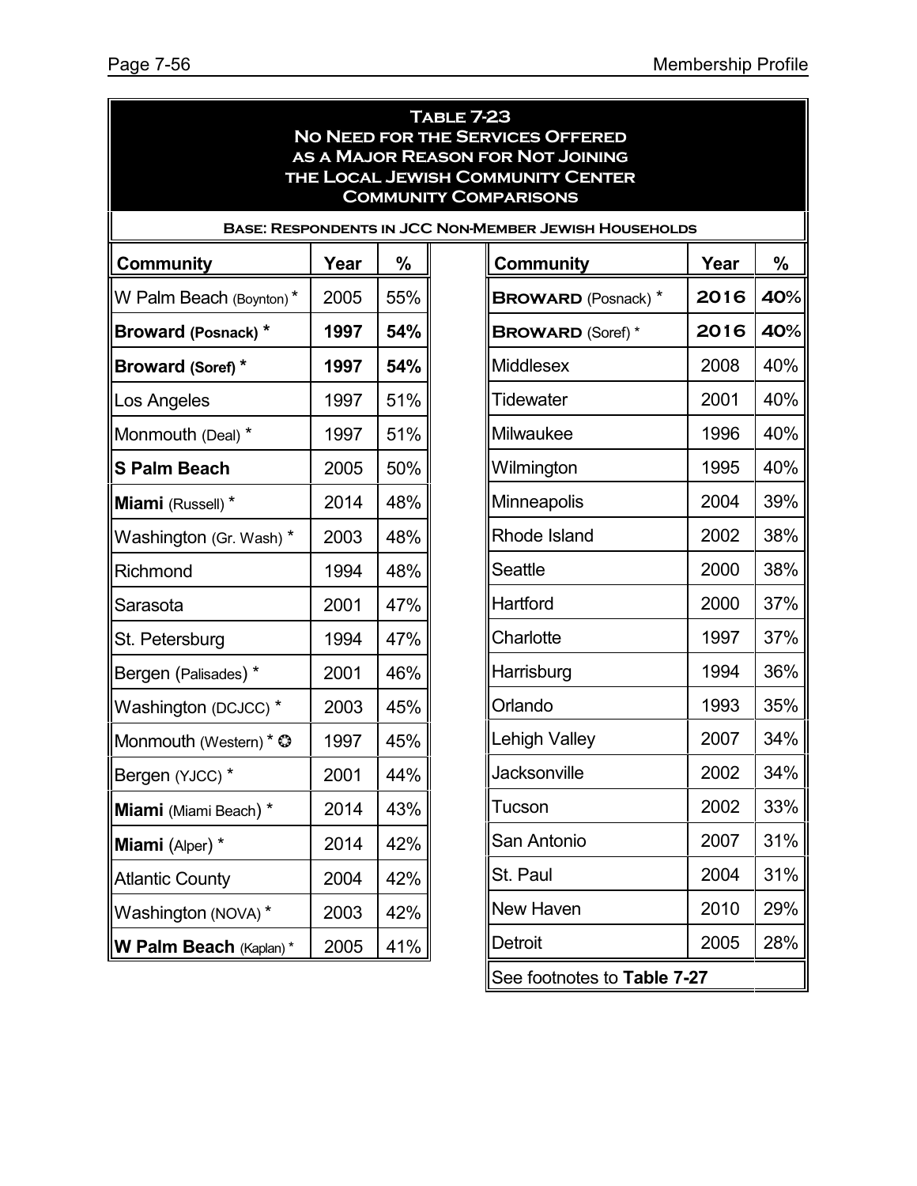# Table 7-23
## No Need for the Services Offered as a Major Reason for Not Joining the Local Jewish Community Center
### Community Comparisons

**Base: Respondents in JCC Non-Member Jewish Households**

| Community | Year | % | Community | Year | % |
|---|---|---|---|---|---|
| W Palm Beach (Boynton) * | 2005 | 55% | **BROWARD** (Posnack) * | **2016** | **40%** |
| **Broward (Posnack) *** | **1997** | **54%** | **BROWARD** (Soref) * | **2016** | **40%** |
| **Broward (Soref) *** | **1997** | **54%** | Middlesex | 2008 | 40% |
| Los Angeles | 1997 | 51% | Tidewater | 2001 | 40% |
| Monmouth (Deal) * | 1997 | 51% | Milwaukee | 1996 | 40% |
| **S Palm Beach** | 2005 | 50% | Wilmington | 1995 | 40% |
| **Miami** (Russell) * | 2014 | 48% | Minneapolis | 2004 | 39% |
| Washington (Gr. Wash) * | 2003 | 48% | Rhode Island | 2002 | 38% |
| Richmond | 1994 | 48% | Seattle | 2000 | 38% |
| Sarasota | 2001 | 47% | Hartford | 2000 | 37% |
| St. Petersburg | 1994 | 47% | Charlotte | 1997 | 37% |
| Bergen (Palisades) * | 2001 | 46% | Harrisburg | 1994 | 36% |
| Washington (DCJCC) * | 2003 | 45% | Orlando | 1993 | 35% |
| Monmouth (Western) * ✪ | 1997 | 45% | Lehigh Valley | 2007 | 34% |
| Bergen (YJCC) * | 2001 | 44% | Jacksonville | 2002 | 34% |
| **Miami** (Miami Beach) * | 2014 | 43% | Tucson | 2002 | 33% |
| **Miami** (Alper) * | 2014 | 42% | San Antonio | 2007 | 31% |
| Atlantic County | 2004 | 42% | St. Paul | 2004 | 31% |
| Washington (NOVA) * | 2003 | 42% | New Haven | 2010 | 29% |
| **W Palm Beach** (Kaplan) * | 2005 | 41% | Detroit | 2005 | 28% |

See footnotes to **Table 7-27**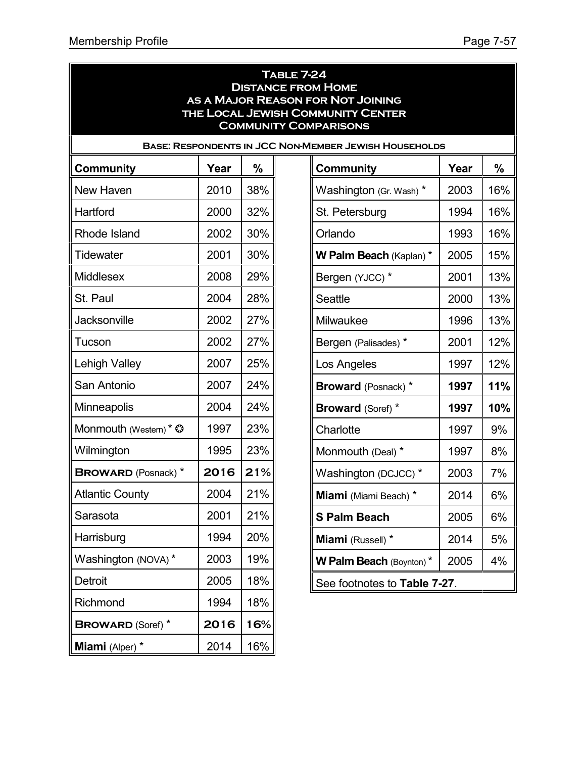**Table 7-24**
**Distance from Home as a Major Reason for Not Joining the Local Jewish Community Center**
**Community Comparisons**

**Base: Respondents in JCC Non-Member Jewish Households**

| Community | Year | % |
|---|---|---|
| New Haven | 2010 | 38% |
| Hartford | 2000 | 32% |
| Rhode Island | 2002 | 30% |
| Tidewater | 2001 | 30% |
| Middlesex | 2008 | 29% |
| St. Paul | 2004 | 28% |
| Jacksonville | 2002 | 27% |
| Tucson | 2002 | 27% |
| Lehigh Valley | 2007 | 25% |
| San Antonio | 2007 | 24% |
| Minneapolis | 2004 | 24% |
| Monmouth (Western) * ❂ | 1997 | 23% |
| Wilmington | 1995 | 23% |
| **BROWARD** (Posnack) * | **2016** | **21%** |
| Atlantic County | 2004 | 21% |
| Sarasota | 2001 | 21% |
| Harrisburg | 1994 | 20% |
| Washington (NOVA) * | 2003 | 19% |
| Detroit | 2005 | 18% |
| Richmond | 1994 | 18% |
| **BROWARD** (Soref) * | **2016** | **16%** |
| **Miami** (Alper) * | 2014 | 16% |
| Washington (Gr. Wash) * | 2003 | 16% |
| St. Petersburg | 1994 | 16% |
| Orlando | 1993 | 16% |
| **W Palm Beach** (Kaplan) * | 2005 | 15% |
| Bergen (YJCC) * | 2001 | 13% |
| Seattle | 2000 | 13% |
| Milwaukee | 1996 | 13% |
| Bergen (Palisades) * | 2001 | 12% |
| Los Angeles | 1997 | 12% |
| **Broward** (Posnack) * | **1997** | **11%** |
| **Broward** (Soref) * | **1997** | **10%** |
| Charlotte | 1997 | 9% |
| Monmouth (Deal) * | 1997 | 8% |
| Washington (DCJCC) * | 2003 | 7% |
| **Miami** (Miami Beach) * | 2014 | 6% |
| **S Palm Beach** | 2005 | 6% |
| **Miami** (Russell) * | 2014 | 5% |
| **W Palm Beach** (Boynton) * | 2005 | 4% |

See footnotes to **Table 7-27**.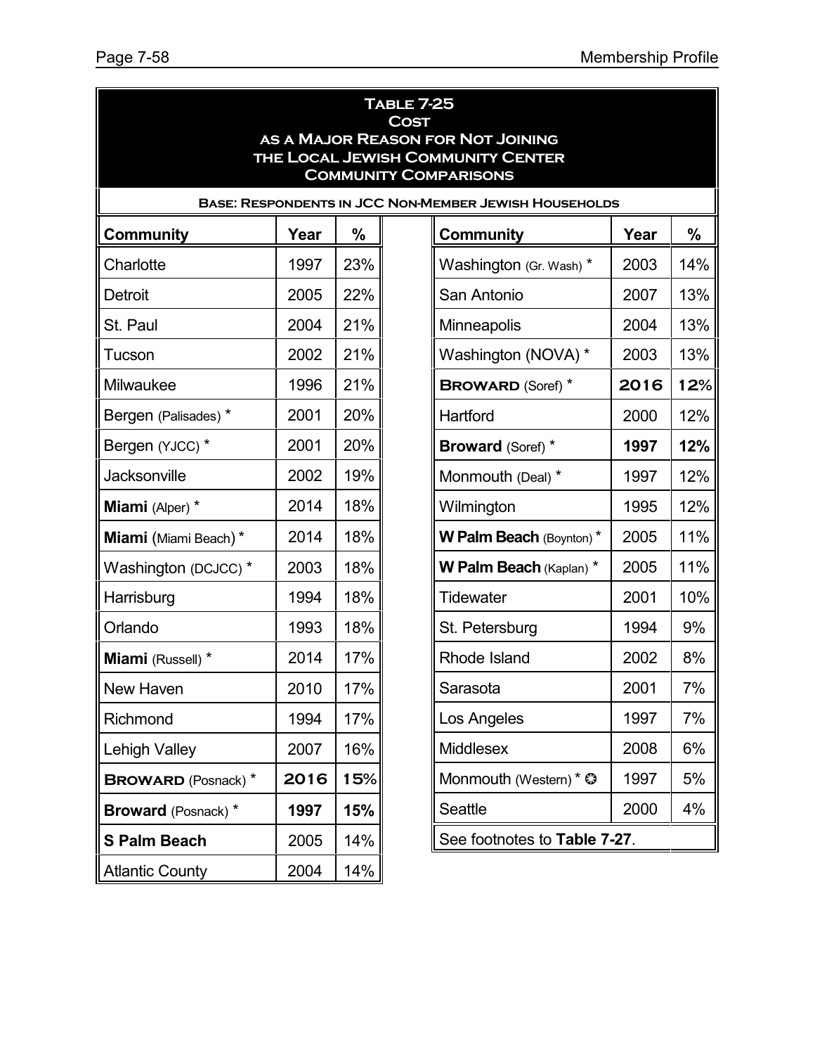## Table 7-25
## Cost as a Major Reason for Not Joining the Local Jewish Community Center
## Community Comparisons

**Base: Respondents in JCC Non-Member Jewish Households**

| Community | Year | % | Community | Year | % |
|---|---|---|---|---|---|
| Charlotte | 1997 | 23% | Washington (Gr. Wash) * | 2003 | 14% |
| Detroit | 2005 | 22% | San Antonio | 2007 | 13% |
| St. Paul | 2004 | 21% | Minneapolis | 2004 | 13% |
| Tucson | 2002 | 21% | Washington (NOVA) * | 2003 | 13% |
| Milwaukee | 1996 | 21% | **BROWARD** (Soref) * | **2016** | **12%** |
| Bergen (Palisades) * | 2001 | 20% | Hartford | 2000 | 12% |
| Bergen (YJCC) * | 2001 | 20% | **Broward** (Soref) * | **1997** | **12%** |
| Jacksonville | 2002 | 19% | Monmouth (Deal) * | 1997 | 12% |
| **Miami** (Alper) * | 2014 | 18% | Wilmington | 1995 | 12% |
| **Miami** (Miami Beach) * | 2014 | 18% | **W Palm Beach** (Boynton) * | 2005 | 11% |
| Washington (DCJCC) * | 2003 | 18% | **W Palm Beach** (Kaplan) * | 2005 | 11% |
| Harrisburg | 1994 | 18% | Tidewater | 2001 | 10% |
| Orlando | 1993 | 18% | St. Petersburg | 1994 | 9% |
| **Miami** (Russell) * | 2014 | 17% | Rhode Island | 2002 | 8% |
| New Haven | 2010 | 17% | Sarasota | 2001 | 7% |
| Richmond | 1994 | 17% | Los Angeles | 1997 | 7% |
| Lehigh Valley | 2007 | 16% | Middlesex | 2008 | 6% |
| **BROWARD** (Posnack) * | **2016** | **15%** | Monmouth (Western) * ✪ | 1997 | 5% |
| **Broward** (Posnack) * | **1997** | **15%** | Seattle | 2000 | 4% |
| **S Palm Beach** | 2005 | 14% | See footnotes to **Table 7-27**. | | |
| Atlantic County | 2004 | 14% | | | |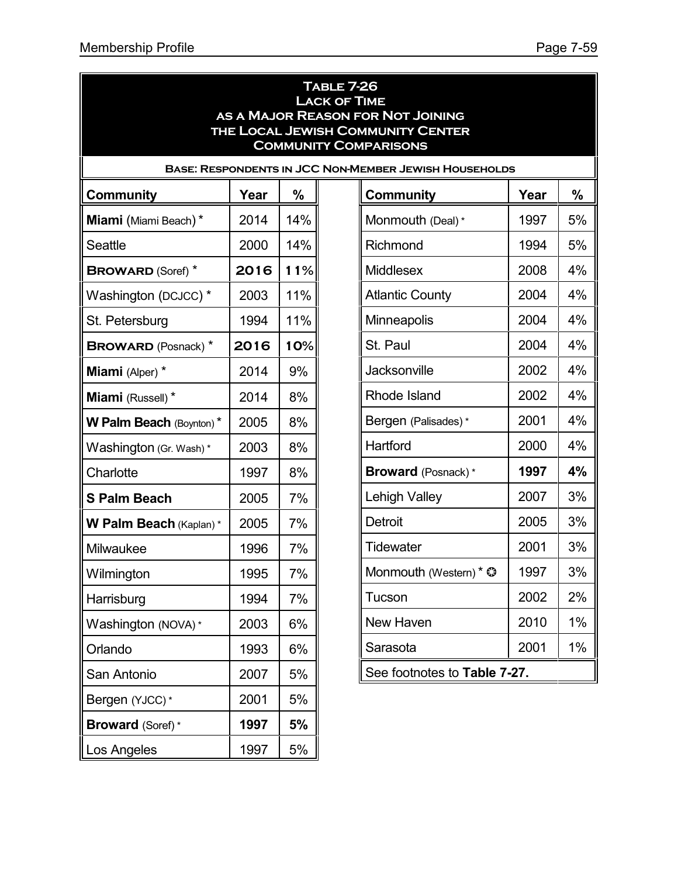## Table 7-26
## Lack of Time as a Major Reason for Not Joining the Local Jewish Community Center
## Community Comparisons

**Base: Respondents in JCC Non-Member Jewish Households**

| Community | Year | % |
|---|---|---|
| **Miami** (Miami Beach) * | 2014 | 14% |
| Seattle | 2000 | 14% |
| **BROWARD** (Soref) * | **2016** | **11%** |
| Washington (DCJCC) * | 2003 | 11% |
| St. Petersburg | 1994 | 11% |
| **BROWARD** (Posnack) * | **2016** | **10%** |
| **Miami** (Alper) * | 2014 | 9% |
| **Miami** (Russell) * | 2014 | 8% |
| **W Palm Beach** (Boynton) * | 2005 | 8% |
| Washington (Gr. Wash) * | 2003 | 8% |
| Charlotte | 1997 | 8% |
| **S Palm Beach** | 2005 | 7% |
| **W Palm Beach** (Kaplan) * | 2005 | 7% |
| Milwaukee | 1996 | 7% |
| Wilmington | 1995 | 7% |
| Harrisburg | 1994 | 7% |
| Washington (NOVA) * | 2003 | 6% |
| Orlando | 1993 | 6% |
| San Antonio | 2007 | 5% |
| Bergen (YJCC) * | 2001 | 5% |
| **Broward** (Soref) * | **1997** | **5%** |
| Los Angeles | 1997 | 5% |
| Monmouth (Deal) * | 1997 | 5% |
| Richmond | 1994 | 5% |
| Middlesex | 2008 | 4% |
| Atlantic County | 2004 | 4% |
| Minneapolis | 2004 | 4% |
| St. Paul | 2004 | 4% |
| Jacksonville | 2002 | 4% |
| Rhode Island | 2002 | 4% |
| Bergen (Palisades) * | 2001 | 4% |
| Hartford | 2000 | 4% |
| **Broward** (Posnack) * | **1997** | **4%** |
| Lehigh Valley | 2007 | 3% |
| Detroit | 2005 | 3% |
| Tidewater | 2001 | 3% |
| Monmouth (Western) * ❂ | 1997 | 3% |
| Tucson | 2002 | 2% |
| New Haven | 2010 | 1% |
| Sarasota | 2001 | 1% |

See footnotes to **Table 7-27.**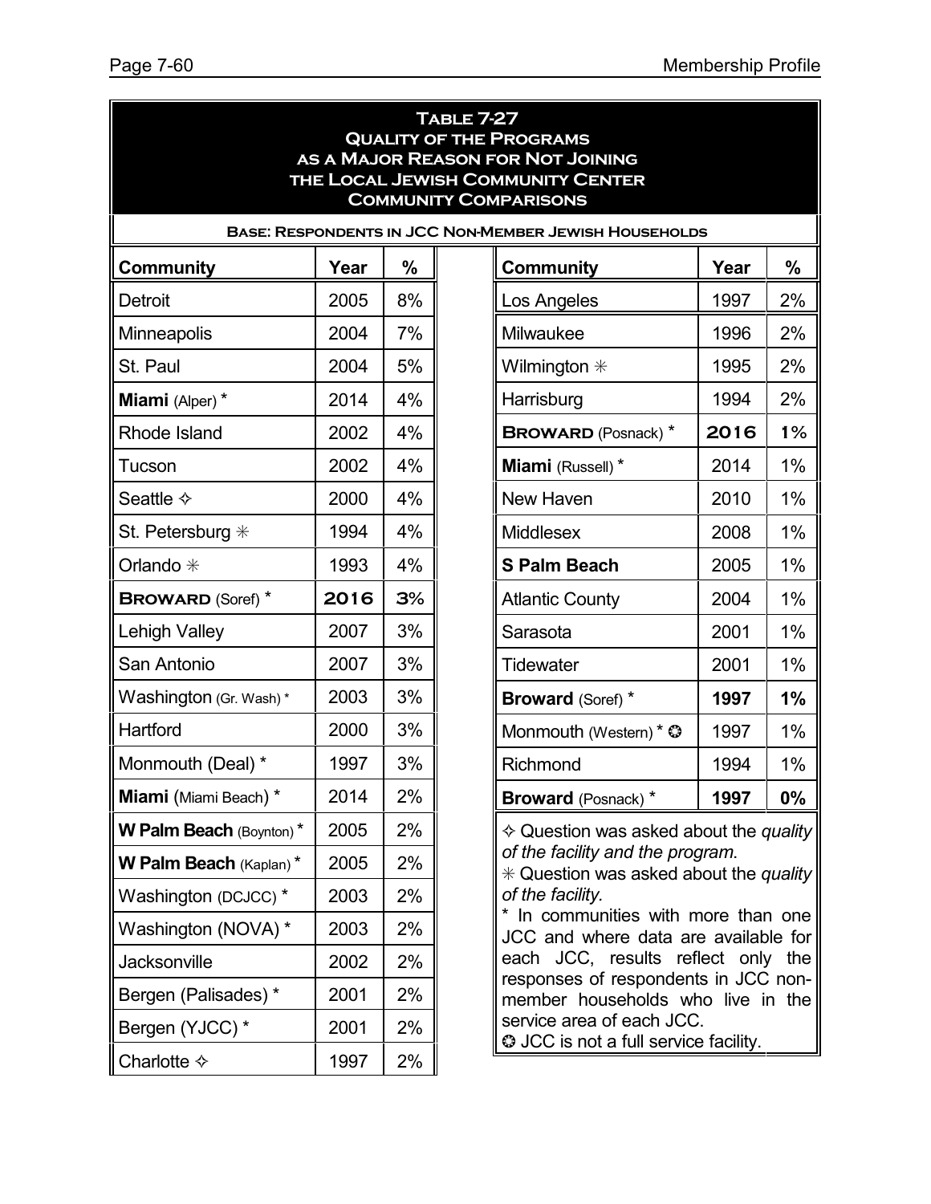# Table 7-27
## Quality of the Programs as a Major Reason for Not Joining the Local Jewish Community Center
### Community Comparisons

**Base: Respondents in JCC Non-Member Jewish Households**

| Community | Year | % | Community | Year | % |
|---|---|---|---|---|---|
| Detroit | 2005 | 8% | Los Angeles | 1997 | 2% |
| Minneapolis | 2004 | 7% | Milwaukee | 1996 | 2% |
| St. Paul | 2004 | 5% | Wilmington ✳ | 1995 | 2% |
| **Miami** (Alper) * | 2014 | 4% | Harrisburg | 1994 | 2% |
| Rhode Island | 2002 | 4% | **BROWARD** (Posnack) * | **2016** | **1%** |
| Tucson | 2002 | 4% | **Miami** (Russell) * | 2014 | 1% |
| Seattle ✧ | 2000 | 4% | New Haven | 2010 | 1% |
| St. Petersburg ✳ | 1994 | 4% | Middlesex | 2008 | 1% |
| Orlando ✳ | 1993 | 4% | **S Palm Beach** | 2005 | 1% |
| **BROWARD** (Soref) * | **2016** | **3%** | Atlantic County | 2004 | 1% |
| Lehigh Valley | 2007 | 3% | Sarasota | 2001 | 1% |
| San Antonio | 2007 | 3% | Tidewater | 2001 | 1% |
| Washington (Gr. Wash) * | 2003 | 3% | **Broward** (Soref) * | **1997** | **1%** |
| Hartford | 2000 | 3% | Monmouth (Western) * ❂ | 1997 | 1% |
| Monmouth (Deal) * | 1997 | 3% | Richmond | 1994 | 1% |
| **Miami** (Miami Beach) * | 2014 | 2% | **Broward** (Posnack) * | **1997** | **0%** |
| **W Palm Beach** (Boynton) * | 2005 | 2% | | | |
| **W Palm Beach** (Kaplan) * | 2005 | 2% | | | |
| Washington (DCJCC) * | 2003 | 2% | | | |
| Washington (NOVA) * | 2003 | 2% | | | |
| Jacksonville | 2002 | 2% | | | |
| Bergen (Palisades) * | 2001 | 2% | | | |
| Bergen (YJCC) * | 2001 | 2% | | | |
| Charlotte ✧ | 1997 | 2% | | | |

✧ Question was asked about the *quality of the facility and the program.*

✳ Question was asked about the *quality of the facility.*

* In communities with more than one JCC and where data are available for each JCC, results reflect only the responses of respondents in JCC non-member households who live in the service area of each JCC.

❂ JCC is not a full service facility.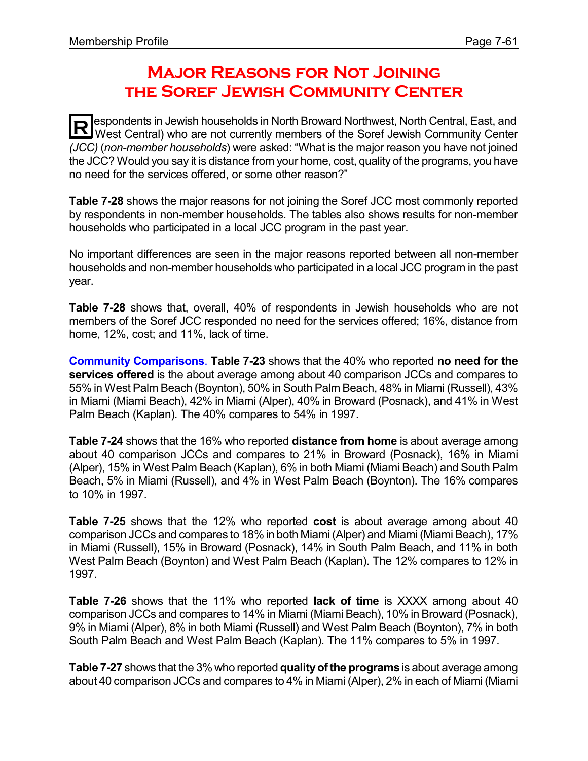# Major Reasons for Not Joining the Soref Jewish Community Center

Respondents in Jewish households in North Broward Northwest, North Central, East, and West Central) who are not currently members of the Soref Jewish Community Center *(JCC)* (*non-member households*) were asked: "What is the major reason you have not joined the JCC? Would you say it is distance from your home, cost, quality of the programs, you have no need for the services offered, or some other reason?"

**Table 7-28** shows the major reasons for not joining the Soref JCC most commonly reported by respondents in non-member households. The tables also shows results for non-member households who participated in a local JCC program in the past year.

No important differences are seen in the major reasons reported between all non-member households and non-member households who participated in a local JCC program in the past year.

**Table 7-28** shows that, overall, 40% of respondents in Jewish households who are not members of the Soref JCC responded no need for the services offered; 16%, distance from home, 12%, cost; and 11%, lack of time.

**Community Comparisons**. **Table 7-23** shows that the 40% who reported **no need for the services offered** is the about average among about 40 comparison JCCs and compares to 55% in West Palm Beach (Boynton), 50% in South Palm Beach, 48% in Miami (Russell), 43% in Miami (Miami Beach), 42% in Miami (Alper), 40% in Broward (Posnack), and 41% in West Palm Beach (Kaplan). The 40% compares to 54% in 1997.

**Table 7-24** shows that the 16% who reported **distance from home** is about average among about 40 comparison JCCs and compares to 21% in Broward (Posnack), 16% in Miami (Alper), 15% in West Palm Beach (Kaplan), 6% in both Miami (Miami Beach) and South Palm Beach, 5% in Miami (Russell), and 4% in West Palm Beach (Boynton). The 16% compares to 10% in 1997.

**Table 7-25** shows that the 12% who reported **cost** is about average among about 40 comparison JCCs and compares to 18% in both Miami (Alper) and Miami (Miami Beach), 17% in Miami (Russell), 15% in Broward (Posnack), 14% in South Palm Beach, and 11% in both West Palm Beach (Boynton) and West Palm Beach (Kaplan). The 12% compares to 12% in 1997.

**Table 7-26** shows that the 11% who reported **lack of time** is XXXX among about 40 comparison JCCs and compares to 14% in Miami (Miami Beach), 10% in Broward (Posnack), 9% in Miami (Alper), 8% in both Miami (Russell) and West Palm Beach (Boynton), 7% in both South Palm Beach and West Palm Beach (Kaplan). The 11% compares to 5% in 1997.

**Table 7-27** shows that the 3% who reported **quality of the programs** is about average among about 40 comparison JCCs and compares to 4% in Miami (Alper), 2% in each of Miami (Miami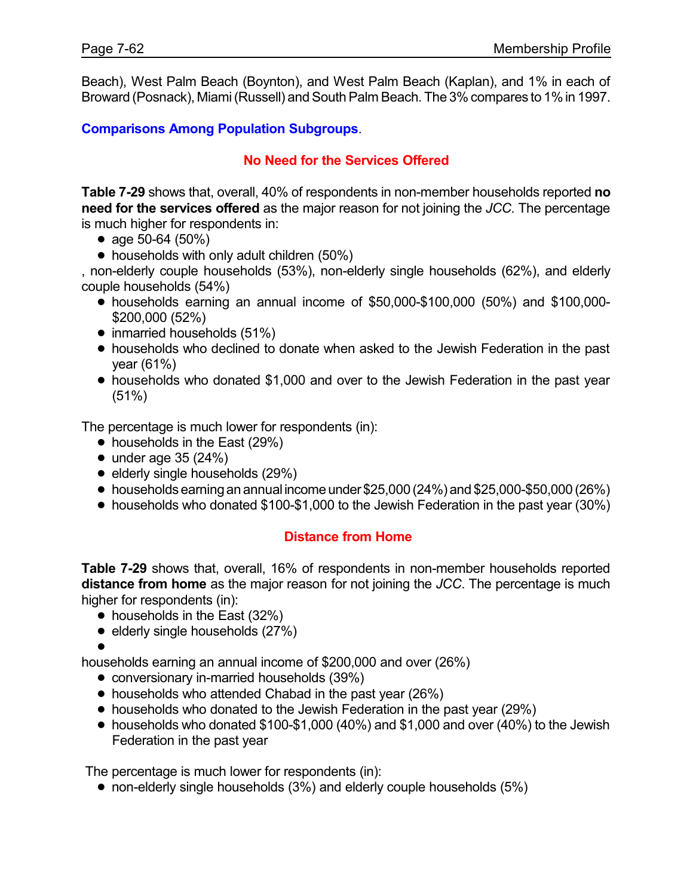Beach), West Palm Beach (Boynton), and West Palm Beach (Kaplan), and 1% in each of Broward (Posnack), Miami (Russell) and South Palm Beach. The 3% compares to 1% in 1997.

**Comparisons Among Population Subgroups**.

### No Need for the Services Offered

**Table 7-29** shows that, overall, 40% of respondents in non-member households reported **no need for the services offered** as the major reason for not joining the *JCC*. The percentage is much higher for respondents in:

- age 50-64 (50%)
- households with only adult children (50%)

, non-elderly couple households (53%), non-elderly single households (62%), and elderly couple households (54%)

- households earning an annual income of $50,000-$100,000 (50%) and $100,000-$200,000 (52%)
- inmarried households (51%)
- households who declined to donate when asked to the Jewish Federation in the past year (61%)
- households who donated $1,000 and over to the Jewish Federation in the past year (51%)

The percentage is much lower for respondents (in):

- households in the East (29%)
- under age 35 (24%)
- elderly single households (29%)
- households earning an annual income under $25,000 (24%) and $25,000-$50,000 (26%)
- households who donated $100-$1,000 to the Jewish Federation in the past year (30%)

### Distance from Home

**Table 7-29** shows that, overall, 16% of respondents in non-member households reported **distance from home** as the major reason for not joining the *JCC*. The percentage is much higher for respondents (in):

- households in the East (32%)
- elderly single households (27%)
- 

households earning an annual income of $200,000 and over (26%)

- conversionary in-married households (39%)
- households who attended Chabad in the past year (26%)
- households who donated to the Jewish Federation in the past year (29%)
- households who donated $100-$1,000 (40%) and $1,000 and over (40%) to the Jewish Federation in the past year

The percentage is much lower for respondents (in):

- non-elderly single households (3%) and elderly couple households (5%)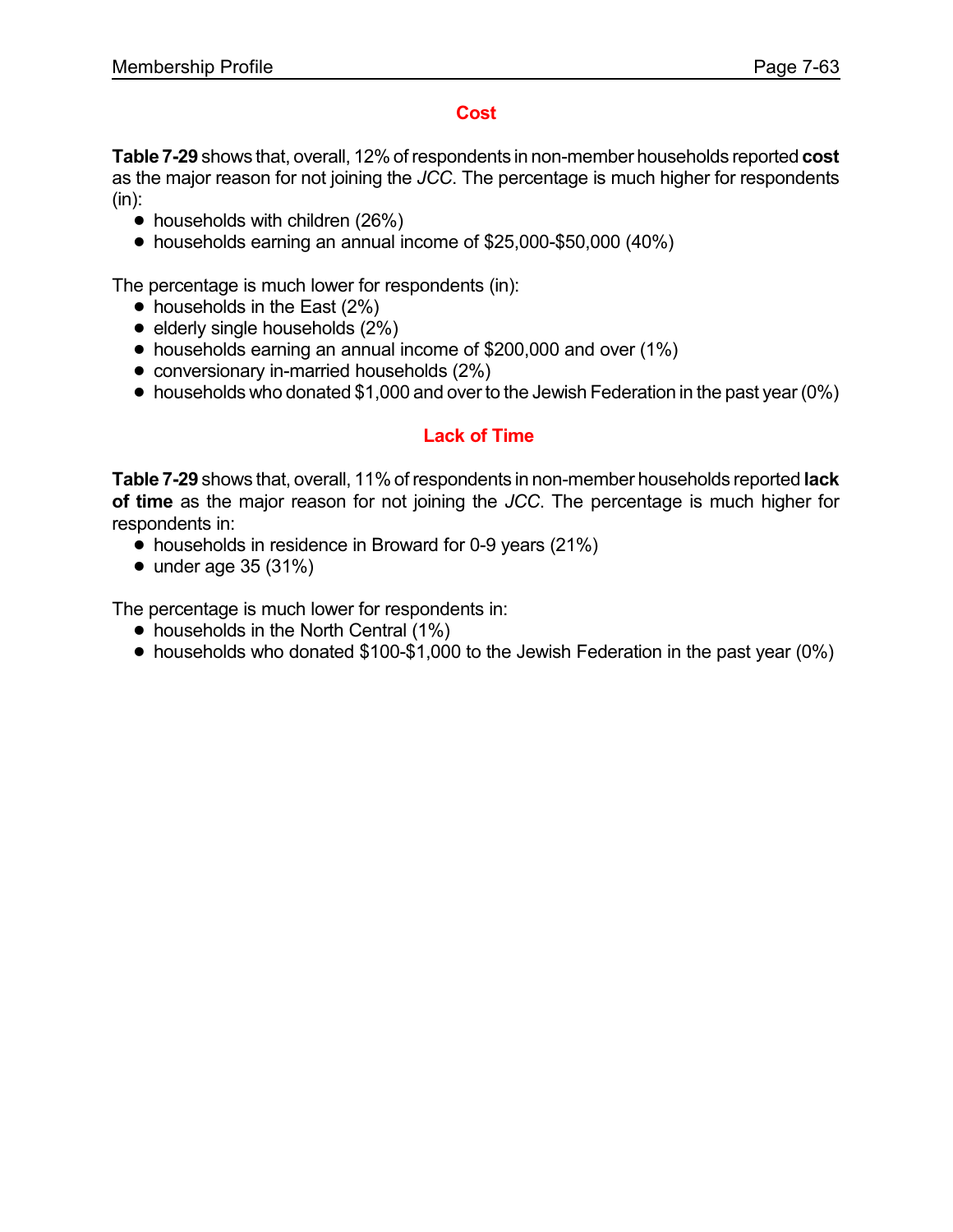## Cost

**Table 7-29** shows that, overall, 12% of respondents in non-member households reported **cost** as the major reason for not joining the *JCC*. The percentage is much higher for respondents (in):

- households with children (26%)
- households earning an annual income of $25,000-$50,000 (40%)

The percentage is much lower for respondents (in):

- households in the East (2%)
- elderly single households (2%)
- households earning an annual income of $200,000 and over (1%)
- conversionary in-married households (2%)
- households who donated $1,000 and over to the Jewish Federation in the past year (0%)

## Lack of Time

**Table 7-29** shows that, overall, 11% of respondents in non-member households reported **lack of time** as the major reason for not joining the *JCC*. The percentage is much higher for respondents in:

- households in residence in Broward for 0-9 years (21%)
- under age 35 (31%)

The percentage is much lower for respondents in:

- households in the North Central (1%)
- households who donated $100-$1,000 to the Jewish Federation in the past year (0%)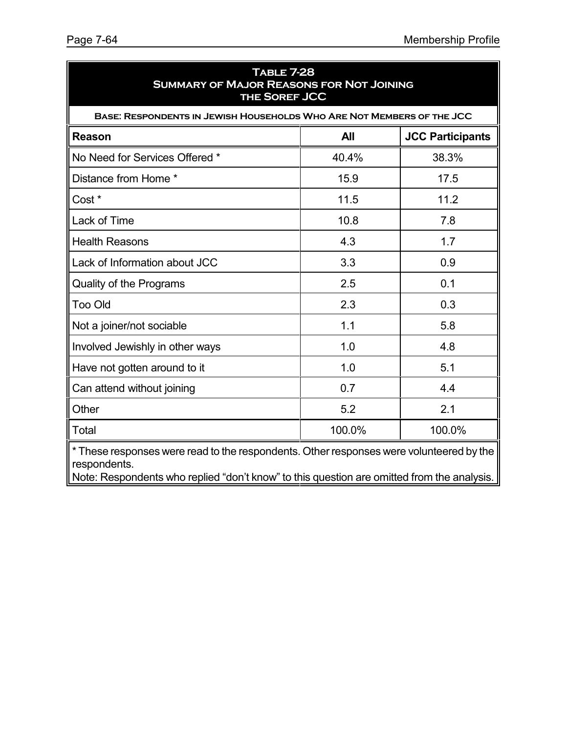## Table 7-28
## Summary of Major Reasons for Not Joining the Soref JCC

**Base: Respondents in Jewish Households Who Are Not Members of the JCC**

| Reason | All | JCC Participants |
|---|---|---|
| No Need for Services Offered * | 40.4% | 38.3% |
| Distance from Home * | 15.9 | 17.5 |
| Cost * | 11.5 | 11.2 |
| Lack of Time | 10.8 | 7.8 |
| Health Reasons | 4.3 | 1.7 |
| Lack of Information about JCC | 3.3 | 0.9 |
| Quality of the Programs | 2.5 | 0.1 |
| Too Old | 2.3 | 0.3 |
| Not a joiner/not sociable | 1.1 | 5.8 |
| Involved Jewishly in other ways | 1.0 | 4.8 |
| Have not gotten around to it | 1.0 | 5.1 |
| Can attend without joining | 0.7 | 4.4 |
| Other | 5.2 | 2.1 |
| Total | 100.0% | 100.0% |

* These responses were read to the respondents. Other responses were volunteered by the respondents.

Note: Respondents who replied "don't know" to this question are omitted from the analysis.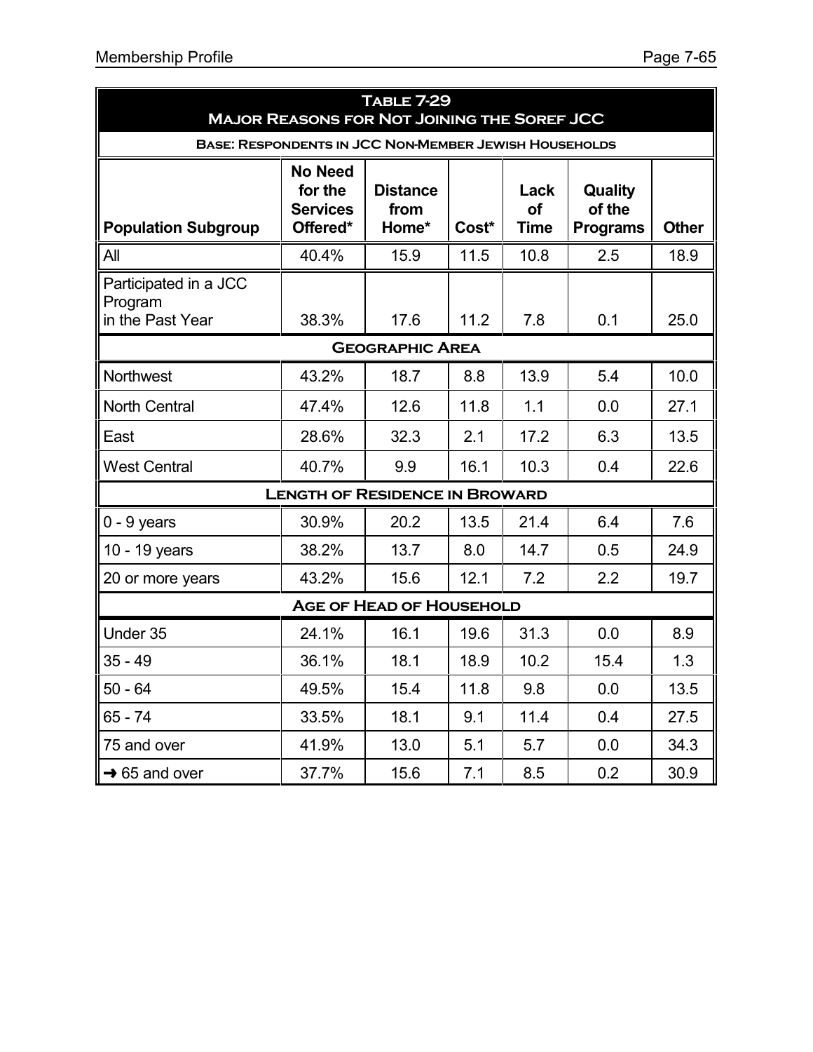**Table 7-29**
**Major Reasons for Not Joining the Soref JCC**

**Base: Respondents in JCC Non-Member Jewish Households**

| Population Subgroup | No Need for the Services Offered* | Distance from Home* | Cost* | Lack of Time | Quality of the Programs | Other |
|---|---|---|---|---|---|---|
| All | 40.4% | 15.9 | 11.5 | 10.8 | 2.5 | 18.9 |
| Participated in a JCC Program in the Past Year | 38.3% | 17.6 | 11.2 | 7.8 | 0.1 | 25.0 |
| **Geographic Area** | | | | | | |
| Northwest | 43.2% | 18.7 | 8.8 | 13.9 | 5.4 | 10.0 |
| North Central | 47.4% | 12.6 | 11.8 | 1.1 | 0.0 | 27.1 |
| East | 28.6% | 32.3 | 2.1 | 17.2 | 6.3 | 13.5 |
| West Central | 40.7% | 9.9 | 16.1 | 10.3 | 0.4 | 22.6 |
| **Length of Residence in Broward** | | | | | | |
| 0 - 9 years | 30.9% | 20.2 | 13.5 | 21.4 | 6.4 | 7.6 |
| 10 - 19 years | 38.2% | 13.7 | 8.0 | 14.7 | 0.5 | 24.9 |
| 20 or more years | 43.2% | 15.6 | 12.1 | 7.2 | 2.2 | 19.7 |
| **Age of Head of Household** | | | | | | |
| Under 35 | 24.1% | 16.1 | 19.6 | 31.3 | 0.0 | 8.9 |
| 35 - 49 | 36.1% | 18.1 | 18.9 | 10.2 | 15.4 | 1.3 |
| 50 - 64 | 49.5% | 15.4 | 11.8 | 9.8 | 0.0 | 13.5 |
| 65 - 74 | 33.5% | 18.1 | 9.1 | 11.4 | 0.4 | 27.5 |
| 75 and over | 41.9% | 13.0 | 5.1 | 5.7 | 0.0 | 34.3 |
| → 65 and over | 37.7% | 15.6 | 7.1 | 8.5 | 0.2 | 30.9 |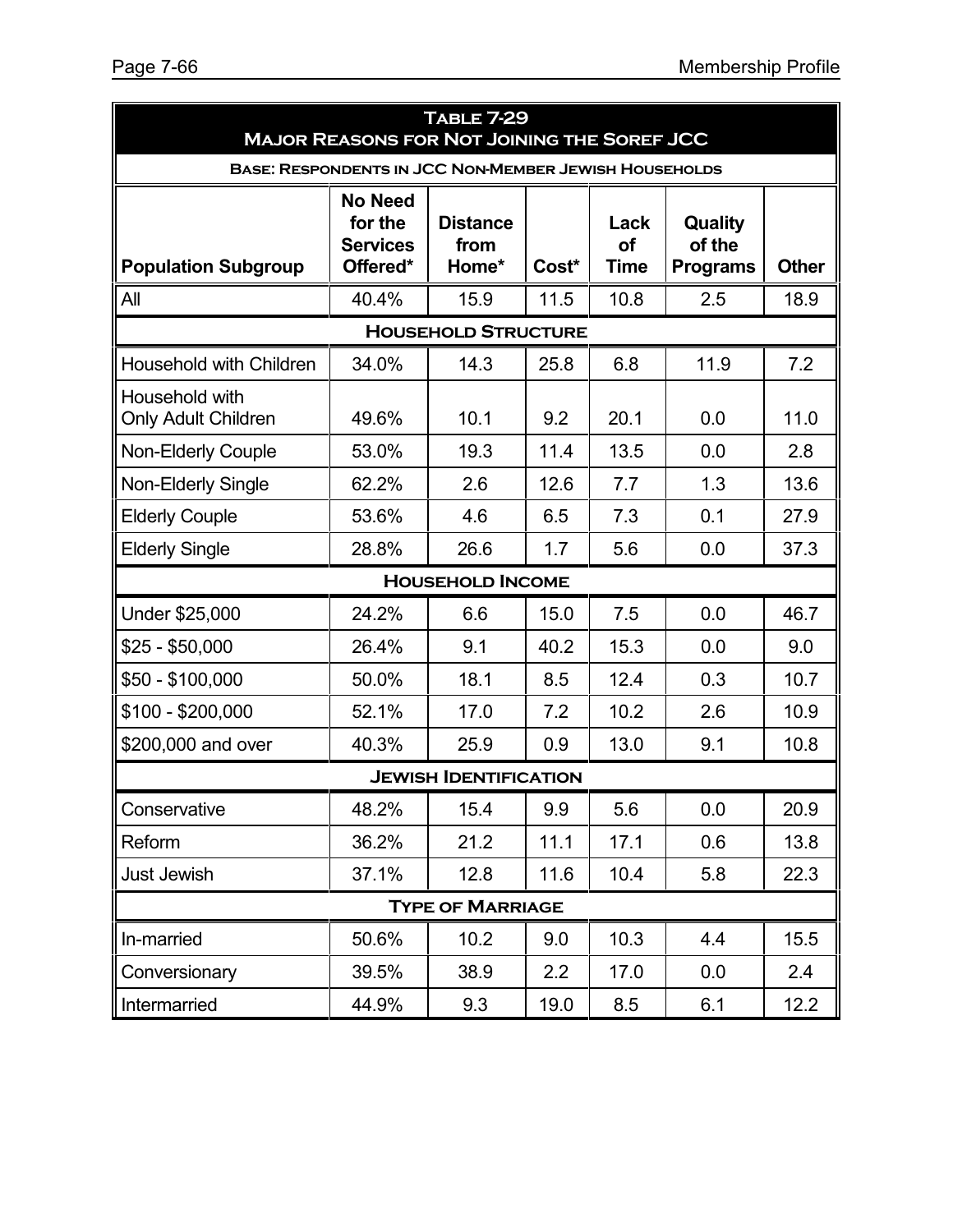## Table 7-29
## Major Reasons for Not Joining the Soref JCC

**Base: Respondents in JCC Non-Member Jewish Households**

| Population Subgroup | No Need for the Services Offered* | Distance from Home* | Cost* | Lack of Time | Quality of the Programs | Other |
|---|---|---|---|---|---|---|
| All | 40.4% | 15.9 | 11.5 | 10.8 | 2.5 | 18.9 |
| **Household Structure** | | | | | | |
| Household with Children | 34.0% | 14.3 | 25.8 | 6.8 | 11.9 | 7.2 |
| Household with Only Adult Children | 49.6% | 10.1 | 9.2 | 20.1 | 0.0 | 11.0 |
| Non-Elderly Couple | 53.0% | 19.3 | 11.4 | 13.5 | 0.0 | 2.8 |
| Non-Elderly Single | 62.2% | 2.6 | 12.6 | 7.7 | 1.3 | 13.6 |
| Elderly Couple | 53.6% | 4.6 | 6.5 | 7.3 | 0.1 | 27.9 |
| Elderly Single | 28.8% | 26.6 | 1.7 | 5.6 | 0.0 | 37.3 |
| **Household Income** | | | | | | |
| Under $25,000 | 24.2% | 6.6 | 15.0 | 7.5 | 0.0 | 46.7 |
| $25 - $50,000 | 26.4% | 9.1 | 40.2 | 15.3 | 0.0 | 9.0 |
| $50 - $100,000 | 50.0% | 18.1 | 8.5 | 12.4 | 0.3 | 10.7 |
| $100 - $200,000 | 52.1% | 17.0 | 7.2 | 10.2 | 2.6 | 10.9 |
| $200,000 and over | 40.3% | 25.9 | 0.9 | 13.0 | 9.1 | 10.8 |
| **Jewish Identification** | | | | | | |
| Conservative | 48.2% | 15.4 | 9.9 | 5.6 | 0.0 | 20.9 |
| Reform | 36.2% | 21.2 | 11.1 | 17.1 | 0.6 | 13.8 |
| Just Jewish | 37.1% | 12.8 | 11.6 | 10.4 | 5.8 | 22.3 |
| **Type of Marriage** | | | | | | |
| In-married | 50.6% | 10.2 | 9.0 | 10.3 | 4.4 | 15.5 |
| Conversionary | 39.5% | 38.9 | 2.2 | 17.0 | 0.0 | 2.4 |
| Intermarried | 44.9% | 9.3 | 19.0 | 8.5 | 6.1 | 12.2 |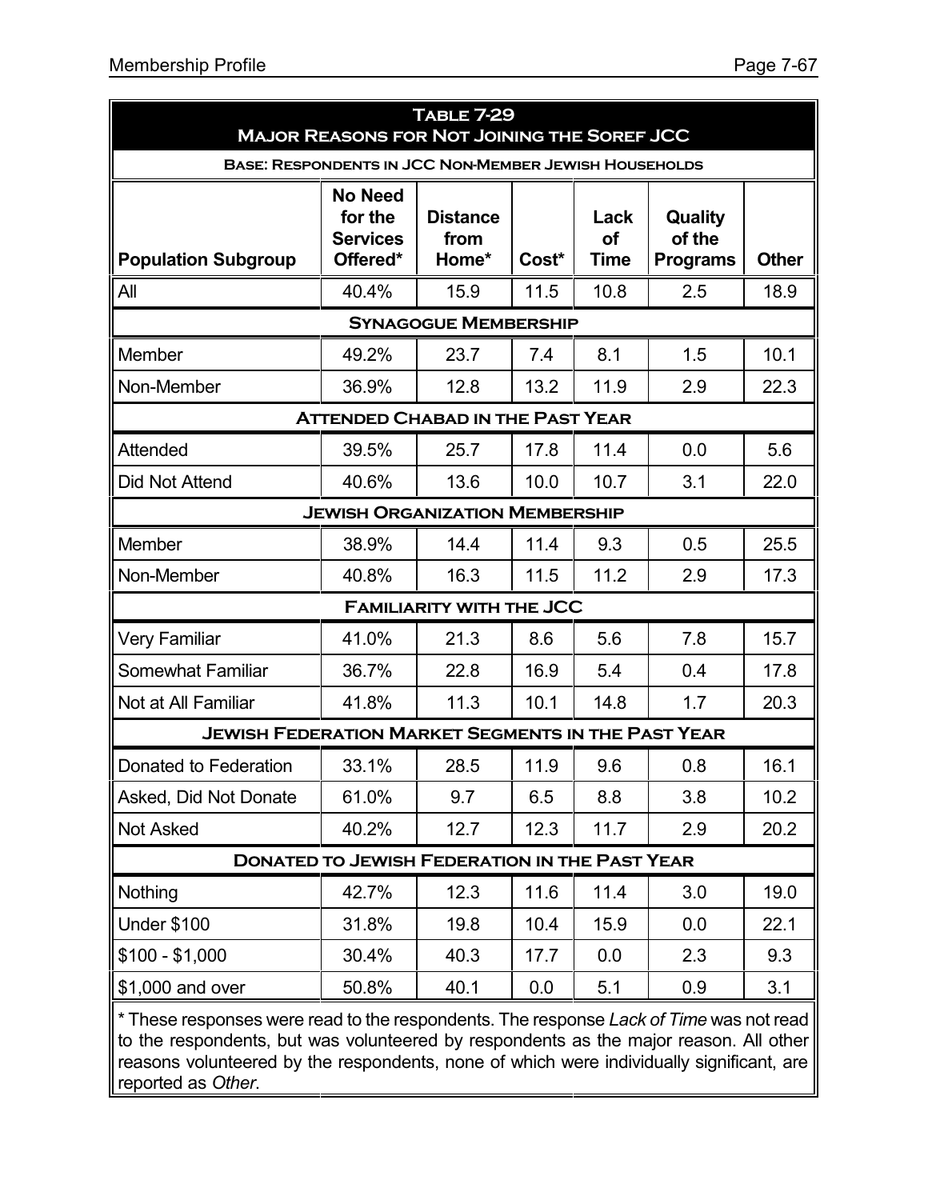| Table 7-29<br>Major Reasons for Not Joining the Soref JCC<br>Base: Respondents in JCC Non-Member Jewish Households | | | | | | |
|---|---|---|---|---|---|---|
| **Population Subgroup** | **No Need for the Services Offered*** | **Distance from Home*** | **Cost*** | **Lack of Time** | **Quality of the Programs** | **Other** |
| All | 40.4% | 15.9 | 11.5 | 10.8 | 2.5 | 18.9 |
| **Synagogue Membership** | | | | | | |
| Member | 49.2% | 23.7 | 7.4 | 8.1 | 1.5 | 10.1 |
| Non-Member | 36.9% | 12.8 | 13.2 | 11.9 | 2.9 | 22.3 |
| **Attended Chabad in the Past Year** | | | | | | |
| Attended | 39.5% | 25.7 | 17.8 | 11.4 | 0.0 | 5.6 |
| Did Not Attend | 40.6% | 13.6 | 10.0 | 10.7 | 3.1 | 22.0 |
| **Jewish Organization Membership** | | | | | | |
| Member | 38.9% | 14.4 | 11.4 | 9.3 | 0.5 | 25.5 |
| Non-Member | 40.8% | 16.3 | 11.5 | 11.2 | 2.9 | 17.3 |
| **Familiarity with the JCC** | | | | | | |
| Very Familiar | 41.0% | 21.3 | 8.6 | 5.6 | 7.8 | 15.7 |
| Somewhat Familiar | 36.7% | 22.8 | 16.9 | 5.4 | 0.4 | 17.8 |
| Not at All Familiar | 41.8% | 11.3 | 10.1 | 14.8 | 1.7 | 20.3 |
| **Jewish Federation Market Segments in the Past Year** | | | | | | |
| Donated to Federation | 33.1% | 28.5 | 11.9 | 9.6 | 0.8 | 16.1 |
| Asked, Did Not Donate | 61.0% | 9.7 | 6.5 | 8.8 | 3.8 | 10.2 |
| Not Asked | 40.2% | 12.7 | 12.3 | 11.7 | 2.9 | 20.2 |
| **Donated to Jewish Federation in the Past Year** | | | | | | |
| Nothing | 42.7% | 12.3 | 11.6 | 11.4 | 3.0 | 19.0 |
| Under $100 | 31.8% | 19.8 | 10.4 | 15.9 | 0.0 | 22.1 |
| $100 - $1,000 | 30.4% | 40.3 | 17.7 | 0.0 | 2.3 | 9.3 |
| $1,000 and over | 50.8% | 40.1 | 0.0 | 5.1 | 0.9 | 3.1 |

* These responses were read to the respondents. The response *Lack of Time* was not read to the respondents, but was volunteered by respondents as the major reason. All other reasons volunteered by the respondents, none of which were individually significant, are reported as *Other*.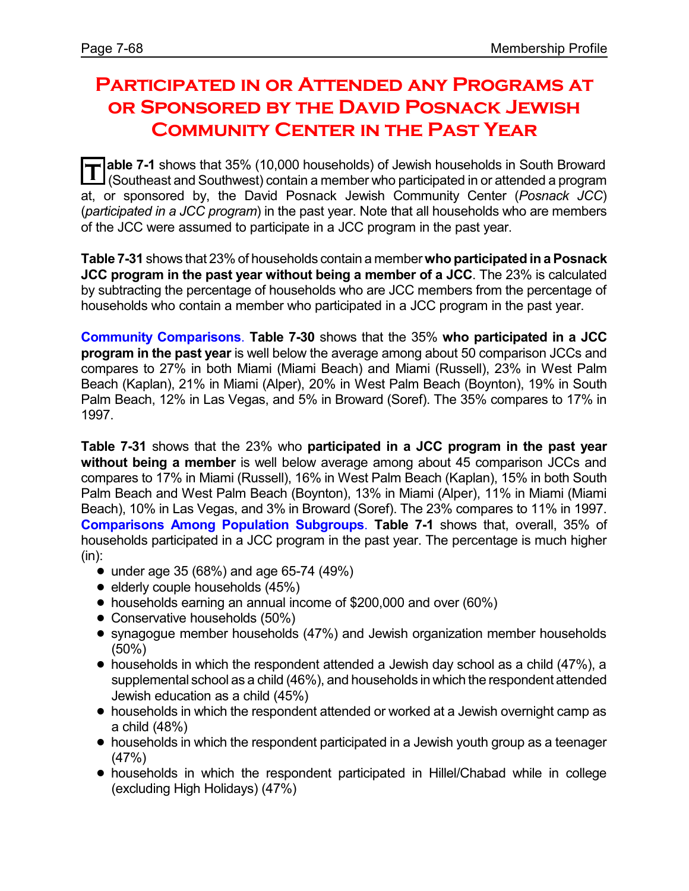# Participated in or Attended any Programs at or Sponsored by the David Posnack Jewish Community Center in the Past Year

**Table 7-1** shows that 35% (10,000 households) of Jewish households in South Broward (Southeast and Southwest) contain a member who participated in or attended a program at, or sponsored by, the David Posnack Jewish Community Center (*Posnack JCC*) (*participated in a JCC program*) in the past year. Note that all households who are members of the JCC were assumed to participate in a JCC program in the past year.

**Table 7-31** shows that 23% of households contain a member **who participated in a Posnack JCC program in the past year without being a member of a JCC**. The 23% is calculated by subtracting the percentage of households who are JCC members from the percentage of households who contain a member who participated in a JCC program in the past year.

**Community Comparisons**. **Table 7-30** shows that the 35% **who participated in a JCC program in the past year** is well below the average among about 50 comparison JCCs and compares to 27% in both Miami (Miami Beach) and Miami (Russell), 23% in West Palm Beach (Kaplan), 21% in Miami (Alper), 20% in West Palm Beach (Boynton), 19% in South Palm Beach, 12% in Las Vegas, and 5% in Broward (Soref). The 35% compares to 17% in 1997.

**Table 7-31** shows that the 23% who **participated in a JCC program in the past year without being a member** is well below average among about 45 comparison JCCs and compares to 17% in Miami (Russell), 16% in West Palm Beach (Kaplan), 15% in both South Palm Beach and West Palm Beach (Boynton), 13% in Miami (Alper), 11% in Miami (Miami Beach), 10% in Las Vegas, and 3% in Broward (Soref). The 23% compares to 11% in 1997.

**Comparisons Among Population Subgroups**. **Table 7-1** shows that, overall, 35% of households participated in a JCC program in the past year. The percentage is much higher (in):

- under age 35 (68%) and age 65-74 (49%)
- elderly couple households (45%)
- households earning an annual income of $200,000 and over (60%)
- Conservative households (50%)
- synagogue member households (47%) and Jewish organization member households (50%)
- households in which the respondent attended a Jewish day school as a child (47%), a supplemental school as a child (46%), and households in which the respondent attended Jewish education as a child (45%)
- households in which the respondent attended or worked at a Jewish overnight camp as a child (48%)
- households in which the respondent participated in a Jewish youth group as a teenager (47%)
- households in which the respondent participated in Hillel/Chabad while in college (excluding High Holidays) (47%)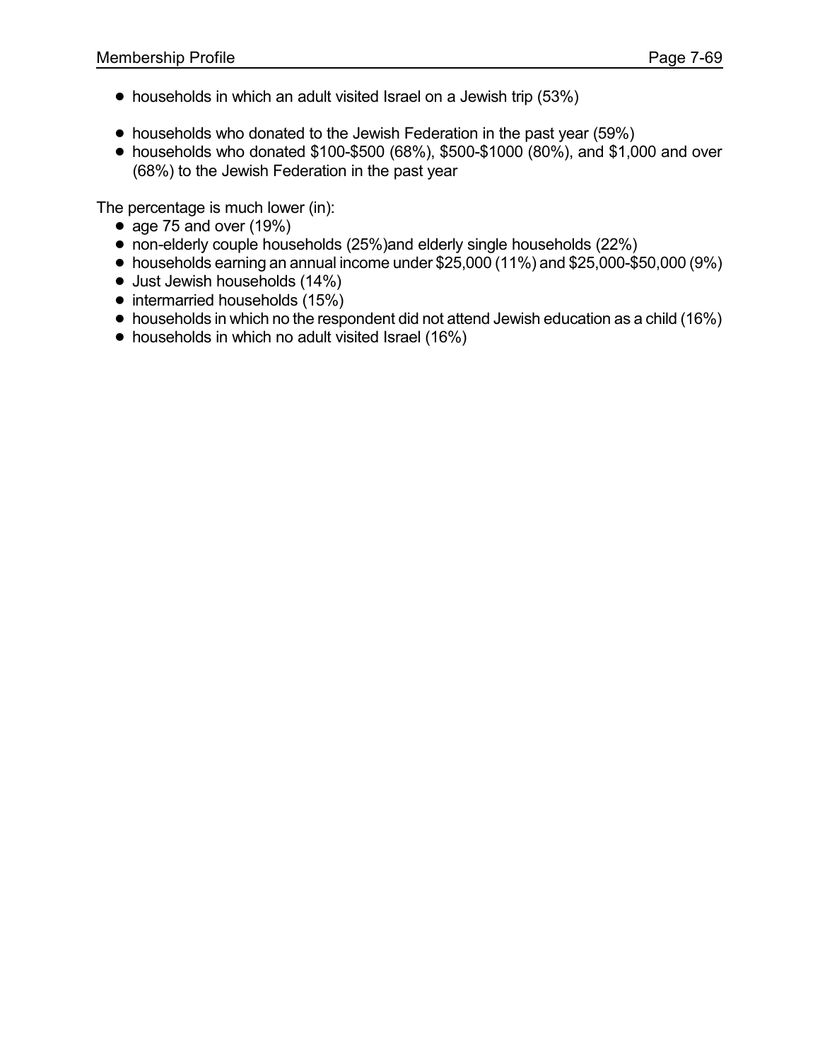- households in which an adult visited Israel on a Jewish trip (53%)

- households who donated to the Jewish Federation in the past year (59%)
- households who donated $100-$500 (68%), $500-$1000 (80%), and $1,000 and over (68%) to the Jewish Federation in the past year

The percentage is much lower (in):

- age 75 and over (19%)
- non-elderly couple households (25%)and elderly single households (22%)
- households earning an annual income under $25,000 (11%) and $25,000-$50,000 (9%)
- Just Jewish households (14%)
- intermarried households (15%)
- households in which no the respondent did not attend Jewish education as a child (16%)
- households in which no adult visited Israel (16%)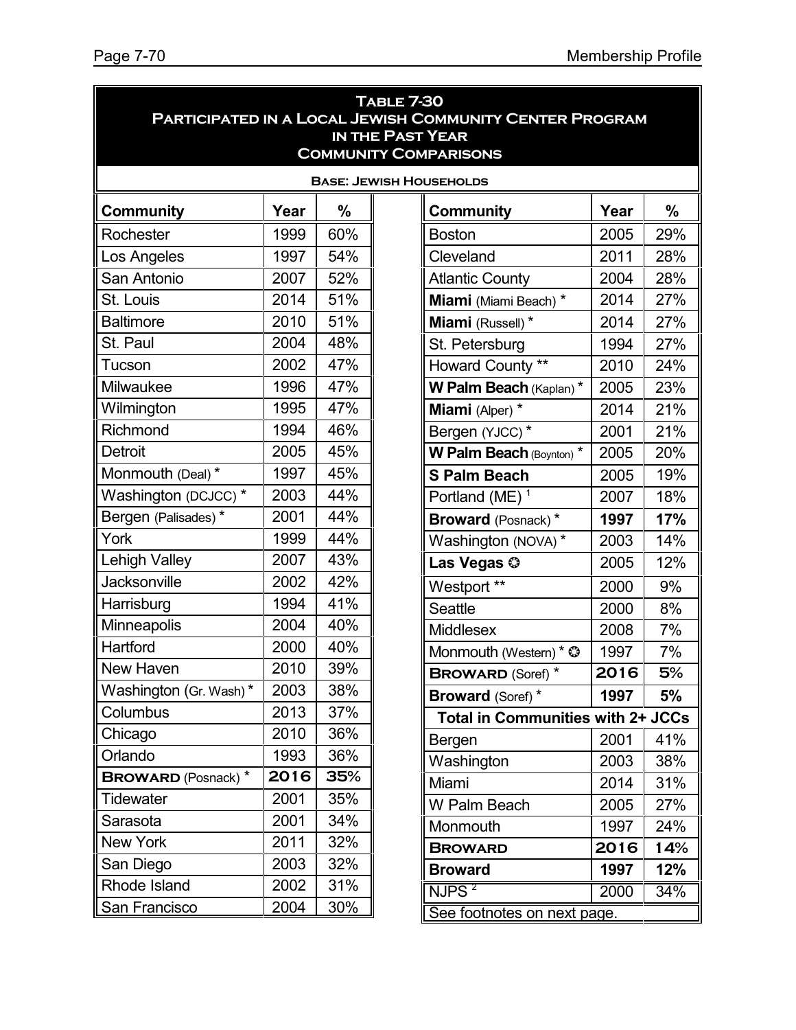## Table 7-30
## Participated in a Local Jewish Community Center Program in the Past Year
## Community Comparisons

**Base: Jewish Households**

| Community | Year | % |
|---|---|---|
| Rochester | 1999 | 60% |
| Los Angeles | 1997 | 54% |
| San Antonio | 2007 | 52% |
| St. Louis | 2014 | 51% |
| Baltimore | 2010 | 51% |
| St. Paul | 2004 | 48% |
| Tucson | 2002 | 47% |
| Milwaukee | 1996 | 47% |
| Wilmington | 1995 | 47% |
| Richmond | 1994 | 46% |
| Detroit | 2005 | 45% |
| Monmouth (Deal) * | 1997 | 45% |
| Washington (DCJCC) * | 2003 | 44% |
| Bergen (Palisades) * | 2001 | 44% |
| York | 1999 | 44% |
| Lehigh Valley | 2007 | 43% |
| Jacksonville | 2002 | 42% |
| Harrisburg | 1994 | 41% |
| Minneapolis | 2004 | 40% |
| Hartford | 2000 | 40% |
| New Haven | 2010 | 39% |
| Washington (Gr. Wash) * | 2003 | 38% |
| Columbus | 2013 | 37% |
| Chicago | 2010 | 36% |
| Orlando | 1993 | 36% |
| **BROWARD** (Posnack) * | **2016** | **35%** |
| Tidewater | 2001 | 35% |
| Sarasota | 2001 | 34% |
| New York | 2011 | 32% |
| San Diego | 2003 | 32% |
| Rhode Island | 2002 | 31% |
| San Francisco | 2004 | 30% |
| Boston | 2005 | 29% |
| Cleveland | 2011 | 28% |
| Atlantic County | 2004 | 28% |
| **Miami** (Miami Beach) * | 2014 | 27% |
| **Miami** (Russell) * | 2014 | 27% |
| St. Petersburg | 1994 | 27% |
| Howard County ** | 2010 | 24% |
| **W Palm Beach** (Kaplan) * | 2005 | 23% |
| **Miami** (Alper) * | 2014 | 21% |
| Bergen (YJCC) * | 2001 | 21% |
| **W Palm Beach** (Boynton) * | 2005 | 20% |
| **S Palm Beach** | 2005 | 19% |
| Portland (ME) [1] | 2007 | 18% |
| **Broward** (Posnack) * | **1997** | **17%** |
| Washington (NOVA) * | 2003 | 14% |
| **Las Vegas** ✪ | 2005 | 12% |
| Westport ** | 2000 | 9% |
| Seattle | 2000 | 8% |
| Middlesex | 2008 | 7% |
| Monmouth (Western) * ✪ | 1997 | 7% |
| **BROWARD** (Soref) * | **2016** | **5%** |
| **Broward** (Soref) * | **1997** | **5%** |
| **Total in Communities with 2+ JCCs** | | |
| Bergen | 2001 | 41% |
| Washington | 2003 | 38% |
| Miami | 2014 | 31% |
| W Palm Beach | 2005 | 27% |
| Monmouth | 1997 | 24% |
| **BROWARD** | **2016** | **14%** |
| **Broward** | **1997** | **12%** |
| NJPS [2] | 2000 | 34% |

See footnotes on next page.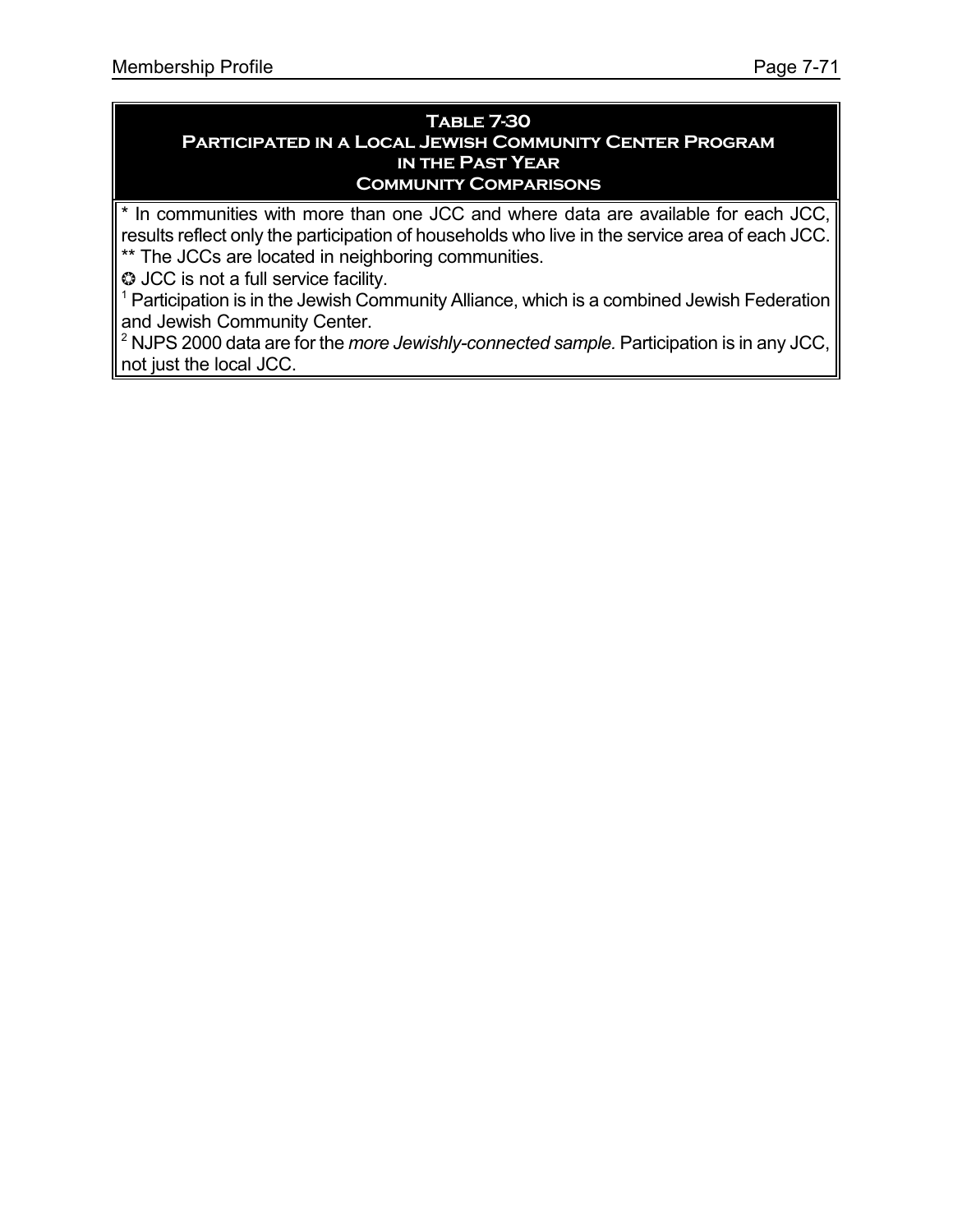## Table 7-30
## Participated in a Local Jewish Community Center Program in the Past Year
## Community Comparisons

* In communities with more than one JCC and where data are available for each JCC, results reflect only the participation of households who live in the service area of each JCC.

** The JCCs are located in neighboring communities.

✪ JCC is not a full service facility.

[1] Participation is in the Jewish Community Alliance, which is a combined Jewish Federation and Jewish Community Center.

[2] NJPS 2000 data are for the *more Jewishly-connected sample.* Participation is in any JCC, not just the local JCC.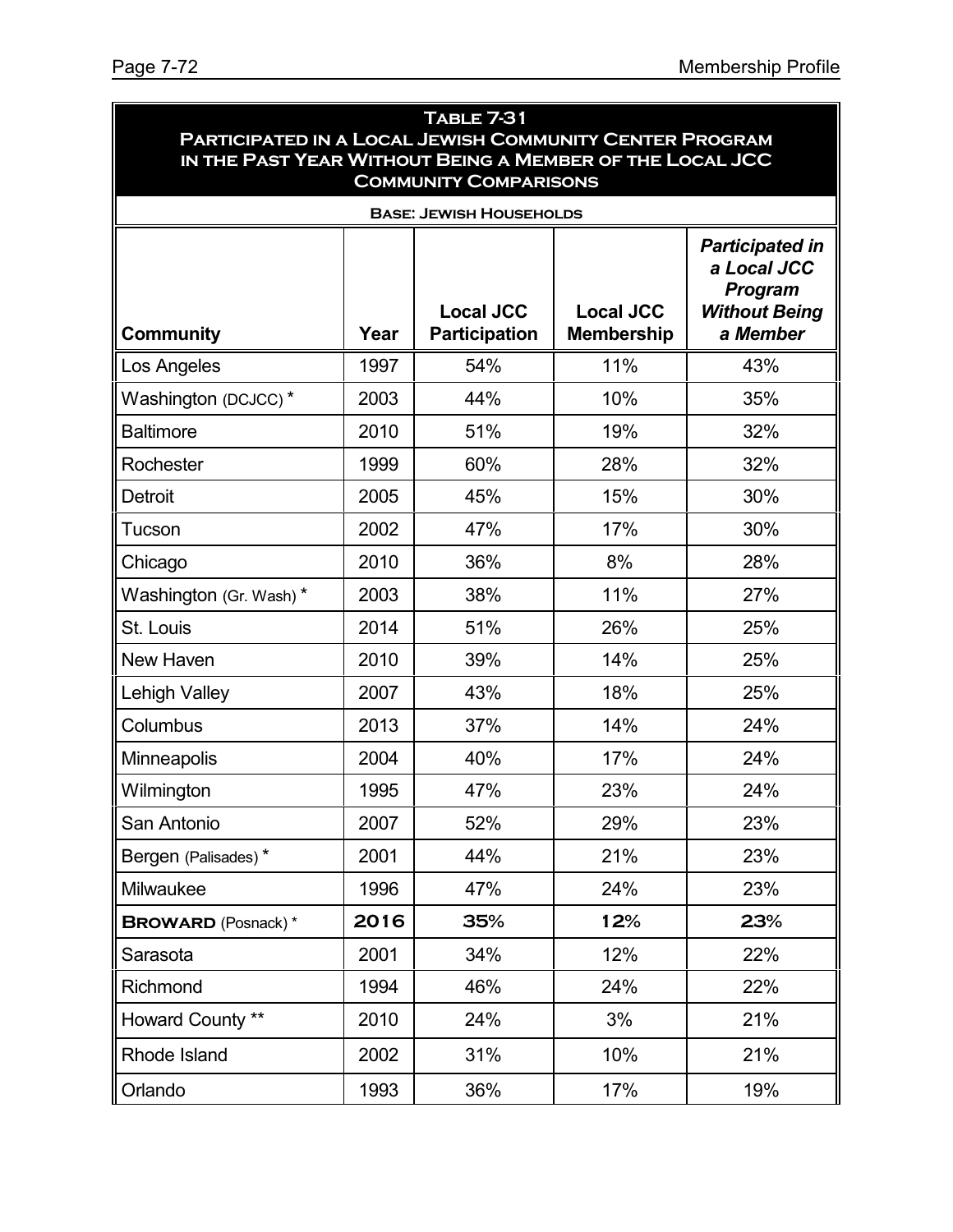## Table 7-31
## Participated in a Local Jewish Community Center Program in the Past Year Without Being a Member of the Local JCC
### Community Comparisons

**Base: Jewish Households**

| Community | Year | Local JCC Participation | Local JCC Membership | *Participated in a Local JCC Program Without Being a Member* |
|---|---|---|---|---|
| Los Angeles | 1997 | 54% | 11% | 43% |
| Washington (DCJCC) * | 2003 | 44% | 10% | 35% |
| Baltimore | 2010 | 51% | 19% | 32% |
| Rochester | 1999 | 60% | 28% | 32% |
| Detroit | 2005 | 45% | 15% | 30% |
| Tucson | 2002 | 47% | 17% | 30% |
| Chicago | 2010 | 36% | 8% | 28% |
| Washington (Gr. Wash) * | 2003 | 38% | 11% | 27% |
| St. Louis | 2014 | 51% | 26% | 25% |
| New Haven | 2010 | 39% | 14% | 25% |
| Lehigh Valley | 2007 | 43% | 18% | 25% |
| Columbus | 2013 | 37% | 14% | 24% |
| Minneapolis | 2004 | 40% | 17% | 24% |
| Wilmington | 1995 | 47% | 23% | 24% |
| San Antonio | 2007 | 52% | 29% | 23% |
| Bergen (Palisades) * | 2001 | 44% | 21% | 23% |
| Milwaukee | 1996 | 47% | 24% | 23% |
| **BROWARD** (Posnack) * | **2016** | **35%** | **12%** | **23%** |
| Sarasota | 2001 | 34% | 12% | 22% |
| Richmond | 1994 | 46% | 24% | 22% |
| Howard County ** | 2010 | 24% | 3% | 21% |
| Rhode Island | 2002 | 31% | 10% | 21% |
| Orlando | 1993 | 36% | 17% | 19% |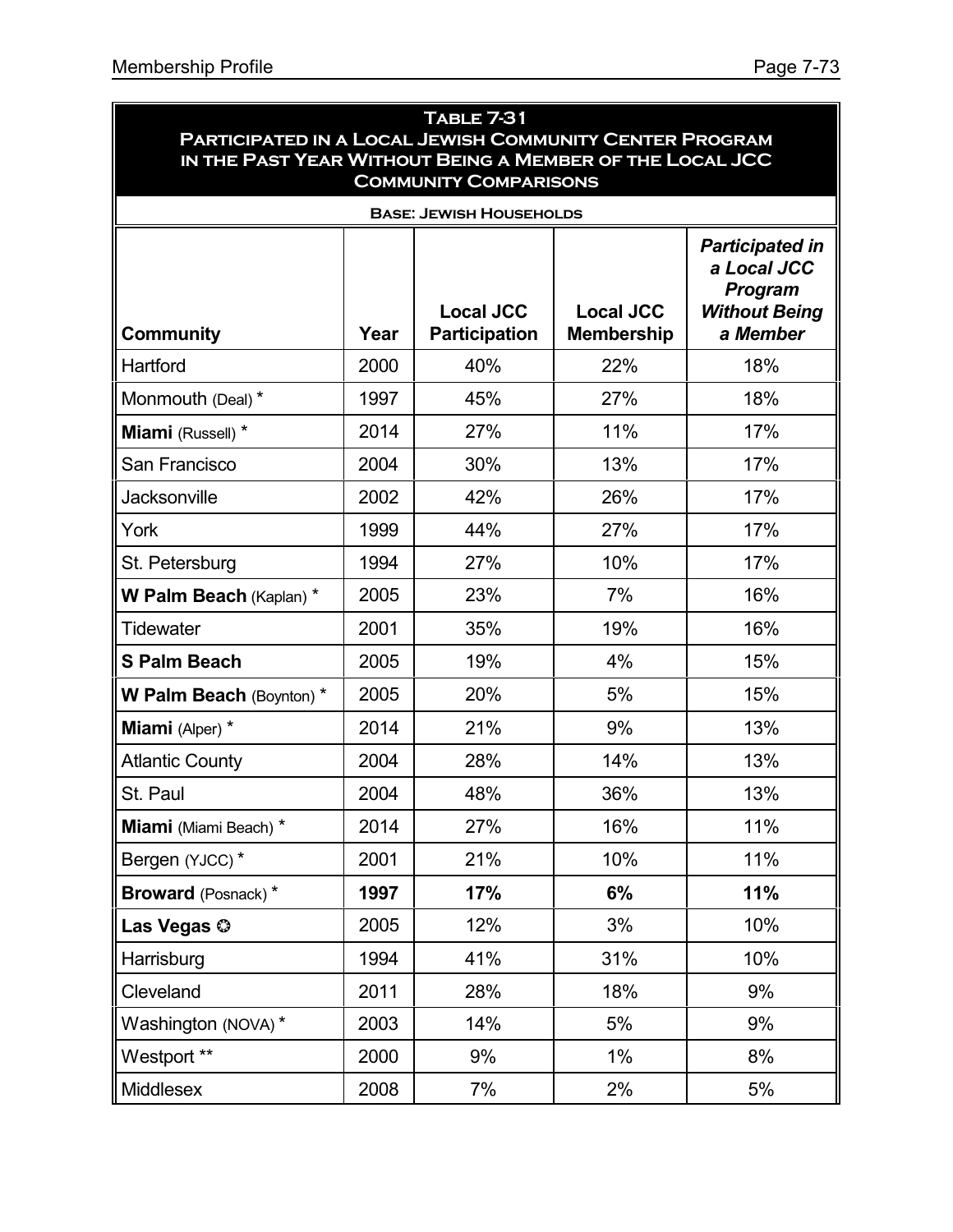**Table 7-31**
**Participated in a Local Jewish Community Center Program in the Past Year Without Being a Member of the Local JCC**
**Community Comparisons**

**Base: Jewish Households**

| Community | Year | Local JCC Participation | Local JCC Membership | *Participated in a Local JCC Program Without Being a Member* |
|---|---|---|---|---|
| Hartford | 2000 | 40% | 22% | 18% |
| Monmouth (Deal) * | 1997 | 45% | 27% | 18% |
| **Miami** (Russell) * | 2014 | 27% | 11% | 17% |
| San Francisco | 2004 | 30% | 13% | 17% |
| Jacksonville | 2002 | 42% | 26% | 17% |
| York | 1999 | 44% | 27% | 17% |
| St. Petersburg | 1994 | 27% | 10% | 17% |
| **W Palm Beach** (Kaplan) * | 2005 | 23% | 7% | 16% |
| Tidewater | 2001 | 35% | 19% | 16% |
| **S Palm Beach** | 2005 | 19% | 4% | 15% |
| **W Palm Beach** (Boynton) * | 2005 | 20% | 5% | 15% |
| **Miami** (Alper) * | 2014 | 21% | 9% | 13% |
| Atlantic County | 2004 | 28% | 14% | 13% |
| St. Paul | 2004 | 48% | 36% | 13% |
| **Miami** (Miami Beach) * | 2014 | 27% | 16% | 11% |
| Bergen (YJCC) * | 2001 | 21% | 10% | 11% |
| **Broward** (Posnack) * | **1997** | **17%** | **6%** | **11%** |
| **Las Vegas** ✪ | 2005 | 12% | 3% | 10% |
| Harrisburg | 1994 | 41% | 31% | 10% |
| Cleveland | 2011 | 28% | 18% | 9% |
| Washington (NOVA) * | 2003 | 14% | 5% | 9% |
| Westport ** | 2000 | 9% | 1% | 8% |
| Middlesex | 2008 | 7% | 2% | 5% |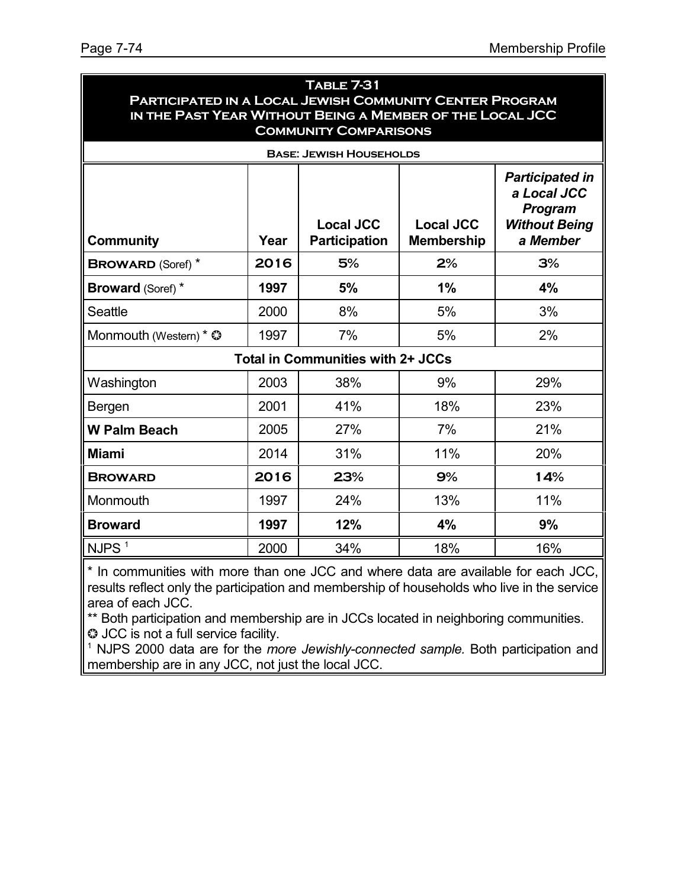## Table 7-31
## Participated in a Local Jewish Community Center Program in the Past Year Without Being a Member of the Local JCC
## Community Comparisons

**Base: Jewish Households**

| Community | Year | Local JCC Participation | Local JCC Membership | *Participated in a Local JCC Program Without Being a Member* |
|---|---|---|---|---|
| **BROWARD** (Soref) * | **2016** | **5%** | **2%** | **3%** |
| **Broward** (Soref) * | **1997** | **5%** | **1%** | **4%** |
| Seattle | 2000 | 8% | 5% | 3% |
| Monmouth (Western) * ✪ | 1997 | 7% | 5% | 2% |
| **Total in Communities with 2+ JCCs** | | | | |
| Washington | 2003 | 38% | 9% | 29% |
| Bergen | 2001 | 41% | 18% | 23% |
| **W Palm Beach** | 2005 | 27% | 7% | 21% |
| **Miami** | 2014 | 31% | 11% | 20% |
| **BROWARD** | **2016** | **23%** | **9%** | **14%** |
| Monmouth | 1997 | 24% | 13% | 11% |
| **Broward** | **1997** | **12%** | **4%** | **9%** |
| NJPS [1] | 2000 | 34% | 18% | 16% |

\* In communities with more than one JCC and where data are available for each JCC, results reflect only the participation and membership of households who live in the service area of each JCC.

\*\* Both participation and membership are in JCCs located in neighboring communities.

✪ JCC is not a full service facility.

[1] NJPS 2000 data are for the *more Jewishly-connected sample.* Both participation and membership are in any JCC, not just the local JCC.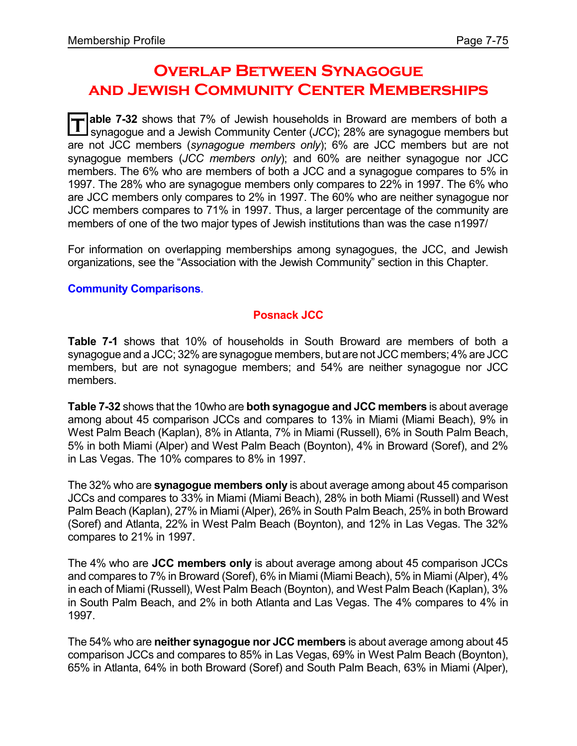# Overlap Between Synagogue and Jewish Community Center Memberships

**Table 7-32** shows that 7% of Jewish households in Broward are members of both a synagogue and a Jewish Community Center (*JCC*); 28% are synagogue members but are not JCC members (*synagogue members only*); 6% are JCC members but are not synagogue members (*JCC members only*); and 60% are neither synagogue nor JCC members. The 6% who are members of both a JCC and a synagogue compares to 5% in 1997. The 28% who are synagogue members only compares to 22% in 1997. The 6% who are JCC members only compares to 2% in 1997. The 60% who are neither synagogue nor JCC members compares to 71% in 1997. Thus, a larger percentage of the community are members of one of the two major types of Jewish institutions than was the case n1997/

For information on overlapping memberships among synagogues, the JCC, and Jewish organizations, see the "Association with the Jewish Community" section in this Chapter.

**Community Comparisons**.

### Posnack JCC

**Table 7-1** shows that 10% of households in South Broward are members of both a synagogue and a JCC; 32% are synagogue members, but are not JCC members; 4% are JCC members, but are not synagogue members; and 54% are neither synagogue nor JCC members.

**Table 7-32** shows that the 10who are **both synagogue and JCC members** is about average among about 45 comparison JCCs and compares to 13% in Miami (Miami Beach), 9% in West Palm Beach (Kaplan), 8% in Atlanta, 7% in Miami (Russell), 6% in South Palm Beach, 5% in both Miami (Alper) and West Palm Beach (Boynton), 4% in Broward (Soref), and 2% in Las Vegas. The 10% compares to 8% in 1997.

The 32% who are **synagogue members only** is about average among about 45 comparison JCCs and compares to 33% in Miami (Miami Beach), 28% in both Miami (Russell) and West Palm Beach (Kaplan), 27% in Miami (Alper), 26% in South Palm Beach, 25% in both Broward (Soref) and Atlanta, 22% in West Palm Beach (Boynton), and 12% in Las Vegas. The 32% compares to 21% in 1997.

The 4% who are **JCC members only** is about average among about 45 comparison JCCs and compares to 7% in Broward (Soref), 6% in Miami (Miami Beach), 5% in Miami (Alper), 4% in each of Miami (Russell), West Palm Beach (Boynton), and West Palm Beach (Kaplan), 3% in South Palm Beach, and 2% in both Atlanta and Las Vegas. The 4% compares to 4% in 1997.

The 54% who are **neither synagogue nor JCC members** is about average among about 45 comparison JCCs and compares to 85% in Las Vegas, 69% in West Palm Beach (Boynton), 65% in Atlanta, 64% in both Broward (Soref) and South Palm Beach, 63% in Miami (Alper),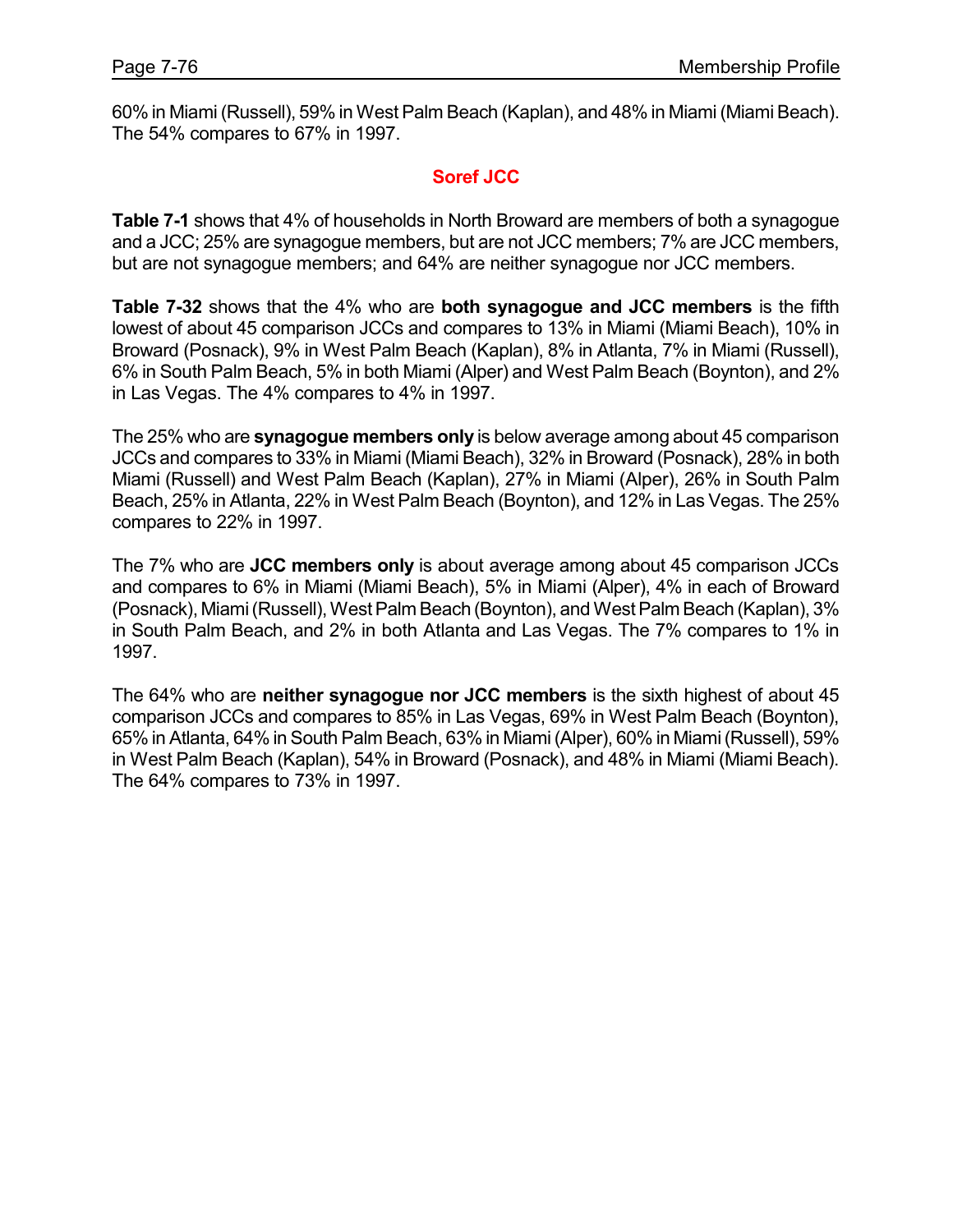60% in Miami (Russell), 59% in West Palm Beach (Kaplan), and 48% in Miami (Miami Beach). The 54% compares to 67% in 1997.

## Soref JCC

**Table 7-1** shows that 4% of households in North Broward are members of both a synagogue and a JCC; 25% are synagogue members, but are not JCC members; 7% are JCC members, but are not synagogue members; and 64% are neither synagogue nor JCC members.

**Table 7-32** shows that the 4% who are **both synagogue and JCC members** is the fifth lowest of about 45 comparison JCCs and compares to 13% in Miami (Miami Beach), 10% in Broward (Posnack), 9% in West Palm Beach (Kaplan), 8% in Atlanta, 7% in Miami (Russell), 6% in South Palm Beach, 5% in both Miami (Alper) and West Palm Beach (Boynton), and 2% in Las Vegas. The 4% compares to 4% in 1997.

The 25% who are **synagogue members only** is below average among about 45 comparison JCCs and compares to 33% in Miami (Miami Beach), 32% in Broward (Posnack), 28% in both Miami (Russell) and West Palm Beach (Kaplan), 27% in Miami (Alper), 26% in South Palm Beach, 25% in Atlanta, 22% in West Palm Beach (Boynton), and 12% in Las Vegas. The 25% compares to 22% in 1997.

The 7% who are **JCC members only** is about average among about 45 comparison JCCs and compares to 6% in Miami (Miami Beach), 5% in Miami (Alper), 4% in each of Broward (Posnack), Miami (Russell), West Palm Beach (Boynton), and West Palm Beach (Kaplan), 3% in South Palm Beach, and 2% in both Atlanta and Las Vegas. The 7% compares to 1% in 1997.

The 64% who are **neither synagogue nor JCC members** is the sixth highest of about 45 comparison JCCs and compares to 85% in Las Vegas, 69% in West Palm Beach (Boynton), 65% in Atlanta, 64% in South Palm Beach, 63% in Miami (Alper), 60% in Miami (Russell), 59% in West Palm Beach (Kaplan), 54% in Broward (Posnack), and 48% in Miami (Miami Beach). The 64% compares to 73% in 1997.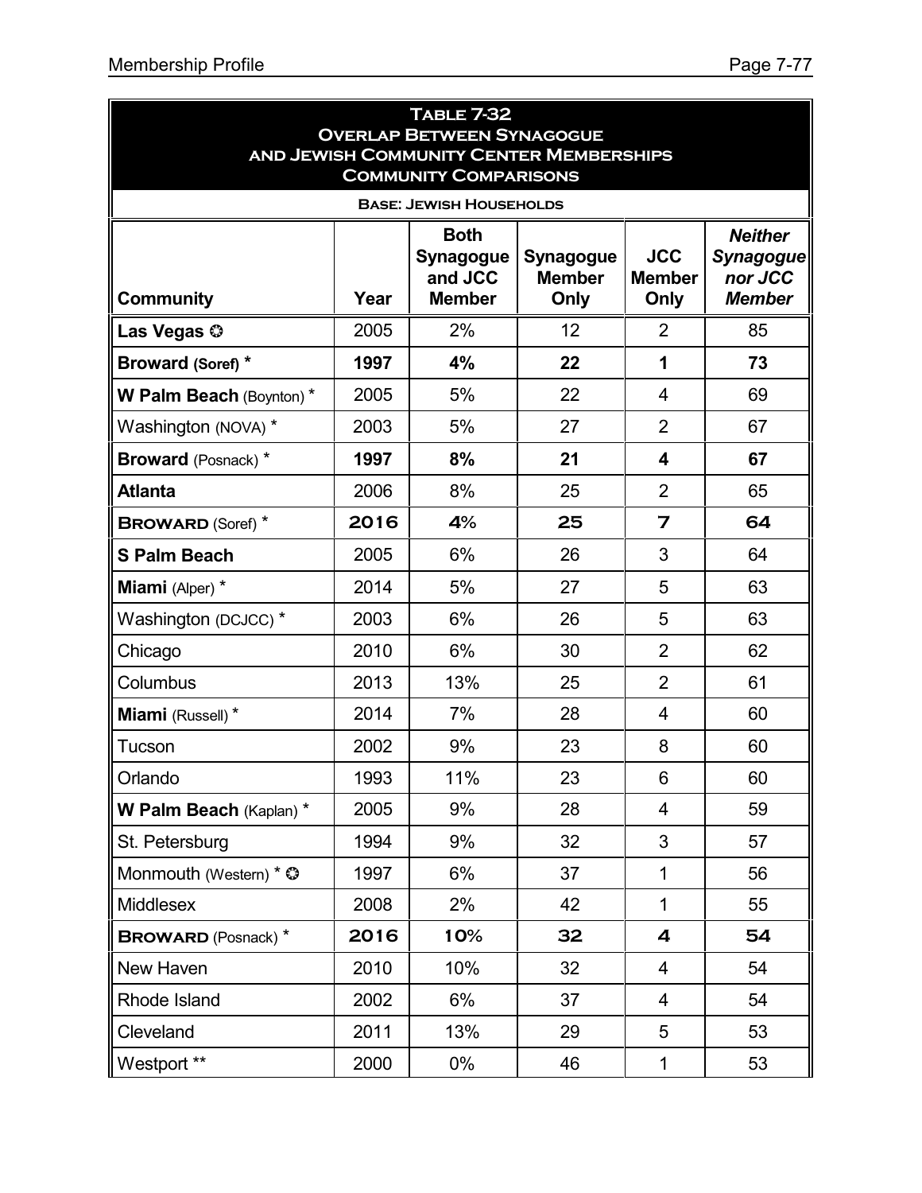## Table 7-32
## Overlap Between Synagogue and Jewish Community Center Memberships
## Community Comparisons

**Base: Jewish Households**

| Community | Year | Both Synagogue and JCC Member | Synagogue Member Only | JCC Member Only | *Neither Synagogue nor JCC Member* |
|---|---|---|---|---|---|
| **Las Vegas** ✪ | 2005 | 2% | 12 | 2 | 85 |
| **Broward (Soref)** * | **1997** | **4%** | **22** | **1** | **73** |
| **W Palm Beach** (Boynton) * | 2005 | 5% | 22 | 4 | 69 |
| Washington (NOVA) * | 2003 | 5% | 27 | 2 | 67 |
| **Broward** (Posnack) * | **1997** | **8%** | **21** | **4** | **67** |
| **Atlanta** | 2006 | 8% | 25 | 2 | 65 |
| **BROWARD** (Soref) * | **2016** | **4%** | **25** | **7** | **64** |
| **S Palm Beach** | 2005 | 6% | 26 | 3 | 64 |
| **Miami** (Alper) * | 2014 | 5% | 27 | 5 | 63 |
| Washington (DCJCC) * | 2003 | 6% | 26 | 5 | 63 |
| Chicago | 2010 | 6% | 30 | 2 | 62 |
| Columbus | 2013 | 13% | 25 | 2 | 61 |
| **Miami** (Russell) * | 2014 | 7% | 28 | 4 | 60 |
| Tucson | 2002 | 9% | 23 | 8 | 60 |
| Orlando | 1993 | 11% | 23 | 6 | 60 |
| **W Palm Beach** (Kaplan) * | 2005 | 9% | 28 | 4 | 59 |
| St. Petersburg | 1994 | 9% | 32 | 3 | 57 |
| Monmouth (Western) * ✪ | 1997 | 6% | 37 | 1 | 56 |
| Middlesex | 2008 | 2% | 42 | 1 | 55 |
| **BROWARD** (Posnack) * | **2016** | **10%** | **32** | **4** | **54** |
| New Haven | 2010 | 10% | 32 | 4 | 54 |
| Rhode Island | 2002 | 6% | 37 | 4 | 54 |
| Cleveland | 2011 | 13% | 29 | 5 | 53 |
| Westport ** | 2000 | 0% | 46 | 1 | 53 |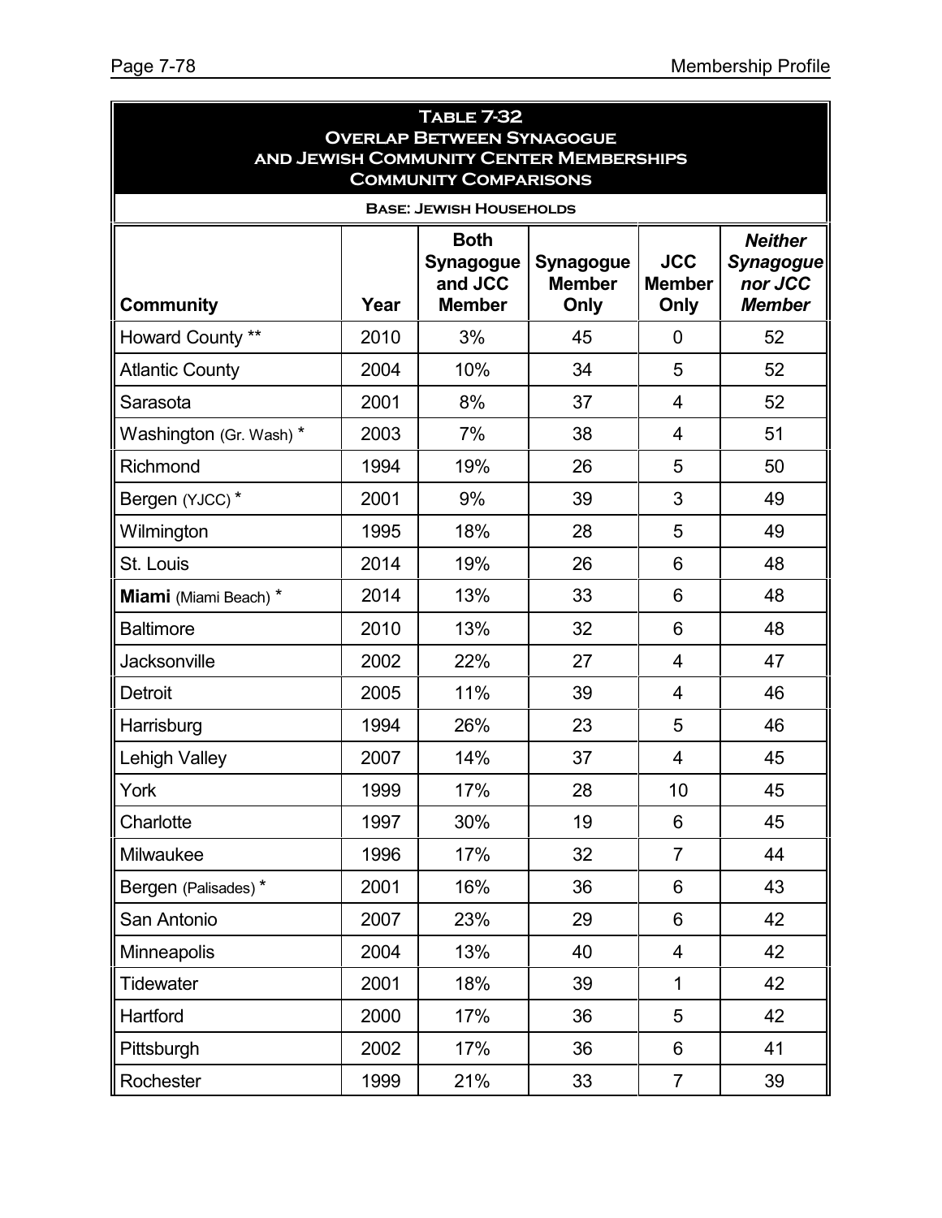## Table 7-32
## Overlap Between Synagogue and Jewish Community Center Memberships
## Community Comparisons

**Base: Jewish Households**

| Community | Year | Both Synagogue and JCC Member | Synagogue Member Only | JCC Member Only | *Neither Synagogue nor JCC Member* |
|---|---|---|---|---|---|
| Howard County ** | 2010 | 3% | 45 | 0 | 52 |
| Atlantic County | 2004 | 10% | 34 | 5 | 52 |
| Sarasota | 2001 | 8% | 37 | 4 | 52 |
| Washington (Gr. Wash) * | 2003 | 7% | 38 | 4 | 51 |
| Richmond | 1994 | 19% | 26 | 5 | 50 |
| Bergen (YJCC) * | 2001 | 9% | 39 | 3 | 49 |
| Wilmington | 1995 | 18% | 28 | 5 | 49 |
| St. Louis | 2014 | 19% | 26 | 6 | 48 |
| **Miami** (Miami Beach) * | 2014 | 13% | 33 | 6 | 48 |
| Baltimore | 2010 | 13% | 32 | 6 | 48 |
| Jacksonville | 2002 | 22% | 27 | 4 | 47 |
| Detroit | 2005 | 11% | 39 | 4 | 46 |
| Harrisburg | 1994 | 26% | 23 | 5 | 46 |
| Lehigh Valley | 2007 | 14% | 37 | 4 | 45 |
| York | 1999 | 17% | 28 | 10 | 45 |
| Charlotte | 1997 | 30% | 19 | 6 | 45 |
| Milwaukee | 1996 | 17% | 32 | 7 | 44 |
| Bergen (Palisades) * | 2001 | 16% | 36 | 6 | 43 |
| San Antonio | 2007 | 23% | 29 | 6 | 42 |
| Minneapolis | 2004 | 13% | 40 | 4 | 42 |
| Tidewater | 2001 | 18% | 39 | 1 | 42 |
| Hartford | 2000 | 17% | 36 | 5 | 42 |
| Pittsburgh | 2002 | 17% | 36 | 6 | 41 |
| Rochester | 1999 | 21% | 33 | 7 | 39 |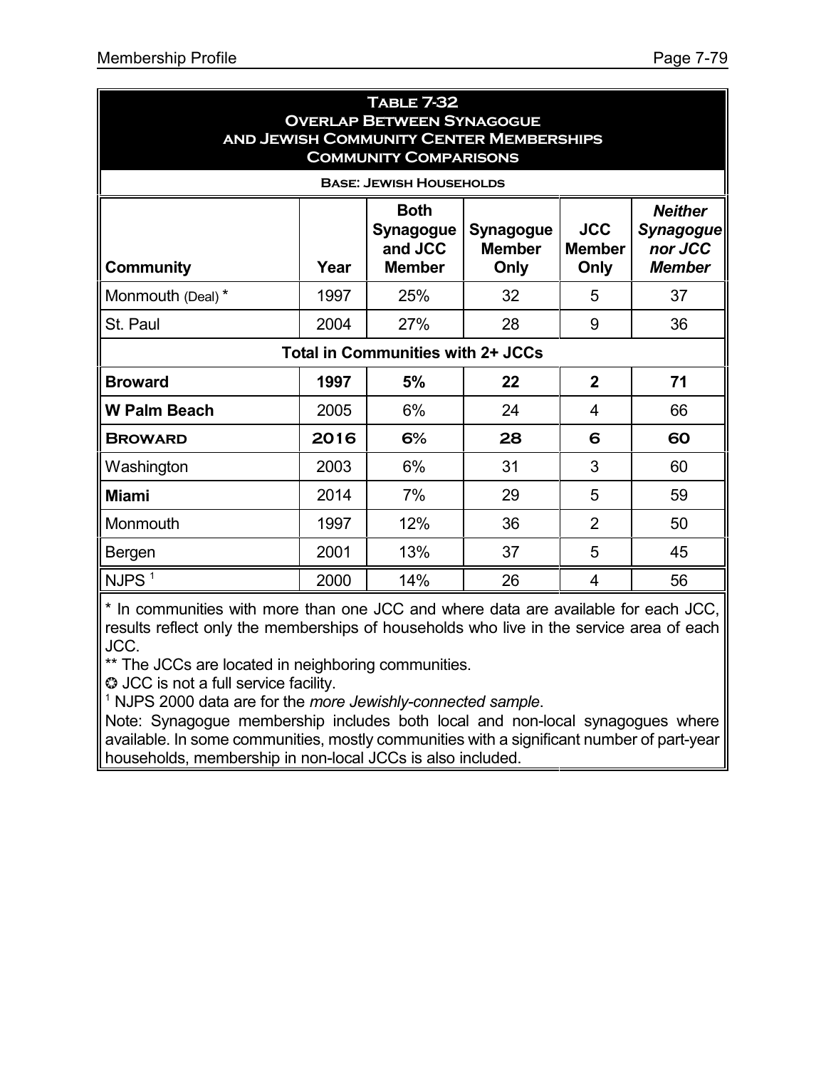## Table 7-32
## Overlap Between Synagogue and Jewish Community Center Memberships
## Community Comparisons

Base: Jewish Households

| Community | Year | Both Synagogue and JCC Member | Synagogue Member Only | JCC Member Only | *Neither Synagogue nor JCC Member* |
|---|---|---|---|---|---|
| Monmouth (Deal) * | 1997 | 25% | 32 | 5 | 37 |
| St. Paul | 2004 | 27% | 28 | 9 | 36 |
| **Total in Communities with 2+ JCCs** | | | | | |
| **Broward** | **1997** | **5%** | **22** | **2** | **71** |
| **W Palm Beach** | 2005 | 6% | 24 | 4 | 66 |
| **Broward** | **2016** | **6%** | **28** | **6** | **60** |
| Washington | 2003 | 6% | 31 | 3 | 60 |
| **Miami** | 2014 | 7% | 29 | 5 | 59 |
| Monmouth | 1997 | 12% | 36 | 2 | 50 |
| Bergen | 2001 | 13% | 37 | 5 | 45 |
| NJPS [1] | 2000 | 14% | 26 | 4 | 56 |

* In communities with more than one JCC and where data are available for each JCC, results reflect only the memberships of households who live in the service area of each JCC.

** The JCCs are located in neighboring communities.

✪ JCC is not a full service facility.

[1] NJPS 2000 data are for the *more Jewishly-connected sample*.

Note: Synagogue membership includes both local and non-local synagogues where available. In some communities, mostly communities with a significant number of part-year households, membership in non-local JCCs is also included.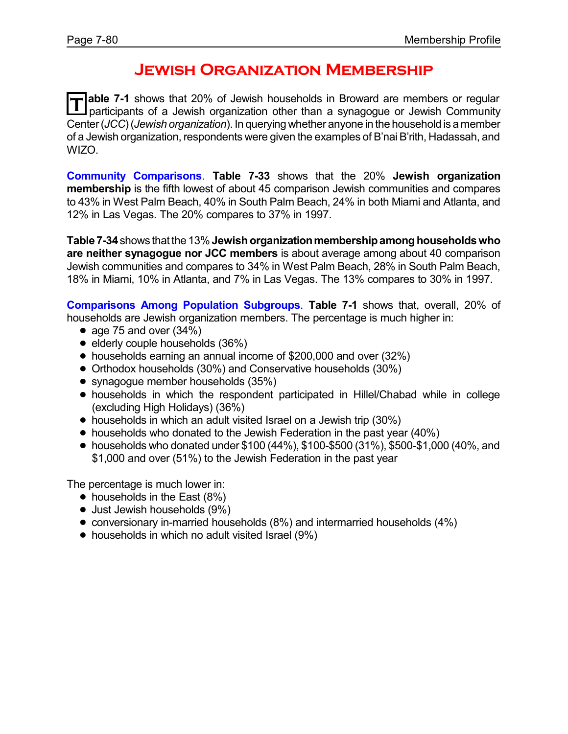# Jewish Organization Membership

**Table 7-1** shows that 20% of Jewish households in Broward are members or regular participants of a Jewish organization other than a synagogue or Jewish Community Center (*JCC*) (*Jewish organization*). In querying whether anyone in the household is a member of a Jewish organization, respondents were given the examples of B'nai B'rith, Hadassah, and WIZO.

**Community Comparisons**. **Table 7-33** shows that the 20% **Jewish organization membership** is the fifth lowest of about 45 comparison Jewish communities and compares to 43% in West Palm Beach, 40% in South Palm Beach, 24% in both Miami and Atlanta, and 12% in Las Vegas. The 20% compares to 37% in 1997.

**Table 7-34** shows that the 13% **Jewish organization membership among households who are neither synagogue nor JCC members** is about average among about 40 comparison Jewish communities and compares to 34% in West Palm Beach, 28% in South Palm Beach, 18% in Miami, 10% in Atlanta, and 7% in Las Vegas. The 13% compares to 30% in 1997.

**Comparisons Among Population Subgroups**. **Table 7-1** shows that, overall, 20% of households are Jewish organization members. The percentage is much higher in:

- age 75 and over (34%)
- elderly couple households (36%)
- households earning an annual income of $200,000 and over (32%)
- Orthodox households (30%) and Conservative households (30%)
- synagogue member households (35%)
- households in which the respondent participated in Hillel/Chabad while in college (excluding High Holidays) (36%)
- households in which an adult visited Israel on a Jewish trip (30%)
- households who donated to the Jewish Federation in the past year (40%)
- households who donated under $100 (44%), $100-$500 (31%), $500-$1,000 (40%, and $1,000 and over (51%) to the Jewish Federation in the past year

The percentage is much lower in:

- households in the East (8%)
- Just Jewish households (9%)
- conversionary in-married households (8%) and intermarried households (4%)
- households in which no adult visited Israel (9%)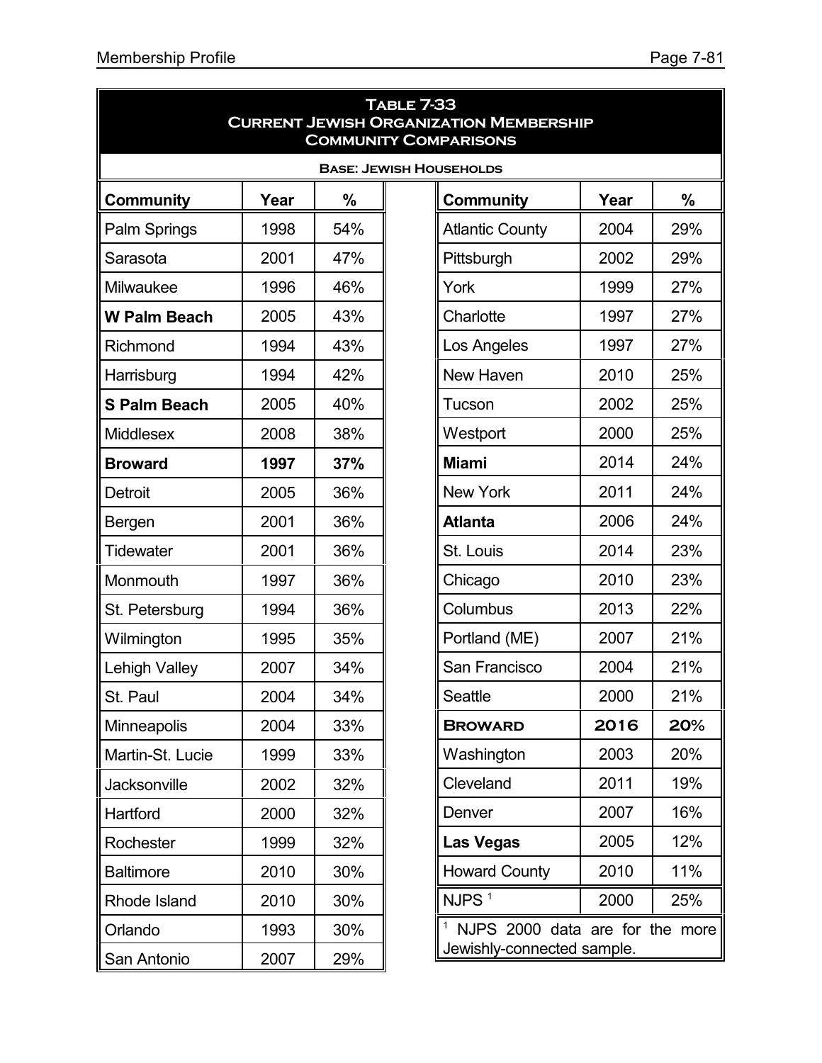**Table 7-33**
**Current Jewish Organization Membership**
**Community Comparisons**

**Base: Jewish Households**

| Community | Year | % | Community | Year | % |
|---|---|---|---|---|---|
| Palm Springs | 1998 | 54% | Atlantic County | 2004 | 29% |
| Sarasota | 2001 | 47% | Pittsburgh | 2002 | 29% |
| Milwaukee | 1996 | 46% | York | 1999 | 27% |
| **W Palm Beach** | 2005 | 43% | Charlotte | 1997 | 27% |
| Richmond | 1994 | 43% | Los Angeles | 1997 | 27% |
| Harrisburg | 1994 | 42% | New Haven | 2010 | 25% |
| **S Palm Beach** | 2005 | 40% | Tucson | 2002 | 25% |
| Middlesex | 2008 | 38% | Westport | 2000 | 25% |
| **Broward** | **1997** | **37%** | **Miami** | 2014 | 24% |
| Detroit | 2005 | 36% | New York | 2011 | 24% |
| Bergen | 2001 | 36% | **Atlanta** | 2006 | 24% |
| Tidewater | 2001 | 36% | St. Louis | 2014 | 23% |
| Monmouth | 1997 | 36% | Chicago | 2010 | 23% |
| St. Petersburg | 1994 | 36% | Columbus | 2013 | 22% |
| Wilmington | 1995 | 35% | Portland (ME) | 2007 | 21% |
| Lehigh Valley | 2007 | 34% | San Francisco | 2004 | 21% |
| St. Paul | 2004 | 34% | Seattle | 2000 | 21% |
| Minneapolis | 2004 | 33% | **Broward** | **2016** | **20%** |
| Martin-St. Lucie | 1999 | 33% | Washington | 2003 | 20% |
| Jacksonville | 2002 | 32% | Cleveland | 2011 | 19% |
| Hartford | 2000 | 32% | Denver | 2007 | 16% |
| Rochester | 1999 | 32% | **Las Vegas** | 2005 | 12% |
| Baltimore | 2010 | 30% | Howard County | 2010 | 11% |
| Rhode Island | 2010 | 30% | NJPS [1] | 2000 | 25% |
| Orlando | 1993 | 30% | | | |
| San Antonio | 2007 | 29% | | | |

[1] NJPS 2000 data are for the more Jewishly-connected sample.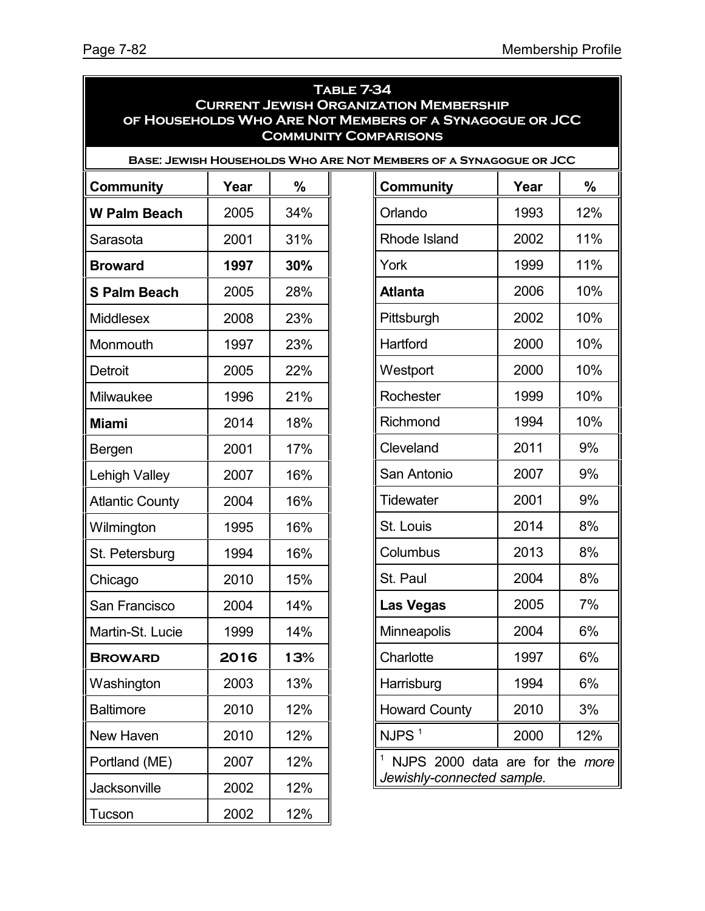**Table 7-34**
**Current Jewish Organization Membership of Households Who Are Not Members of a Synagogue or JCC**
**Community Comparisons**

**Base: Jewish Households Who Are Not Members of a Synagogue or JCC**

| Community | Year | % | Community | Year | % |
|---|---|---|---|---|---|
| **W Palm Beach** | 2005 | 34% | Orlando | 1993 | 12% |
| Sarasota | 2001 | 31% | Rhode Island | 2002 | 11% |
| **Broward** | **1997** | **30%** | York | 1999 | 11% |
| **S Palm Beach** | 2005 | 28% | **Atlanta** | 2006 | 10% |
| Middlesex | 2008 | 23% | Pittsburgh | 2002 | 10% |
| Monmouth | 1997 | 23% | Hartford | 2000 | 10% |
| Detroit | 2005 | 22% | Westport | 2000 | 10% |
| Milwaukee | 1996 | 21% | Rochester | 1999 | 10% |
| **Miami** | 2014 | 18% | Richmond | 1994 | 10% |
| Bergen | 2001 | 17% | Cleveland | 2011 | 9% |
| Lehigh Valley | 2007 | 16% | San Antonio | 2007 | 9% |
| Atlantic County | 2004 | 16% | Tidewater | 2001 | 9% |
| Wilmington | 1995 | 16% | St. Louis | 2014 | 8% |
| St. Petersburg | 1994 | 16% | Columbus | 2013 | 8% |
| Chicago | 2010 | 15% | St. Paul | 2004 | 8% |
| San Francisco | 2004 | 14% | **Las Vegas** | 2005 | 7% |
| Martin-St. Lucie | 1999 | 14% | Minneapolis | 2004 | 6% |
| **BROWARD** | **2016** | **13%** | Charlotte | 1997 | 6% |
| Washington | 2003 | 13% | Harrisburg | 1994 | 6% |
| Baltimore | 2010 | 12% | Howard County | 2010 | 3% |
| New Haven | 2010 | 12% | NJPS [1] | 2000 | 12% |
| Portland (ME) | 2007 | 12% | | | |
| Jacksonville | 2002 | 12% | | | |
| Tucson | 2002 | 12% | | | |

[1] NJPS 2000 data are for the *more Jewishly-connected sample.*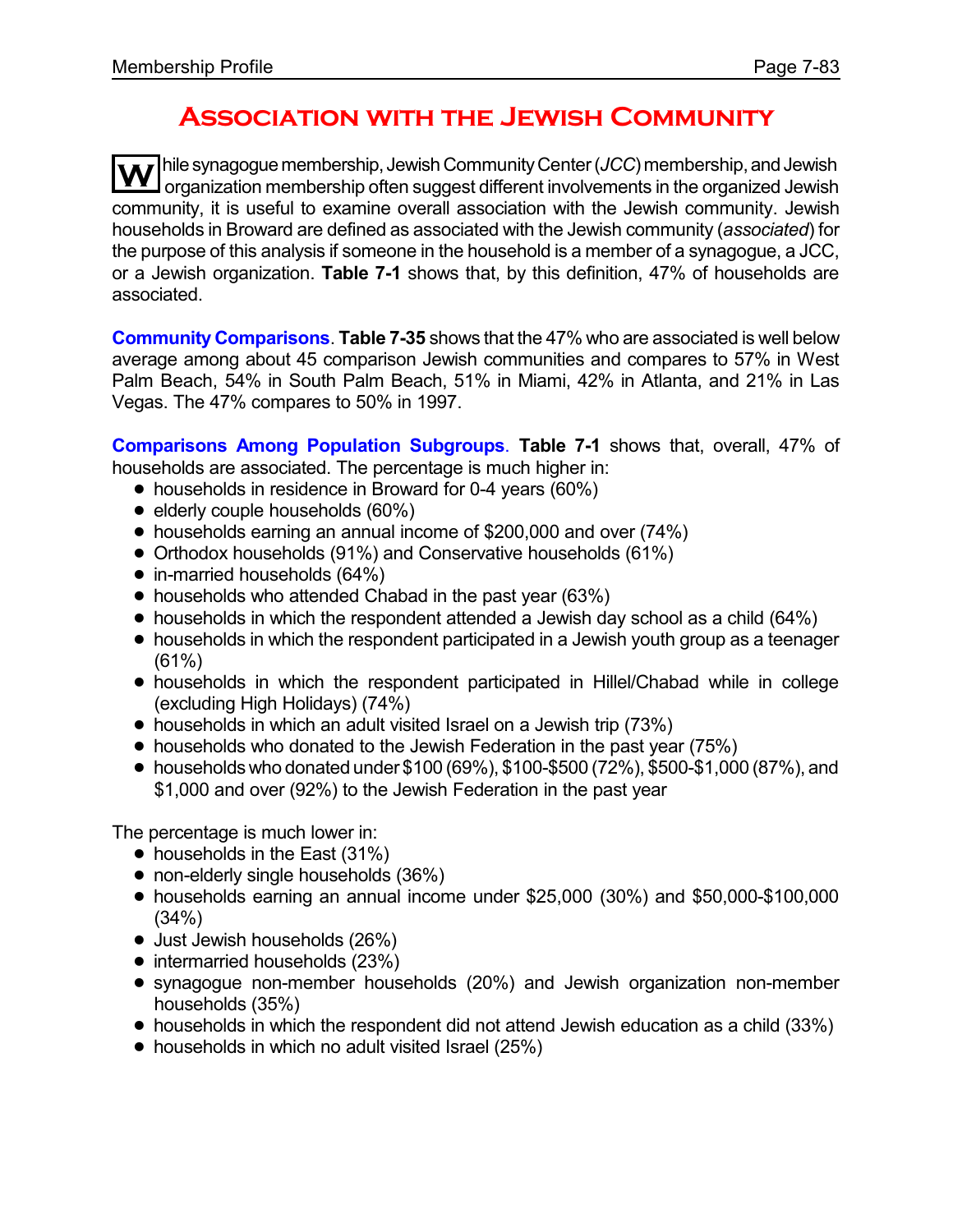# Association with the Jewish Community

While synagogue membership, Jewish Community Center (*JCC*) membership, and Jewish organization membership often suggest different involvements in the organized Jewish community, it is useful to examine overall association with the Jewish community. Jewish households in Broward are defined as associated with the Jewish community (*associated*) for the purpose of this analysis if someone in the household is a member of a synagogue, a JCC, or a Jewish organization. **Table 7-1** shows that, by this definition, 47% of households are associated.

**Community Comparisons**. **Table 7-35** shows that the 47% who are associated is well below average among about 45 comparison Jewish communities and compares to 57% in West Palm Beach, 54% in South Palm Beach, 51% in Miami, 42% in Atlanta, and 21% in Las Vegas. The 47% compares to 50% in 1997.

**Comparisons Among Population Subgroups**. **Table 7-1** shows that, overall, 47% of households are associated. The percentage is much higher in:

- households in residence in Broward for 0-4 years (60%)
- elderly couple households (60%)
- households earning an annual income of $200,000 and over (74%)
- Orthodox households (91%) and Conservative households (61%)
- in-married households (64%)
- households who attended Chabad in the past year (63%)
- households in which the respondent attended a Jewish day school as a child (64%)
- households in which the respondent participated in a Jewish youth group as a teenager (61%)
- households in which the respondent participated in Hillel/Chabad while in college (excluding High Holidays) (74%)
- households in which an adult visited Israel on a Jewish trip (73%)
- households who donated to the Jewish Federation in the past year (75%)
- households who donated under $100 (69%), $100-$500 (72%), $500-$1,000 (87%), and $1,000 and over (92%) to the Jewish Federation in the past year

The percentage is much lower in:

- households in the East (31%)
- non-elderly single households (36%)
- households earning an annual income under $25,000 (30%) and $50,000-$100,000 (34%)
- Just Jewish households (26%)
- intermarried households (23%)
- synagogue non-member households (20%) and Jewish organization non-member households (35%)
- households in which the respondent did not attend Jewish education as a child (33%)
- households in which no adult visited Israel (25%)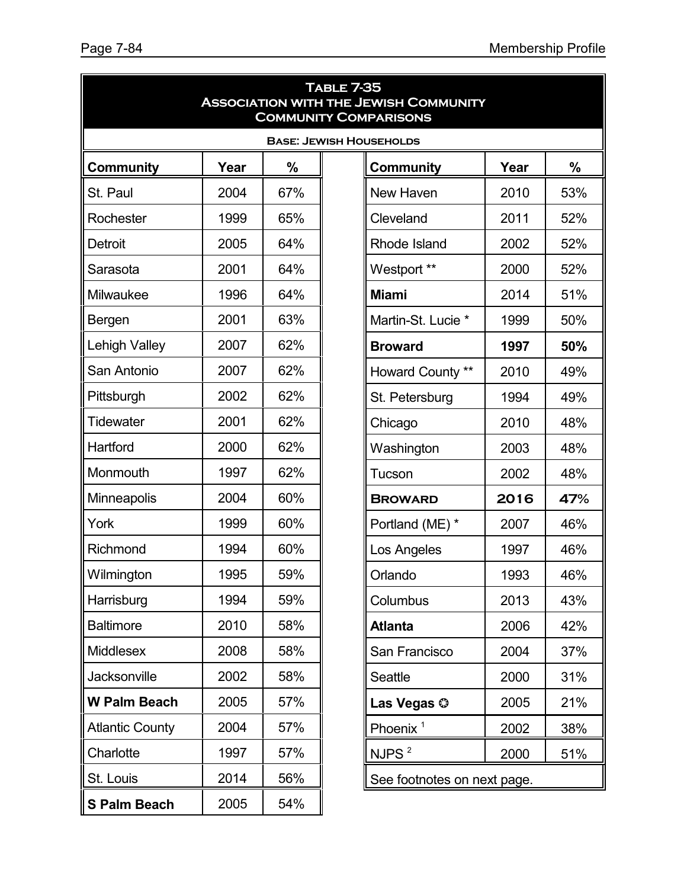## Table 7-35
## Association with the Jewish Community
## Community Comparisons

**Base: Jewish Households**

| Community | Year | % |
|---|---|---|
| St. Paul | 2004 | 67% |
| Rochester | 1999 | 65% |
| Detroit | 2005 | 64% |
| Sarasota | 2001 | 64% |
| Milwaukee | 1996 | 64% |
| Bergen | 2001 | 63% |
| Lehigh Valley | 2007 | 62% |
| San Antonio | 2007 | 62% |
| Pittsburgh | 2002 | 62% |
| Tidewater | 2001 | 62% |
| Hartford | 2000 | 62% |
| Monmouth | 1997 | 62% |
| Minneapolis | 2004 | 60% |
| York | 1999 | 60% |
| Richmond | 1994 | 60% |
| Wilmington | 1995 | 59% |
| Harrisburg | 1994 | 59% |
| Baltimore | 2010 | 58% |
| Middlesex | 2008 | 58% |
| Jacksonville | 2002 | 58% |
| **W Palm Beach** | 2005 | 57% |
| Atlantic County | 2004 | 57% |
| Charlotte | 1997 | 57% |
| St. Louis | 2014 | 56% |
| **S Palm Beach** | 2005 | 54% |
| New Haven | 2010 | 53% |
| Cleveland | 2011 | 52% |
| Rhode Island | 2002 | 52% |
| Westport ** | 2000 | 52% |
| **Miami** | 2014 | 51% |
| Martin-St. Lucie * | 1999 | 50% |
| **Broward** | **1997** | **50%** |
| Howard County ** | 2010 | 49% |
| St. Petersburg | 1994 | 49% |
| Chicago | 2010 | 48% |
| Washington | 2003 | 48% |
| Tucson | 2002 | 48% |
| **BROWARD** | **2016** | **47%** |
| Portland (ME) * | 2007 | 46% |
| Los Angeles | 1997 | 46% |
| Orlando | 1993 | 46% |
| Columbus | 2013 | 43% |
| **Atlanta** | 2006 | 42% |
| San Francisco | 2004 | 37% |
| Seattle | 2000 | 31% |
| **Las Vegas** ✪ | 2005 | 21% |
| Phoenix [1] | 2002 | 38% |
| NJPS [2] | 2000 | 51% |

See footnotes on next page.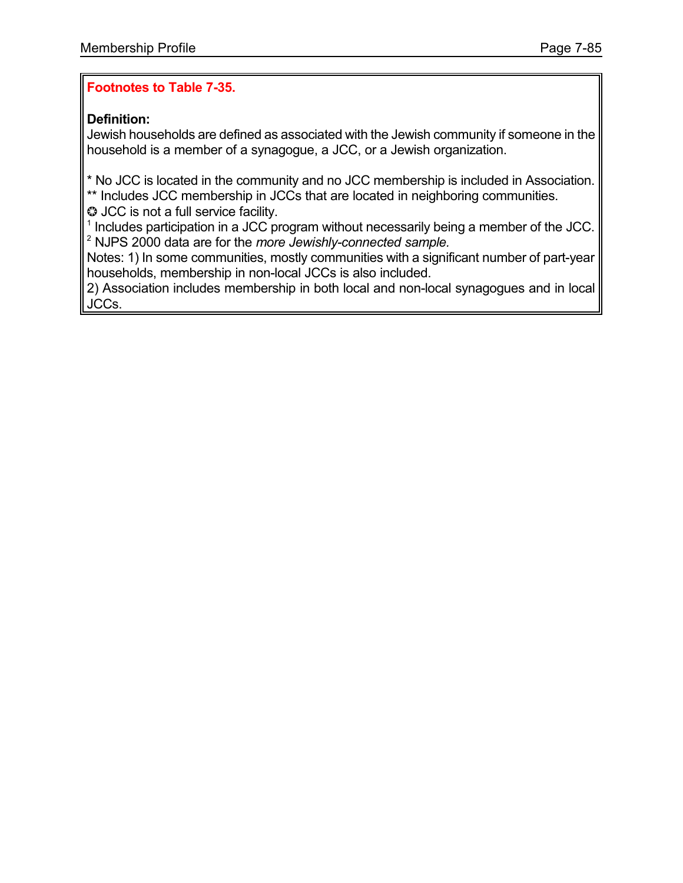**Footnotes to Table 7-35.**

**Definition:**
Jewish households are defined as associated with the Jewish community if someone in the household is a member of a synagogue, a JCC, or a Jewish organization.

* No JCC is located in the community and no JCC membership is included in Association.
** Includes JCC membership in JCCs that are located in neighboring communities.
✪ JCC is not a full service facility.
[1] Includes participation in a JCC program without necessarily being a member of the JCC.
[2] NJPS 2000 data are for the *more Jewishly-connected sample.*
Notes: 1) In some communities, mostly communities with a significant number of part-year households, membership in non-local JCCs is also included.
2) Association includes membership in both local and non-local synagogues and in local JCCs.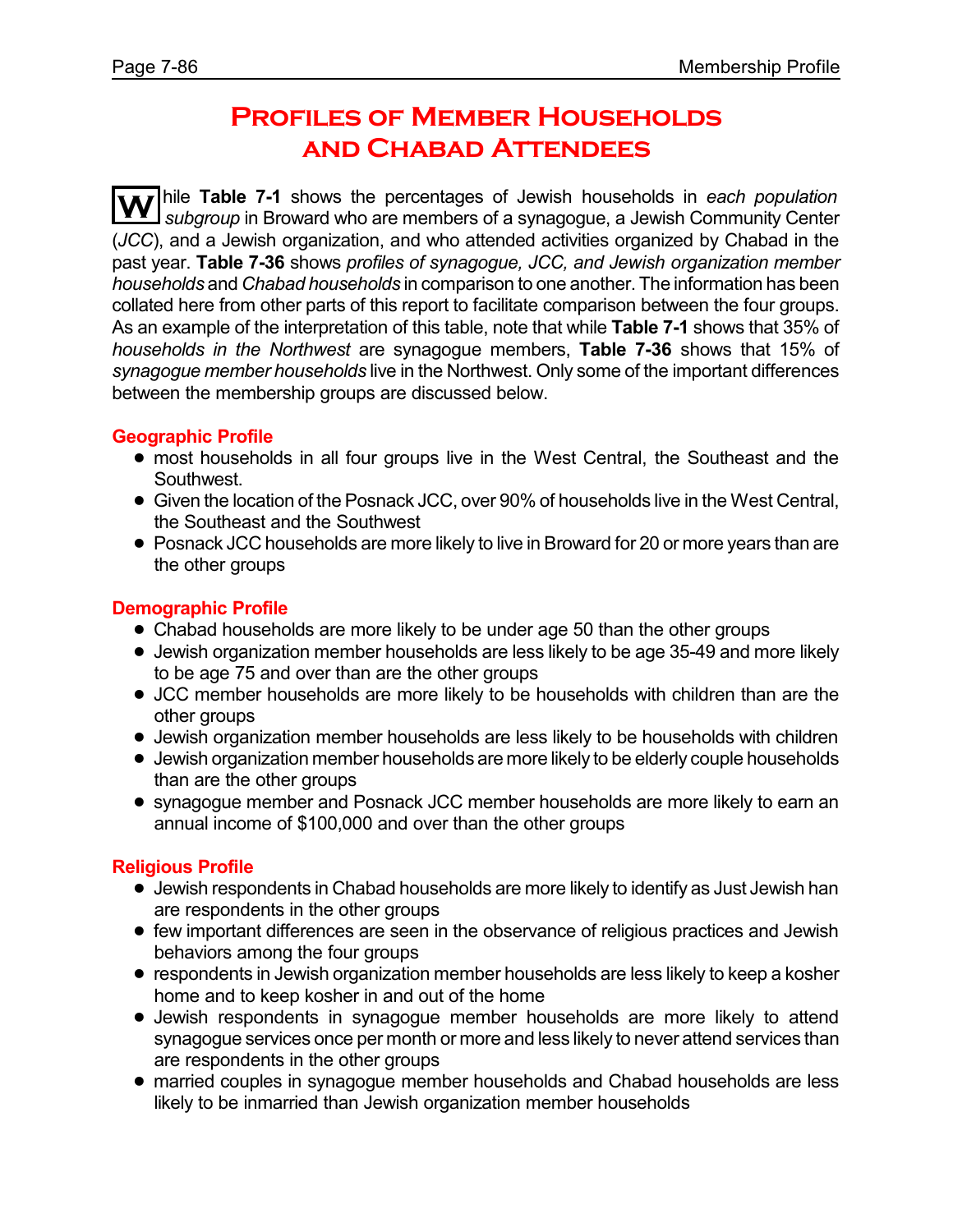# Profiles of Member Households and Chabad Attendees

While **Table 7-1** shows the percentages of Jewish households in *each population subgroup* in Broward who are members of a synagogue, a Jewish Community Center (*JCC*), and a Jewish organization, and who attended activities organized by Chabad in the past year. **Table 7-36** shows *profiles of synagogue, JCC, and Jewish organization member households* and *Chabad households* in comparison to one another. The information has been collated here from other parts of this report to facilitate comparison between the four groups. As an example of the interpretation of this table, note that while **Table 7-1** shows that 35% of *households in the Northwest* are synagogue members, **Table 7-36** shows that 15% of *synagogue member households* live in the Northwest. Only some of the important differences between the membership groups are discussed below.

## Geographic Profile

- most households in all four groups live in the West Central, the Southeast and the Southwest.
- Given the location of the Posnack JCC, over 90% of households live in the West Central, the Southeast and the Southwest
- Posnack JCC households are more likely to live in Broward for 20 or more years than are the other groups

## Demographic Profile

- Chabad households are more likely to be under age 50 than the other groups
- Jewish organization member households are less likely to be age 35-49 and more likely to be age 75 and over than are the other groups
- JCC member households are more likely to be households with children than are the other groups
- Jewish organization member households are less likely to be households with children
- Jewish organization member households are more likely to be elderly couple households than are the other groups
- synagogue member and Posnack JCC member households are more likely to earn an annual income of $100,000 and over than the other groups

## Religious Profile

- Jewish respondents in Chabad households are more likely to identify as Just Jewish han are respondents in the other groups
- few important differences are seen in the observance of religious practices and Jewish behaviors among the four groups
- respondents in Jewish organization member households are less likely to keep a kosher home and to keep kosher in and out of the home
- Jewish respondents in synagogue member households are more likely to attend synagogue services once per month or more and less likely to never attend services than are respondents in the other groups
- married couples in synagogue member households and Chabad households are less likely to be inmarried than Jewish organization member households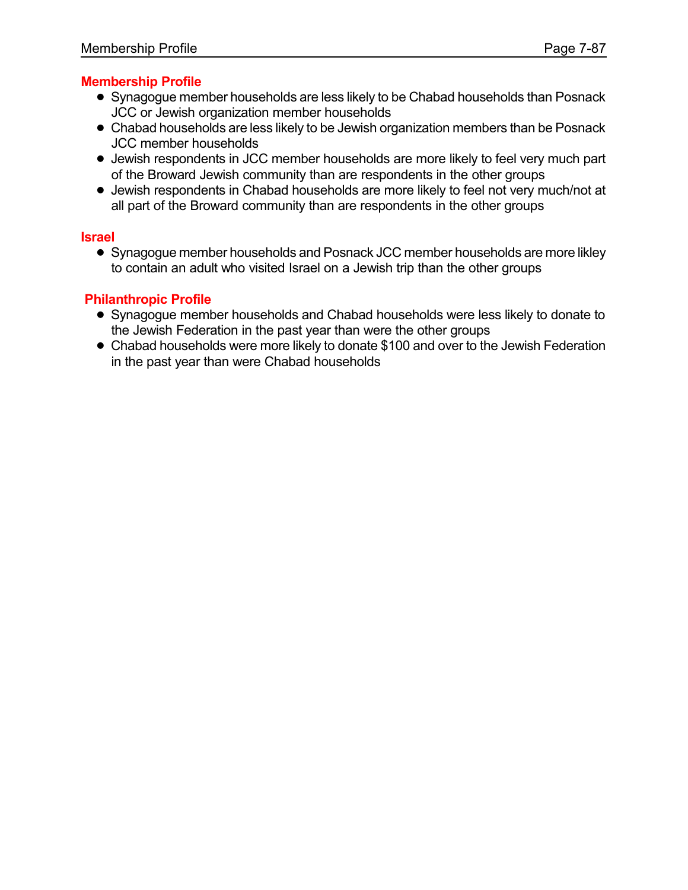## Membership Profile

- Synagogue member households are less likely to be Chabad households than Posnack JCC or Jewish organization member households
- Chabad households are less likely to be Jewish organization members than be Posnack JCC member households
- Jewish respondents in JCC member households are more likely to feel very much part of the Broward Jewish community than are respondents in the other groups
- Jewish respondents in Chabad households are more likely to feel not very much/not at all part of the Broward community than are respondents in the other groups

## Israel

- Synagogue member households and Posnack JCC member households are more likley to contain an adult who visited Israel on a Jewish trip than the other groups

## Philanthropic Profile

- Synagogue member households and Chabad households were less likely to donate to the Jewish Federation in the past year than were the other groups
- Chabad households were more likely to donate $100 and over to the Jewish Federation in the past year than were Chabad households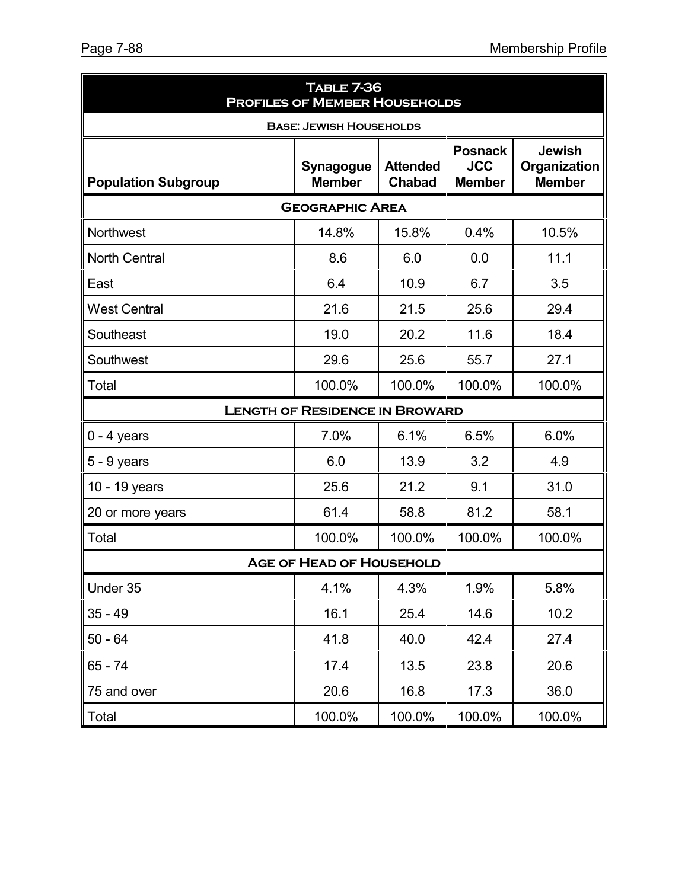| Table 7-36<br>Profiles of Member Households | | | | |
|---|---|---|---|---|
| **Base: Jewish Households** | | | | |
| **Population Subgroup** | **Synagogue Member** | **Attended Chabad** | **Posnack JCC Member** | **Jewish Organization Member** |
| **Geographic Area** | | | | |
| Northwest | 14.8% | 15.8% | 0.4% | 10.5% |
| North Central | 8.6 | 6.0 | 0.0 | 11.1 |
| East | 6.4 | 10.9 | 6.7 | 3.5 |
| West Central | 21.6 | 21.5 | 25.6 | 29.4 |
| Southeast | 19.0 | 20.2 | 11.6 | 18.4 |
| Southwest | 29.6 | 25.6 | 55.7 | 27.1 |
| Total | 100.0% | 100.0% | 100.0% | 100.0% |
| **Length of Residence in Broward** | | | | |
| 0 - 4 years | 7.0% | 6.1% | 6.5% | 6.0% |
| 5 - 9 years | 6.0 | 13.9 | 3.2 | 4.9 |
| 10 - 19 years | 25.6 | 21.2 | 9.1 | 31.0 |
| 20 or more years | 61.4 | 58.8 | 81.2 | 58.1 |
| Total | 100.0% | 100.0% | 100.0% | 100.0% |
| **Age of Head of Household** | | | | |
| Under 35 | 4.1% | 4.3% | 1.9% | 5.8% |
| 35 - 49 | 16.1 | 25.4 | 14.6 | 10.2 |
| 50 - 64 | 41.8 | 40.0 | 42.4 | 27.4 |
| 65 - 74 | 17.4 | 13.5 | 23.8 | 20.6 |
| 75 and over | 20.6 | 16.8 | 17.3 | 36.0 |
| Total | 100.0% | 100.0% | 100.0% | 100.0% |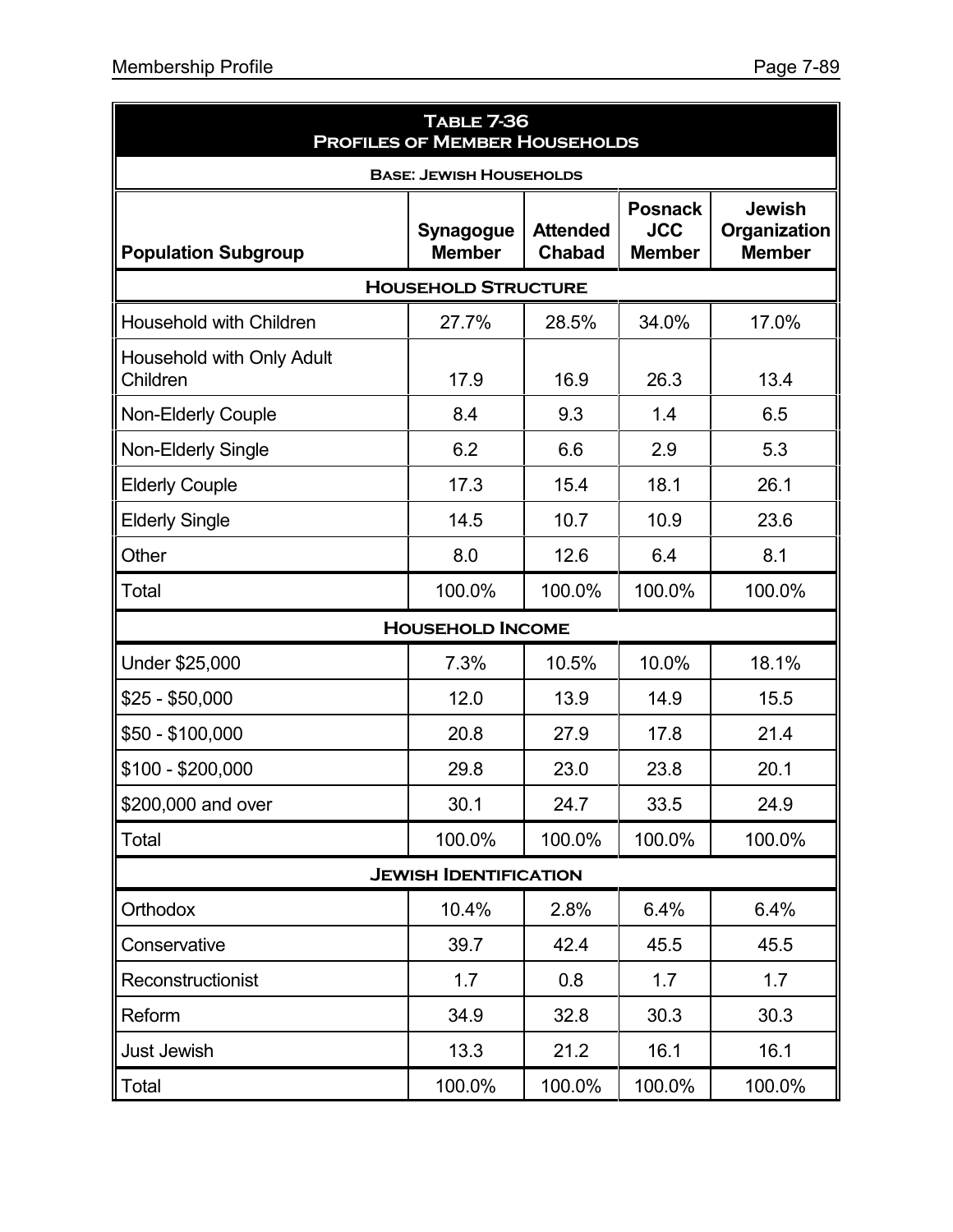## Table 7-36
## Profiles of Member Households

| Base: Jewish Households | | | | |
|---|---|---|---|---|
| **Population Subgroup** | **Synagogue Member** | **Attended Chabad** | **Posnack JCC Member** | **Jewish Organization Member** |
| **Household Structure** | | | | |
| Household with Children | 27.7% | 28.5% | 34.0% | 17.0% |
| Household with Only Adult Children | 17.9 | 16.9 | 26.3 | 13.4 |
| Non-Elderly Couple | 8.4 | 9.3 | 1.4 | 6.5 |
| Non-Elderly Single | 6.2 | 6.6 | 2.9 | 5.3 |
| Elderly Couple | 17.3 | 15.4 | 18.1 | 26.1 |
| Elderly Single | 14.5 | 10.7 | 10.9 | 23.6 |
| Other | 8.0 | 12.6 | 6.4 | 8.1 |
| Total | 100.0% | 100.0% | 100.0% | 100.0% |
| **Household Income** | | | | |
| Under $25,000 | 7.3% | 10.5% | 10.0% | 18.1% |
| $25 - $50,000 | 12.0 | 13.9 | 14.9 | 15.5 |
| $50 - $100,000 | 20.8 | 27.9 | 17.8 | 21.4 |
| $100 - $200,000 | 29.8 | 23.0 | 23.8 | 20.1 |
| $200,000 and over | 30.1 | 24.7 | 33.5 | 24.9 |
| Total | 100.0% | 100.0% | 100.0% | 100.0% |
| **Jewish Identification** | | | | |
| Orthodox | 10.4% | 2.8% | 6.4% | 6.4% |
| Conservative | 39.7 | 42.4 | 45.5 | 45.5 |
| Reconstructionist | 1.7 | 0.8 | 1.7 | 1.7 |
| Reform | 34.9 | 32.8 | 30.3 | 30.3 |
| Just Jewish | 13.3 | 21.2 | 16.1 | 16.1 |
| Total | 100.0% | 100.0% | 100.0% | 100.0% |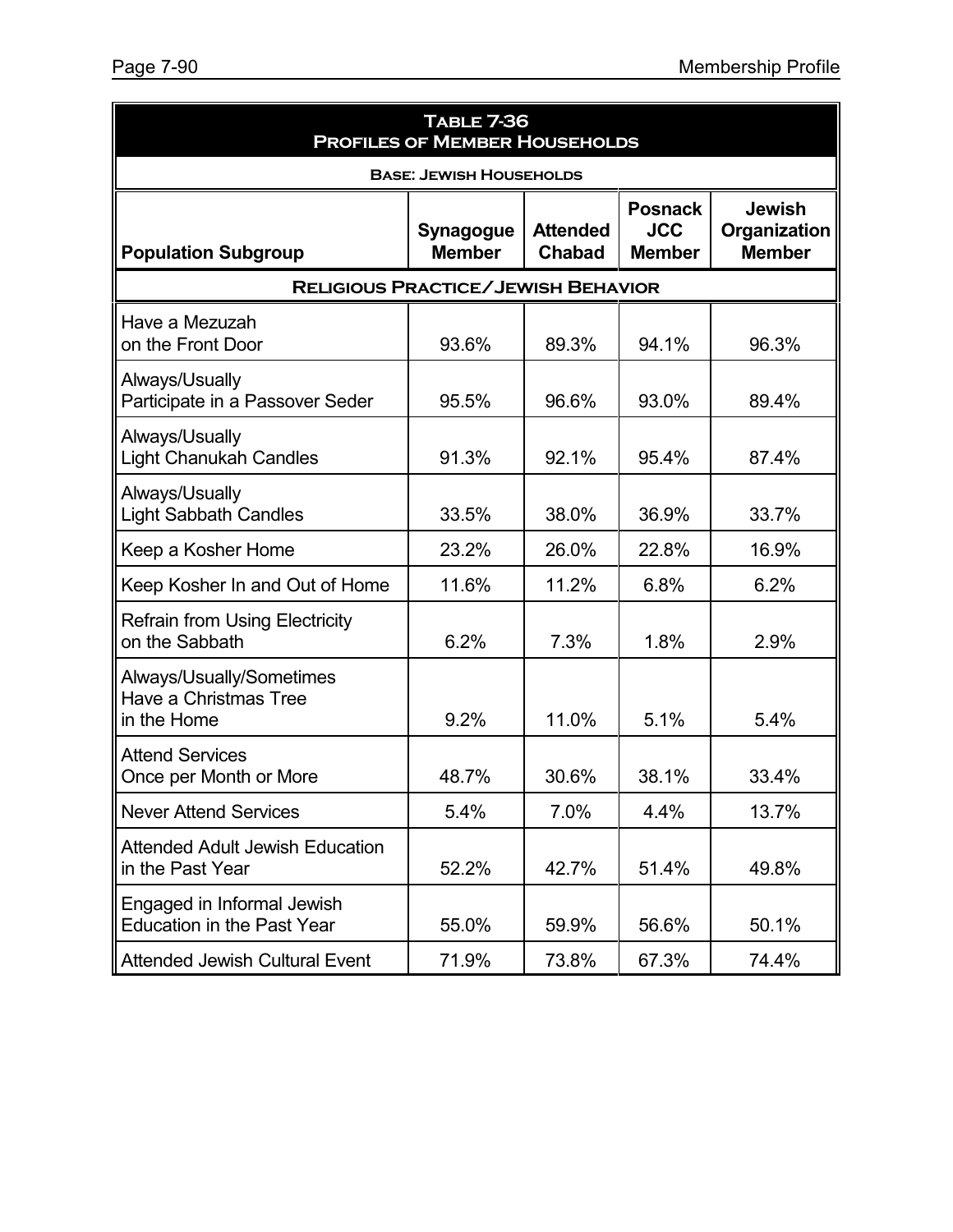**Table 7-36**
**Profiles of Member Households**

**Base: Jewish Households**

| Population Subgroup | Synagogue Member | Attended Chabad | Posnack JCC Member | Jewish Organization Member |
|---|---|---|---|---|
| **Religious Practice/Jewish Behavior** | | | | |
| Have a Mezuzah on the Front Door | 93.6% | 89.3% | 94.1% | 96.3% |
| Always/Usually Participate in a Passover Seder | 95.5% | 96.6% | 93.0% | 89.4% |
| Always/Usually Light Chanukah Candles | 91.3% | 92.1% | 95.4% | 87.4% |
| Always/Usually Light Sabbath Candles | 33.5% | 38.0% | 36.9% | 33.7% |
| Keep a Kosher Home | 23.2% | 26.0% | 22.8% | 16.9% |
| Keep Kosher In and Out of Home | 11.6% | 11.2% | 6.8% | 6.2% |
| Refrain from Using Electricity on the Sabbath | 6.2% | 7.3% | 1.8% | 2.9% |
| Always/Usually/Sometimes Have a Christmas Tree in the Home | 9.2% | 11.0% | 5.1% | 5.4% |
| Attend Services Once per Month or More | 48.7% | 30.6% | 38.1% | 33.4% |
| Never Attend Services | 5.4% | 7.0% | 4.4% | 13.7% |
| Attended Adult Jewish Education in the Past Year | 52.2% | 42.7% | 51.4% | 49.8% |
| Engaged in Informal Jewish Education in the Past Year | 55.0% | 59.9% | 56.6% | 50.1% |
| Attended Jewish Cultural Event | 71.9% | 73.8% | 67.3% | 74.4% |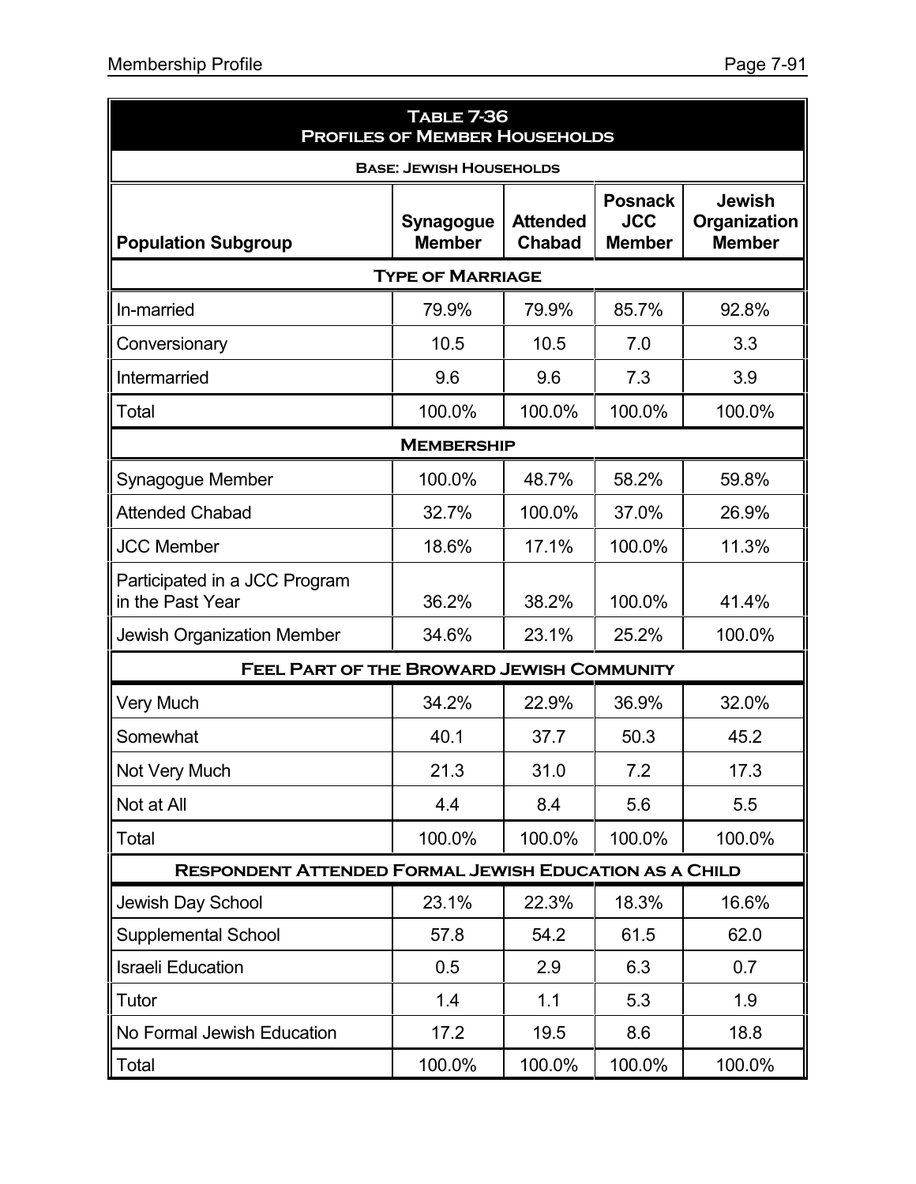## Table 7-36
## Profiles of Member Households

| Base: Jewish Households | | | | |
|---|---|---|---|---|
| **Population Subgroup** | **Synagogue Member** | **Attended Chabad** | **Posnack JCC Member** | **Jewish Organization Member** |
| **Type of Marriage** | | | | |
| In-married | 79.9% | 79.9% | 85.7% | 92.8% |
| Conversionary | 10.5 | 10.5 | 7.0 | 3.3 |
| Intermarried | 9.6 | 9.6 | 7.3 | 3.9 |
| Total | 100.0% | 100.0% | 100.0% | 100.0% |
| **Membership** | | | | |
| Synagogue Member | 100.0% | 48.7% | 58.2% | 59.8% |
| Attended Chabad | 32.7% | 100.0% | 37.0% | 26.9% |
| JCC Member | 18.6% | 17.1% | 100.0% | 11.3% |
| Participated in a JCC Program in the Past Year | 36.2% | 38.2% | 100.0% | 41.4% |
| Jewish Organization Member | 34.6% | 23.1% | 25.2% | 100.0% |
| **Feel Part of the Broward Jewish Community** | | | | |
| Very Much | 34.2% | 22.9% | 36.9% | 32.0% |
| Somewhat | 40.1 | 37.7 | 50.3 | 45.2 |
| Not Very Much | 21.3 | 31.0 | 7.2 | 17.3 |
| Not at All | 4.4 | 8.4 | 5.6 | 5.5 |
| Total | 100.0% | 100.0% | 100.0% | 100.0% |
| **Respondent Attended Formal Jewish Education as a Child** | | | | |
| Jewish Day School | 23.1% | 22.3% | 18.3% | 16.6% |
| Supplemental School | 57.8 | 54.2 | 61.5 | 62.0 |
| Israeli Education | 0.5 | 2.9 | 6.3 | 0.7 |
| Tutor | 1.4 | 1.1 | 5.3 | 1.9 |
| No Formal Jewish Education | 17.2 | 19.5 | 8.6 | 18.8 |
| Total | 100.0% | 100.0% | 100.0% | 100.0% |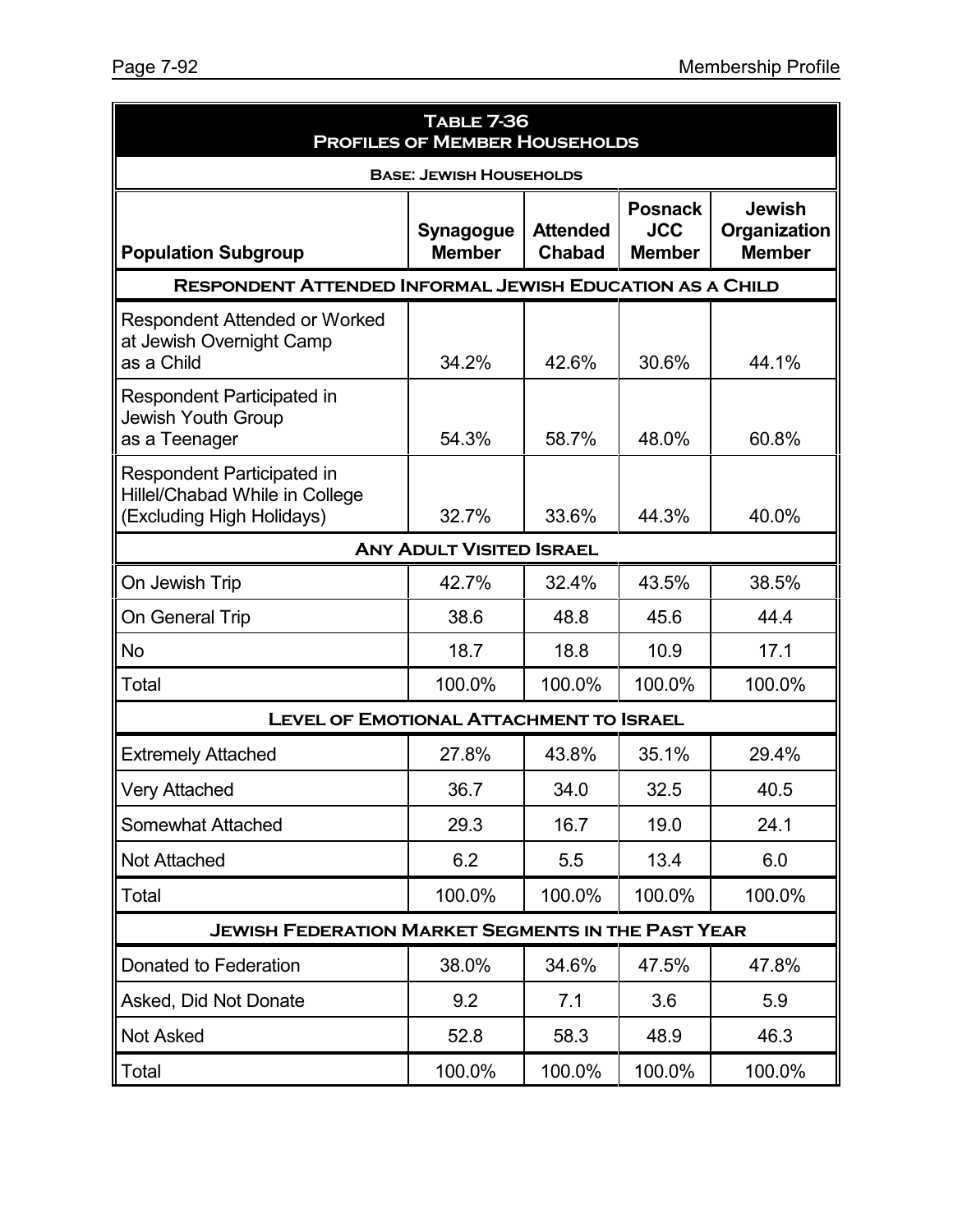**Table 7-36**
**Profiles of Member Households**

**Base: Jewish Households**

| Population Subgroup | Synagogue Member | Attended Chabad | Posnack JCC Member | Jewish Organization Member |
|---|---|---|---|---|
| **Respondent Attended Informal Jewish Education as a Child** | | | | |
| Respondent Attended or Worked at Jewish Overnight Camp as a Child | 34.2% | 42.6% | 30.6% | 44.1% |
| Respondent Participated in Jewish Youth Group as a Teenager | 54.3% | 58.7% | 48.0% | 60.8% |
| Respondent Participated in Hillel/Chabad While in College (Excluding High Holidays) | 32.7% | 33.6% | 44.3% | 40.0% |
| **Any Adult Visited Israel** | | | | |
| On Jewish Trip | 42.7% | 32.4% | 43.5% | 38.5% |
| On General Trip | 38.6 | 48.8 | 45.6 | 44.4 |
| No | 18.7 | 18.8 | 10.9 | 17.1 |
| Total | 100.0% | 100.0% | 100.0% | 100.0% |
| **Level of Emotional Attachment to Israel** | | | | |
| Extremely Attached | 27.8% | 43.8% | 35.1% | 29.4% |
| Very Attached | 36.7 | 34.0 | 32.5 | 40.5 |
| Somewhat Attached | 29.3 | 16.7 | 19.0 | 24.1 |
| Not Attached | 6.2 | 5.5 | 13.4 | 6.0 |
| Total | 100.0% | 100.0% | 100.0% | 100.0% |
| **Jewish Federation Market Segments in the Past Year** | | | | |
| Donated to Federation | 38.0% | 34.6% | 47.5% | 47.8% |
| Asked, Did Not Donate | 9.2 | 7.1 | 3.6 | 5.9 |
| Not Asked | 52.8 | 58.3 | 48.9 | 46.3 |
| Total | 100.0% | 100.0% | 100.0% | 100.0% |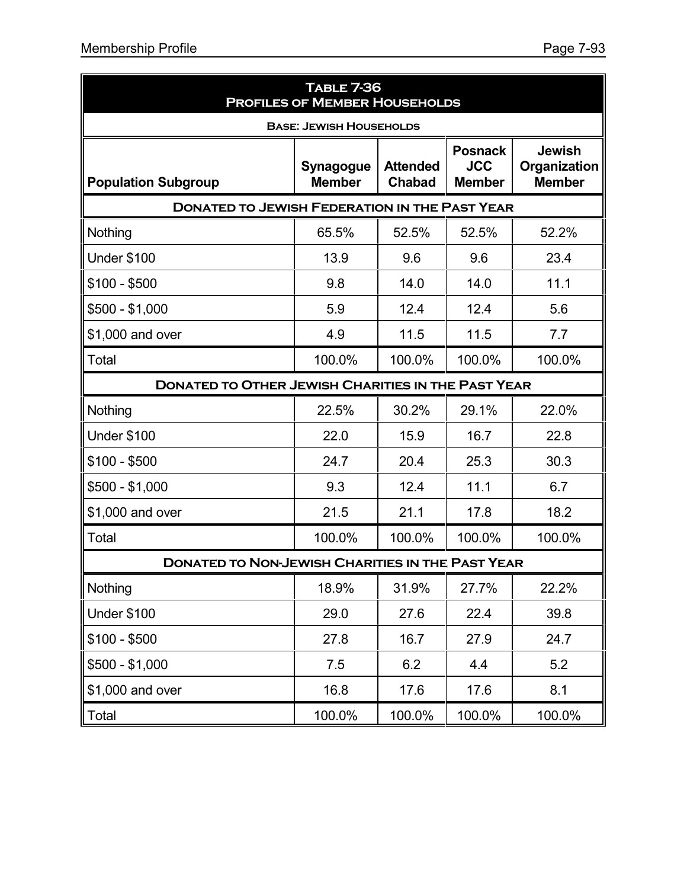| Table 7-36 Profiles of Member Households | | | | |
|---|---|---|---|---|
| Base: Jewish Households | | | | |
| Population Subgroup | Synagogue Member | Attended Chabad | Posnack JCC Member | Jewish Organization Member |
| **Donated to Jewish Federation in the Past Year** | | | | |
| Nothing | 65.5% | 52.5% | 52.5% | 52.2% |
| Under $100 | 13.9 | 9.6 | 9.6 | 23.4 |
| $100 - $500 | 9.8 | 14.0 | 14.0 | 11.1 |
| $500 - $1,000 | 5.9 | 12.4 | 12.4 | 5.6 |
| $1,000 and over | 4.9 | 11.5 | 11.5 | 7.7 |
| Total | 100.0% | 100.0% | 100.0% | 100.0% |
| **Donated to Other Jewish Charities in the Past Year** | | | | |
| Nothing | 22.5% | 30.2% | 29.1% | 22.0% |
| Under $100 | 22.0 | 15.9 | 16.7 | 22.8 |
| $100 - $500 | 24.7 | 20.4 | 25.3 | 30.3 |
| $500 - $1,000 | 9.3 | 12.4 | 11.1 | 6.7 |
| $1,000 and over | 21.5 | 21.1 | 17.8 | 18.2 |
| Total | 100.0% | 100.0% | 100.0% | 100.0% |
| **Donated to Non-Jewish Charities in the Past Year** | | | | |
| Nothing | 18.9% | 31.9% | 27.7% | 22.2% |
| Under $100 | 29.0 | 27.6 | 22.4 | 39.8 |
| $100 - $500 | 27.8 | 16.7 | 27.9 | 24.7 |
| $500 - $1,000 | 7.5 | 6.2 | 4.4 | 5.2 |
| $1,000 and over | 16.8 | 17.6 | 17.6 | 8.1 |
| Total | 100.0% | 100.0% | 100.0% | 100.0% |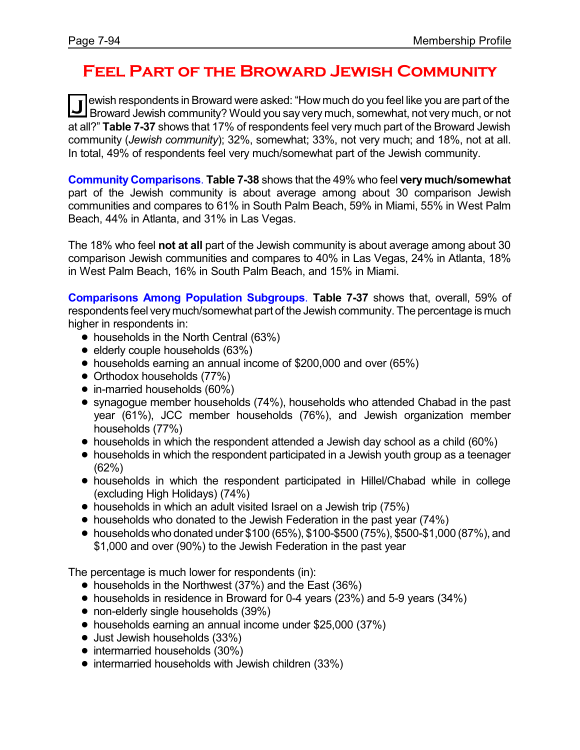# Feel Part of the Broward Jewish Community

Jewish respondents in Broward were asked: "How much do you feel like you are part of the Broward Jewish community? Would you say very much, somewhat, not very much, or not at all?" **Table 7-37** shows that 17% of respondents feel very much part of the Broward Jewish community (*Jewish community*); 32%, somewhat; 33%, not very much; and 18%, not at all. In total, 49% of respondents feel very much/somewhat part of the Jewish community.

**Community Comparisons**. **Table 7-38** shows that the 49% who feel **very much/somewhat** part of the Jewish community is about average among about 30 comparison Jewish communities and compares to 61% in South Palm Beach, 59% in Miami, 55% in West Palm Beach, 44% in Atlanta, and 31% in Las Vegas.

The 18% who feel **not at all** part of the Jewish community is about average among about 30 comparison Jewish communities and compares to 40% in Las Vegas, 24% in Atlanta, 18% in West Palm Beach, 16% in South Palm Beach, and 15% in Miami.

**Comparisons Among Population Subgroups**. **Table 7-37** shows that, overall, 59% of respondents feel very much/somewhat part of the Jewish community. The percentage is much higher in respondents in:

- households in the North Central (63%)
- elderly couple households (63%)
- households earning an annual income of $200,000 and over (65%)
- Orthodox households (77%)
- in-married households (60%)
- synagogue member households (74%), households who attended Chabad in the past year (61%), JCC member households (76%), and Jewish organization member households (77%)
- households in which the respondent attended a Jewish day school as a child (60%)
- households in which the respondent participated in a Jewish youth group as a teenager (62%)
- households in which the respondent participated in Hillel/Chabad while in college (excluding High Holidays) (74%)
- households in which an adult visited Israel on a Jewish trip (75%)
- households who donated to the Jewish Federation in the past year (74%)
- households who donated under $100 (65%), $100-$500 (75%), $500-$1,000 (87%), and $1,000 and over (90%) to the Jewish Federation in the past year

The percentage is much lower for respondents (in):

- households in the Northwest (37%) and the East (36%)
- households in residence in Broward for 0-4 years (23%) and 5-9 years (34%)
- non-elderly single households (39%)
- households earning an annual income under $25,000 (37%)
- Just Jewish households (33%)
- intermarried households (30%)
- intermarried households with Jewish children (33%)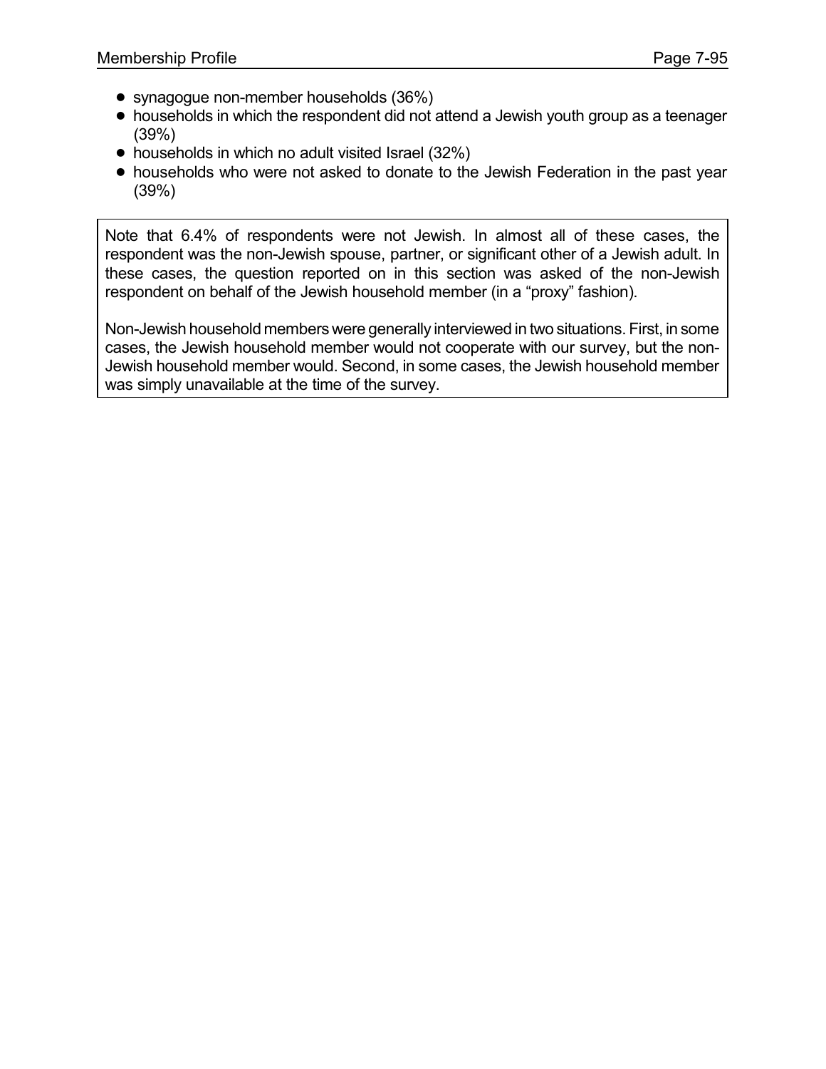- synagogue non-member households (36%)
- households in which the respondent did not attend a Jewish youth group as a teenager (39%)
- households in which no adult visited Israel (32%)
- households who were not asked to donate to the Jewish Federation in the past year (39%)

Note that 6.4% of respondents were not Jewish. In almost all of these cases, the respondent was the non-Jewish spouse, partner, or significant other of a Jewish adult. In these cases, the question reported on in this section was asked of the non-Jewish respondent on behalf of the Jewish household member (in a "proxy" fashion).

Non-Jewish household members were generally interviewed in two situations. First, in some cases, the Jewish household member would not cooperate with our survey, but the non-Jewish household member would. Second, in some cases, the Jewish household member was simply unavailable at the time of the survey.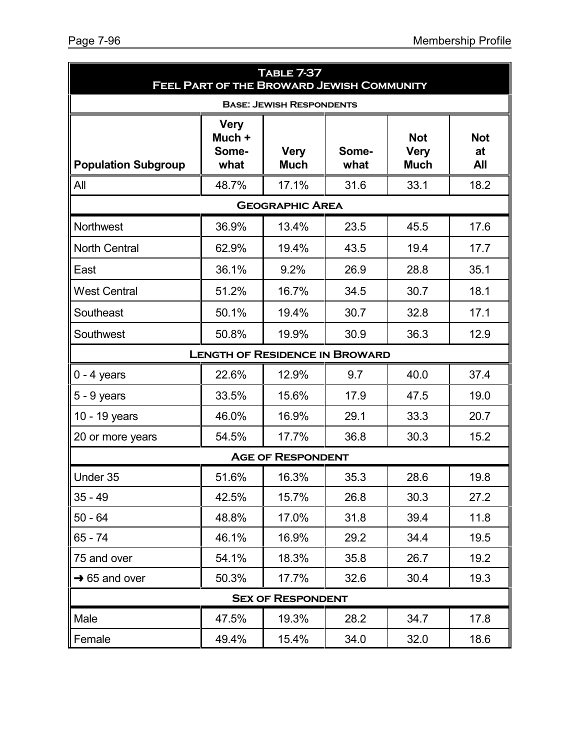## Table 7-37
## Feel Part of the Broward Jewish Community

**Base: Jewish Respondents**

| Population Subgroup | Very Much + Some-what | Very Much | Some-what | Not Very Much | Not at All |
|---|---|---|---|---|---|
| All | 48.7% | 17.1% | 31.6 | 33.1 | 18.2 |
| **Geographic Area** | | | | | |
| Northwest | 36.9% | 13.4% | 23.5 | 45.5 | 17.6 |
| North Central | 62.9% | 19.4% | 43.5 | 19.4 | 17.7 |
| East | 36.1% | 9.2% | 26.9 | 28.8 | 35.1 |
| West Central | 51.2% | 16.7% | 34.5 | 30.7 | 18.1 |
| Southeast | 50.1% | 19.4% | 30.7 | 32.8 | 17.1 |
| Southwest | 50.8% | 19.9% | 30.9 | 36.3 | 12.9 |
| **Length of Residence in Broward** | | | | | |
| 0 - 4 years | 22.6% | 12.9% | 9.7 | 40.0 | 37.4 |
| 5 - 9 years | 33.5% | 15.6% | 17.9 | 47.5 | 19.0 |
| 10 - 19 years | 46.0% | 16.9% | 29.1 | 33.3 | 20.7 |
| 20 or more years | 54.5% | 17.7% | 36.8 | 30.3 | 15.2 |
| **Age of Respondent** | | | | | |
| Under 35 | 51.6% | 16.3% | 35.3 | 28.6 | 19.8 |
| 35 - 49 | 42.5% | 15.7% | 26.8 | 30.3 | 27.2 |
| 50 - 64 | 48.8% | 17.0% | 31.8 | 39.4 | 11.8 |
| 65 - 74 | 46.1% | 16.9% | 29.2 | 34.4 | 19.5 |
| 75 and over | 54.1% | 18.3% | 35.8 | 26.7 | 19.2 |
| → 65 and over | 50.3% | 17.7% | 32.6 | 30.4 | 19.3 |
| **Sex of Respondent** | | | | | |
| Male | 47.5% | 19.3% | 28.2 | 34.7 | 17.8 |
| Female | 49.4% | 15.4% | 34.0 | 32.0 | 18.6 |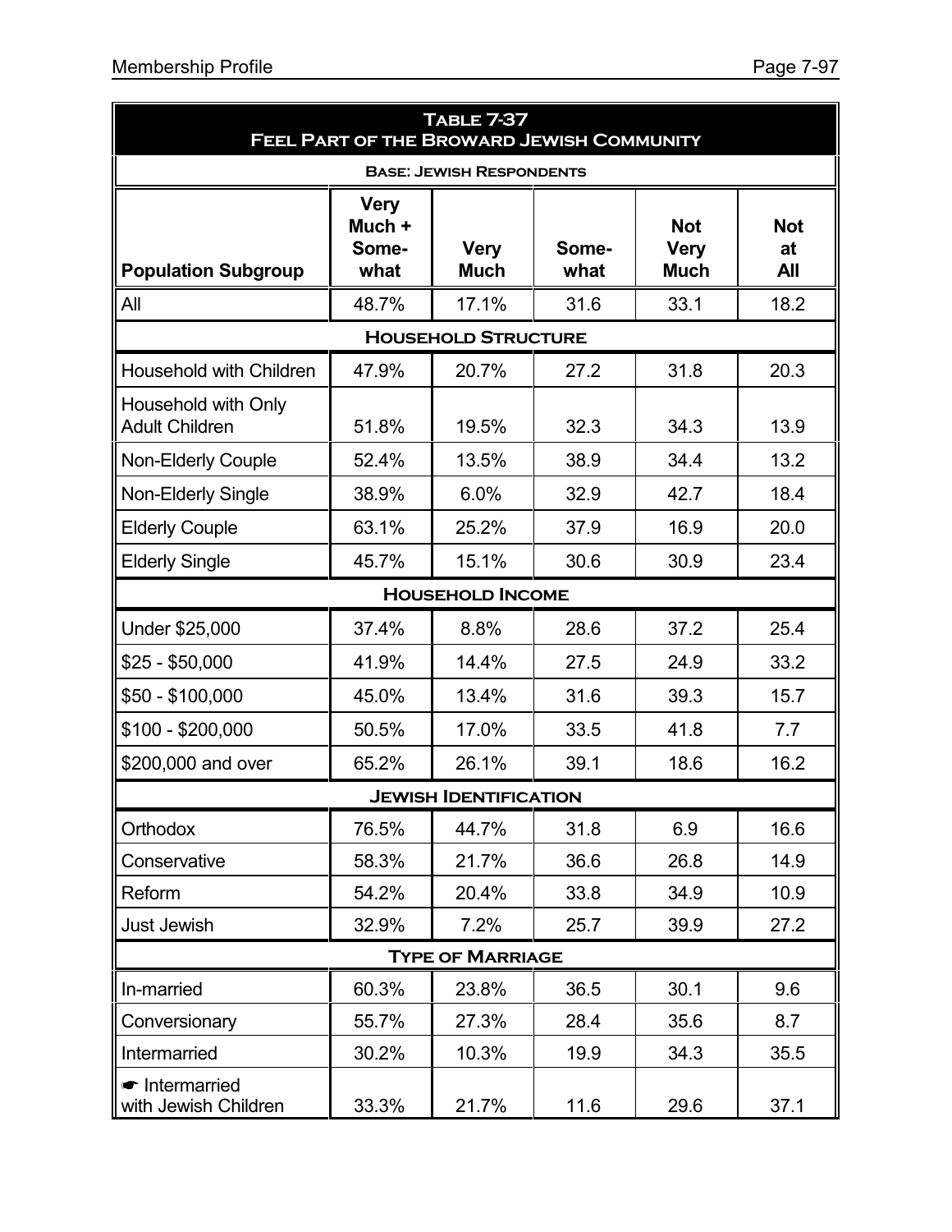| Table 7-37<br>Feel Part of the Broward Jewish Community | | | | | |
|---|---|---|---|---|---|
| **Base: Jewish Respondents** | | | | | |
| **Population Subgroup** | **Very Much + Somewhat** | **Very Much** | **Somewhat** | **Not Very Much** | **Not at All** |
| All | 48.7% | 17.1% | 31.6 | 33.1 | 18.2 |
| **Household Structure** | | | | | |
| Household with Children | 47.9% | 20.7% | 27.2 | 31.8 | 20.3 |
| Household with Only Adult Children | 51.8% | 19.5% | 32.3 | 34.3 | 13.9 |
| Non-Elderly Couple | 52.4% | 13.5% | 38.9 | 34.4 | 13.2 |
| Non-Elderly Single | 38.9% | 6.0% | 32.9 | 42.7 | 18.4 |
| Elderly Couple | 63.1% | 25.2% | 37.9 | 16.9 | 20.0 |
| Elderly Single | 45.7% | 15.1% | 30.6 | 30.9 | 23.4 |
| **Household Income** | | | | | |
| Under $25,000 | 37.4% | 8.8% | 28.6 | 37.2 | 25.4 |
| $25 - $50,000 | 41.9% | 14.4% | 27.5 | 24.9 | 33.2 |
| $50 - $100,000 | 45.0% | 13.4% | 31.6 | 39.3 | 15.7 |
| $100 - $200,000 | 50.5% | 17.0% | 33.5 | 41.8 | 7.7 |
| $200,000 and over | 65.2% | 26.1% | 39.1 | 18.6 | 16.2 |
| **Jewish Identification** | | | | | |
| Orthodox | 76.5% | 44.7% | 31.8 | 6.9 | 16.6 |
| Conservative | 58.3% | 21.7% | 36.6 | 26.8 | 14.9 |
| Reform | 54.2% | 20.4% | 33.8 | 34.9 | 10.9 |
| Just Jewish | 32.9% | 7.2% | 25.7 | 39.9 | 27.2 |
| **Type of Marriage** | | | | | |
| In-married | 60.3% | 23.8% | 36.5 | 30.1 | 9.6 |
| Conversionary | 55.7% | 27.3% | 28.4 | 35.6 | 8.7 |
| Intermarried | 30.2% | 10.3% | 19.9 | 34.3 | 35.5 |
| ☛ Intermarried with Jewish Children | 33.3% | 21.7% | 11.6 | 29.6 | 37.1 |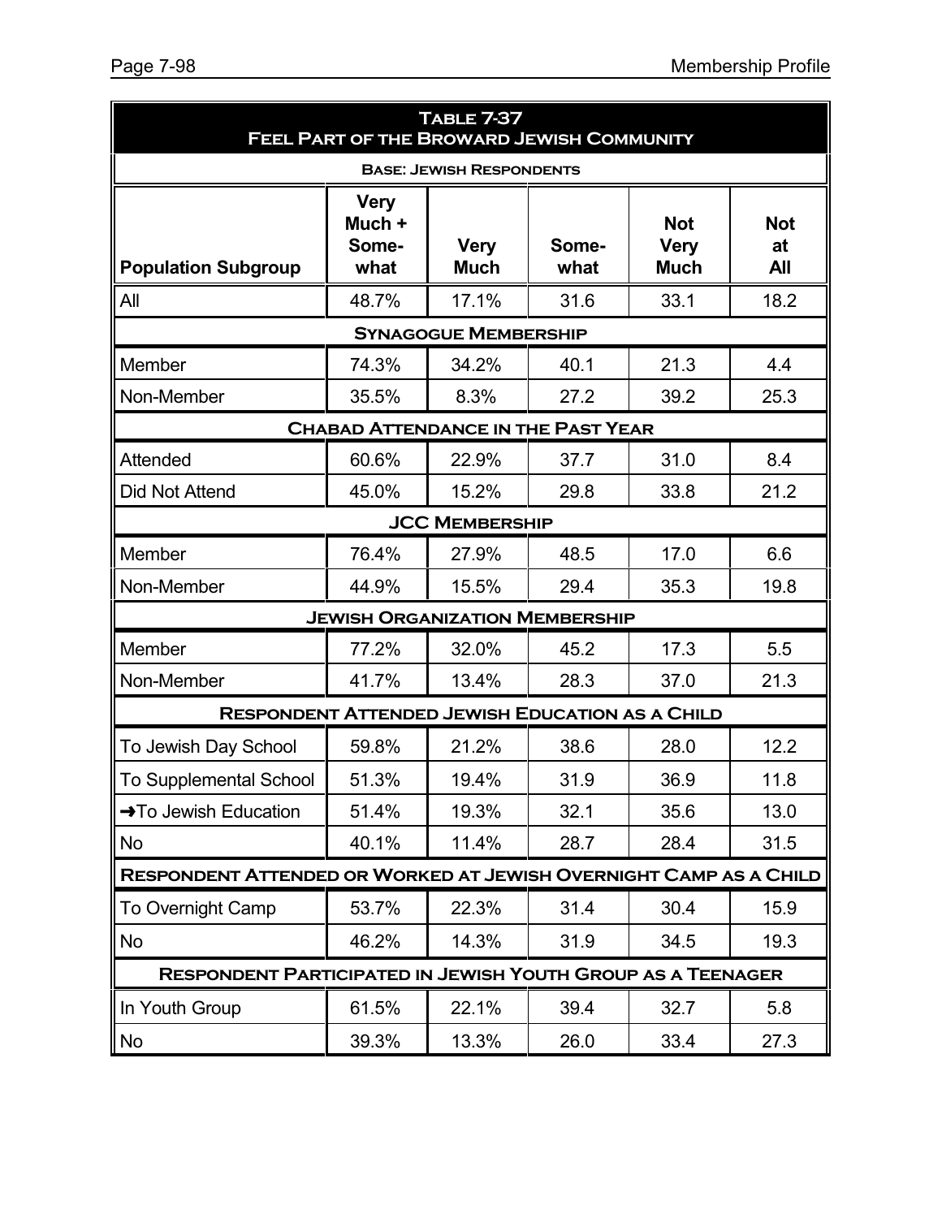| Table 7-37<br>Feel Part of the Broward Jewish Community | | | | | |
|---|---|---|---|---|---|
| **Base: Jewish Respondents** | | | | | |
| **Population Subgroup** | **Very Much + Some-what** | **Very Much** | **Some-what** | **Not Very Much** | **Not at All** |
| All | 48.7% | 17.1% | 31.6 | 33.1 | 18.2 |
| **Synagogue Membership** | | | | | |
| Member | 74.3% | 34.2% | 40.1 | 21.3 | 4.4 |
| Non-Member | 35.5% | 8.3% | 27.2 | 39.2 | 25.3 |
| **Chabad Attendance in the Past Year** | | | | | |
| Attended | 60.6% | 22.9% | 37.7 | 31.0 | 8.4 |
| Did Not Attend | 45.0% | 15.2% | 29.8 | 33.8 | 21.2 |
| **JCC Membership** | | | | | |
| Member | 76.4% | 27.9% | 48.5 | 17.0 | 6.6 |
| Non-Member | 44.9% | 15.5% | 29.4 | 35.3 | 19.8 |
| **Jewish Organization Membership** | | | | | |
| Member | 77.2% | 32.0% | 45.2 | 17.3 | 5.5 |
| Non-Member | 41.7% | 13.4% | 28.3 | 37.0 | 21.3 |
| **Respondent Attended Jewish Education as a Child** | | | | | |
| To Jewish Day School | 59.8% | 21.2% | 38.6 | 28.0 | 12.2 |
| To Supplemental School | 51.3% | 19.4% | 31.9 | 36.9 | 11.8 |
| ➜To Jewish Education | 51.4% | 19.3% | 32.1 | 35.6 | 13.0 |
| No | 40.1% | 11.4% | 28.7 | 28.4 | 31.5 |
| **Respondent Attended or Worked at Jewish Overnight Camp as a Child** | | | | | |
| To Overnight Camp | 53.7% | 22.3% | 31.4 | 30.4 | 15.9 |
| No | 46.2% | 14.3% | 31.9 | 34.5 | 19.3 |
| **Respondent Participated in Jewish Youth Group as a Teenager** | | | | | |
| In Youth Group | 61.5% | 22.1% | 39.4 | 32.7 | 5.8 |
| No | 39.3% | 13.3% | 26.0 | 33.4 | 27.3 |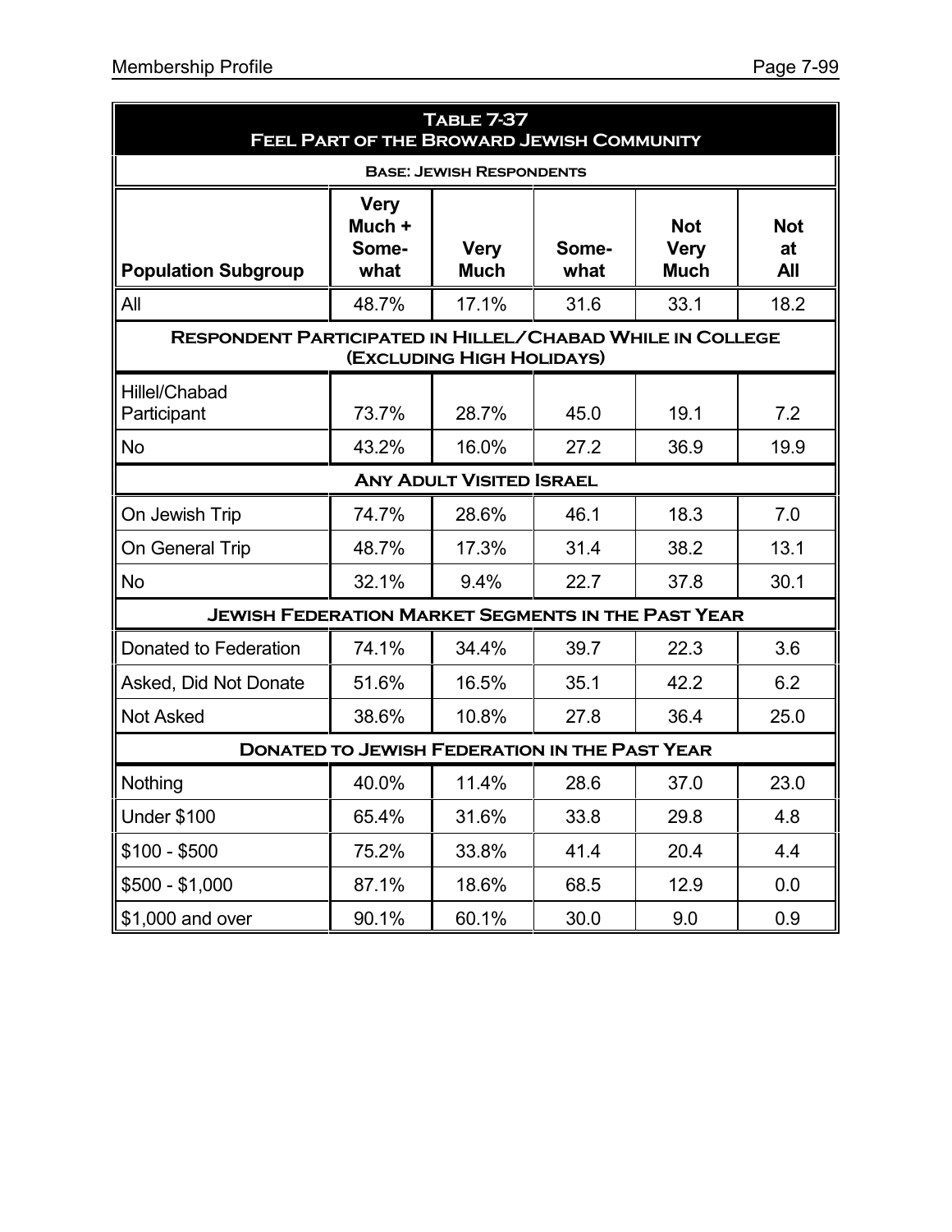## Table 7-37
## Feel Part of the Broward Jewish Community

**Base: Jewish Respondents**

| Population Subgroup | Very Much + Somewhat | Very Much | Somewhat | Not Very Much | Not at All |
|---|---|---|---|---|---|
| All | 48.7% | 17.1% | 31.6 | 33.1 | 18.2 |
| **Respondent Participated in Hillel/Chabad While in College (Excluding High Holidays)** | | | | | |
| Hillel/Chabad Participant | 73.7% | 28.7% | 45.0 | 19.1 | 7.2 |
| No | 43.2% | 16.0% | 27.2 | 36.9 | 19.9 |
| **Any Adult Visited Israel** | | | | | |
| On Jewish Trip | 74.7% | 28.6% | 46.1 | 18.3 | 7.0 |
| On General Trip | 48.7% | 17.3% | 31.4 | 38.2 | 13.1 |
| No | 32.1% | 9.4% | 22.7 | 37.8 | 30.1 |
| **Jewish Federation Market Segments in the Past Year** | | | | | |
| Donated to Federation | 74.1% | 34.4% | 39.7 | 22.3 | 3.6 |
| Asked, Did Not Donate | 51.6% | 16.5% | 35.1 | 42.2 | 6.2 |
| Not Asked | 38.6% | 10.8% | 27.8 | 36.4 | 25.0 |
| **Donated to Jewish Federation in the Past Year** | | | | | |
| Nothing | 40.0% | 11.4% | 28.6 | 37.0 | 23.0 |
| Under $100 | 65.4% | 31.6% | 33.8 | 29.8 | 4.8 |
| $100 - $500 | 75.2% | 33.8% | 41.4 | 20.4 | 4.4 |
| $500 - $1,000 | 87.1% | 18.6% | 68.5 | 12.9 | 0.0 |
| $1,000 and over | 90.1% | 60.1% | 30.0 | 9.0 | 0.9 |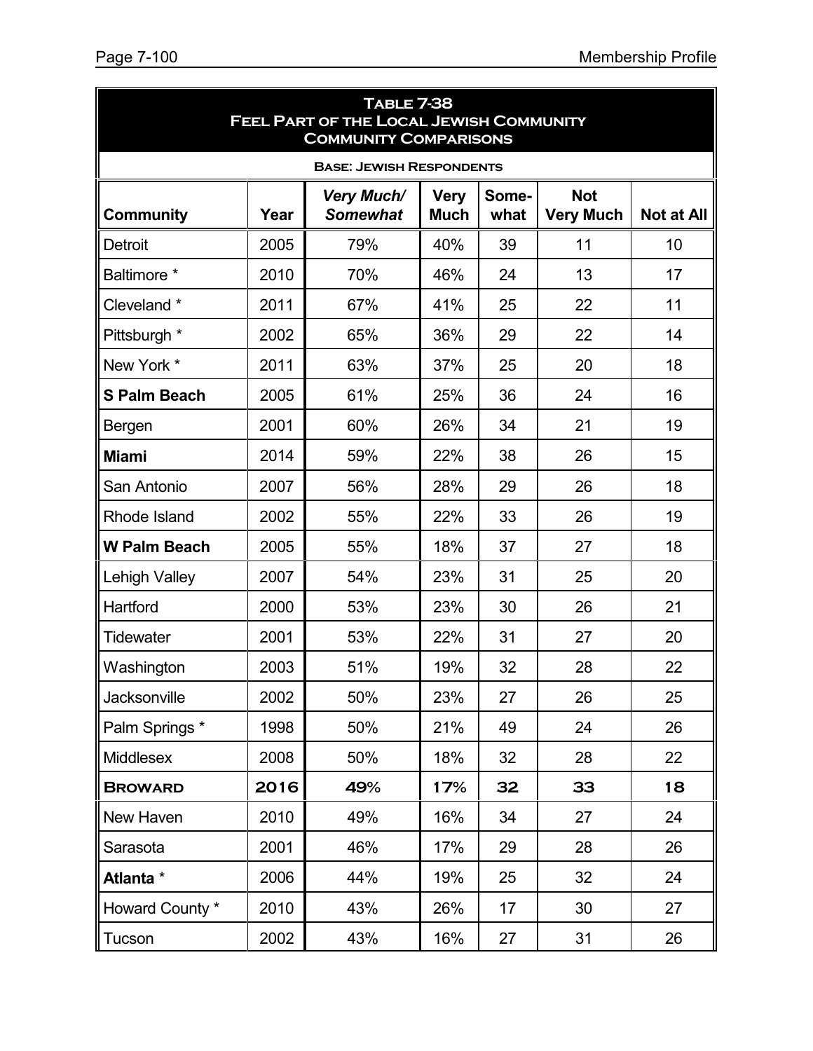**Table 7-38**
**Feel Part of the Local Jewish Community**
**Community Comparisons**

**Base: Jewish Respondents**

| Community | Year | *Very Much/ Somewhat* | Very Much | Some-what | Not Very Much | Not at All |
|---|---|---|---|---|---|---|
| Detroit | 2005 | 79% | 40% | 39 | 11 | 10 |
| Baltimore * | 2010 | 70% | 46% | 24 | 13 | 17 |
| Cleveland * | 2011 | 67% | 41% | 25 | 22 | 11 |
| Pittsburgh * | 2002 | 65% | 36% | 29 | 22 | 14 |
| New York * | 2011 | 63% | 37% | 25 | 20 | 18 |
| **S Palm Beach** | 2005 | 61% | 25% | 36 | 24 | 16 |
| Bergen | 2001 | 60% | 26% | 34 | 21 | 19 |
| **Miami** | 2014 | 59% | 22% | 38 | 26 | 15 |
| San Antonio | 2007 | 56% | 28% | 29 | 26 | 18 |
| Rhode Island | 2002 | 55% | 22% | 33 | 26 | 19 |
| **W Palm Beach** | 2005 | 55% | 18% | 37 | 27 | 18 |
| Lehigh Valley | 2007 | 54% | 23% | 31 | 25 | 20 |
| Hartford | 2000 | 53% | 23% | 30 | 26 | 21 |
| Tidewater | 2001 | 53% | 22% | 31 | 27 | 20 |
| Washington | 2003 | 51% | 19% | 32 | 28 | 22 |
| Jacksonville | 2002 | 50% | 23% | 27 | 26 | 25 |
| Palm Springs * | 1998 | 50% | 21% | 49 | 24 | 26 |
| Middlesex | 2008 | 50% | 18% | 32 | 28 | 22 |
| **Broward** | **2016** | **49%** | **17%** | **32** | **33** | **18** |
| New Haven | 2010 | 49% | 16% | 34 | 27 | 24 |
| Sarasota | 2001 | 46% | 17% | 29 | 28 | 26 |
| **Atlanta** * | 2006 | 44% | 19% | 25 | 32 | 24 |
| Howard County * | 2010 | 43% | 26% | 17 | 30 | 27 |
| Tucson | 2002 | 43% | 16% | 27 | 31 | 26 |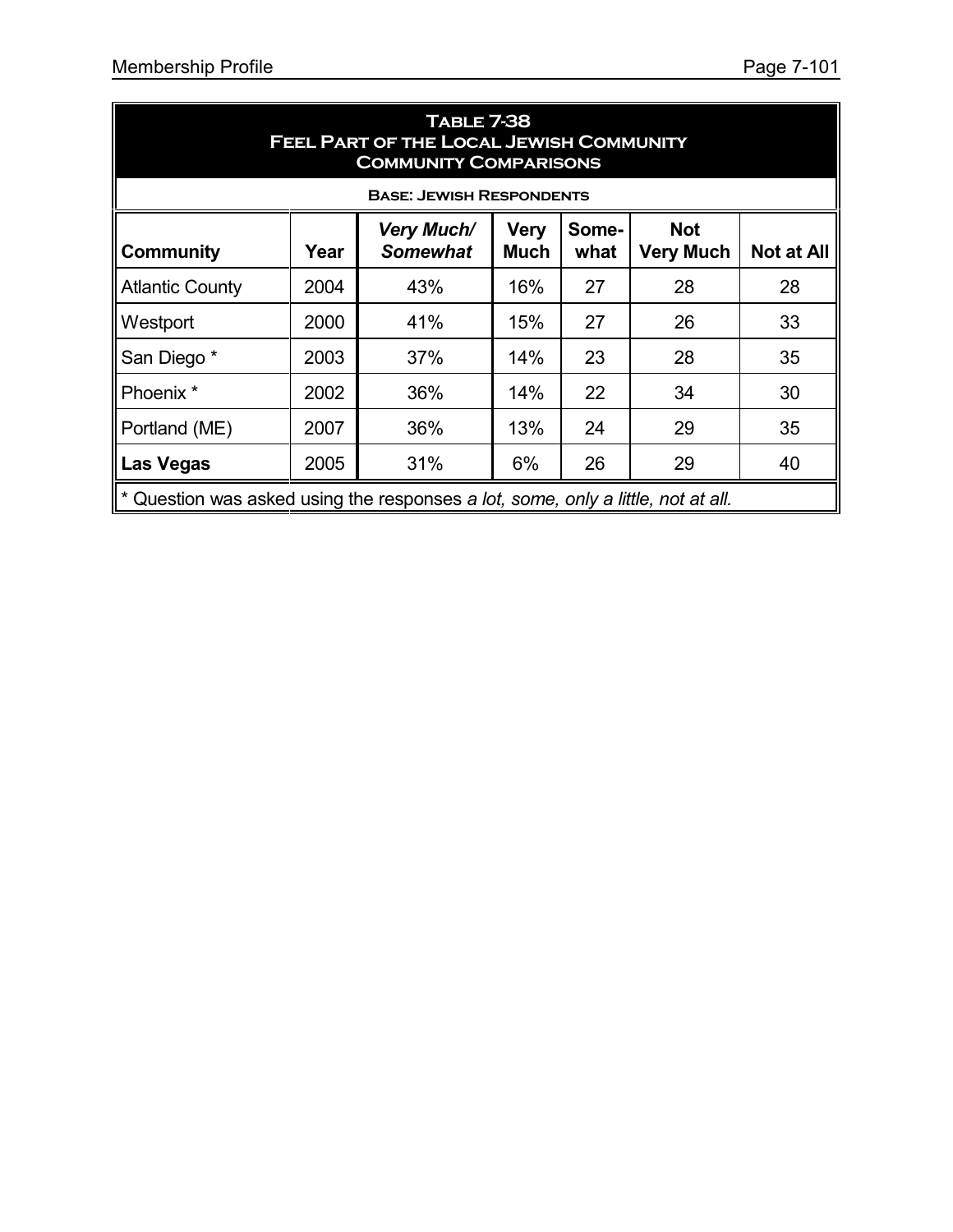## Table 7-38
## Feel Part of the Local Jewish Community
## Community Comparisons

**Base: Jewish Respondents**

| Community | Year | *Very Much/ Somewhat* | Very Much | Some-what | Not Very Much | Not at All |
|---|---|---|---|---|---|---|
| Atlantic County | 2004 | 43% | 16% | 27 | 28 | 28 |
| Westport | 2000 | 41% | 15% | 27 | 26 | 33 |
| San Diego * | 2003 | 37% | 14% | 23 | 28 | 35 |
| Phoenix * | 2002 | 36% | 14% | 22 | 34 | 30 |
| Portland (ME) | 2007 | 36% | 13% | 24 | 29 | 35 |
| **Las Vegas** | 2005 | 31% | 6% | 26 | 29 | 40 |

* Question was asked using the responses *a lot, some, only a little, not at all.*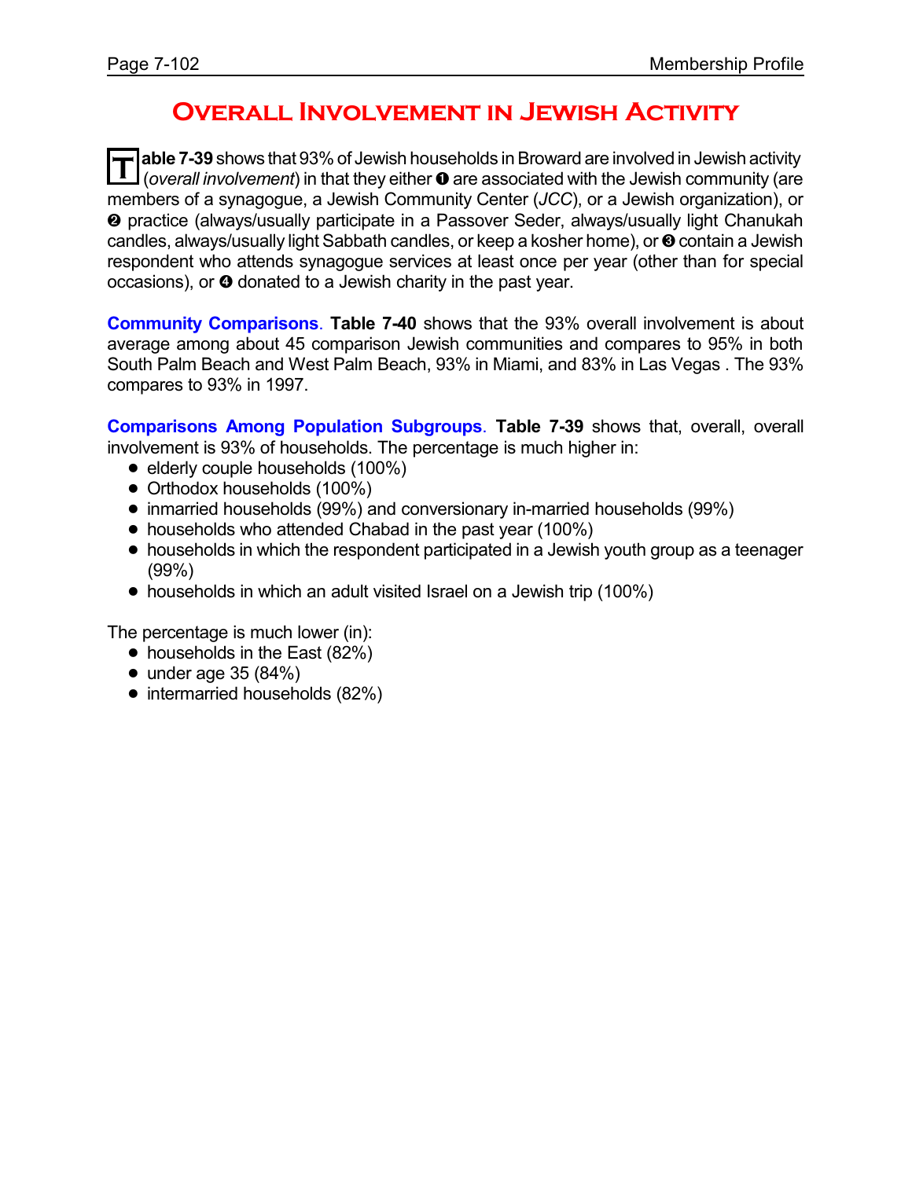# Overall Involvement in Jewish Activity

**Table 7-39** shows that 93% of Jewish households in Broward are involved in Jewish activity (*overall involvement*) in that they either ❶ are associated with the Jewish community (are members of a synagogue, a Jewish Community Center (*JCC*), or a Jewish organization), or ❷ practice (always/usually participate in a Passover Seder, always/usually light Chanukah candles, always/usually light Sabbath candles, or keep a kosher home), or ❸ contain a Jewish respondent who attends synagogue services at least once per year (other than for special occasions), or ❹ donated to a Jewish charity in the past year.

**Community Comparisons**. **Table 7-40** shows that the 93% overall involvement is about average among about 45 comparison Jewish communities and compares to 95% in both South Palm Beach and West Palm Beach, 93% in Miami, and 83% in Las Vegas . The 93% compares to 93% in 1997.

**Comparisons Among Population Subgroups**. **Table 7-39** shows that, overall, overall involvement is 93% of households. The percentage is much higher in:

- elderly couple households (100%)
- Orthodox households (100%)
- inmarried households (99%) and conversionary in-married households (99%)
- households who attended Chabad in the past year (100%)
- households in which the respondent participated in a Jewish youth group as a teenager (99%)
- households in which an adult visited Israel on a Jewish trip (100%)

The percentage is much lower (in):

- households in the East (82%)
- under age 35 (84%)
- intermarried households (82%)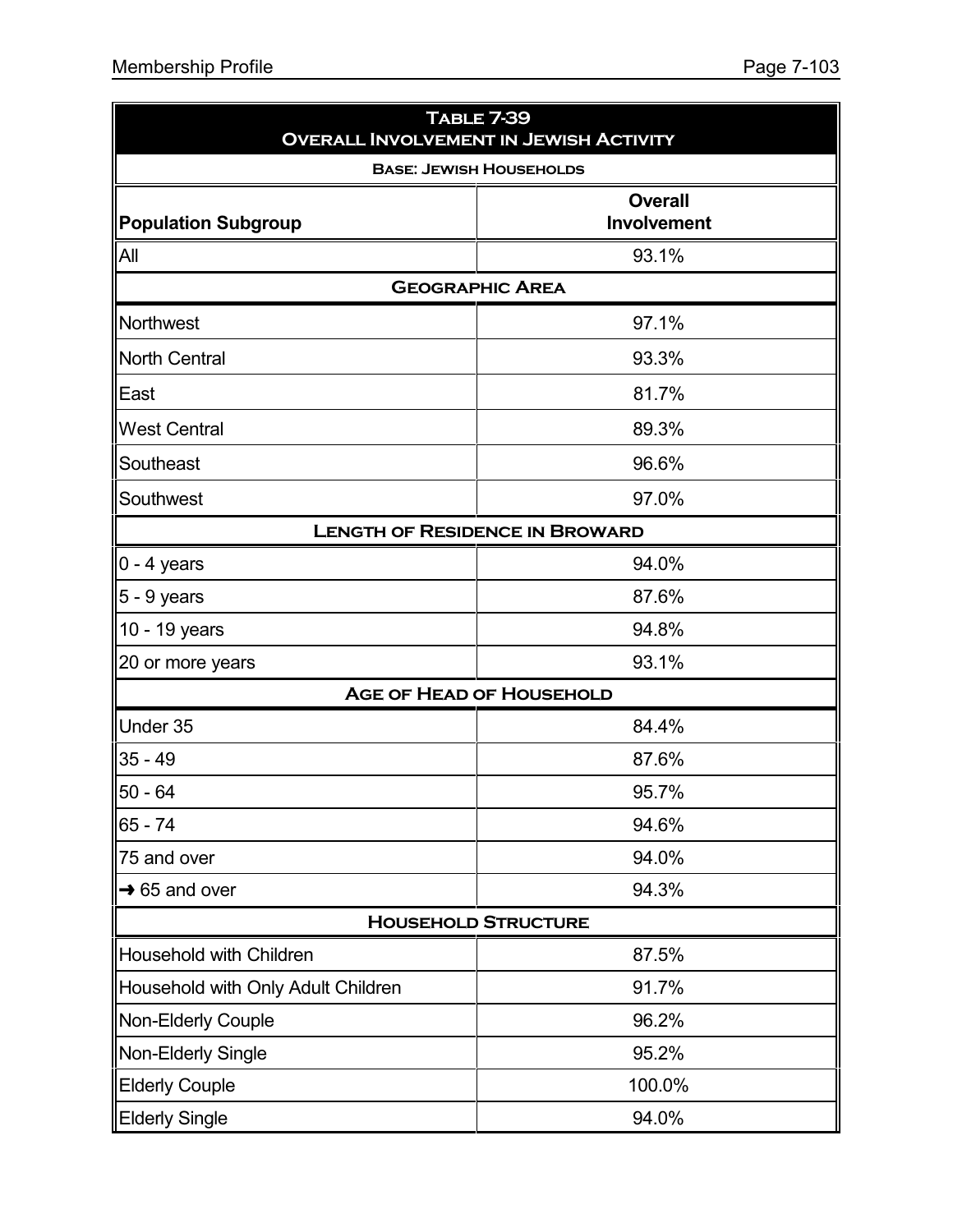| **Table 7-39**<br>**Overall Involvement in Jewish Activity** | |
|---|---|
| **Base: Jewish Households** | |
| **Population Subgroup** | **Overall Involvement** |
| All | 93.1% |
| **Geographic Area** | |
| Northwest | 97.1% |
| North Central | 93.3% |
| East | 81.7% |
| West Central | 89.3% |
| Southeast | 96.6% |
| Southwest | 97.0% |
| **Length of Residence in Broward** | |
| 0 - 4 years | 94.0% |
| 5 - 9 years | 87.6% |
| 10 - 19 years | 94.8% |
| 20 or more years | 93.1% |
| **Age of Head of Household** | |
| Under 35 | 84.4% |
| 35 - 49 | 87.6% |
| 50 - 64 | 95.7% |
| 65 - 74 | 94.6% |
| 75 and over | 94.0% |
| → 65 and over | 94.3% |
| **Household Structure** | |
| Household with Children | 87.5% |
| Household with Only Adult Children | 91.7% |
| Non-Elderly Couple | 96.2% |
| Non-Elderly Single | 95.2% |
| Elderly Couple | 100.0% |
| Elderly Single | 94.0% |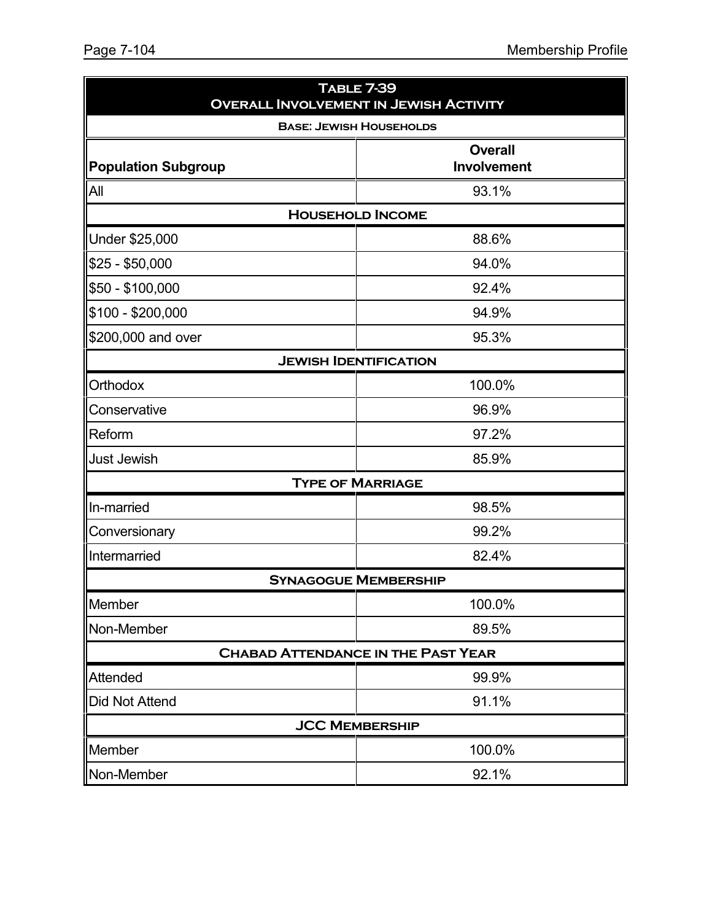| Table 7-39<br>Overall Involvement in Jewish Activity | |
|---|---|
| **Base: Jewish Households** | |
| **Population Subgroup** | **Overall Involvement** |
| All | 93.1% |
| **Household Income** | |
| Under $25,000 | 88.6% |
| $25 - $50,000 | 94.0% |
| $50 - $100,000 | 92.4% |
| $100 - $200,000 | 94.9% |
| $200,000 and over | 95.3% |
| **Jewish Identification** | |
| Orthodox | 100.0% |
| Conservative | 96.9% |
| Reform | 97.2% |
| Just Jewish | 85.9% |
| **Type of Marriage** | |
| In-married | 98.5% |
| Conversionary | 99.2% |
| Intermarried | 82.4% |
| **Synagogue Membership** | |
| Member | 100.0% |
| Non-Member | 89.5% |
| **Chabad Attendance in the Past Year** | |
| Attended | 99.9% |
| Did Not Attend | 91.1% |
| **JCC Membership** | |
| Member | 100.0% |
| Non-Member | 92.1% |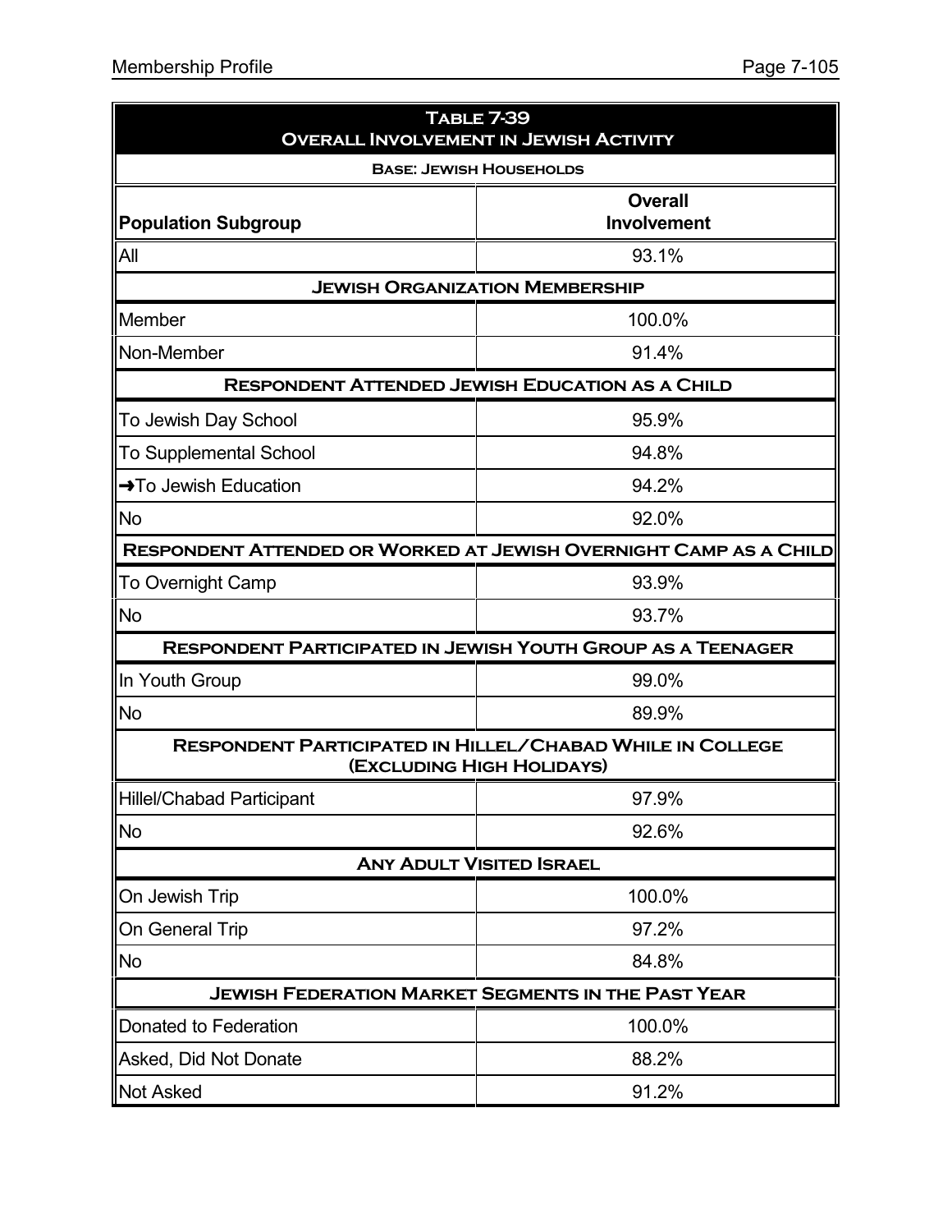| Table 7-39<br>Overall Involvement in Jewish Activity | |
|---|---|
| Base: Jewish Households | |
| **Population Subgroup** | **Overall Involvement** |
| All | 93.1% |
| **Jewish Organization Membership** | |
| Member | 100.0% |
| Non-Member | 91.4% |
| **Respondent Attended Jewish Education as a Child** | |
| To Jewish Day School | 95.9% |
| To Supplemental School | 94.8% |
| ➜To Jewish Education | 94.2% |
| No | 92.0% |
| **Respondent Attended or Worked at Jewish Overnight Camp as a Child** | |
| To Overnight Camp | 93.9% |
| No | 93.7% |
| **Respondent Participated in Jewish Youth Group as a Teenager** | |
| In Youth Group | 99.0% |
| No | 89.9% |
| **Respondent Participated in Hillel/Chabad While in College (Excluding High Holidays)** | |
| Hillel/Chabad Participant | 97.9% |
| No | 92.6% |
| **Any Adult Visited Israel** | |
| On Jewish Trip | 100.0% |
| On General Trip | 97.2% |
| No | 84.8% |
| **Jewish Federation Market Segments in the Past Year** | |
| Donated to Federation | 100.0% |
| Asked, Did Not Donate | 88.2% |
| Not Asked | 91.2% |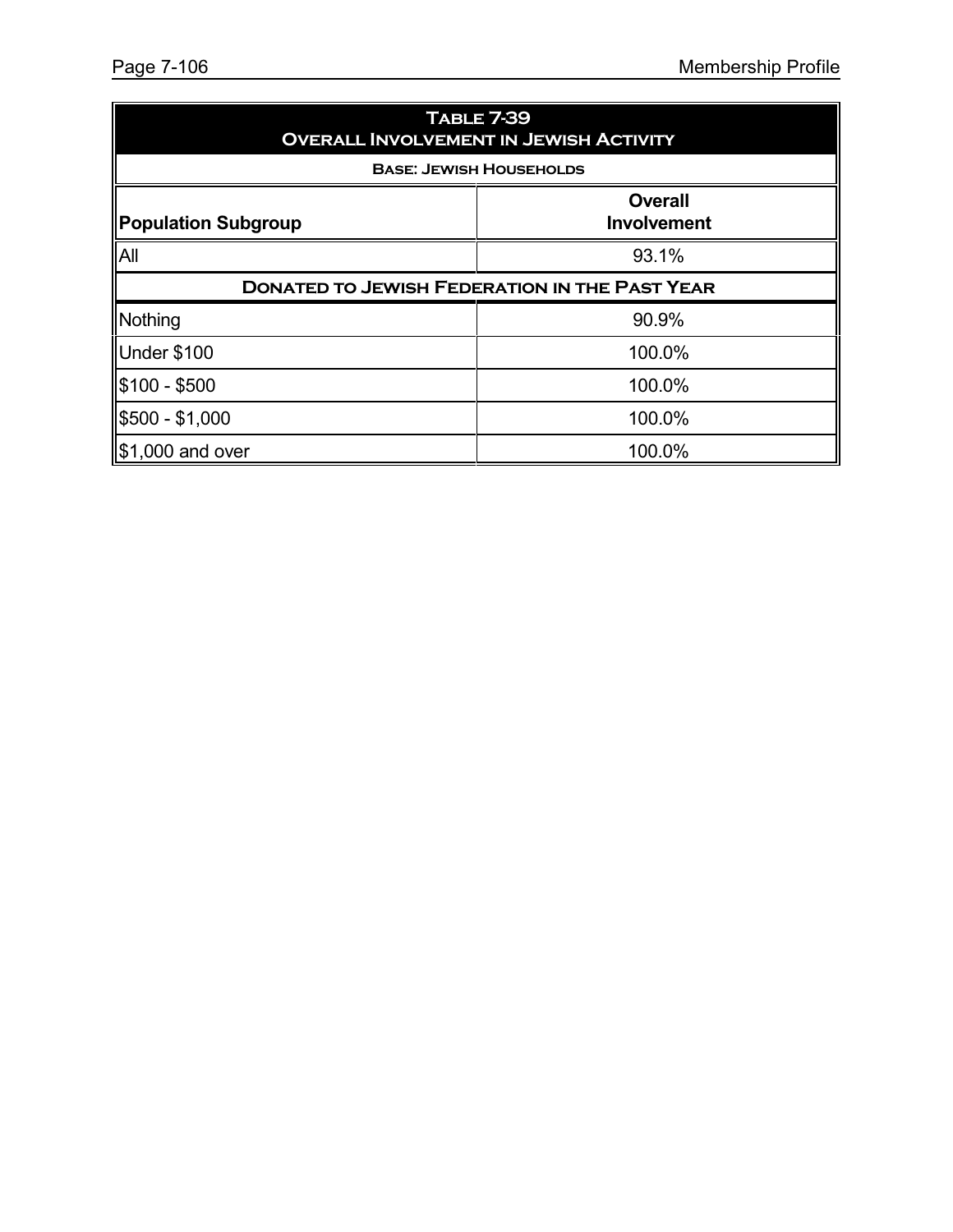| Table 7-39<br>Overall Involvement in Jewish Activity | |
|---|---|
| Base: Jewish Households | |
| **Population Subgroup** | **Overall Involvement** |
| All | 93.1% |
| **Donated to Jewish Federation in the Past Year** | |
| Nothing | 90.9% |
| Under $100 | 100.0% |
| $100 - $500 | 100.0% |
| $500 - $1,000 | 100.0% |
| $1,000 and over | 100.0% |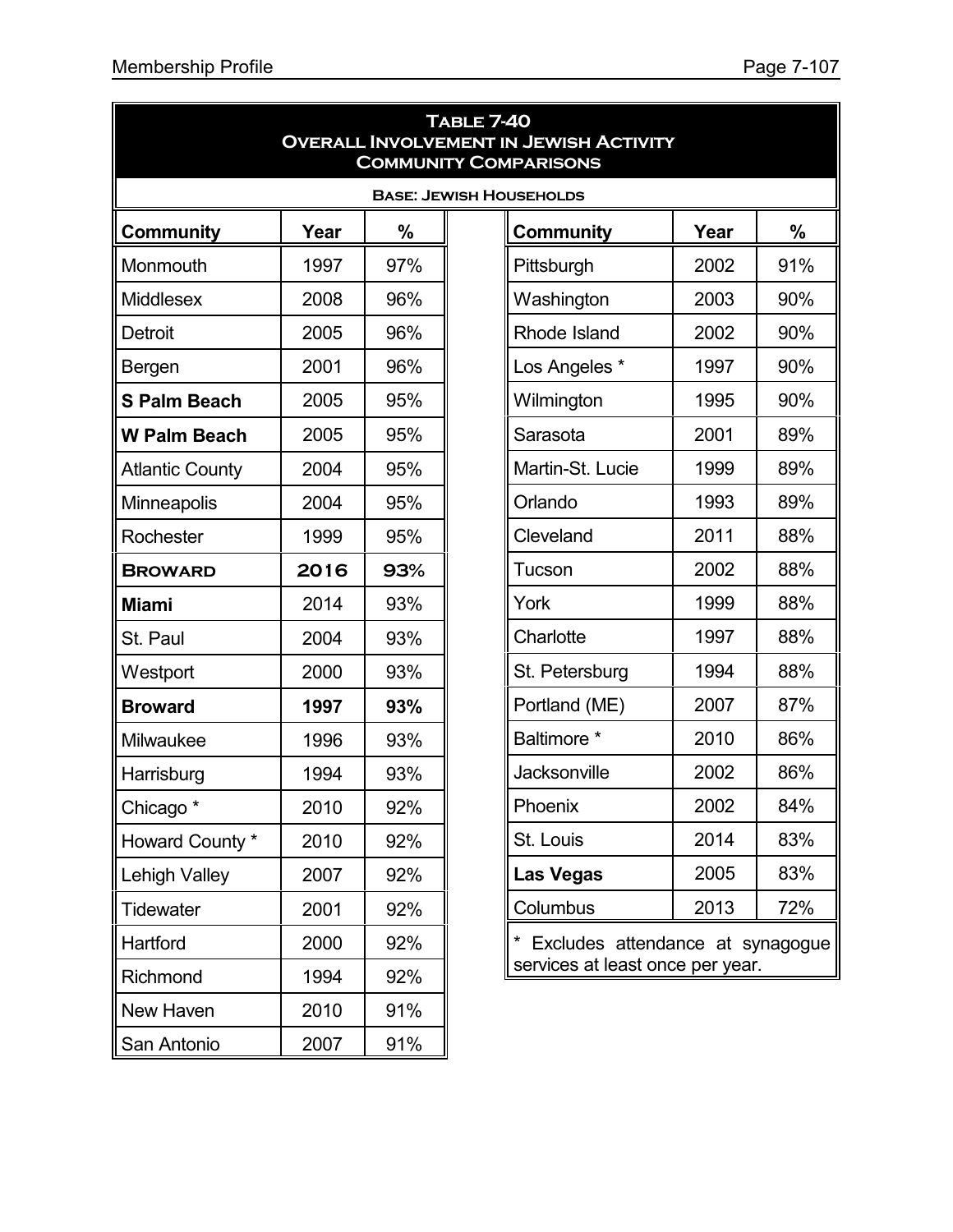## Table 7-40
## Overall Involvement in Jewish Activity
## Community Comparisons

**Base: Jewish Households**

| Community | Year | % |
|---|---|---|
| Monmouth | 1997 | 97% |
| Middlesex | 2008 | 96% |
| Detroit | 2005 | 96% |
| Bergen | 2001 | 96% |
| **S Palm Beach** | 2005 | 95% |
| **W Palm Beach** | 2005 | 95% |
| Atlantic County | 2004 | 95% |
| Minneapolis | 2004 | 95% |
| Rochester | 1999 | 95% |
| **Broward** | **2016** | **93%** |
| **Miami** | 2014 | 93% |
| St. Paul | 2004 | 93% |
| Westport | 2000 | 93% |
| **Broward** | **1997** | **93%** |
| Milwaukee | 1996 | 93% |
| Harrisburg | 1994 | 93% |
| Chicago * | 2010 | 92% |
| Howard County * | 2010 | 92% |
| Lehigh Valley | 2007 | 92% |
| Tidewater | 2001 | 92% |
| Hartford | 2000 | 92% |
| Richmond | 1994 | 92% |
| New Haven | 2010 | 91% |
| San Antonio | 2007 | 91% |
| Pittsburgh | 2002 | 91% |
| Washington | 2003 | 90% |
| Rhode Island | 2002 | 90% |
| Los Angeles * | 1997 | 90% |
| Wilmington | 1995 | 90% |
| Sarasota | 2001 | 89% |
| Martin-St. Lucie | 1999 | 89% |
| Orlando | 1993 | 89% |
| Cleveland | 2011 | 88% |
| Tucson | 2002 | 88% |
| York | 1999 | 88% |
| Charlotte | 1997 | 88% |
| St. Petersburg | 1994 | 88% |
| Portland (ME) | 2007 | 87% |
| Baltimore * | 2010 | 86% |
| Jacksonville | 2002 | 86% |
| Phoenix | 2002 | 84% |
| St. Louis | 2014 | 83% |
| **Las Vegas** | 2005 | 83% |
| Columbus | 2013 | 72% |

\* Excludes attendance at synagogue services at least once per year.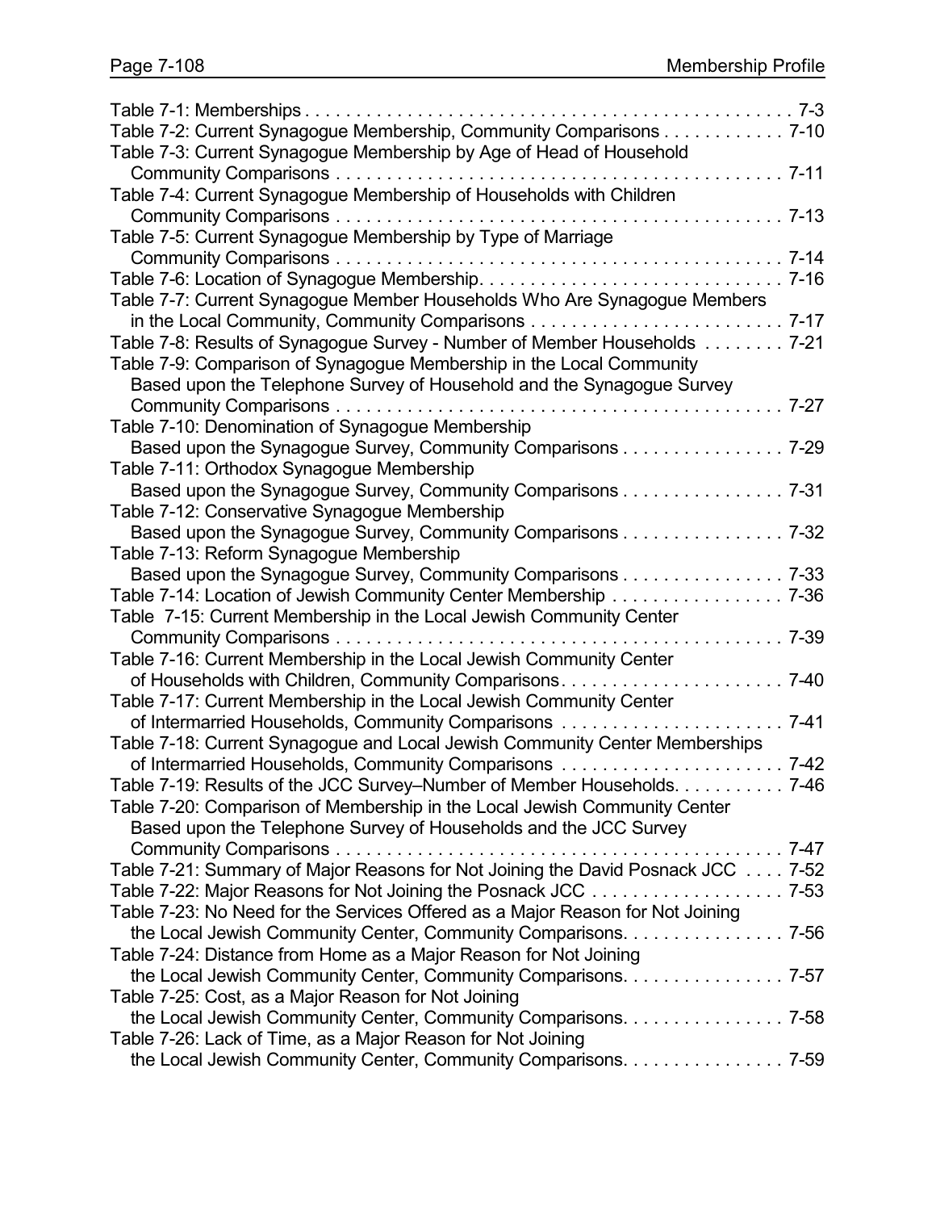Table 7-1: Memberships . . . . . . . . . . . . . . . . . . . . . . . . . . . . . . . . . . . . . . . . . . . . . . . . . 7-3
Table 7-2: Current Synagogue Membership, Community Comparisons . . . . . . . . . . . . 7-10
Table 7-3: Current Synagogue Membership by Age of Head of Household
   Community Comparisons . . . . . . . . . . . . . . . . . . . . . . . . . . . . . . . . . . . . . . . . . . . . 7-11
Table 7-4: Current Synagogue Membership of Households with Children
   Community Comparisons . . . . . . . . . . . . . . . . . . . . . . . . . . . . . . . . . . . . . . . . . . . . 7-13
Table 7-5: Current Synagogue Membership by Type of Marriage
   Community Comparisons . . . . . . . . . . . . . . . . . . . . . . . . . . . . . . . . . . . . . . . . . . . . 7-14
Table 7-6: Location of Synagogue Membership. . . . . . . . . . . . . . . . . . . . . . . . . . . . . . 7-16
Table 7-7: Current Synagogue Member Households Who Are Synagogue Members
   in the Local Community, Community Comparisons . . . . . . . . . . . . . . . . . . . . . . . . . 7-17
Table 7-8: Results of Synagogue Survey - Number of Member Households . . . . . . . . 7-21
Table 7-9: Comparison of Synagogue Membership in the Local Community
   Based upon the Telephone Survey of Household and the Synagogue Survey
   Community Comparisons . . . . . . . . . . . . . . . . . . . . . . . . . . . . . . . . . . . . . . . . . . . . 7-27
Table 7-10: Denomination of Synagogue Membership
   Based upon the Synagogue Survey, Community Comparisons . . . . . . . . . . . . . . . . 7-29
Table 7-11: Orthodox Synagogue Membership
   Based upon the Synagogue Survey, Community Comparisons . . . . . . . . . . . . . . . . 7-31
Table 7-12: Conservative Synagogue Membership
   Based upon the Synagogue Survey, Community Comparisons . . . . . . . . . . . . . . . . 7-32
Table 7-13: Reform Synagogue Membership
   Based upon the Synagogue Survey, Community Comparisons . . . . . . . . . . . . . . . . 7-33
Table 7-14: Location of Jewish Community Center Membership . . . . . . . . . . . . . . . . . 7-36
Table 7-15: Current Membership in the Local Jewish Community Center
   Community Comparisons . . . . . . . . . . . . . . . . . . . . . . . . . . . . . . . . . . . . . . . . . . . . 7-39
Table 7-16: Current Membership in the Local Jewish Community Center
   of Households with Children, Community Comparisons. . . . . . . . . . . . . . . . . . . . . . 7-40
Table 7-17: Current Membership in the Local Jewish Community Center
   of Intermarried Households, Community Comparisons . . . . . . . . . . . . . . . . . . . . . . 7-41
Table 7-18: Current Synagogue and Local Jewish Community Center Memberships
   of Intermarried Households, Community Comparisons . . . . . . . . . . . . . . . . . . . . . . 7-42
Table 7-19: Results of the JCC Survey–Number of Member Households. . . . . . . . . . . 7-46
Table 7-20: Comparison of Membership in the Local Jewish Community Center
   Based upon the Telephone Survey of Households and the JCC Survey
   Community Comparisons . . . . . . . . . . . . . . . . . . . . . . . . . . . . . . . . . . . . . . . . . . . . 7-47
Table 7-21: Summary of Major Reasons for Not Joining the David Posnack JCC . . . . 7-52
Table 7-22: Major Reasons for Not Joining the Posnack JCC . . . . . . . . . . . . . . . . . . . 7-53
Table 7-23: No Need for the Services Offered as a Major Reason for Not Joining
   the Local Jewish Community Center, Community Comparisons. . . . . . . . . . . . . . . . 7-56
Table 7-24: Distance from Home as a Major Reason for Not Joining
   the Local Jewish Community Center, Community Comparisons. . . . . . . . . . . . . . . . 7-57
Table 7-25: Cost, as a Major Reason for Not Joining
   the Local Jewish Community Center, Community Comparisons. . . . . . . . . . . . . . . . 7-58
Table 7-26: Lack of Time, as a Major Reason for Not Joining
   the Local Jewish Community Center, Community Comparisons. . . . . . . . . . . . . . . . 7-59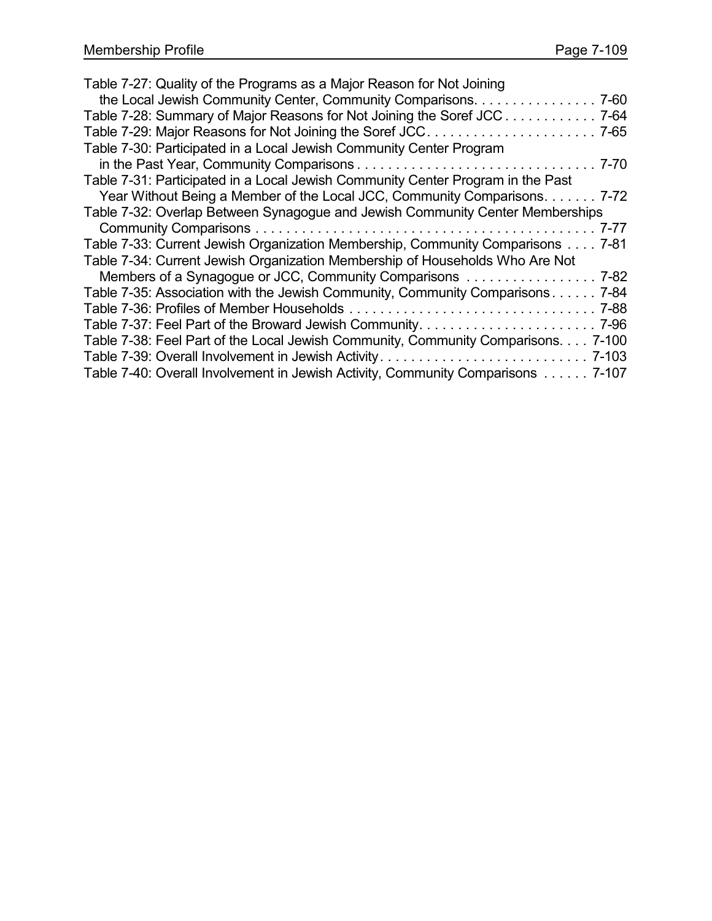Table 7-27: Quality of the Programs as a Major Reason for Not Joining the Local Jewish Community Center, Community Comparisons. . . . . . . . . . . . . . . . 7-60
Table 7-28: Summary of Major Reasons for Not Joining the Soref JCC . . . . . . . . . . . . 7-64
Table 7-29: Major Reasons for Not Joining the Soref JCC. . . . . . . . . . . . . . . . . . . . . . 7-65
Table 7-30: Participated in a Local Jewish Community Center Program in the Past Year, Community Comparisons . . . . . . . . . . . . . . . . . . . . . . . . . . . . . . . 7-70
Table 7-31: Participated in a Local Jewish Community Center Program in the Past Year Without Being a Member of the Local JCC, Community Comparisons. . . . . . . 7-72
Table 7-32: Overlap Between Synagogue and Jewish Community Center Memberships Community Comparisons . . . . . . . . . . . . . . . . . . . . . . . . . . . . . . . . . . . . . . . . . . . . 7-77
Table 7-33: Current Jewish Organization Membership, Community Comparisons . . . . 7-81
Table 7-34: Current Jewish Organization Membership of Households Who Are Not Members of a Synagogue or JCC, Community Comparisons . . . . . . . . . . . . . . . . . 7-82
Table 7-35: Association with the Jewish Community, Community Comparisons . . . . . . 7-84
Table 7-36: Profiles of Member Households . . . . . . . . . . . . . . . . . . . . . . . . . . . . . . . . 7-88
Table 7-37: Feel Part of the Broward Jewish Community. . . . . . . . . . . . . . . . . . . . . . . 7-96
Table 7-38: Feel Part of the Local Jewish Community, Community Comparisons. . . . 7-100
Table 7-39: Overall Involvement in Jewish Activity . . . . . . . . . . . . . . . . . . . . . . . . . . . 7-103
Table 7-40: Overall Involvement in Jewish Activity, Community Comparisons . . . . . . 7-107